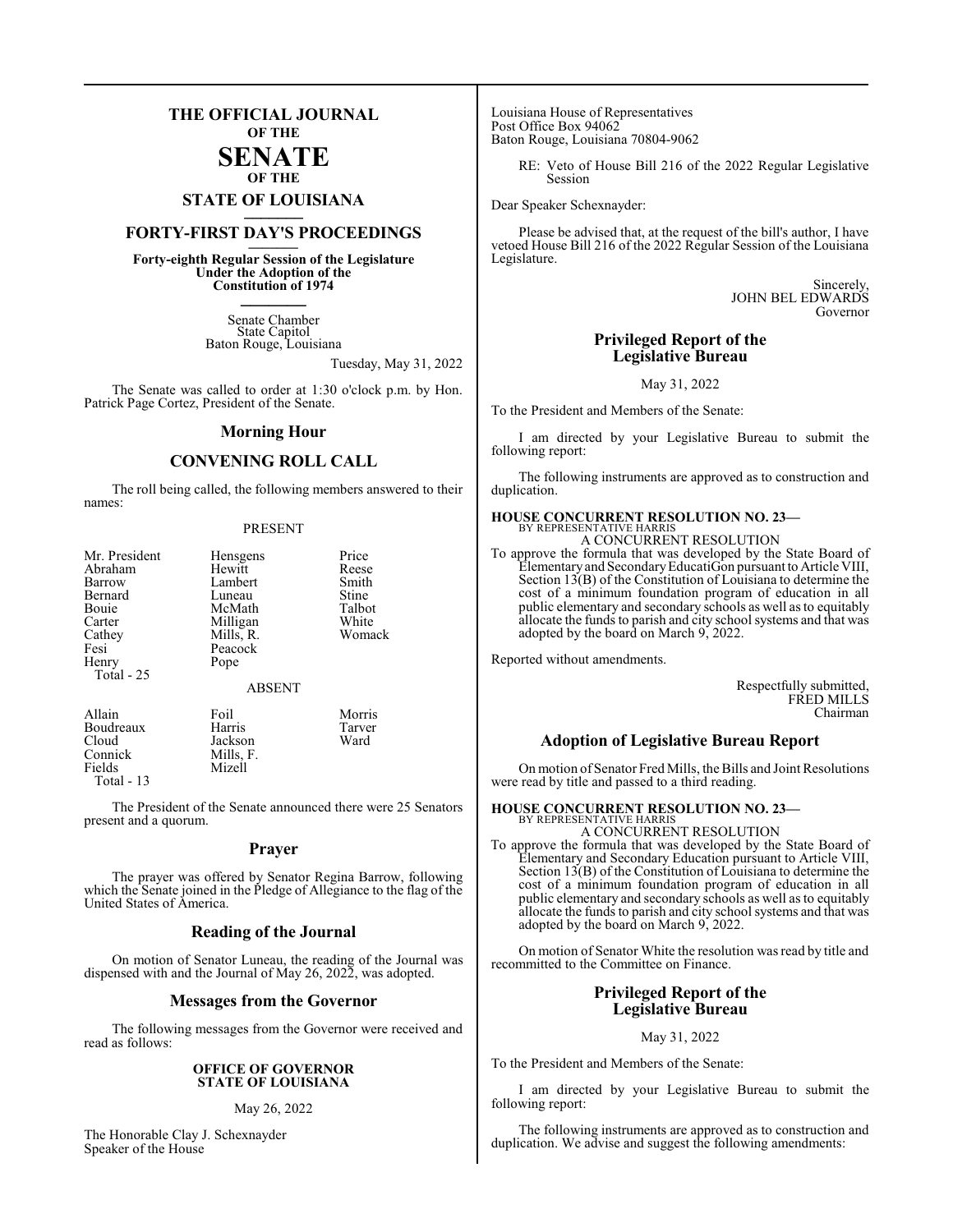# THE OFFICIAL JOURNAL OF THE SENATE OF THE STATE OF LOUISIANA

## FORTY-FIRST DAY'S PROCEEDINGS

**Forty-eighth Regular Session of the Legislature Under the Adoption of the Constitution of 1974**

Senate Chamber
State Capitol
Baton Rouge, Louisiana

Tuesday, May 31, 2022

The Senate was called to order at 1:30 o'clock p.m. by Hon. Patrick Page Cortez, President of the Senate.

## Morning Hour

## CONVENING ROLL CALL

The roll being called, the following members answered to their names:

PRESENT

| | | |
|---|---|---|
| Mr. President | Hensgens | Price |
| Abraham | Hewitt | Reese |
| Barrow | Lambert | Smith |
| Bernard | Luneau | Stine |
| Bouie | McMath | Talbot |
| Carter | Milligan | White |
| Cathey | Mills, R. | Womack |
| Fesi | Peacock | |
| Henry | Pope | |

Total - 25

ABSENT

| | | |
|---|---|---|
| Allain | Foil | Morris |
| Boudreaux | Harris | Tarver |
| Cloud | Jackson | Ward |
| Connick | Mills, F. | |
| Fields | Mizell | |

Total - 13

The President of the Senate announced there were 25 Senators present and a quorum.

## Prayer

The prayer was offered by Senator Regina Barrow, following which the Senate joined in the Pledge of Allegiance to the flag of the United States of America.

## Reading of the Journal

On motion of Senator Luneau, the reading of the Journal was dispensed with and the Journal of May 26, 2022, was adopted.

## Messages from the Governor

The following messages from the Governor were received and read as follows:

**OFFICE OF GOVERNOR**
**STATE OF LOUISIANA**

May 26, 2022

The Honorable Clay J. Schexnayder
Speaker of the House
Louisiana House of Representatives
Post Office Box 94062
Baton Rouge, Louisiana 70804-9062

RE: Veto of House Bill 216 of the 2022 Regular Legislative Session

Dear Speaker Schexnayder:

Please be advised that, at the request of the bill's author, I have vetoed House Bill 216 of the 2022 Regular Session of the Louisiana Legislature.

Sincerely,
JOHN BEL EDWARDS
Governor

## Privileged Report of the Legislative Bureau

May 31, 2022

To the President and Members of the Senate:

I am directed by your Legislative Bureau to submit the following report:

The following instruments are approved as to construction and duplication.

**HOUSE CONCURRENT RESOLUTION NO. 23—**
BY REPRESENTATIVE HARRIS
A CONCURRENT RESOLUTION

To approve the formula that was developed by the State Board of Elementary and Secondary EducatiGon pursuant to Article VIII, Section 13(B) of the Constitution of Louisiana to determine the cost of a minimum foundation program of education in all public elementary and secondary schools as well as to equitably allocate the funds to parish and city school systems and that was adopted by the board on March 9, 2022.

Reported without amendments.

Respectfully submitted,
FRED MILLS
Chairman

## Adoption of Legislative Bureau Report

On motion of Senator Fred Mills, the Bills and Joint Resolutions were read by title and passed to a third reading.

**HOUSE CONCURRENT RESOLUTION NO. 23—**
BY REPRESENTATIVE HARRIS
A CONCURRENT RESOLUTION

To approve the formula that was developed by the State Board of Elementary and Secondary Education pursuant to Article VIII, Section 13(B) of the Constitution of Louisiana to determine the cost of a minimum foundation program of education in all public elementary and secondary schools as well as to equitably allocate the funds to parish and city school systems and that was adopted by the board on March 9, 2022.

On motion of Senator White the resolution was read by title and recommitted to the Committee on Finance.

## Privileged Report of the Legislative Bureau

May 31, 2022

To the President and Members of the Senate:

I am directed by your Legislative Bureau to submit the following report:

The following instruments are approved as to construction and duplication. We advise and suggest the following amendments: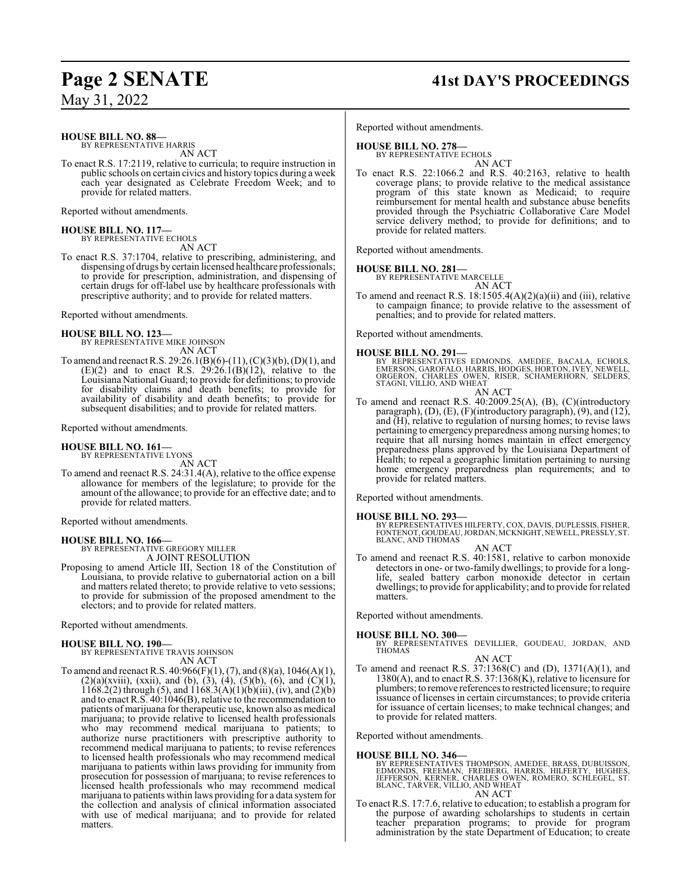**HOUSE BILL NO. 88—**
BY REPRESENTATIVE HARRIS
AN ACT

To enact R.S. 17:2119, relative to curricula; to require instruction in public schools on certain civics and history topics during a week each year designated as Celebrate Freedom Week; and to provide for related matters.

Reported without amendments.

**HOUSE BILL NO. 117—**
BY REPRESENTATIVE ECHOLS
AN ACT

To enact R.S. 37:1704, relative to prescribing, administering, and dispensing of drugs by certain licensed healthcare professionals; to provide for prescription, administration, and dispensing of certain drugs for off-label use by healthcare professionals with prescriptive authority; and to provide for related matters.

Reported without amendments.

**HOUSE BILL NO. 123—**
BY REPRESENTATIVE MIKE JOHNSON
AN ACT

To amend and reenact R.S. 29:26.1(B)(6)-(11), (C)(3)(b), (D)(1), and (E)(2) and to enact R.S. 29:26.1(B)(12), relative to the Louisiana National Guard; to provide for definitions; to provide for disability claims and death benefits; to provide for availability of disability and death benefits; to provide for subsequent disabilities; and to provide for related matters.

Reported without amendments.

**HOUSE BILL NO. 161—**
BY REPRESENTATIVE LYONS
AN ACT

To amend and reenact R.S. 24:31.4(A), relative to the office expense allowance for members of the legislature; to provide for the amount of the allowance; to provide for an effective date; and to provide for related matters.

Reported without amendments.

**HOUSE BILL NO. 166—**
BY REPRESENTATIVE GREGORY MILLER
A JOINT RESOLUTION

Proposing to amend Article III, Section 18 of the Constitution of Louisiana, to provide relative to gubernatorial action on a bill and matters related thereto; to provide relative to veto sessions; to provide for submission of the proposed amendment to the electors; and to provide for related matters.

Reported without amendments.

**HOUSE BILL NO. 190—**
BY REPRESENTATIVE TRAVIS JOHNSON
AN ACT

To amend and reenact R.S. 40:966(F)(1), (7), and (8)(a), 1046(A)(1), (2)(a)(xviii), (xxii), and (b), (3), (4), (5)(b), (6), and (C)(1), 1168.2(2) through (5), and 1168.3(A)(1)(b)(iii), (iv), and (2)(b) and to enact R.S. 40:1046(B), relative to the recommendation to patients of marijuana for therapeutic use, known also as medical marijuana; to provide relative to licensed health professionals who may recommend medical marijuana to patients; to authorize nurse practitioners with prescriptive authority to recommend medical marijuana to patients; to revise references to licensed health professionals who may recommend medical marijuana to patients within laws providing for immunity from prosecution for possession of marijuana; to revise references to licensed health professionals who may recommend medical marijuana to patients within laws providing for a data system for the collection and analysis of clinical information associated with use of medical marijuana; and to provide for related matters.

Reported without amendments.

**HOUSE BILL NO. 278—**
BY REPRESENTATIVE ECHOLS
AN ACT

To enact R.S. 22:1066.2 and R.S. 40:2163, relative to health coverage plans; to provide relative to the medical assistance program of this state known as Medicaid; to require reimbursement for mental health and substance abuse benefits provided through the Psychiatric Collaborative Care Model service delivery method; to provide for definitions; and to provide for related matters.

Reported without amendments.

**HOUSE BILL NO. 281—**
BY REPRESENTATIVE MARCELLE
AN ACT

To amend and reenact R.S. 18:1505.4(A)(2)(a)(ii) and (iii), relative to campaign finance; to provide relative to the assessment of penalties; and to provide for related matters.

Reported without amendments.

**HOUSE BILL NO. 291—**
BY REPRESENTATIVES EDMONDS, AMEDEE, BACALA, ECHOLS, EMERSON, GAROFALO, HARRIS, HODGES, HORTON, IVEY, NEWELL, ORGERON, CHARLES OWEN, RISER, SCHAMERHORN, SELDERS, STAGNI, VILLIO, AND WHEAT
AN ACT

To amend and reenact R.S. 40:2009.25(A), (B), (C)(introductory paragraph), (D), (E), (F)(introductory paragraph), (9), and (12), and (H), relative to regulation of nursing homes; to revise laws pertaining to emergency preparedness among nursing homes; to require that all nursing homes maintain in effect emergency preparedness plans approved by the Louisiana Department of Health; to repeal a geographic limitation pertaining to nursing home emergency preparedness plan requirements; and to provide for related matters.

Reported without amendments.

**HOUSE BILL NO. 293—**
BY REPRESENTATIVES HILFERTY, COX, DAVIS, DUPLESSIS, FISHER, FONTENOT, GOUDEAU, JORDAN, MCKNIGHT, NEWELL, PRESSLY, ST. BLANC, AND THOMAS
AN ACT

To amend and reenact R.S. 40:1581, relative to carbon monoxide detectors in one- or two-family dwellings; to provide for a long-life, sealed battery carbon monoxide detector in certain dwellings; to provide for applicability; and to provide for related matters.

Reported without amendments.

**HOUSE BILL NO. 300—**
BY REPRESENTATIVES DEVILLIER, GOUDEAU, JORDAN, AND THOMAS
AN ACT

To amend and reenact R.S. 37:1368(C) and (D), 1371(A)(1), and 1380(A), and to enact R.S. 37:1368(K), relative to licensure for plumbers; to remove references to restricted licensure; to require issuance of licenses in certain circumstances; to provide criteria for issuance of certain licenses; to make technical changes; and to provide for related matters.

Reported without amendments.

**HOUSE BILL NO. 346—**
BY REPRESENTATIVES THOMPSON, AMEDEE, BRASS, DUBUISSON, EDMONDS, FREEMAN, FREIBERG, HARRIS, HILFERTY, HUGHES, JEFFERSON, KERNER, CHARLES OWEN, ROMERO, SCHLEGEL, ST. BLANC, TARVER, VILLIO, AND WHEAT
AN ACT

To enact R.S. 17:7.6, relative to education; to establish a program for the purpose of awarding scholarships to students in certain teacher preparation programs; to provide for program administration by the state Department of Education; to create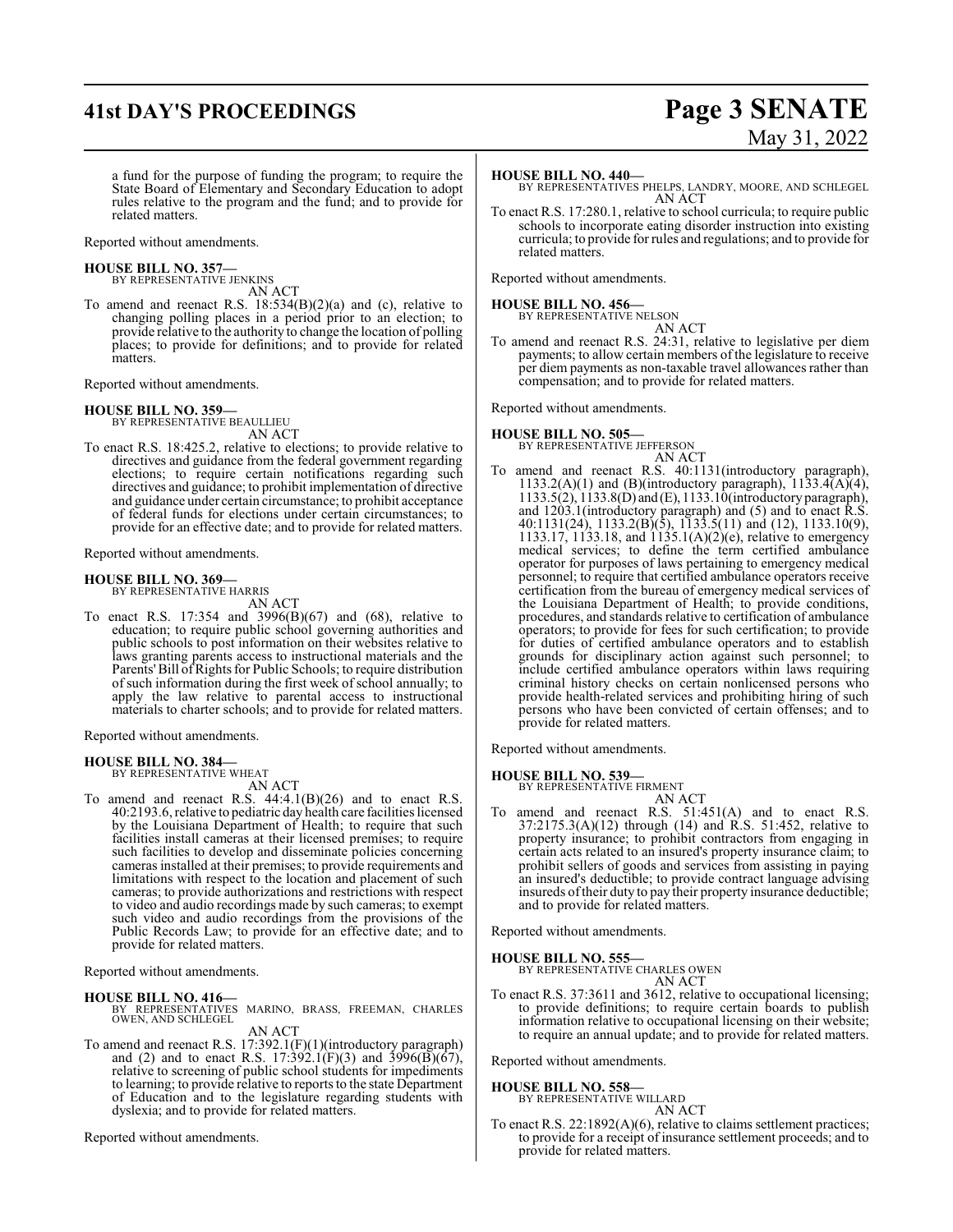a fund for the purpose of funding the program; to require the State Board of Elementary and Secondary Education to adopt rules relative to the program and the fund; and to provide for related matters.

Reported without amendments.

**HOUSE BILL NO. 357—**
BY REPRESENTATIVE JENKINS
AN ACT

To amend and reenact R.S. 18:534(B)(2)(a) and (c), relative to changing polling places in a period prior to an election; to provide relative to the authority to change the location of polling places; to provide for definitions; and to provide for related matters.

Reported without amendments.

**HOUSE BILL NO. 359—**
BY REPRESENTATIVE BEAULLIEU
AN ACT

To enact R.S. 18:425.2, relative to elections; to provide relative to directives and guidance from the federal government regarding elections; to require certain notifications regarding such directives and guidance; to prohibit implementation of directive and guidance under certain circumstance; to prohibit acceptance of federal funds for elections under certain circumstances; to provide for an effective date; and to provide for related matters.

Reported without amendments.

**HOUSE BILL NO. 369—**
BY REPRESENTATIVE HARRIS
AN ACT

To enact R.S. 17:354 and 3996(B)(67) and (68), relative to education; to require public school governing authorities and public schools to post information on their websites relative to laws granting parents access to instructional materials and the Parents' Bill of Rights for Public Schools; to require distribution of such information during the first week of school annually; to apply the law relative to parental access to instructional materials to charter schools; and to provide for related matters.

Reported without amendments.

**HOUSE BILL NO. 384—**
BY REPRESENTATIVE WHEAT
AN ACT

To amend and reenact R.S. 44:4.1(B)(26) and to enact R.S. 40:2193.6, relative to pediatric day health care facilities licensed by the Louisiana Department of Health; to require that such facilities install cameras at their licensed premises; to require such facilities to develop and disseminate policies concerning cameras installed at their premises; to provide requirements and limitations with respect to the location and placement of such cameras; to provide authorizations and restrictions with respect to video and audio recordings made by such cameras; to exempt such video and audio recordings from the provisions of the Public Records Law; to provide for an effective date; and to provide for related matters.

Reported without amendments.

**HOUSE BILL NO. 416—**
BY REPRESENTATIVES MARINO, BRASS, FREEMAN, CHARLES OWEN, AND SCHLEGEL
AN ACT

To amend and reenact R.S. 17:392.1(F)(1)(introductory paragraph) and (2) and to enact R.S. 17:392.1(F)(3) and 3996(B)(67), relative to screening of public school students for impediments to learning; to provide relative to reports to the state Department of Education and to the legislature regarding students with dyslexia; and to provide for related matters.

Reported without amendments.

**HOUSE BILL NO. 440—**
BY REPRESENTATIVES PHELPS, LANDRY, MOORE, AND SCHLEGEL
AN ACT

To enact R.S. 17:280.1, relative to school curricula; to require public schools to incorporate eating disorder instruction into existing curricula; to provide for rules and regulations; and to provide for related matters.

Reported without amendments.

**HOUSE BILL NO. 456—**
BY REPRESENTATIVE NELSON
AN ACT

To amend and reenact R.S. 24:31, relative to legislative per diem payments; to allow certain members of the legislature to receive per diem payments as non-taxable travel allowances rather than compensation; and to provide for related matters.

Reported without amendments.

**HOUSE BILL NO. 505—**
BY REPRESENTATIVE JEFFERSON
AN ACT

To amend and reenact R.S. 40:1131(introductory paragraph), 1133.2(A)(1) and (B)(introductory paragraph), 1133.4(A)(4), 1133.5(2), 1133.8(D) and (E), 1133.10(introductory paragraph), and 1203.1(introductory paragraph) and (5) and to enact R.S. 40:1131(24), 1133.2(B)(5), 1133.5(11) and (12), 1133.10(9), 1133.17, 1133.18, and 1135.1(A)(2)(e), relative to emergency medical services; to define the term certified ambulance operator for purposes of laws pertaining to emergency medical personnel; to require that certified ambulance operators receive certification from the bureau of emergency medical services of the Louisiana Department of Health; to provide conditions, procedures, and standards relative to certification of ambulance operators; to provide for fees for such certification; to provide for duties of certified ambulance operators and to establish grounds for disciplinary action against such personnel; to include certified ambulance operators within laws requiring criminal history checks on certain nonlicensed persons who provide health-related services and prohibiting hiring of such persons who have been convicted of certain offenses; and to provide for related matters.

Reported without amendments.

**HOUSE BILL NO. 539—**
BY REPRESENTATIVE FIRMENT
AN ACT

To amend and reenact R.S. 51:451(A) and to enact R.S. 37:2175.3(A)(12) through (14) and R.S. 51:452, relative to property insurance; to prohibit contractors from engaging in certain acts related to an insured's property insurance claim; to prohibit sellers of goods and services from assisting in paying an insured's deductible; to provide contract language advising insureds of their duty to pay their property insurance deductible; and to provide for related matters.

Reported without amendments.

**HOUSE BILL NO. 555—**
BY REPRESENTATIVE CHARLES OWEN
AN ACT

To enact R.S. 37:3611 and 3612, relative to occupational licensing; to provide definitions; to require certain boards to publish information relative to occupational licensing on their website; to require an annual update; and to provide for related matters.

Reported without amendments.

**HOUSE BILL NO. 558—**
BY REPRESENTATIVE WILLARD
AN ACT

To enact R.S. 22:1892(A)(6), relative to claims settlement practices; to provide for a receipt of insurance settlement proceeds; and to provide for related matters.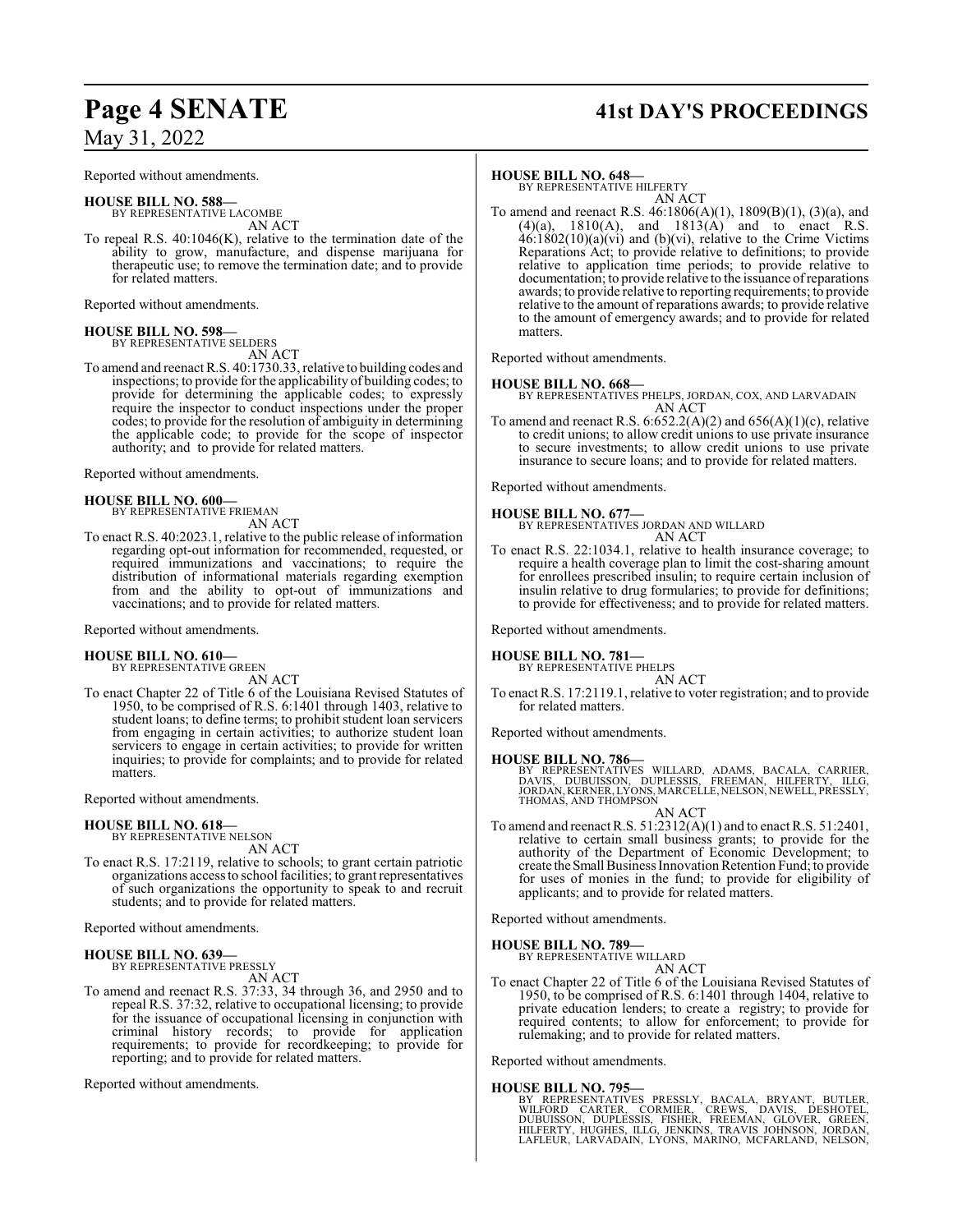Reported without amendments.

**HOUSE BILL NO. 588—**
BY REPRESENTATIVE LACOMBE
AN ACT

To repeal R.S. 40:1046(K), relative to the termination date of the ability to grow, manufacture, and dispense marijuana for therapeutic use; to remove the termination date; and to provide for related matters.

Reported without amendments.

**HOUSE BILL NO. 598—**
BY REPRESENTATIVE SELDERS
AN ACT

To amend and reenact R.S. 40:1730.33, relative to building codes and inspections; to provide for the applicability of building codes; to provide for determining the applicable codes; to expressly require the inspector to conduct inspections under the proper codes; to provide for the resolution of ambiguity in determining the applicable code; to provide for the scope of inspector authority; and to provide for related matters.

Reported without amendments.

**HOUSE BILL NO. 600—**
BY REPRESENTATIVE FRIEMAN
AN ACT

To enact R.S. 40:2023.1, relative to the public release of information regarding opt-out information for recommended, requested, or required immunizations and vaccinations; to require the distribution of informational materials regarding exemption from and the ability to opt-out of immunizations and vaccinations; and to provide for related matters.

Reported without amendments.

**HOUSE BILL NO. 610—**
BY REPRESENTATIVE GREEN
AN ACT

To enact Chapter 22 of Title 6 of the Louisiana Revised Statutes of 1950, to be comprised of R.S. 6:1401 through 1403, relative to student loans; to define terms; to prohibit student loan servicers from engaging in certain activities; to authorize student loan servicers to engage in certain activities; to provide for written inquiries; to provide for complaints; and to provide for related matters.

Reported without amendments.

**HOUSE BILL NO. 618—**
BY REPRESENTATIVE NELSON
AN ACT

To enact R.S. 17:2119, relative to schools; to grant certain patriotic organizations access to school facilities; to grant representatives of such organizations the opportunity to speak to and recruit students; and to provide for related matters.

Reported without amendments.

**HOUSE BILL NO. 639—**
BY REPRESENTATIVE PRESSLY
AN ACT

To amend and reenact R.S. 37:33, 34 through 36, and 2950 and to repeal R.S. 37:32, relative to occupational licensing; to provide for the issuance of occupational licensing in conjunction with criminal history records; to provide for application requirements; to provide for recordkeeping; to provide for reporting; and to provide for related matters.

Reported without amendments.

**HOUSE BILL NO. 648—**
BY REPRESENTATIVE HILFERTY
AN ACT

To amend and reenact R.S. 46:1806(A)(1), 1809(B)(1), (3)(a), and (4)(a), 1810(A), and 1813(A) and to enact R.S. 46:1802(10)(a)(vi) and (b)(vi), relative to the Crime Victims Reparations Act; to provide relative to definitions; to provide relative to application time periods; to provide relative to documentation; to provide relative to the issuance of reparations awards; to provide relative to reporting requirements; to provide relative to the amount of reparations awards; to provide relative to the amount of emergency awards; and to provide for related matters.

Reported without amendments.

**HOUSE BILL NO. 668—**
BY REPRESENTATIVES PHELPS, JORDAN, COX, AND LARVADAIN
AN ACT

To amend and reenact R.S. 6:652.2(A)(2) and 656(A)(1)(c), relative to credit unions; to allow credit unions to use private insurance to secure investments; to allow credit unions to use private insurance to secure loans; and to provide for related matters.

Reported without amendments.

**HOUSE BILL NO. 677—**
BY REPRESENTATIVES JORDAN AND WILLARD
AN ACT

To enact R.S. 22:1034.1, relative to health insurance coverage; to require a health coverage plan to limit the cost-sharing amount for enrollees prescribed insulin; to require certain inclusion of insulin relative to drug formularies; to provide for definitions; to provide for effectiveness; and to provide for related matters.

Reported without amendments.

**HOUSE BILL NO. 781—**
BY REPRESENTATIVE PHELPS
AN ACT

To enact R.S. 17:2119.1, relative to voter registration; and to provide for related matters.

Reported without amendments.

**HOUSE BILL NO. 786—**
BY REPRESENTATIVES WILLARD, ADAMS, BACALA, CARRIER, DAVIS, DUBUISSON, DUPLESSIS, FREEMAN, HILFERTY, ILLG, JORDAN, KERNER, LYONS, MARCELLE, NELSON, NEWELL, PRESSLY, THOMAS, AND THOMPSON
AN ACT

To amend and reenact R.S. 51:2312(A)(1) and to enact R.S. 51:2401, relative to certain small business grants; to provide for the authority of the Department of Economic Development; to create the Small Business Innovation Retention Fund; to provide for uses of monies in the fund; to provide for eligibility of applicants; and to provide for related matters.

Reported without amendments.

**HOUSE BILL NO. 789—**
BY REPRESENTATIVE WILLARD
AN ACT

To enact Chapter 22 of Title 6 of the Louisiana Revised Statutes of 1950, to be comprised of R.S. 6:1401 through 1404, relative to private education lenders; to create a registry; to provide for required contents; to allow for enforcement; to provide for rulemaking; and to provide for related matters.

Reported without amendments.

**HOUSE BILL NO. 795—**
BY REPRESENTATIVES PRESSLY, BACALA, BRYANT, BUTLER, WILFORD CARTER, CORMIER, CREWS, DAVIS, DESHOTEL, DUBUISSON, DUPLESSIS, FISHER, FREEMAN, GLOVER, GREEN, HILFERTY, HUGHES, ILLG, JENKINS, TRAVIS JOHNSON, JORDAN, LAFLEUR, LARVADAIN, LYONS, MARINO, MCFARLAND, NELSON,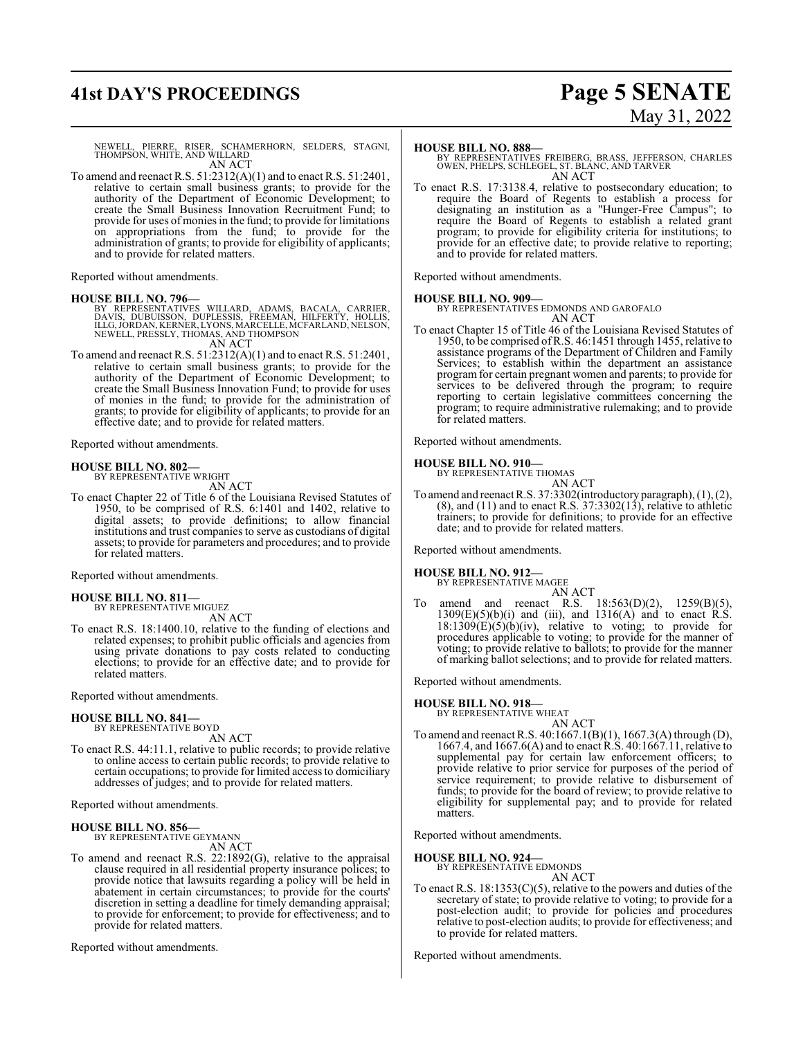NEWELL, PIERRE, RISER, SCHAMERHORN, SELDERS, STAGNI, THOMPSON, WHITE, AND WILLARD

AN ACT

To amend and reenact R.S. 51:2312(A)(1) and to enact R.S. 51:2401, relative to certain small business grants; to provide for the authority of the Department of Economic Development; to create the Small Business Innovation Recruitment Fund; to provide for uses of monies in the fund; to provide for limitations on appropriations from the fund; to provide for the administration of grants; to provide for eligibility of applicants; and to provide for related matters.

Reported without amendments.

**HOUSE BILL NO. 796—**
BY REPRESENTATIVES WILLARD, ADAMS, BACALA, CARRIER, DAVIS, DUBUISSON, DUPLESSIS, FREEMAN, HILFERTY, HOLLIS, ILLG, JORDAN, KERNER, LYONS, MARCELLE, MCFARLAND, NELSON, NEWELL, PRESSLY, THOMAS, AND THOMPSON

AN ACT

To amend and reenact R.S. 51:2312(A)(1) and to enact R.S. 51:2401, relative to certain small business grants; to provide for the authority of the Department of Economic Development; to create the Small Business Innovation Fund; to provide for uses of monies in the fund; to provide for the administration of grants; to provide for eligibility of applicants; to provide for an effective date; and to provide for related matters.

Reported without amendments.

**HOUSE BILL NO. 802—**
BY REPRESENTATIVE WRIGHT

AN ACT

To enact Chapter 22 of Title 6 of the Louisiana Revised Statutes of 1950, to be comprised of R.S. 6:1401 and 1402, relative to digital assets; to provide definitions; to allow financial institutions and trust companies to serve as custodians of digital assets; to provide for parameters and procedures; and to provide for related matters.

Reported without amendments.

**HOUSE BILL NO. 811—**
BY REPRESENTATIVE MIGUEZ

AN ACT

To enact R.S. 18:1400.10, relative to the funding of elections and related expenses; to prohibit public officials and agencies from using private donations to pay costs related to conducting elections; to provide for an effective date; and to provide for related matters.

Reported without amendments.

**HOUSE BILL NO. 841—**
BY REPRESENTATIVE BOYD

AN ACT

To enact R.S. 44:11.1, relative to public records; to provide relative to online access to certain public records; to provide relative to certain occupations; to provide for limited access to domiciliary addresses of judges; and to provide for related matters.

Reported without amendments.

**HOUSE BILL NO. 856—**
BY REPRESENTATIVE GEYMANN

AN ACT

To amend and reenact R.S. 22:1892(G), relative to the appraisal clause required in all residential property insurance polices; to provide notice that lawsuits regarding a policy will be held in abatement in certain circumstances; to provide for the courts' discretion in setting a deadline for timely demanding appraisal; to provide for enforcement; to provide for effectiveness; and to provide for related matters.

Reported without amendments.

**HOUSE BILL NO. 888—**
BY REPRESENTATIVES FREIBERG, BRASS, JEFFERSON, CHARLES OWEN, PHELPS, SCHLEGEL, ST. BLANC, AND TARVER

AN ACT

To enact R.S. 17:3138.4, relative to postsecondary education; to require the Board of Regents to establish a process for designating an institution as a "Hunger-Free Campus"; to require the Board of Regents to establish a related grant program; to provide for eligibility criteria for institutions; to provide for an effective date; to provide relative to reporting; and to provide for related matters.

Reported without amendments.

**HOUSE BILL NO. 909—**
BY REPRESENTATIVES EDMONDS AND GAROFALO

AN ACT

To enact Chapter 15 of Title 46 of the Louisiana Revised Statutes of 1950, to be comprised of R.S. 46:1451 through 1455, relative to assistance programs of the Department of Children and Family Services; to establish within the department an assistance program for certain pregnant women and parents; to provide for services to be delivered through the program; to require reporting to certain legislative committees concerning the program; to require administrative rulemaking; and to provide for related matters.

Reported without amendments.

**HOUSE BILL NO. 910—**
BY REPRESENTATIVE THOMAS

AN ACT

To amend and reenact R.S. 37:3302(introductory paragraph), (1), (2), (8), and (11) and to enact R.S. 37:3302(13), relative to athletic trainers; to provide for definitions; to provide for an effective date; and to provide for related matters.

Reported without amendments.

**HOUSE BILL NO. 912—**
BY REPRESENTATIVE MAGEE

AN ACT

To amend and reenact R.S. 18:563(D)(2), 1259(B)(5), 1309(E)(5)(b)(i) and (iii), and 1316(A) and to enact R.S. 18:1309(E)(5)(b)(iv), relative to voting; to provide for procedures applicable to voting; to provide for the manner of voting; to provide relative to ballots; to provide for the manner of marking ballot selections; and to provide for related matters.

Reported without amendments.

**HOUSE BILL NO. 918—**
BY REPRESENTATIVE WHEAT

AN ACT

To amend and reenact R.S. 40:1667.1(B)(1), 1667.3(A) through (D), 1667.4, and 1667.6(A) and to enact R.S. 40:1667.11, relative to supplemental pay for certain law enforcement officers; to provide relative to prior service for purposes of the period of service requirement; to provide relative to disbursement of funds; to provide for the board of review; to provide relative to eligibility for supplemental pay; and to provide for related matters.

Reported without amendments.

**HOUSE BILL NO. 924—**
BY REPRESENTATIVE EDMONDS

AN ACT

To enact R.S. 18:1353(C)(5), relative to the powers and duties of the secretary of state; to provide relative to voting; to provide for a post-election audit; to provide for policies and procedures relative to post-election audits; to provide for effectiveness; and to provide for related matters.

Reported without amendments.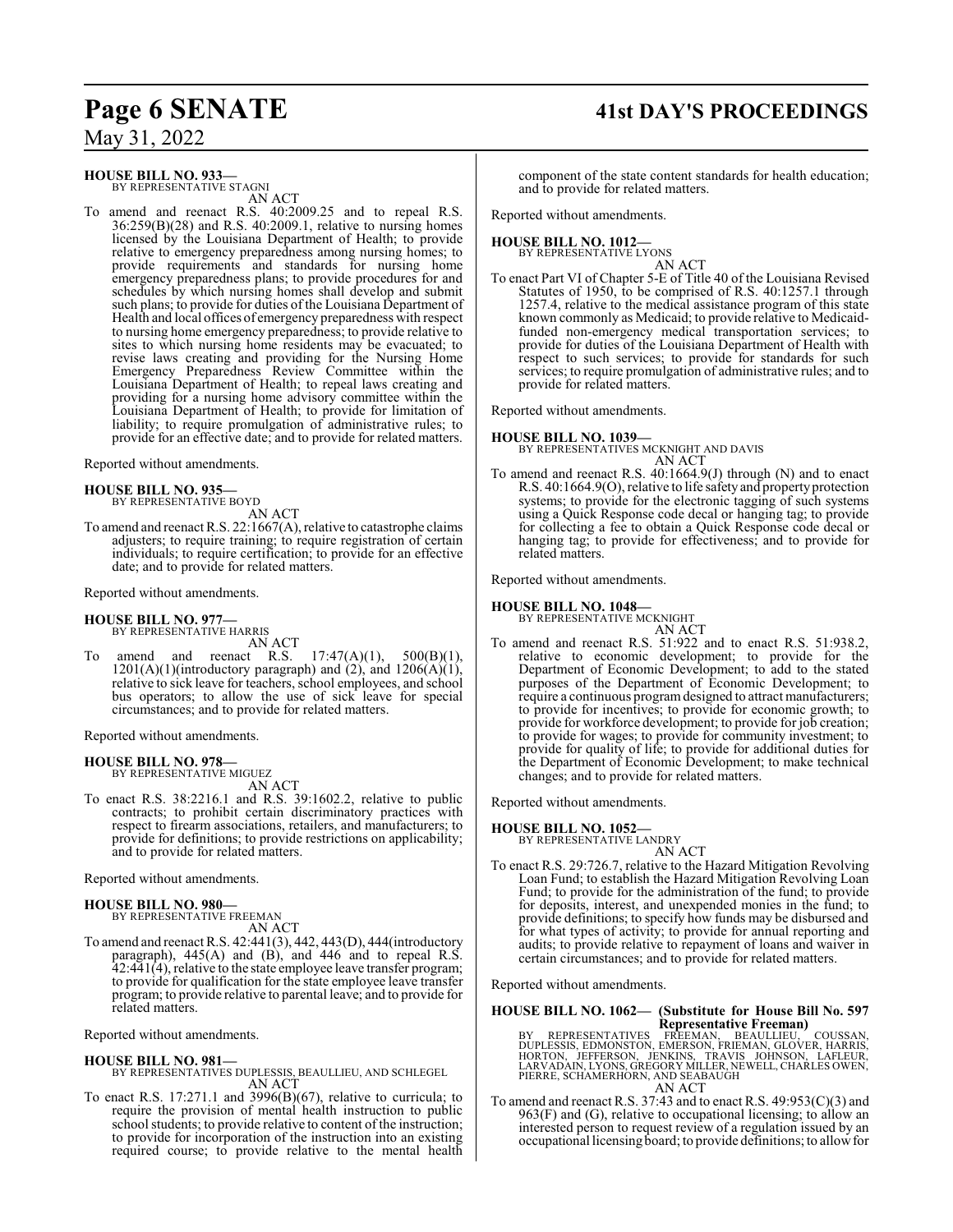**HOUSE BILL NO. 933—**
BY REPRESENTATIVE STAGNI
AN ACT

To amend and reenact R.S. 40:2009.25 and to repeal R.S. 36:259(B)(28) and R.S. 40:2009.1, relative to nursing homes licensed by the Louisiana Department of Health; to provide relative to emergency preparedness among nursing homes; to provide requirements and standards for nursing home emergency preparedness plans; to provide procedures for and schedules by which nursing homes shall develop and submit such plans; to provide for duties of the Louisiana Department of Health and local offices of emergency preparedness with respect to nursing home emergency preparedness; to provide relative to sites to which nursing home residents may be evacuated; to revise laws creating and providing for the Nursing Home Emergency Preparedness Review Committee within the Louisiana Department of Health; to repeal laws creating and providing for a nursing home advisory committee within the Louisiana Department of Health; to provide for limitation of liability; to require promulgation of administrative rules; to provide for an effective date; and to provide for related matters.

Reported without amendments.

**HOUSE BILL NO. 935—**
BY REPRESENTATIVE BOYD
AN ACT

To amend and reenact R.S. 22:1667(A), relative to catastrophe claims adjusters; to require training; to require registration of certain individuals; to require certification; to provide for an effective date; and to provide for related matters.

Reported without amendments.

**HOUSE BILL NO. 977—**
BY REPRESENTATIVE HARRIS
AN ACT

To amend and reenact R.S. 17:47(A)(1), 500(B)(1), 1201(A)(1)(introductory paragraph) and (2), and 1206(A)(1), relative to sick leave for teachers, school employees, and school bus operators; to allow the use of sick leave for special circumstances; and to provide for related matters.

Reported without amendments.

**HOUSE BILL NO. 978—**
BY REPRESENTATIVE MIGUEZ
AN ACT

To enact R.S. 38:2216.1 and R.S. 39:1602.2, relative to public contracts; to prohibit certain discriminatory practices with respect to firearm associations, retailers, and manufacturers; to provide for definitions; to provide restrictions on applicability; and to provide for related matters.

Reported without amendments.

**HOUSE BILL NO. 980—**
BY REPRESENTATIVE FREEMAN
AN ACT

To amend and reenact R.S. 42:441(3), 442, 443(D), 444(introductory paragraph), 445(A) and (B), and 446 and to repeal R.S. 42:441(4), relative to the state employee leave transfer program; to provide for qualification for the state employee leave transfer program; to provide relative to parental leave; and to provide for related matters.

Reported without amendments.

**HOUSE BILL NO. 981—**
BY REPRESENTATIVES DUPLESSIS, BEAULLIEU, AND SCHLEGEL
AN ACT

To enact R.S. 17:271.1 and 3996(B)(67), relative to curricula; to require the provision of mental health instruction to public school students; to provide relative to content of the instruction; to provide for incorporation of the instruction into an existing required course; to provide relative to the mental health component of the state content standards for health education; and to provide for related matters.

Reported without amendments.

**HOUSE BILL NO. 1012—**
BY REPRESENTATIVE LYONS
AN ACT

To enact Part VI of Chapter 5-E of Title 40 of the Louisiana Revised Statutes of 1950, to be comprised of R.S. 40:1257.1 through 1257.4, relative to the medical assistance program of this state known commonly as Medicaid; to provide relative to Medicaid-funded non-emergency medical transportation services; to provide for duties of the Louisiana Department of Health with respect to such services; to provide for standards for such services; to require promulgation of administrative rules; and to provide for related matters.

Reported without amendments.

**HOUSE BILL NO. 1039—**
BY REPRESENTATIVES MCKNIGHT AND DAVIS
AN ACT

To amend and reenact R.S. 40:1664.9(J) through (N) and to enact R.S. 40:1664.9(O), relative to life safety and property protection systems; to provide for the electronic tagging of such systems using a Quick Response code decal or hanging tag; to provide for collecting a fee to obtain a Quick Response code decal or hanging tag; to provide for effectiveness; and to provide for related matters.

Reported without amendments.

**HOUSE BILL NO. 1048—**
BY REPRESENTATIVE MCKNIGHT
AN ACT

To amend and reenact R.S. 51:922 and to enact R.S. 51:938.2, relative to economic development; to provide for the Department of Economic Development; to add to the stated purposes of the Department of Economic Development; to require a continuous program designed to attract manufacturers; to provide for incentives; to provide for economic growth; to provide for workforce development; to provide for job creation; to provide for wages; to provide for community investment; to provide for quality of life; to provide for additional duties for the Department of Economic Development; to make technical changes; and to provide for related matters.

Reported without amendments.

**HOUSE BILL NO. 1052—**
BY REPRESENTATIVE LANDRY
AN ACT

To enact R.S. 29:726.7, relative to the Hazard Mitigation Revolving Loan Fund; to establish the Hazard Mitigation Revolving Loan Fund; to provide for the administration of the fund; to provide for deposits, interest, and unexpended monies in the fund; to provide definitions; to specify how funds may be disbursed and for what types of activity; to provide for annual reporting and audits; to provide relative to repayment of loans and waiver in certain circumstances; and to provide for related matters.

Reported without amendments.

**HOUSE BILL NO. 1062— (Substitute for House Bill No. 597 Representative Freeman)**
BY REPRESENTATIVES FREEMAN, BEAULLIEU, COUSSAN, DUPLESSIS, EDMONSTON, EMERSON, FRIEMAN, GLOVER, HARRIS, HORTON, JEFFERSON, JENKINS, TRAVIS JOHNSON, LAFLEUR, LARVADAIN, LYONS, GREGORY MILLER, NEWELL, CHARLES OWEN, PIERRE, SCHAMERHORN, AND SEABAUGH
AN ACT

To amend and reenact R.S. 37:43 and to enact R.S. 49:953(C)(3) and 963(F) and (G), relative to occupational licensing; to allow an interested person to request review of a regulation issued by an occupational licensing board; to provide definitions; to allow for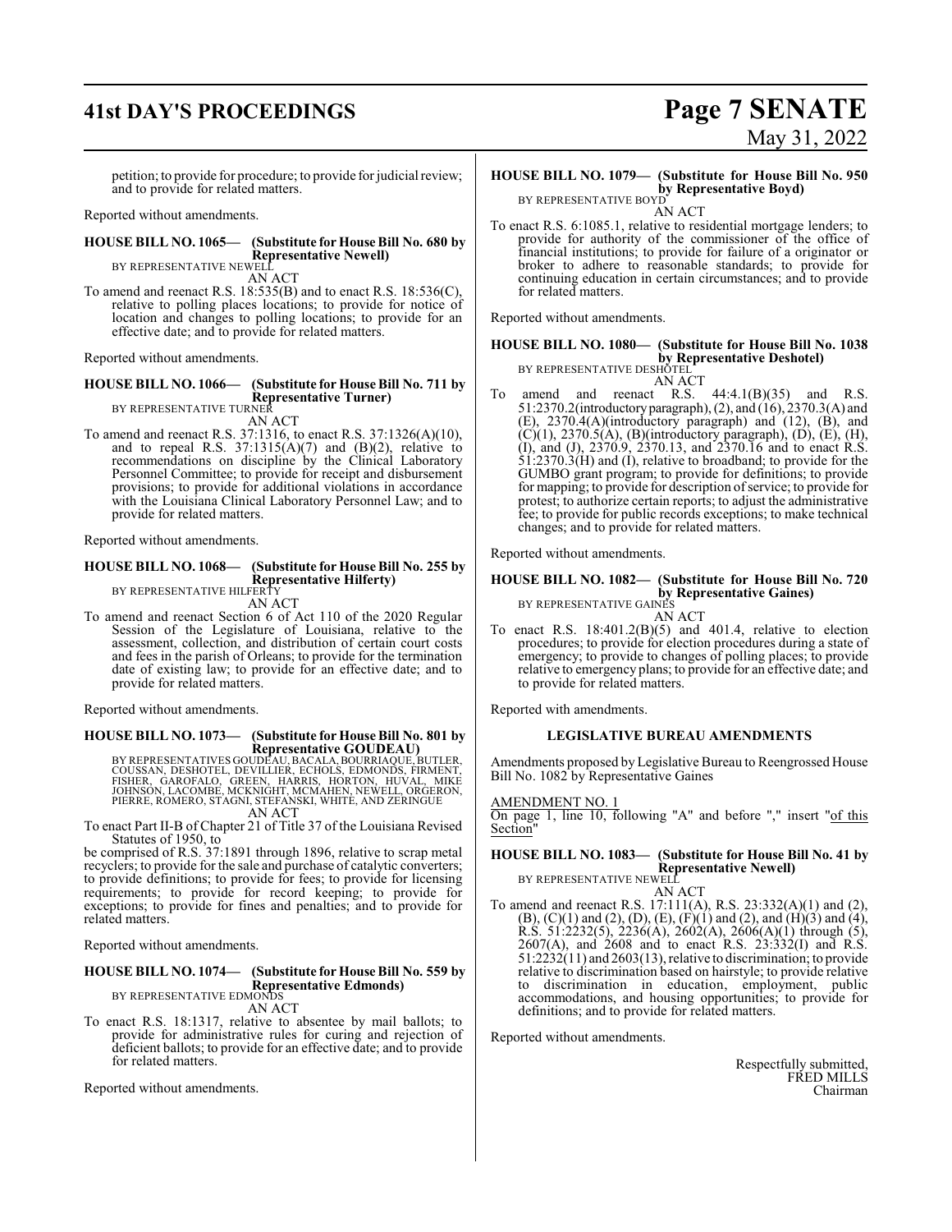petition; to provide for procedure; to provide for judicial review; and to provide for related matters.

Reported without amendments.

**HOUSE BILL NO. 1065— (Substitute for House Bill No. 680 by Representative Newell)**
BY REPRESENTATIVE NEWELL
AN ACT

To amend and reenact R.S. 18:535(B) and to enact R.S. 18:536(C), relative to polling places locations; to provide for notice of location and changes to polling locations; to provide for an effective date; and to provide for related matters.

Reported without amendments.

**HOUSE BILL NO. 1066— (Substitute for House Bill No. 711 by Representative Turner)**
BY REPRESENTATIVE TURNER
AN ACT

To amend and reenact R.S. 37:1316, to enact R.S. 37:1326(A)(10), and to repeal R.S. 37:1315(A)(7) and (B)(2), relative to recommendations on discipline by the Clinical Laboratory Personnel Committee; to provide for receipt and disbursement provisions; to provide for additional violations in accordance with the Louisiana Clinical Laboratory Personnel Law; and to provide for related matters.

Reported without amendments.

**HOUSE BILL NO. 1068— (Substitute for House Bill No. 255 by Representative Hilferty)**
BY REPRESENTATIVE HILFERTY
AN ACT

To amend and reenact Section 6 of Act 110 of the 2020 Regular Session of the Legislature of Louisiana, relative to the assessment, collection, and distribution of certain court costs and fees in the parish of Orleans; to provide for the termination date of existing law; to provide for an effective date; and to provide for related matters.

Reported without amendments.

**HOUSE BILL NO. 1073— (Substitute for House Bill No. 801 by Representative GOUDEAU)**
BY REPRESENTATIVES GOUDEAU, BACALA, BOURRIAQUE, BUTLER, COUSSAN, DESHOTEL, DEVILLIER, ECHOLS, EDMONDS, FIRMENT, FISHER, GAROFALO, GREEN, HARRIS, HORTON, HUVAL, MIKE JOHNSON, LACOMBE, MCKNIGHT, MCMAHEN, NEWELL, ORGERON, PIERRE, ROMERO, STAGNI, STEFANSKI, WHITE, AND ZERINGUE
AN ACT

To enact Part II-B of Chapter 21 of Title 37 of the Louisiana Revised Statutes of 1950, to be comprised of R.S. 37:1891 through 1896, relative to scrap metal recyclers; to provide for the sale and purchase of catalytic converters; to provide definitions; to provide for fees; to provide for licensing requirements; to provide for record keeping; to provide for exceptions; to provide for fines and penalties; and to provide for related matters.

Reported without amendments.

**HOUSE BILL NO. 1074— (Substitute for House Bill No. 559 by Representative Edmonds)**
BY REPRESENTATIVE EDMONDS
AN ACT

To enact R.S. 18:1317, relative to absentee by mail ballots; to provide for administrative rules for curing and rejection of deficient ballots; to provide for an effective date; and to provide for related matters.

Reported without amendments.

**HOUSE BILL NO. 1079— (Substitute for House Bill No. 950 by Representative Boyd)**
BY REPRESENTATIVE BOYD
AN ACT

To enact R.S. 6:1085.1, relative to residential mortgage lenders; to provide for authority of the commissioner of the office of financial institutions; to provide for failure of a originator or broker to adhere to reasonable standards; to provide for continuing education in certain circumstances; and to provide for related matters.

Reported without amendments.

**HOUSE BILL NO. 1080— (Substitute for House Bill No. 1038 by Representative Deshotel)**
BY REPRESENTATIVE DESHOTEL
AN ACT

To amend and reenact R.S. 44:4.1(B)(35) and R.S. 51:2370.2(introductory paragraph), (2), and (16), 2370.3(A) and (E), 2370.4(A)(introductory paragraph) and (12), (B), and (C)(1), 2370.5(A), (B)(introductory paragraph), (D), (E), (H), (I), and (J), 2370.9, 2370.13, and 2370.16 and to enact R.S. 51:2370.3(H) and (I), relative to broadband; to provide for the GUMBO grant program; to provide for definitions; to provide for mapping; to provide for description of service; to provide for protest; to authorize certain reports; to adjust the administrative fee; to provide for public records exceptions; to make technical changes; and to provide for related matters.

Reported without amendments.

**HOUSE BILL NO. 1082— (Substitute for House Bill No. 720 by Representative Gaines)**
BY REPRESENTATIVE GAINES
AN ACT

To enact R.S. 18:401.2(B)(5) and 401.4, relative to election procedures; to provide for election procedures during a state of emergency; to provide to changes of polling places; to provide relative to emergency plans; to provide for an effective date; and to provide for related matters.

Reported with amendments.

**LEGISLATIVE BUREAU AMENDMENTS**

Amendments proposed by Legislative Bureau to Reengrossed House Bill No. 1082 by Representative Gaines

AMENDMENT NO. 1

On page 1, line 10, following "A" and before "," insert "of this Section"

**HOUSE BILL NO. 1083— (Substitute for House Bill No. 41 by Representative Newell)**
BY REPRESENTATIVE NEWELL
AN ACT

To amend and reenact R.S. 17:111(A), R.S. 23:332(A)(1) and (2), (B), (C)(1) and (2), (D), (E), (F)(1) and (2), and (H)(3) and (4), R.S. 51:2232(5), 2236(A), 2602(A), 2606(A)(1) through (5), 2607(A), and 2608 and to enact R.S. 23:332(I) and R.S. 51:2232(11) and 2603(13), relative to discrimination; to provide relative to discrimination based on hairstyle; to provide relative to discrimination in education, employment, public accommodations, and housing opportunities; to provide for definitions; and to provide for related matters.

Reported without amendments.

Respectfully submitted,
FRED MILLS
Chairman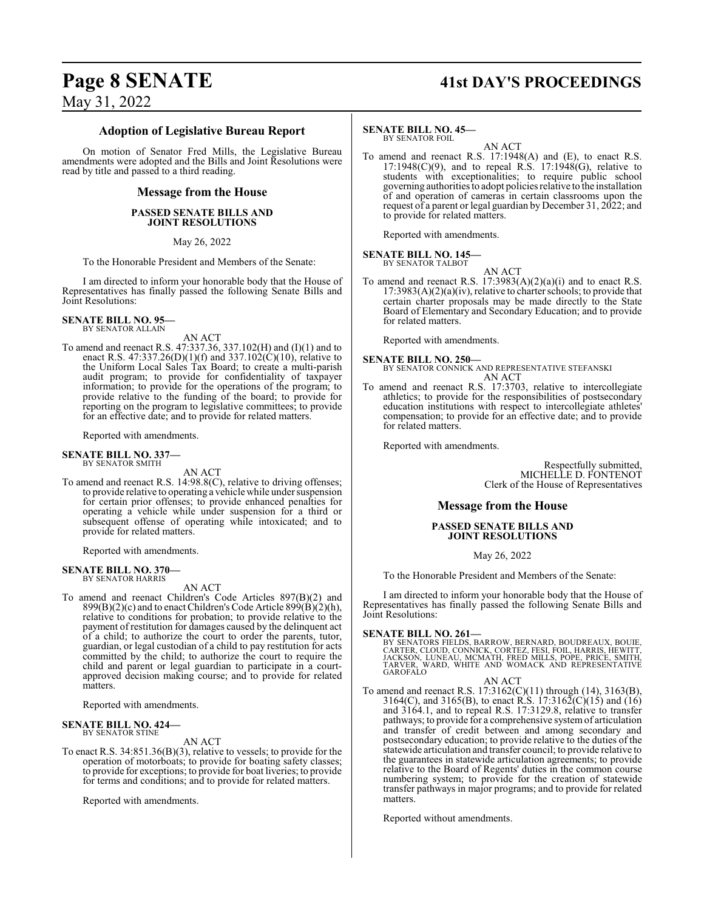## Adoption of Legislative Bureau Report

On motion of Senator Fred Mills, the Legislative Bureau amendments were adopted and the Bills and Joint Resolutions were read by title and passed to a third reading.

## Message from the House

### PASSED SENATE BILLS AND JOINT RESOLUTIONS

May 26, 2022

To the Honorable President and Members of the Senate:

I am directed to inform your honorable body that the House of Representatives has finally passed the following Senate Bills and Joint Resolutions:

**SENATE BILL NO. 95—**
BY SENATOR ALLAIN

AN ACT

To amend and reenact R.S. 47:337.36, 337.102(H) and (I)(1) and to enact R.S. 47:337.26(D)(1)(f) and 337.102(C)(10), relative to the Uniform Local Sales Tax Board; to create a multi-parish audit program; to provide for confidentiality of taxpayer information; to provide for the operations of the program; to provide relative to the funding of the board; to provide for reporting on the program to legislative committees; to provide for an effective date; and to provide for related matters.

Reported with amendments.

**SENATE BILL NO. 337—**
BY SENATOR SMITH

AN ACT

To amend and reenact R.S. 14:98.8(C), relative to driving offenses; to provide relative to operating a vehicle while under suspension for certain prior offenses; to provide enhanced penalties for operating a vehicle while under suspension for a third or subsequent offense of operating while intoxicated; and to provide for related matters.

Reported with amendments.

**SENATE BILL NO. 370—**
BY SENATOR HARRIS

AN ACT

To amend and reenact Children's Code Articles 897(B)(2) and 899(B)(2)(c) and to enact Children's Code Article 899(B)(2)(h), relative to conditions for probation; to provide relative to the payment of restitution for damages caused by the delinquent act of a child; to authorize the court to order the parents, tutor, guardian, or legal custodian of a child to pay restitution for acts committed by the child; to authorize the court to require the child and parent or legal guardian to participate in a court-approved decision making course; and to provide for related matters.

Reported with amendments.

**SENATE BILL NO. 424—**
BY SENATOR STINE

AN ACT

To enact R.S. 34:851.36(B)(3), relative to vessels; to provide for the operation of motorboats; to provide for boating safety classes; to provide for exceptions; to provide for boat liveries; to provide for terms and conditions; and to provide for related matters.

Reported with amendments.

**SENATE BILL NO. 45—**
BY SENATOR FOIL

AN ACT

To amend and reenact R.S. 17:1948(A) and (E), to enact R.S. 17:1948(C)(9), and to repeal R.S. 17:1948(G), relative to students with exceptionalities; to require public school governing authorities to adopt policies relative to the installation of and operation of cameras in certain classrooms upon the request of a parent or legal guardian by December 31, 2022; and to provide for related matters.

Reported with amendments.

**SENATE BILL NO. 145—**
BY SENATOR TALBOT

AN ACT

To amend and reenact R.S. 17:3983(A)(2)(a)(i) and to enact R.S. 17:3983(A)(2)(a)(iv), relative to charter schools; to provide that certain charter proposals may be made directly to the State Board of Elementary and Secondary Education; and to provide for related matters.

Reported with amendments.

**SENATE BILL NO. 250—**
BY SENATOR CONNICK AND REPRESENTATIVE STEFANSKI

AN ACT

To amend and reenact R.S. 17:3703, relative to intercollegiate athletics; to provide for the responsibilities of postsecondary education institutions with respect to intercollegiate athletes' compensation; to provide for an effective date; and to provide for related matters.

Reported with amendments.

Respectfully submitted,
MICHELLE D. FONTENOT
Clerk of the House of Representatives

## Message from the House

### PASSED SENATE BILLS AND JOINT RESOLUTIONS

May 26, 2022

To the Honorable President and Members of the Senate:

I am directed to inform your honorable body that the House of Representatives has finally passed the following Senate Bills and Joint Resolutions:

**SENATE BILL NO. 261—**
BY SENATORS FIELDS, BARROW, BERNARD, BOUDREAUX, BOUIE, CARTER, CLOUD, CONNICK, CORTEZ, FESI, FOIL, HARRIS, HEWITT, JACKSON, LUNEAU, MCMATH, FRED MILLS, POPE, PRICE, SMITH, TARVER, WARD, WHITE AND WOMACK AND REPRESENTATIVE GAROFALO

AN ACT

To amend and reenact R.S. 17:3162(C)(11) through (14), 3163(B), 3164(C), and 3165(B), to enact R.S. 17:3162(C)(15) and (16) and 3164.1, and to repeal R.S. 17:3129.8, relative to transfer pathways; to provide for a comprehensive system of articulation and transfer of credit between and among secondary and postsecondary education; to provide relative to the duties of the statewide articulation and transfer council; to provide relative to the guarantees in statewide articulation agreements; to provide relative to the Board of Regents' duties in the common course numbering system; to provide for the creation of statewide transfer pathways in major programs; and to provide for related matters.

Reported without amendments.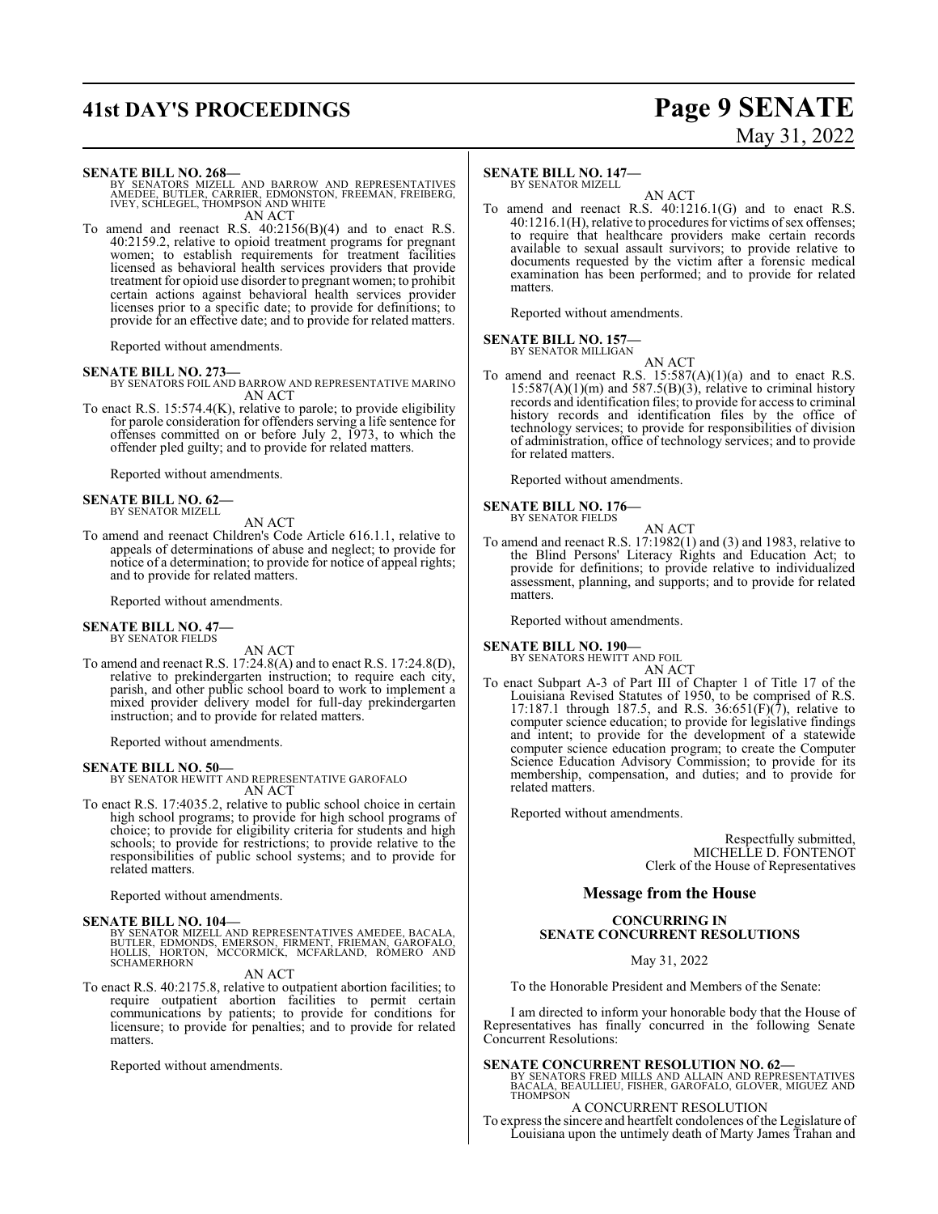**SENATE BILL NO. 268—**
BY SENATORS MIZELL AND BARROW AND REPRESENTATIVES AMEDEE, BUTLER, CARRIER, EDMONSTON, FREEMAN, FREIBERG, IVEY, SCHLEGEL, THOMPSON AND WHITE

AN ACT

To amend and reenact R.S. 40:2156(B)(4) and to enact R.S. 40:2159.2, relative to opioid treatment programs for pregnant women; to establish requirements for treatment facilities licensed as behavioral health services providers that provide treatment for opioid use disorder to pregnant women; to prohibit certain actions against behavioral health services provider licenses prior to a specific date; to provide for definitions; to provide for an effective date; and to provide for related matters.

Reported without amendments.

**SENATE BILL NO. 273—**
BY SENATORS FOIL AND BARROW AND REPRESENTATIVE MARINO

AN ACT

To enact R.S. 15:574.4(K), relative to parole; to provide eligibility for parole consideration for offenders serving a life sentence for offenses committed on or before July 2, 1973, to which the offender pled guilty; and to provide for related matters.

Reported without amendments.

**SENATE BILL NO. 62—**
BY SENATOR MIZELL

AN ACT

To amend and reenact Children's Code Article 616.1.1, relative to appeals of determinations of abuse and neglect; to provide for notice of a determination; to provide for notice of appeal rights; and to provide for related matters.

Reported without amendments.

**SENATE BILL NO. 47—**
BY SENATOR FIELDS

AN ACT

To amend and reenact R.S. 17:24.8(A) and to enact R.S. 17:24.8(D), relative to prekindergarten instruction; to require each city, parish, and other public school board to work to implement a mixed provider delivery model for full-day prekindergarten instruction; and to provide for related matters.

Reported without amendments.

**SENATE BILL NO. 50—**
BY SENATOR HEWITT AND REPRESENTATIVE GAROFALO

AN ACT

To enact R.S. 17:4035.2, relative to public school choice in certain high school programs; to provide for high school programs of choice; to provide for eligibility criteria for students and high schools; to provide for restrictions; to provide relative to the responsibilities of public school systems; and to provide for related matters.

Reported without amendments.

**SENATE BILL NO. 104—**
BY SENATOR MIZELL AND REPRESENTATIVES AMEDEE, BACALA, BUTLER, EDMONDS, EMERSON, FIRMENT, FRIEMAN, GAROFALO, HOLLIS, HORTON, MCCORMICK, MCFARLAND, ROMERO AND SCHAMERHORN

AN ACT

To enact R.S. 40:2175.8, relative to outpatient abortion facilities; to require outpatient abortion facilities to permit certain communications by patients; to provide for conditions for licensure; to provide for penalties; and to provide for related matters.

Reported without amendments.

**SENATE BILL NO. 147—**
BY SENATOR MIZELL

AN ACT

To amend and reenact R.S. 40:1216.1(G) and to enact R.S. 40:1216.1(H), relative to procedures for victims of sex offenses; to require that healthcare providers make certain records available to sexual assault survivors; to provide relative to documents requested by the victim after a forensic medical examination has been performed; and to provide for related matters.

Reported without amendments.

**SENATE BILL NO. 157—**
BY SENATOR MILLIGAN

AN ACT

To amend and reenact R.S. 15:587(A)(1)(a) and to enact R.S. 15:587(A)(1)(m) and 587.5(B)(3), relative to criminal history records and identification files; to provide for access to criminal history records and identification files by the office of technology services; to provide for responsibilities of division of administration, office of technology services; and to provide for related matters.

Reported without amendments.

**SENATE BILL NO. 176—**
BY SENATOR FIELDS

AN ACT

To amend and reenact R.S. 17:1982(1) and (3) and 1983, relative to the Blind Persons' Literacy Rights and Education Act; to provide for definitions; to provide relative to individualized assessment, planning, and supports; and to provide for related matters.

Reported without amendments.

**SENATE BILL NO. 190—**
BY SENATORS HEWITT AND FOIL

AN ACT

To enact Subpart A-3 of Part III of Chapter 1 of Title 17 of the Louisiana Revised Statutes of 1950, to be comprised of R.S. 17:187.1 through 187.5, and R.S. 36:651(F)(7), relative to computer science education; to provide for legislative findings and intent; to provide for the development of a statewide computer science education program; to create the Computer Science Education Advisory Commission; to provide for its membership, compensation, and duties; and to provide for related matters.

Reported without amendments.

Respectfully submitted,
MICHELLE D. FONTENOT
Clerk of the House of Representatives

## Message from the House

**CONCURRING IN SENATE CONCURRENT RESOLUTIONS**

May 31, 2022

To the Honorable President and Members of the Senate:

I am directed to inform your honorable body that the House of Representatives has finally concurred in the following Senate Concurrent Resolutions:

**SENATE CONCURRENT RESOLUTION NO. 62—**
BY SENATORS FRED MILLS AND ALLAIN AND REPRESENTATIVES BACALA, BEAULLIEU, FISHER, GAROFALO, GLOVER, MIGUEZ AND THOMPSON

A CONCURRENT RESOLUTION

To express the sincere and heartfelt condolences of the Legislature of Louisiana upon the untimely death of Marty James Trahan and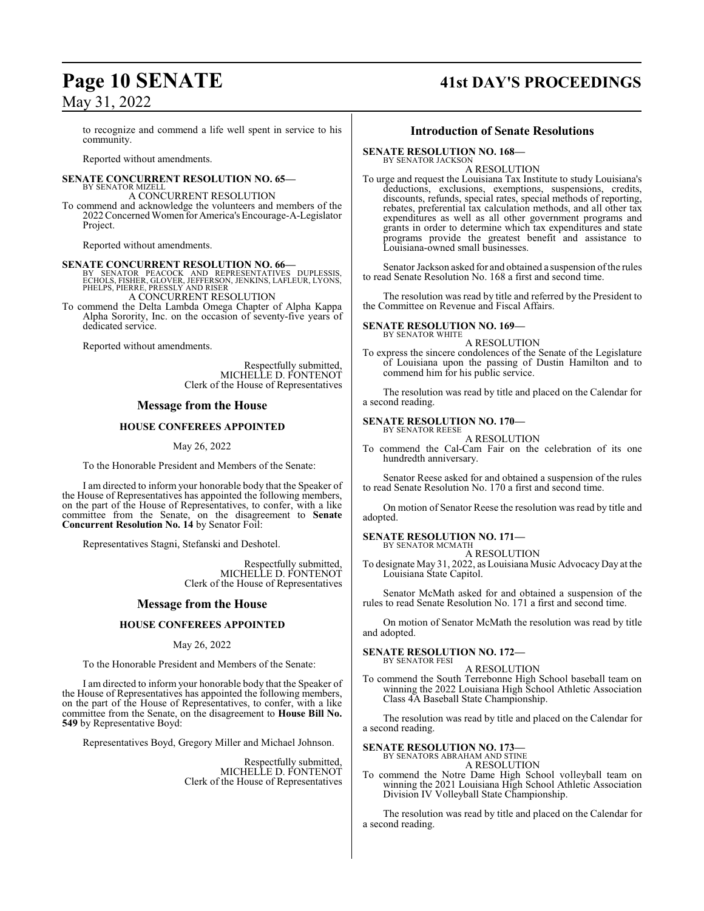to recognize and commend a life well spent in service to his community.

Reported without amendments.

**SENATE CONCURRENT RESOLUTION NO. 65—**
BY SENATOR MIZELL
A CONCURRENT RESOLUTION
To commend and acknowledge the volunteers and members of the 2022 Concerned Women for America's Encourage-A-Legislator Project.

Reported without amendments.

**SENATE CONCURRENT RESOLUTION NO. 66—**
BY SENATOR PEACOCK AND REPRESENTATIVES DUPLESSIS, ECHOLS, FISHER, GLOVER, JEFFERSON, JENKINS, LAFLEUR, LYONS, PHELPS, PIERRE, PRESSLY AND RISER
A CONCURRENT RESOLUTION
To commend the Delta Lambda Omega Chapter of Alpha Kappa Alpha Sorority, Inc. on the occasion of seventy-five years of dedicated service.

Reported without amendments.

Respectfully submitted,
MICHELLE D. FONTENOT
Clerk of the House of Representatives

## Message from the House

### HOUSE CONFEREES APPOINTED

May 26, 2022

To the Honorable President and Members of the Senate:

I am directed to inform your honorable body that the Speaker of the House of Representatives has appointed the following members, on the part of the House of Representatives, to confer, with a like committee from the Senate, on the disagreement to **Senate Concurrent Resolution No. 14** by Senator Foil:

Representatives Stagni, Stefanski and Deshotel.

Respectfully submitted,
MICHELLE D. FONTENOT
Clerk of the House of Representatives

## Message from the House

### HOUSE CONFEREES APPOINTED

May 26, 2022

To the Honorable President and Members of the Senate:

I am directed to inform your honorable body that the Speaker of the House of Representatives has appointed the following members, on the part of the House of Representatives, to confer, with a like committee from the Senate, on the disagreement to **House Bill No. 549** by Representative Boyd:

Representatives Boyd, Gregory Miller and Michael Johnson.

Respectfully submitted,
MICHELLE D. FONTENOT
Clerk of the House of Representatives

## Introduction of Senate Resolutions

**SENATE RESOLUTION NO. 168—**
BY SENATOR JACKSON
A RESOLUTION
To urge and request the Louisiana Tax Institute to study Louisiana's deductions, exclusions, exemptions, suspensions, credits, discounts, refunds, special rates, special methods of reporting, rebates, preferential tax calculation methods, and all other tax expenditures as well as all other government programs and grants in order to determine which tax expenditures and state programs provide the greatest benefit and assistance to Louisiana-owned small businesses.

Senator Jackson asked for and obtained a suspension of the rules to read Senate Resolution No. 168 a first and second time.

The resolution was read by title and referred by the President to the Committee on Revenue and Fiscal Affairs.

**SENATE RESOLUTION NO. 169—**
BY SENATOR WHITE
A RESOLUTION
To express the sincere condolences of the Senate of the Legislature of Louisiana upon the passing of Dustin Hamilton and to commend him for his public service.

The resolution was read by title and placed on the Calendar for a second reading.

**SENATE RESOLUTION NO. 170—**
BY SENATOR REESE
A RESOLUTION
To commend the Cal-Cam Fair on the celebration of its one hundredth anniversary.

Senator Reese asked for and obtained a suspension of the rules to read Senate Resolution No. 170 a first and second time.

On motion of Senator Reese the resolution was read by title and adopted.

**SENATE RESOLUTION NO. 171—**
BY SENATOR MCMATH
A RESOLUTION
To designate May 31, 2022, as Louisiana Music Advocacy Day at the Louisiana State Capitol.

Senator McMath asked for and obtained a suspension of the rules to read Senate Resolution No. 171 a first and second time.

On motion of Senator McMath the resolution was read by title and adopted.

**SENATE RESOLUTION NO. 172—**
BY SENATOR FESI
A RESOLUTION
To commend the South Terrebonne High School baseball team on winning the 2022 Louisiana High School Athletic Association Class 4A Baseball State Championship.

The resolution was read by title and placed on the Calendar for a second reading.

**SENATE RESOLUTION NO. 173—**
BY SENATORS ABRAHAM AND STINE
A RESOLUTION
To commend the Notre Dame High School volleyball team on winning the 2021 Louisiana High School Athletic Association Division IV Volleyball State Championship.

The resolution was read by title and placed on the Calendar for a second reading.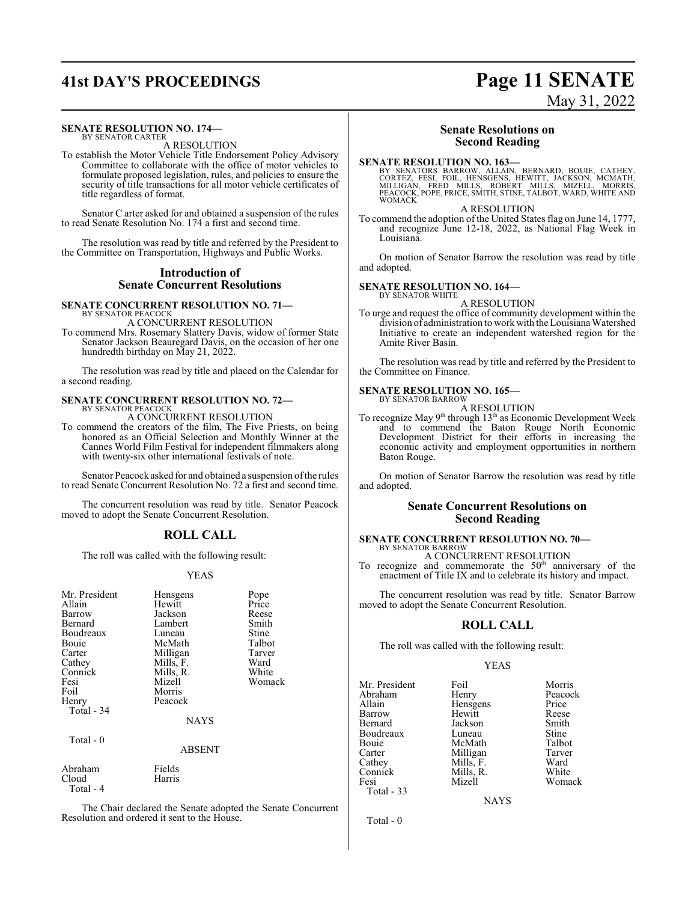**SENATE RESOLUTION NO. 174—**
BY SENATOR CARTER

A RESOLUTION

To establish the Motor Vehicle Title Endorsement Policy Advisory Committee to collaborate with the office of motor vehicles to formulate proposed legislation, rules, and policies to ensure the security of title transactions for all motor vehicle certificates of title regardless of format.

Senator C arter asked for and obtained a suspension of the rules to read Senate Resolution No. 174 a first and second time.

The resolution was read by title and referred by the President to the Committee on Transportation, Highways and Public Works.

## Introduction of Senate Concurrent Resolutions

**SENATE CONCURRENT RESOLUTION NO. 71—**
BY SENATOR PEACOCK

A CONCURRENT RESOLUTION

To commend Mrs. Rosemary Slattery Davis, widow of former State Senator Jackson Beauregard Davis, on the occasion of her one hundredth birthday on May 21, 2022.

The resolution was read by title and placed on the Calendar for a second reading.

**SENATE CONCURRENT RESOLUTION NO. 72—**
BY SENATOR PEACOCK

A CONCURRENT RESOLUTION

To commend the creators of the film, The Five Priests, on being honored as an Official Selection and Monthly Winner at the Cannes World Film Festival for independent filmmakers along with twenty-six other international festivals of note.

Senator Peacock asked for and obtained a suspension of the rules to read Senate Concurrent Resolution No. 72 a first and second time.

The concurrent resolution was read by title. Senator Peacock moved to adopt the Senate Concurrent Resolution.

## ROLL CALL

The roll was called with the following result:

YEAS

| | | |
|---|---|---|
| Mr. President | Hensgens | Pope |
| Allain | Hewitt | Price |
| Barrow | Jackson | Reese |
| Bernard | Lambert | Smith |
| Boudreaux | Luneau | Stine |
| Bouie | McMath | Talbot |
| Carter | Milligan | Tarver |
| Cathey | Mills, F. | Ward |
| Connick | Mills, R. | White |
| Fesi | Mizell | Womack |
| Foil | Morris | |
| Henry | Peacock | |

Total - 34

NAYS

Total - 0

ABSENT

| | |
|---|---|
| Abraham | Fields |
| Cloud | Harris |

Total - 4

The Chair declared the Senate adopted the Senate Concurrent Resolution and ordered it sent to the House.

## Senate Resolutions on Second Reading

**SENATE RESOLUTION NO. 163—**
BY SENATORS BARROW, ALLAIN, BERNARD, BOUIE, CATHEY, CORTEZ, FESI, FOIL, HENSGENS, HEWITT, JACKSON, MCMATH, MILLIGAN, FRED MILLS, ROBERT MILLS, MIZELL, MORRIS, PEACOCK, POPE, PRICE, SMITH, STINE, TALBOT, WARD, WHITE AND WOMACK

A RESOLUTION

To commend the adoption of the United States flag on June 14, 1777, and recognize June 12-18, 2022, as National Flag Week in Louisiana.

On motion of Senator Barrow the resolution was read by title and adopted.

**SENATE RESOLUTION NO. 164—**
BY SENATOR WHITE

A RESOLUTION

To urge and request the office of community development within the division of administration to work with the Louisiana Watershed Initiative to create an independent watershed region for the Amite River Basin.

The resolution was read by title and referred by the President to the Committee on Finance.

**SENATE RESOLUTION NO. 165—**
BY SENATOR BARROW

A RESOLUTION

To recognize May 9th through 13th as Economic Development Week and to commend the Baton Rouge North Economic Development District for their efforts in increasing the economic activity and employment opportunities in northern Baton Rouge.

On motion of Senator Barrow the resolution was read by title and adopted.

## Senate Concurrent Resolutions on Second Reading

**SENATE CONCURRENT RESOLUTION NO. 70—**
BY SENATOR BARROW

A CONCURRENT RESOLUTION

To recognize and commemorate the 50th anniversary of the enactment of Title IX and to celebrate its history and impact.

The concurrent resolution was read by title. Senator Barrow moved to adopt the Senate Concurrent Resolution.

## ROLL CALL

The roll was called with the following result:

YEAS

| | | |
|---|---|---|
| Mr. President | Foil | Morris |
| Abraham | Henry | Peacock |
| Allain | Hensgens | Price |
| Barrow | Hewitt | Reese |
| Bernard | Jackson | Smith |
| Boudreaux | Luneau | Stine |
| Bouie | McMath | Talbot |
| Carter | Milligan | Tarver |
| Cathey | Mills, F. | Ward |
| Connick | Mills, R. | White |
| Fesi | Mizell | Womack |

Total - 33

NAYS

Total - 0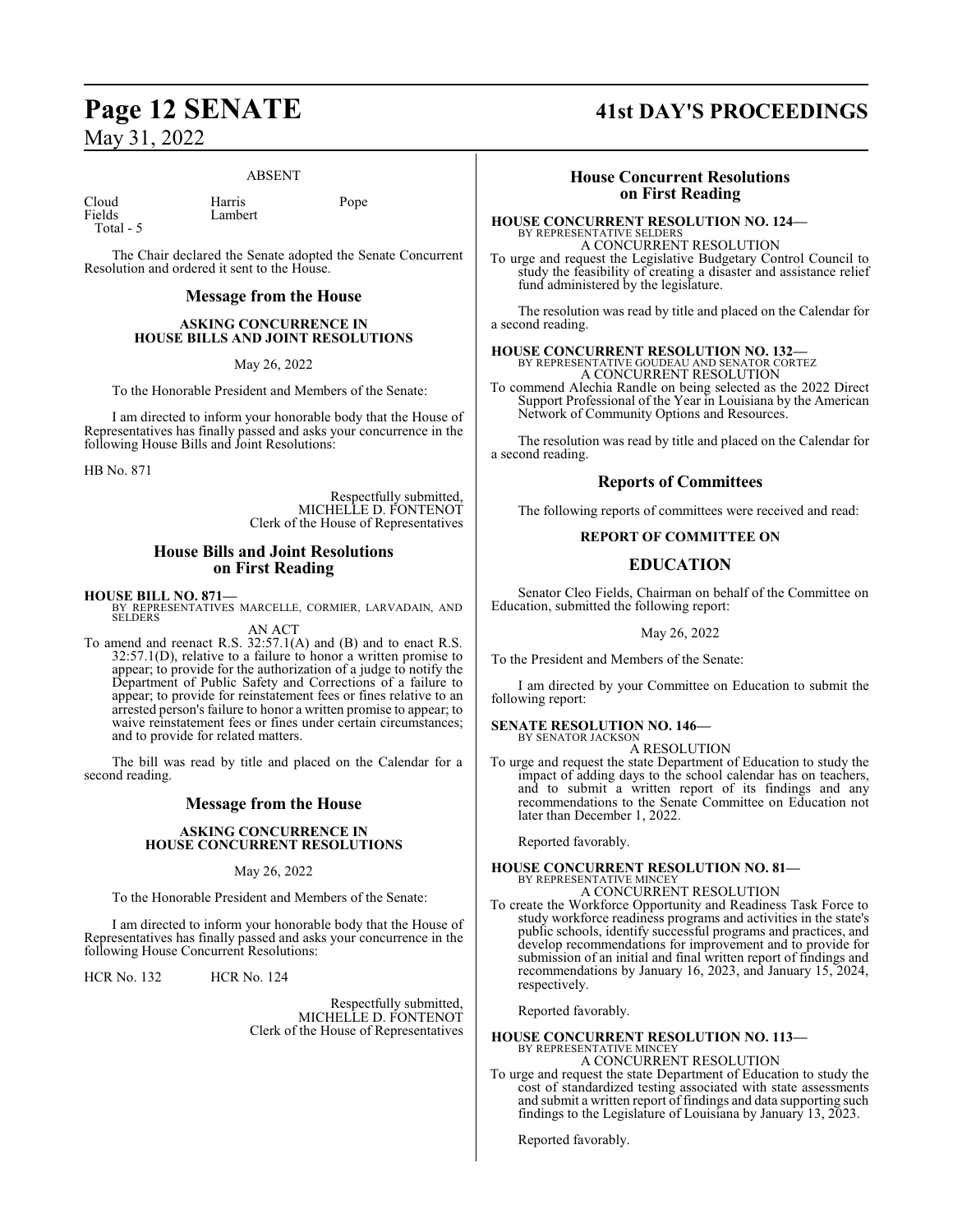ABSENT

| Cloud | Harris | Pope |
|---|---|---|
| Fields | Lambert | |
| Total - 5 | | |

The Chair declared the Senate adopted the Senate Concurrent Resolution and ordered it sent to the House.

## Message from the House

**ASKING CONCURRENCE IN HOUSE BILLS AND JOINT RESOLUTIONS**

May 26, 2022

To the Honorable President and Members of the Senate:

I am directed to inform your honorable body that the House of Representatives has finally passed and asks your concurrence in the following House Bills and Joint Resolutions:

HB No. 871

Respectfully submitted,
MICHELLE D. FONTENOT
Clerk of the House of Representatives

## House Bills and Joint Resolutions on First Reading

**HOUSE BILL NO. 871—**
BY REPRESENTATIVES MARCELLE, CORMIER, LARVADAIN, AND SELDERS

AN ACT

To amend and reenact R.S. 32:57.1(A) and (B) and to enact R.S. 32:57.1(D), relative to a failure to honor a written promise to appear; to provide for the authorization of a judge to notify the Department of Public Safety and Corrections of a failure to appear; to provide for reinstatement fees or fines relative to an arrested person's failure to honor a written promise to appear; to waive reinstatement fees or fines under certain circumstances; and to provide for related matters.

The bill was read by title and placed on the Calendar for a second reading.

## Message from the House

**ASKING CONCURRENCE IN HOUSE CONCURRENT RESOLUTIONS**

May 26, 2022

To the Honorable President and Members of the Senate:

I am directed to inform your honorable body that the House of Representatives has finally passed and asks your concurrence in the following House Concurrent Resolutions:

HCR No. 132 HCR No. 124

Respectfully submitted,
MICHELLE D. FONTENOT
Clerk of the House of Representatives

## House Concurrent Resolutions on First Reading

**HOUSE CONCURRENT RESOLUTION NO. 124—**
BY REPRESENTATIVE SELDERS

A CONCURRENT RESOLUTION

To urge and request the Legislative Budgetary Control Council to study the feasibility of creating a disaster and assistance relief fund administered by the legislature.

The resolution was read by title and placed on the Calendar for a second reading.

**HOUSE CONCURRENT RESOLUTION NO. 132—**
BY REPRESENTATIVE GOUDEAU AND SENATOR CORTEZ

A CONCURRENT RESOLUTION

To commend Alechia Randle on being selected as the 2022 Direct Support Professional of the Year in Louisiana by the American Network of Community Options and Resources.

The resolution was read by title and placed on the Calendar for a second reading.

## Reports of Committees

The following reports of committees were received and read:

**REPORT OF COMMITTEE ON**

## EDUCATION

Senator Cleo Fields, Chairman on behalf of the Committee on Education, submitted the following report:

May 26, 2022

To the President and Members of the Senate:

I am directed by your Committee on Education to submit the following report:

**SENATE RESOLUTION NO. 146—**
BY SENATOR JACKSON

A RESOLUTION

To urge and request the state Department of Education to study the impact of adding days to the school calendar has on teachers, and to submit a written report of its findings and any recommendations to the Senate Committee on Education not later than December 1, 2022.

Reported favorably.

**HOUSE CONCURRENT RESOLUTION NO. 81—**
BY REPRESENTATIVE MINCEY

A CONCURRENT RESOLUTION

To create the Workforce Opportunity and Readiness Task Force to study workforce readiness programs and activities in the state's public schools, identify successful programs and practices, and develop recommendations for improvement and to provide for submission of an initial and final written report of findings and recommendations by January 16, 2023, and January 15, 2024, respectively.

Reported favorably.

**HOUSE CONCURRENT RESOLUTION NO. 113—**
BY REPRESENTATIVE MINCEY

A CONCURRENT RESOLUTION

To urge and request the state Department of Education to study the cost of standardized testing associated with state assessments and submit a written report of findings and data supporting such findings to the Legislature of Louisiana by January 13, 2023.

Reported favorably.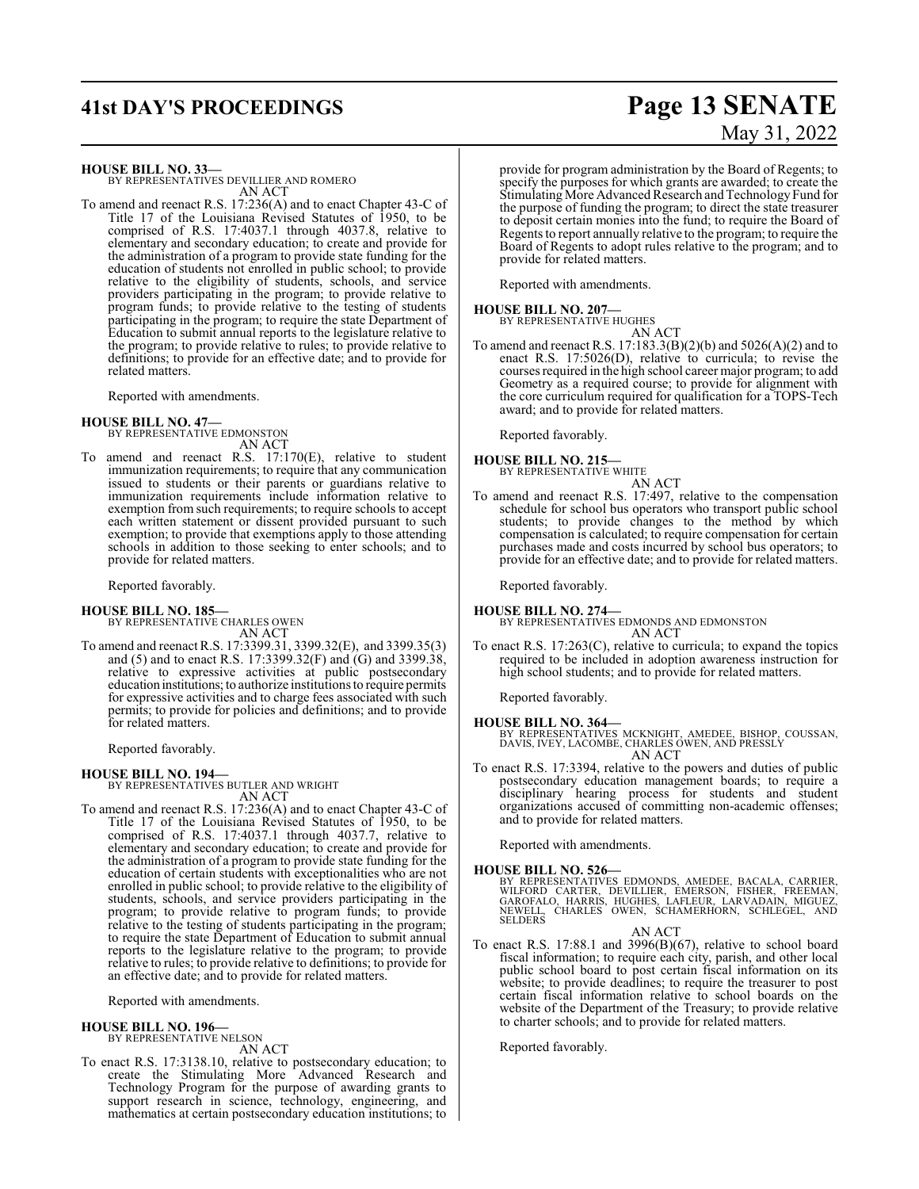**HOUSE BILL NO. 33—**
BY REPRESENTATIVES DEVILLIER AND ROMERO
AN ACT

To amend and reenact R.S. 17:236(A) and to enact Chapter 43-C of Title 17 of the Louisiana Revised Statutes of 1950, to be comprised of R.S. 17:4037.1 through 4037.8, relative to elementary and secondary education; to create and provide for the administration of a program to provide state funding for the education of students not enrolled in public school; to provide relative to the eligibility of students, schools, and service providers participating in the program; to provide relative to program funds; to provide relative to the testing of students participating in the program; to require the state Department of Education to submit annual reports to the legislature relative to the program; to provide relative to rules; to provide relative to definitions; to provide for an effective date; and to provide for related matters.

Reported with amendments.

**HOUSE BILL NO. 47—**
BY REPRESENTATIVE EDMONSTON
AN ACT

To amend and reenact R.S. 17:170(E), relative to student immunization requirements; to require that any communication issued to students or their parents or guardians relative to immunization requirements include information relative to exemption from such requirements; to require schools to accept each written statement or dissent provided pursuant to such exemption; to provide that exemptions apply to those attending schools in addition to those seeking to enter schools; and to provide for related matters.

Reported favorably.

**HOUSE BILL NO. 185—**
BY REPRESENTATIVE CHARLES OWEN
AN ACT

To amend and reenact R.S. 17:3399.31, 3399.32(E), and 3399.35(3) and (5) and to enact R.S. 17:3399.32(F) and (G) and 3399.38, relative to expressive activities at public postsecondary education institutions; to authorize institutions to require permits for expressive activities and to charge fees associated with such permits; to provide for policies and definitions; and to provide for related matters.

Reported favorably.

**HOUSE BILL NO. 194—**
BY REPRESENTATIVES BUTLER AND WRIGHT
AN ACT

To amend and reenact R.S. 17:236(A) and to enact Chapter 43-C of Title 17 of the Louisiana Revised Statutes of 1950, to be comprised of R.S. 17:4037.1 through 4037.7, relative to elementary and secondary education; to create and provide for the administration of a program to provide state funding for the education of certain students with exceptionalities who are not enrolled in public school; to provide relative to the eligibility of students, schools, and service providers participating in the program; to provide relative to program funds; to provide relative to the testing of students participating in the program; to require the state Department of Education to submit annual reports to the legislature relative to the program; to provide relative to rules; to provide relative to definitions; to provide for an effective date; and to provide for related matters.

Reported with amendments.

**HOUSE BILL NO. 196—**
BY REPRESENTATIVE NELSON
AN ACT

To enact R.S. 17:3138.10, relative to postsecondary education; to create the Stimulating More Advanced Research and Technology Program for the purpose of awarding grants to support research in science, technology, engineering, and mathematics at certain postsecondary education institutions; to provide for program administration by the Board of Regents; to specify the purposes for which grants are awarded; to create the Stimulating More Advanced Research and Technology Fund for the purpose of funding the program; to direct the state treasurer to deposit certain monies into the fund; to require the Board of Regents to report annually relative to the program; to require the Board of Regents to adopt rules relative to the program; and to provide for related matters.

Reported with amendments.

**HOUSE BILL NO. 207—**
BY REPRESENTATIVE HUGHES
AN ACT

To amend and reenact R.S. 17:183.3(B)(2)(b) and 5026(A)(2) and to enact R.S. 17:5026(D), relative to curricula; to revise the courses required in the high school career major program; to add Geometry as a required course; to provide for alignment with the core curriculum required for qualification for a TOPS-Tech award; and to provide for related matters.

Reported favorably.

**HOUSE BILL NO. 215—**
BY REPRESENTATIVE WHITE
AN ACT

To amend and reenact R.S. 17:497, relative to the compensation schedule for school bus operators who transport public school students; to provide changes to the method by which compensation is calculated; to require compensation for certain purchases made and costs incurred by school bus operators; to provide for an effective date; and to provide for related matters.

Reported favorably.

**HOUSE BILL NO. 274—**
BY REPRESENTATIVES EDMONDS AND EDMONSTON
AN ACT

To enact R.S. 17:263(C), relative to curricula; to expand the topics required to be included in adoption awareness instruction for high school students; and to provide for related matters.

Reported favorably.

**HOUSE BILL NO. 364—**
BY REPRESENTATIVES MCKNIGHT, AMEDEE, BISHOP, COUSSAN, DAVIS, IVEY, LACOMBE, CHARLES OWEN, AND PRESSLY
AN ACT

To enact R.S. 17:3394, relative to the powers and duties of public postsecondary education management boards; to require a disciplinary hearing process for students and student organizations accused of committing non-academic offenses; and to provide for related matters.

Reported with amendments.

**HOUSE BILL NO. 526—**
BY REPRESENTATIVES EDMONDS, AMEDEE, BACALA, CARRIER, WILFORD CARTER, DEVILLIER, EMERSON, FISHER, FREEMAN, GAROFALO, HARRIS, HUGHES, LAFLEUR, LARVADAIN, MIGUEZ, NEWELL, CHARLES OWEN, SCHAMERHORN, SCHLEGEL, AND SELDERS
AN ACT

To enact R.S. 17:88.1 and 3996(B)(67), relative to school board fiscal information; to require each city, parish, and other local public school board to post certain fiscal information on its website; to provide deadlines; to require the treasurer to post certain fiscal information relative to school boards on the website of the Department of the Treasury; to provide relative to charter schools; and to provide for related matters.

Reported favorably.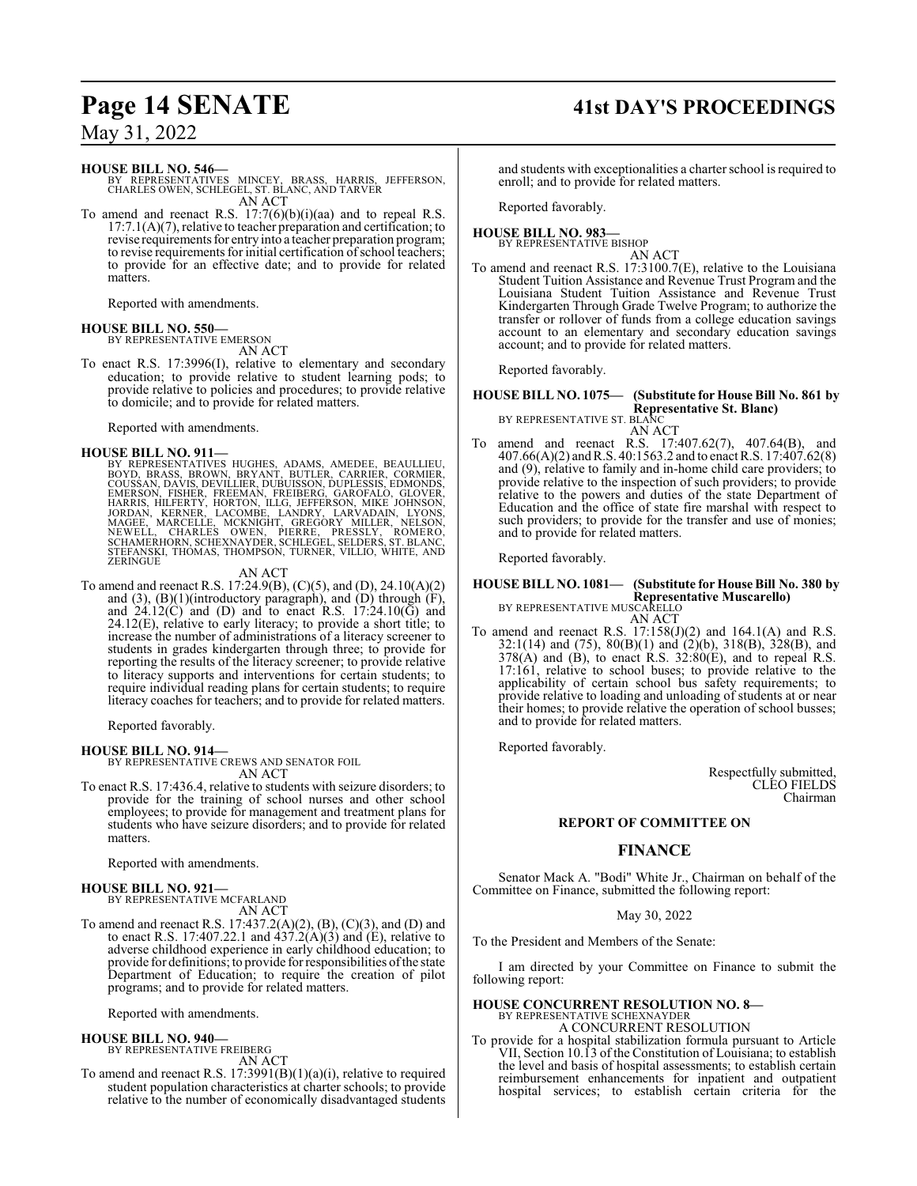**HOUSE BILL NO. 546—**
BY REPRESENTATIVES MINCEY, BRASS, HARRIS, JEFFERSON, CHARLES OWEN, SCHLEGEL, ST. BLANC, AND TARVER

AN ACT

To amend and reenact R.S. 17:7(6)(b)(i)(aa) and to repeal R.S. 17:7.1(A)(7), relative to teacher preparation and certification; to revise requirements for entry into a teacher preparation program; to revise requirements for initial certification of school teachers; to provide for an effective date; and to provide for related matters.

Reported with amendments.

**HOUSE BILL NO. 550—**
BY REPRESENTATIVE EMERSON

AN ACT

To enact R.S. 17:3996(I), relative to elementary and secondary education; to provide relative to student learning pods; to provide relative to policies and procedures; to provide relative to domicile; and to provide for related matters.

Reported with amendments.

**HOUSE BILL NO. 911—**
BY REPRESENTATIVES HUGHES, ADAMS, AMEDEE, BEAULLIEU, BOYD, BRASS, BROWN, BRYANT, BUTLER, CARRIER, CORMIER, COUSSAN, DAVIS, DEVILLIER, DUBUISSON, DUPLESSIS, EDMONDS, EMERSON, FISHER, FREEMAN, FREIBERG, GAROFALO, GLOVER, HARRIS, HILFERTY, HORTON, ILLG, JEFFERSON, MIKE JOHNSON, JORDAN, KERNER, LACOMBE, LANDRY, LARVADAIN, LYONS, MAGEE, MARCELLE, MCKNIGHT, GREGORY MILLER, NELSON, NEWELL, CHARLES OWEN, PIERRE, PRESSLY, ROMERO, SCHAMERHORN, SCHEXNAYDER, SCHLEGEL, SELDERS, ST. BLANC, STEFANSKI, THOMAS, THOMPSON, TURNER, VILLIO, WHITE, AND ZERINGUE

AN ACT

To amend and reenact R.S. 17:24.9(B), (C)(5), and (D), 24.10(A)(2) and (3), (B)(1)(introductory paragraph), and (D) through (F), and 24.12(C) and (D) and to enact R.S. 17:24.10(G) and 24.12(E), relative to early literacy; to provide a short title; to increase the number of administrations of a literacy screener to students in grades kindergarten through three; to provide for reporting the results of the literacy screener; to provide relative to literacy supports and interventions for certain students; to require individual reading plans for certain students; to require literacy coaches for teachers; and to provide for related matters.

Reported favorably.

**HOUSE BILL NO. 914—**
BY REPRESENTATIVE CREWS AND SENATOR FOIL

AN ACT

To enact R.S. 17:436.4, relative to students with seizure disorders; to provide for the training of school nurses and other school employees; to provide for management and treatment plans for students who have seizure disorders; and to provide for related matters.

Reported with amendments.

**HOUSE BILL NO. 921—**
BY REPRESENTATIVE MCFARLAND

AN ACT

To amend and reenact R.S. 17:437.2(A)(2), (B), (C)(3), and (D) and to enact R.S. 17:407.22.1 and 437.2(A)(3) and (E), relative to adverse childhood experience in early childhood education; to provide for definitions; to provide for responsibilities of the state Department of Education; to require the creation of pilot programs; and to provide for related matters.

Reported with amendments.

**HOUSE BILL NO. 940—**
BY REPRESENTATIVE FREIBERG

AN ACT

To amend and reenact R.S. 17:3991(B)(1)(a)(i), relative to required student population characteristics at charter schools; to provide relative to the number of economically disadvantaged students and students with exceptionalities a charter school is required to enroll; and to provide for related matters.

Reported favorably.

**HOUSE BILL NO. 983—**
BY REPRESENTATIVE BISHOP

AN ACT

To amend and reenact R.S. 17:3100.7(E), relative to the Louisiana Student Tuition Assistance and Revenue Trust Program and the Louisiana Student Tuition Assistance and Revenue Trust Kindergarten Through Grade Twelve Program; to authorize the transfer or rollover of funds from a college education savings account to an elementary and secondary education savings account; and to provide for related matters.

Reported favorably.

**HOUSE BILL NO. 1075— (Substitute for House Bill No. 861 by Representative St. Blanc)**
BY REPRESENTATIVE ST. BLANC

AN ACT

To amend and reenact R.S. 17:407.62(7), 407.64(B), and 407.66(A)(2) and R.S. 40:1563.2 and to enact R.S. 17:407.62(8) and (9), relative to family and in-home child care providers; to provide relative to the inspection of such providers; to provide relative to the powers and duties of the state Department of Education and the office of state fire marshal with respect to such providers; to provide for the transfer and use of monies; and to provide for related matters.

Reported favorably.

**HOUSE BILL NO. 1081— (Substitute for House Bill No. 380 by Representative Muscarello)**
BY REPRESENTATIVE MUSCARELLO

AN ACT

To amend and reenact R.S. 17:158(J)(2) and 164.1(A) and R.S. 32:1(14) and (75), 80(B)(1) and (2)(b), 318(B), 328(B), and 378(A) and (B), to enact R.S. 32:80(E), and to repeal R.S. 17:161, relative to school buses; to provide relative to the applicability of certain school bus safety requirements; to provide relative to loading and unloading of students at or near their homes; to provide relative the operation of school busses; and to provide for related matters.

Reported favorably.

Respectfully submitted,
CLEO FIELDS
Chairman

## REPORT OF COMMITTEE ON

## FINANCE

Senator Mack A. "Bodi" White Jr., Chairman on behalf of the Committee on Finance, submitted the following report:

May 30, 2022

To the President and Members of the Senate:

I am directed by your Committee on Finance to submit the following report:

**HOUSE CONCURRENT RESOLUTION NO. 8—**
BY REPRESENTATIVE SCHEXNAYDER

A CONCURRENT RESOLUTION

To provide for a hospital stabilization formula pursuant to Article VII, Section 10.13 of the Constitution of Louisiana; to establish the level and basis of hospital assessments; to establish certain reimbursement enhancements for inpatient and outpatient hospital services; to establish certain criteria for the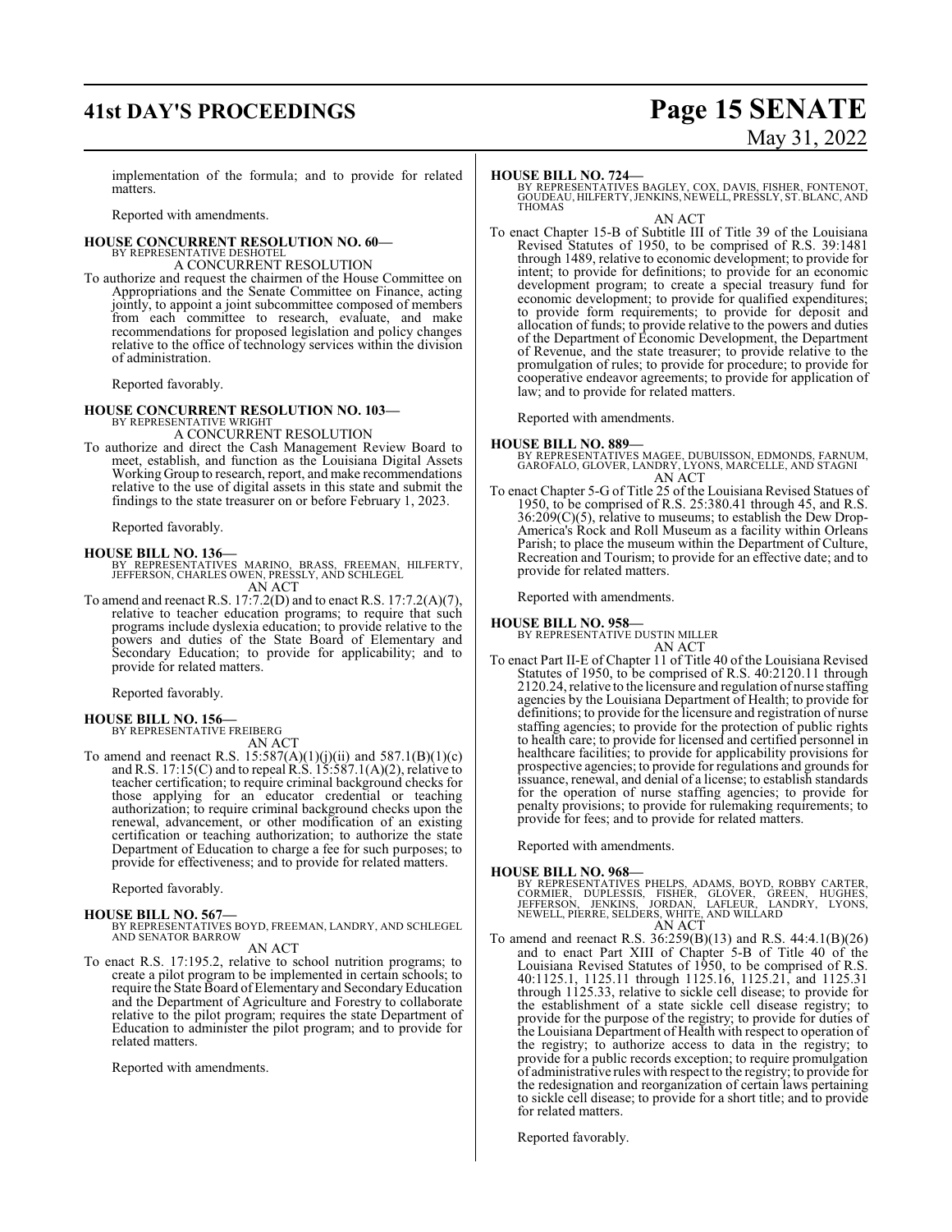implementation of the formula; and to provide for related matters.

Reported with amendments.

**HOUSE CONCURRENT RESOLUTION NO. 60—**
BY REPRESENTATIVE DESHOTEL
A CONCURRENT RESOLUTION

To authorize and request the chairmen of the House Committee on Appropriations and the Senate Committee on Finance, acting jointly, to appoint a joint subcommittee composed of members from each committee to research, evaluate, and make recommendations for proposed legislation and policy changes relative to the office of technology services within the division of administration.

Reported favorably.

**HOUSE CONCURRENT RESOLUTION NO. 103—**
BY REPRESENTATIVE WRIGHT
A CONCURRENT RESOLUTION

To authorize and direct the Cash Management Review Board to meet, establish, and function as the Louisiana Digital Assets Working Group to research, report, and make recommendations relative to the use of digital assets in this state and submit the findings to the state treasurer on or before February 1, 2023.

Reported favorably.

**HOUSE BILL NO. 136—**
BY REPRESENTATIVES MARINO, BRASS, FREEMAN, HILFERTY, JEFFERSON, CHARLES OWEN, PRESSLY, AND SCHLEGEL
AN ACT

To amend and reenact R.S. 17:7.2(D) and to enact R.S. 17:7.2(A)(7), relative to teacher education programs; to require that such programs include dyslexia education; to provide relative to the powers and duties of the State Board of Elementary and Secondary Education; to provide for applicability; and to provide for related matters.

Reported favorably.

**HOUSE BILL NO. 156—**
BY REPRESENTATIVE FREIBERG
AN ACT

To amend and reenact R.S. 15:587(A)(1)(j)(ii) and 587.1(B)(1)(c) and R.S. 17:15(C) and to repeal R.S. 15:587.1(A)(2), relative to teacher certification; to require criminal background checks for those applying for an educator credential or teaching authorization; to require criminal background checks upon the renewal, advancement, or other modification of an existing certification or teaching authorization; to authorize the state Department of Education to charge a fee for such purposes; to provide for effectiveness; and to provide for related matters.

Reported favorably.

**HOUSE BILL NO. 567—**
BY REPRESENTATIVES BOYD, FREEMAN, LANDRY, AND SCHLEGEL AND SENATOR BARROW
AN ACT

To enact R.S. 17:195.2, relative to school nutrition programs; to create a pilot program to be implemented in certain schools; to require the State Board of Elementary and Secondary Education and the Department of Agriculture and Forestry to collaborate relative to the pilot program; requires the state Department of Education to administer the pilot program; and to provide for related matters.

Reported with amendments.

**HOUSE BILL NO. 724—**
BY REPRESENTATIVES BAGLEY, COX, DAVIS, FISHER, FONTENOT, GOUDEAU, HILFERTY, JENKINS, NEWELL, PRESSLY, ST. BLANC, AND THOMAS
AN ACT

To enact Chapter 15-B of Subtitle III of Title 39 of the Louisiana Revised Statutes of 1950, to be comprised of R.S. 39:1481 through 1489, relative to economic development; to provide for intent; to provide for definitions; to provide for an economic development program; to create a special treasury fund for economic development; to provide for qualified expenditures; to provide form requirements; to provide for deposit and allocation of funds; to provide relative to the powers and duties of the Department of Economic Development, the Department of Revenue, and the state treasurer; to provide relative to the promulgation of rules; to provide for procedure; to provide for cooperative endeavor agreements; to provide for application of law; and to provide for related matters.

Reported with amendments.

**HOUSE BILL NO. 889—**
BY REPRESENTATIVES MAGEE, DUBUISSON, EDMONDS, FARNUM, GAROFALO, GLOVER, LANDRY, LYONS, MARCELLE, AND STAGNI
AN ACT

To enact Chapter 5-G of Title 25 of the Louisiana Revised Statues of 1950, to be comprised of R.S. 25:380.41 through 45, and R.S. 36:209(C)(5), relative to museums; to establish the Dew Drop-America's Rock and Roll Museum as a facility within Orleans Parish; to place the museum within the Department of Culture, Recreation and Tourism; to provide for an effective date; and to provide for related matters.

Reported with amendments.

**HOUSE BILL NO. 958—**
BY REPRESENTATIVE DUSTIN MILLER
AN ACT

To enact Part II-E of Chapter 11 of Title 40 of the Louisiana Revised Statutes of 1950, to be comprised of R.S. 40:2120.11 through 2120.24, relative to the licensure and regulation of nurse staffing agencies by the Louisiana Department of Health; to provide for definitions; to provide for the licensure and registration of nurse staffing agencies; to provide for the protection of public rights to health care; to provide for licensed and certified personnel in healthcare facilities; to provide for applicability provisions for prospective agencies; to provide for regulations and grounds for issuance, renewal, and denial of a license; to establish standards for the operation of nurse staffing agencies; to provide for penalty provisions; to provide for rulemaking requirements; to provide for fees; and to provide for related matters.

Reported with amendments.

**HOUSE BILL NO. 968—**
BY REPRESENTATIVES PHELPS, ADAMS, BOYD, ROBBY CARTER, CORMIER, DUPLESSIS, FISHER, GLOVER, GREEN, HUGHES, JEFFERSON, JENKINS, JORDAN, LAFLEUR, LANDRY, LYONS, NEWELL, PIERRE, SELDERS, WHITE, AND WILLARD
AN ACT

To amend and reenact R.S. 36:259(B)(13) and R.S. 44:4.1(B)(26) and to enact Part XIII of Chapter 5-B of Title 40 of the Louisiana Revised Statutes of 1950, to be comprised of R.S. 40:1125.1, 1125.11 through 1125.16, 1125.21, and 1125.31 through 1125.33, relative to sickle cell disease; to provide for the establishment of a state sickle cell disease registry; to provide for the purpose of the registry; to provide for duties of the Louisiana Department of Health with respect to operation of the registry; to authorize access to data in the registry; to provide for a public records exception; to require promulgation of administrative rules with respect to the registry; to provide for the redesignation and reorganization of certain laws pertaining to sickle cell disease; to provide for a short title; and to provide for related matters.

Reported favorably.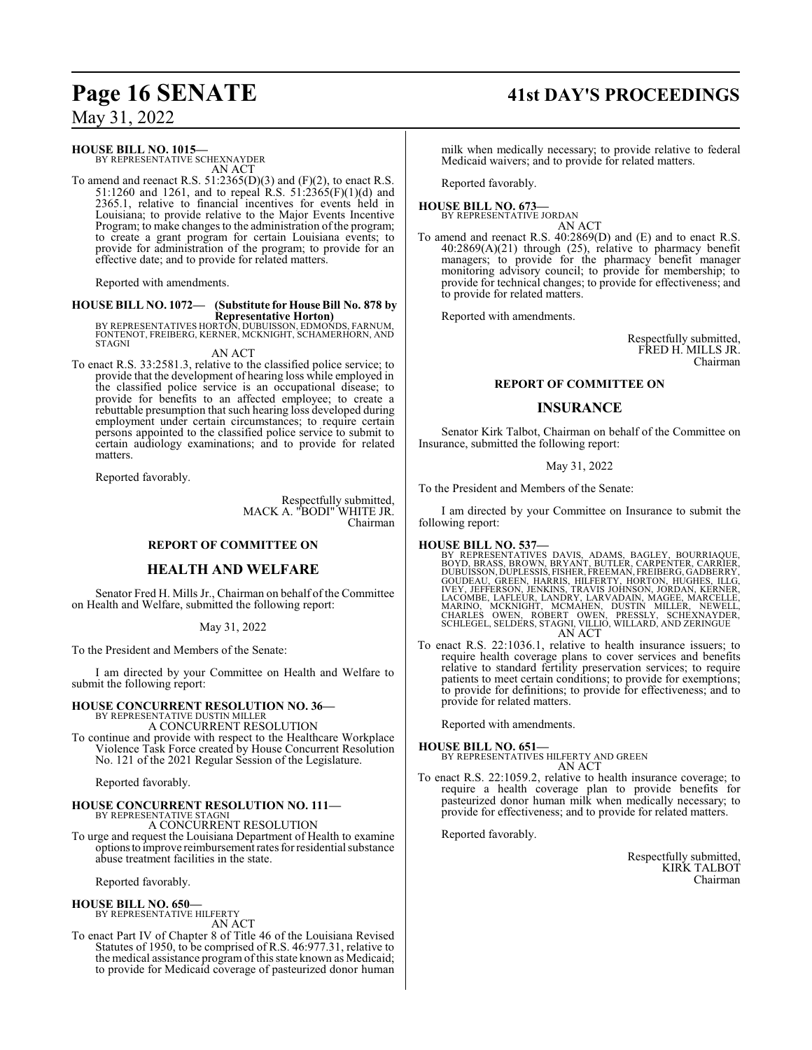**HOUSE BILL NO. 1015—**
BY REPRESENTATIVE SCHEXNAYDER
AN ACT

To amend and reenact R.S. 51:2365(D)(3) and (F)(2), to enact R.S. 51:1260 and 1261, and to repeal R.S. 51:2365(F)(1)(d) and 2365.1, relative to financial incentives for events held in Louisiana; to provide relative to the Major Events Incentive Program; to make changes to the administration of the program; to create a grant program for certain Louisiana events; to provide for administration of the program; to provide for an effective date; and to provide for related matters.

Reported with amendments.

**HOUSE BILL NO. 1072— (Substitute for House Bill No. 878 by Representative Horton)**
BY REPRESENTATIVES HORTON, DUBUISSON, EDMONDS, FARNUM, FONTENOT, FREIBERG, KERNER, MCKNIGHT, SCHAMERHORN, AND STAGNI
AN ACT

To enact R.S. 33:2581.3, relative to the classified police service; to provide that the development of hearing loss while employed in the classified police service is an occupational disease; to provide for benefits to an affected employee; to create a rebuttable presumption that such hearing loss developed during employment under certain circumstances; to require certain persons appointed to the classified police service to submit to certain audiology examinations; and to provide for related matters.

Reported favorably.

Respectfully submitted,
MACK A. "BODI" WHITE JR.
Chairman

## REPORT OF COMMITTEE ON

## HEALTH AND WELFARE

Senator Fred H. Mills Jr., Chairman on behalf of the Committee on Health and Welfare, submitted the following report:

May 31, 2022

To the President and Members of the Senate:

I am directed by your Committee on Health and Welfare to submit the following report:

**HOUSE CONCURRENT RESOLUTION NO. 36—**
BY REPRESENTATIVE DUSTIN MILLER
A CONCURRENT RESOLUTION

To continue and provide with respect to the Healthcare Workplace Violence Task Force created by House Concurrent Resolution No. 121 of the 2021 Regular Session of the Legislature.

Reported favorably.

**HOUSE CONCURRENT RESOLUTION NO. 111—**
BY REPRESENTATIVE STAGNI
A CONCURRENT RESOLUTION

To urge and request the Louisiana Department of Health to examine options to improve reimbursement rates for residential substance abuse treatment facilities in the state.

Reported favorably.

**HOUSE BILL NO. 650—**
BY REPRESENTATIVE HILFERTY
AN ACT

To enact Part IV of Chapter 8 of Title 46 of the Louisiana Revised Statutes of 1950, to be comprised of R.S. 46:977.31, relative to the medical assistance program of this state known as Medicaid; to provide for Medicaid coverage of pasteurized donor human milk when medically necessary; to provide relative to federal Medicaid waivers; and to provide for related matters.

Reported favorably.

**HOUSE BILL NO. 673—**
BY REPRESENTATIVE JORDAN
AN ACT

To amend and reenact R.S. 40:2869(D) and (E) and to enact R.S. 40:2869(A)(21) through (25), relative to pharmacy benefit managers; to provide for the pharmacy benefit manager monitoring advisory council; to provide for membership; to provide for technical changes; to provide for effectiveness; and to provide for related matters.

Reported with amendments.

Respectfully submitted,
FRED H. MILLS JR.
Chairman

## REPORT OF COMMITTEE ON

## INSURANCE

Senator Kirk Talbot, Chairman on behalf of the Committee on Insurance, submitted the following report:

May 31, 2022

To the President and Members of the Senate:

I am directed by your Committee on Insurance to submit the following report:

**HOUSE BILL NO. 537—**
BY REPRESENTATIVES DAVIS, ADAMS, BAGLEY, BOURRIAQUE, BOYD, BRASS, BROWN, BRYANT, BUTLER, CARPENTER, CARRIER, DUBUISSON, DUPLESSIS, FISHER, FREEMAN, FREIBERG, GADBERRY, GOUDEAU, GREEN, HARRIS, HILFERTY, HORTON, HUGHES, ILLG, IVEY, JEFFERSON, JENKINS, TRAVIS JOHNSON, JORDAN, KERNER, LACOMBE, LAFLEUR, LANDRY, LARVADAIN, MAGEE, MARCELLE, MARINO, MCKNIGHT, MCMAHEN, DUSTIN MILLER, NEWELL, CHARLES OWEN, ROBERT OWEN, PRESSLY, SCHEXNAYDER, SCHLEGEL, SELDERS, STAGNI, VILLIO, WILLARD, AND ZERINGUE
AN ACT

To enact R.S. 22:1036.1, relative to health insurance issuers; to require health coverage plans to cover services and benefits relative to standard fertility preservation services; to require patients to meet certain conditions; to provide for exemptions; to provide for definitions; to provide for effectiveness; and to provide for related matters.

Reported with amendments.

**HOUSE BILL NO. 651—**
BY REPRESENTATIVES HILFERTY AND GREEN
AN ACT

To enact R.S. 22:1059.2, relative to health insurance coverage; to require a health coverage plan to provide benefits for pasteurized donor human milk when medically necessary; to provide for effectiveness; and to provide for related matters.

Reported favorably.

Respectfully submitted,
KIRK TALBOT
Chairman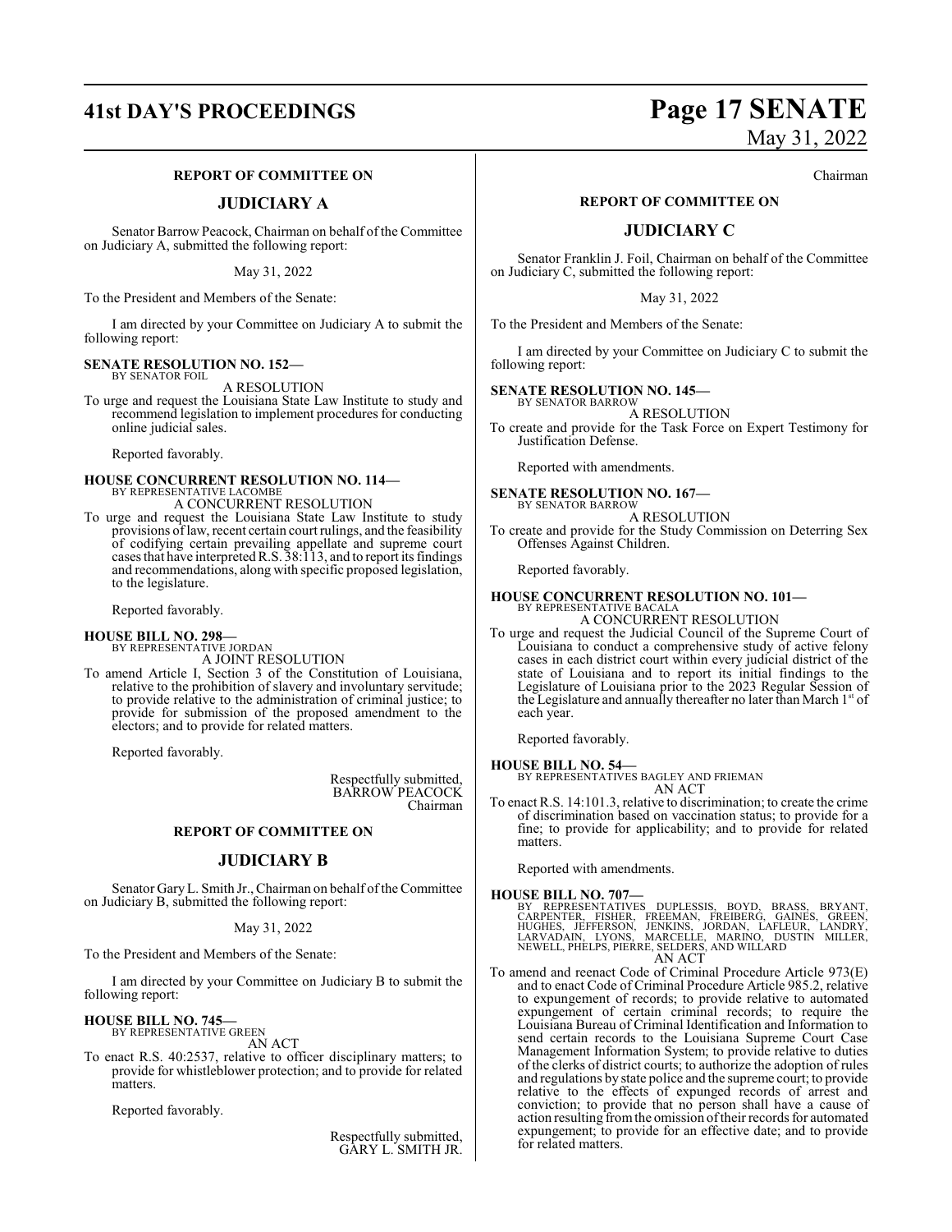## REPORT OF COMMITTEE ON

## JUDICIARY A

Senator Barrow Peacock, Chairman on behalf of the Committee on Judiciary A, submitted the following report:

May 31, 2022

To the President and Members of the Senate:

I am directed by your Committee on Judiciary A to submit the following report:

**SENATE RESOLUTION NO. 152—**
BY SENATOR FOIL

A RESOLUTION

To urge and request the Louisiana State Law Institute to study and recommend legislation to implement procedures for conducting online judicial sales.

Reported favorably.

**HOUSE CONCURRENT RESOLUTION NO. 114—**
BY REPRESENTATIVE LACOMBE

A CONCURRENT RESOLUTION

To urge and request the Louisiana State Law Institute to study provisions of law, recent certain court rulings, and the feasibility of codifying certain prevailing appellate and supreme court cases that have interpreted R.S. 38:113, and to report its findings and recommendations, along with specific proposed legislation, to the legislature.

Reported favorably.

**HOUSE BILL NO. 298—**
BY REPRESENTATIVE JORDAN

A JOINT RESOLUTION

To amend Article I, Section 3 of the Constitution of Louisiana, relative to the prohibition of slavery and involuntary servitude; to provide relative to the administration of criminal justice; to provide for submission of the proposed amendment to the electors; and to provide for related matters.

Reported favorably.

Respectfully submitted,
BARROW PEACOCK
Chairman

## REPORT OF COMMITTEE ON

## JUDICIARY B

Senator Gary L. Smith Jr., Chairman on behalf of the Committee on Judiciary B, submitted the following report:

May 31, 2022

To the President and Members of the Senate:

I am directed by your Committee on Judiciary B to submit the following report:

**HOUSE BILL NO. 745—**
BY REPRESENTATIVE GREEN

AN ACT

To enact R.S. 40:2537, relative to officer disciplinary matters; to provide for whistleblower protection; and to provide for related matters.

Reported favorably.

Respectfully submitted,
GARY L. SMITH JR.
Chairman

## REPORT OF COMMITTEE ON

## JUDICIARY C

Senator Franklin J. Foil, Chairman on behalf of the Committee on Judiciary C, submitted the following report:

May 31, 2022

To the President and Members of the Senate:

I am directed by your Committee on Judiciary C to submit the following report:

**SENATE RESOLUTION NO. 145—**
BY SENATOR BARROW

A RESOLUTION

To create and provide for the Task Force on Expert Testimony for Justification Defense.

Reported with amendments.

**SENATE RESOLUTION NO. 167—**
BY SENATOR BARROW

A RESOLUTION

To create and provide for the Study Commission on Deterring Sex Offenses Against Children.

Reported favorably.

**HOUSE CONCURRENT RESOLUTION NO. 101—**
BY REPRESENTATIVE BACALA

A CONCURRENT RESOLUTION

To urge and request the Judicial Council of the Supreme Court of Louisiana to conduct a comprehensive study of active felony cases in each district court within every judicial district of the state of Louisiana and to report its initial findings to the Legislature of Louisiana prior to the 2023 Regular Session of the Legislature and annually thereafter no later than March 1st of each year.

Reported favorably.

**HOUSE BILL NO. 54—**
BY REPRESENTATIVES BAGLEY AND FRIEMAN

AN ACT

To enact R.S. 14:101.3, relative to discrimination; to create the crime of discrimination based on vaccination status; to provide for a fine; to provide for applicability; and to provide for related matters.

Reported with amendments.

**HOUSE BILL NO. 707—**
BY REPRESENTATIVES DUPLESSIS, BOYD, BRASS, BRYANT, CARPENTER, FISHER, FREEMAN, FREIBERG, GAINES, GREEN, HUGHES, JEFFERSON, JENKINS, JORDAN, LAFLEUR, LANDRY, LARVADAIN, LYONS, MARCELLE, MARINO, DUSTIN MILLER, NEWELL, PHELPS, PIERRE, SELDERS, AND WILLARD

AN ACT

To amend and reenact Code of Criminal Procedure Article 973(E) and to enact Code of Criminal Procedure Article 985.2, relative to expungement of records; to provide relative to automated expungement of certain criminal records; to require the Louisiana Bureau of Criminal Identification and Information to send certain records to the Louisiana Supreme Court Case Management Information System; to provide relative to duties of the clerks of district courts; to authorize the adoption of rules and regulations by state police and the supreme court; to provide relative to the effects of expunged records of arrest and conviction; to provide that no person shall have a cause of action resulting from the omission of their records for automated expungement; to provide for an effective date; and to provide for related matters.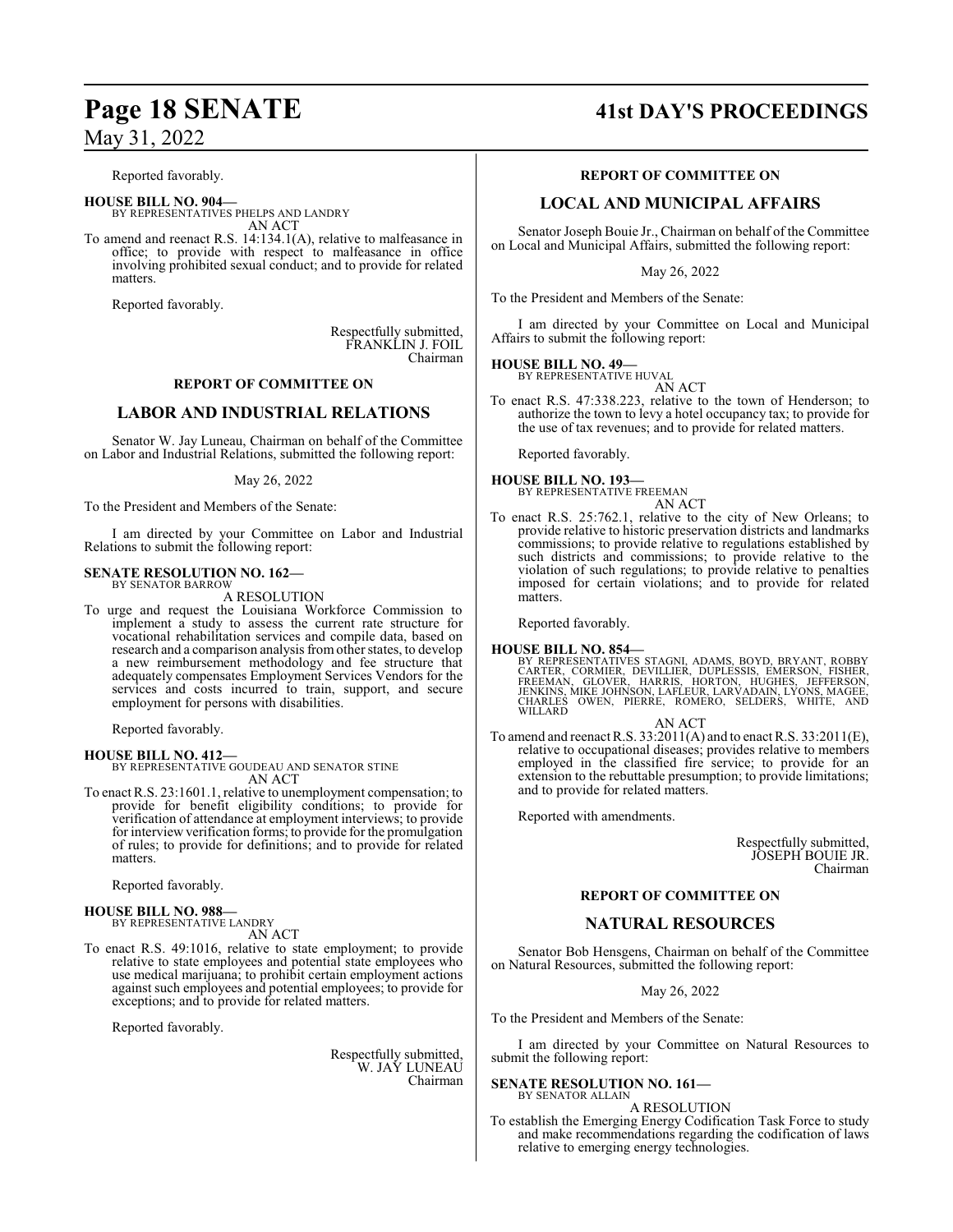Reported favorably.

**HOUSE BILL NO. 904—**
BY REPRESENTATIVES PHELPS AND LANDRY
AN ACT

To amend and reenact R.S. 14:134.1(A), relative to malfeasance in office; to provide with respect to malfeasance in office involving prohibited sexual conduct; and to provide for related matters.

Reported favorably.

Respectfully submitted,
FRANKLIN J. FOIL
Chairman

**REPORT OF COMMITTEE ON**

## LABOR AND INDUSTRIAL RELATIONS

Senator W. Jay Luneau, Chairman on behalf of the Committee on Labor and Industrial Relations, submitted the following report:

May 26, 2022

To the President and Members of the Senate:

I am directed by your Committee on Labor and Industrial Relations to submit the following report:

**SENATE RESOLUTION NO. 162—**
BY SENATOR BARROW
A RESOLUTION

To urge and request the Louisiana Workforce Commission to implement a study to assess the current rate structure for vocational rehabilitation services and compile data, based on research and a comparison analysis from other states, to develop a new reimbursement methodology and fee structure that adequately compensates Employment Services Vendors for the services and costs incurred to train, support, and secure employment for persons with disabilities.

Reported favorably.

**HOUSE BILL NO. 412—**
BY REPRESENTATIVE GOUDEAU AND SENATOR STINE
AN ACT

To enact R.S. 23:1601.1, relative to unemployment compensation; to provide for benefit eligibility conditions; to provide for verification of attendance at employment interviews; to provide for interview verification forms; to provide for the promulgation of rules; to provide for definitions; and to provide for related matters.

Reported favorably.

**HOUSE BILL NO. 988—**
BY REPRESENTATIVE LANDRY
AN ACT

To enact R.S. 49:1016, relative to state employment; to provide relative to state employees and potential state employees who use medical marijuana; to prohibit certain employment actions against such employees and potential employees; to provide for exceptions; and to provide for related matters.

Reported favorably.

Respectfully submitted,
W. JAY LUNEAU
Chairman

**REPORT OF COMMITTEE ON**

## LOCAL AND MUNICIPAL AFFAIRS

Senator Joseph Bouie Jr., Chairman on behalf of the Committee on Local and Municipal Affairs, submitted the following report:

May 26, 2022

To the President and Members of the Senate:

I am directed by your Committee on Local and Municipal Affairs to submit the following report:

**HOUSE BILL NO. 49—**
BY REPRESENTATIVE HUVAL
AN ACT

To enact R.S. 47:338.223, relative to the town of Henderson; to authorize the town to levy a hotel occupancy tax; to provide for the use of tax revenues; and to provide for related matters.

Reported favorably.

**HOUSE BILL NO. 193—**
BY REPRESENTATIVE FREEMAN
AN ACT

To enact R.S. 25:762.1, relative to the city of New Orleans; to provide relative to historic preservation districts and landmarks commissions; to provide relative to regulations established by such districts and commissions; to provide relative to the violation of such regulations; to provide relative to penalties imposed for certain violations; and to provide for related matters.

Reported favorably.

**HOUSE BILL NO. 854—**
BY REPRESENTATIVES STAGNI, ADAMS, BOYD, BRYANT, ROBBY CARTER, CORMIER, DEVILLIER, DUPLESSIS, EMERSON, FISHER, FREEMAN, GLOVER, HARRIS, HORTON, HUGHES, JEFFERSON, JENKINS, MIKE JOHNSON, LAFLEUR, LARVADAIN, LYONS, MAGEE, CHARLES OWEN, PIERRE, ROMERO, SELDERS, WHITE, AND WILLARD
AN ACT

To amend and reenact R.S. 33:2011(A) and to enact R.S. 33:2011(E), relative to occupational diseases; provides relative to members employed in the classified fire service; to provide for an extension to the rebuttable presumption; to provide limitations; and to provide for related matters.

Reported with amendments.

Respectfully submitted,
JOSEPH BOUIE JR.
Chairman

**REPORT OF COMMITTEE ON**

## NATURAL RESOURCES

Senator Bob Hensgens, Chairman on behalf of the Committee on Natural Resources, submitted the following report:

May 26, 2022

To the President and Members of the Senate:

I am directed by your Committee on Natural Resources to submit the following report:

**SENATE RESOLUTION NO. 161—**
BY SENATOR ALLAIN
A RESOLUTION

To establish the Emerging Energy Codification Task Force to study and make recommendations regarding the codification of laws relative to emerging energy technologies.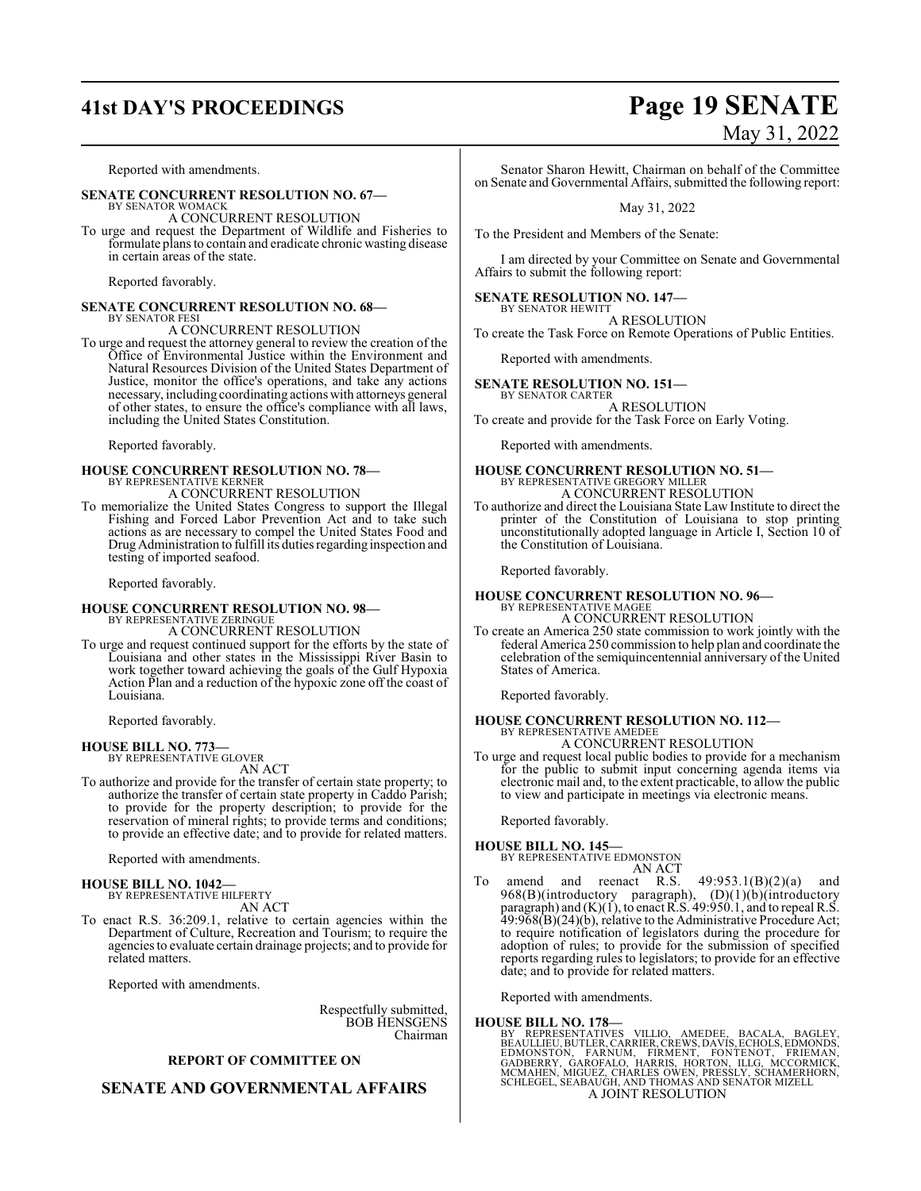Reported with amendments.

**SENATE CONCURRENT RESOLUTION NO. 67—**
BY SENATOR WOMACK
A CONCURRENT RESOLUTION

To urge and request the Department of Wildlife and Fisheries to formulate plans to contain and eradicate chronic wasting disease in certain areas of the state.

Reported favorably.

**SENATE CONCURRENT RESOLUTION NO. 68—**
BY SENATOR FESI
A CONCURRENT RESOLUTION

To urge and request the attorney general to review the creation of the Office of Environmental Justice within the Environment and Natural Resources Division of the United States Department of Justice, monitor the office's operations, and take any actions necessary, including coordinating actions with attorneys general of other states, to ensure the office's compliance with all laws, including the United States Constitution.

Reported favorably.

**HOUSE CONCURRENT RESOLUTION NO. 78—**
BY REPRESENTATIVE KERNER
A CONCURRENT RESOLUTION

To memorialize the United States Congress to support the Illegal Fishing and Forced Labor Prevention Act and to take such actions as are necessary to compel the United States Food and Drug Administration to fulfill its duties regarding inspection and testing of imported seafood.

Reported favorably.

**HOUSE CONCURRENT RESOLUTION NO. 98—**
BY REPRESENTATIVE ZERINGUE
A CONCURRENT RESOLUTION

To urge and request continued support for the efforts by the state of Louisiana and other states in the Mississippi River Basin to work together toward achieving the goals of the Gulf Hypoxia Action Plan and a reduction of the hypoxic zone off the coast of Louisiana.

Reported favorably.

**HOUSE BILL NO. 773—**
BY REPRESENTATIVE GLOVER
AN ACT

To authorize and provide for the transfer of certain state property; to authorize the transfer of certain state property in Caddo Parish; to provide for the property description; to provide for the reservation of mineral rights; to provide terms and conditions; to provide an effective date; and to provide for related matters.

Reported with amendments.

**HOUSE BILL NO. 1042—**
BY REPRESENTATIVE HILFERTY
AN ACT

To enact R.S. 36:209.1, relative to certain agencies within the Department of Culture, Recreation and Tourism; to require the agencies to evaluate certain drainage projects; and to provide for related matters.

Reported with amendments.

Respectfully submitted,
BOB HENSGENS
Chairman

**REPORT OF COMMITTEE ON**

## SENATE AND GOVERNMENTAL AFFAIRS

Senator Sharon Hewitt, Chairman on behalf of the Committee on Senate and Governmental Affairs, submitted the following report:

May 31, 2022

To the President and Members of the Senate:

I am directed by your Committee on Senate and Governmental Affairs to submit the following report:

**SENATE RESOLUTION NO. 147—**
BY SENATOR HEWITT
A RESOLUTION

To create the Task Force on Remote Operations of Public Entities.

Reported with amendments.

**SENATE RESOLUTION NO. 151—**
BY SENATOR CARTER
A RESOLUTION

To create and provide for the Task Force on Early Voting.

Reported with amendments.

**HOUSE CONCURRENT RESOLUTION NO. 51—**
BY REPRESENTATIVE GREGORY MILLER
A CONCURRENT RESOLUTION

To authorize and direct the Louisiana State Law Institute to direct the printer of the Constitution of Louisiana to stop printing unconstitutionally adopted language in Article I, Section 10 of the Constitution of Louisiana.

Reported favorably.

**HOUSE CONCURRENT RESOLUTION NO. 96—**
BY REPRESENTATIVE MAGEE
A CONCURRENT RESOLUTION

To create an America 250 state commission to work jointly with the federal America 250 commission to help plan and coordinate the celebration of the semiquincentennial anniversary of the United States of America.

Reported favorably.

**HOUSE CONCURRENT RESOLUTION NO. 112—**
BY REPRESENTATIVE AMEDEE
A CONCURRENT RESOLUTION

To urge and request local public bodies to provide for a mechanism for the public to submit input concerning agenda items via electronic mail and, to the extent practicable, to allow the public to view and participate in meetings via electronic means.

Reported favorably.

**HOUSE BILL NO. 145—**
BY REPRESENTATIVE EDMONSTON
AN ACT

To amend and reenact R.S. 49:953.1(B)(2)(a) and 968(B)(introductory paragraph), (D)(1)(b)(introductory paragraph) and (K)(1), to enact R.S. 49:950.1, and to repeal R.S. 49:968(B)(24)(b), relative to the Administrative Procedure Act; to require notification of legislators during the procedure for adoption of rules; to provide for the submission of specified reports regarding rules to legislators; to provide for an effective date; and to provide for related matters.

Reported with amendments.

**HOUSE BILL NO. 178—**
BY REPRESENTATIVES VILLIO, AMEDEE, BACALA, BAGLEY, BEAULLIEU, BUTLER, CARRIER, CREWS, DAVIS, ECHOLS, EDMONDS, EDMONSTON, FARNUM, FIRMENT, FONTENOT, FRIEMAN, GADBERRY, GAROFALO, HARRIS, HORTON, ILLG, MCCORMICK, MCMAHEN, MIGUEZ, CHARLES OWEN, PRESSLY, SCHAMERHORN, SCHLEGEL, SEABAUGH, AND THOMAS AND SENATOR MIZELL
A JOINT RESOLUTION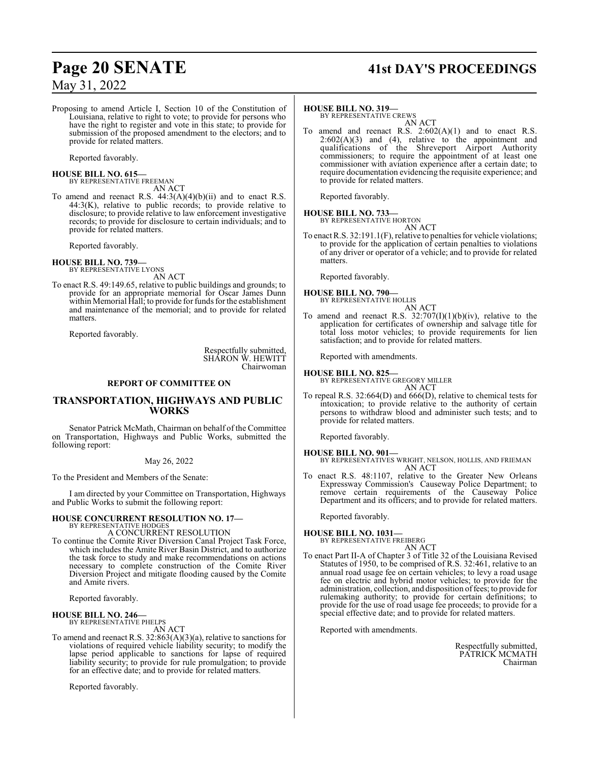Proposing to amend Article I, Section 10 of the Constitution of Louisiana, relative to right to vote; to provide for persons who have the right to register and vote in this state; to provide for submission of the proposed amendment to the electors; and to provide for related matters.

Reported favorably.

**HOUSE BILL NO. 615—**
BY REPRESENTATIVE FREEMAN
AN ACT

To amend and reenact R.S. 44:3(A)(4)(b)(ii) and to enact R.S. 44:3(K), relative to public records; to provide relative to disclosure; to provide relative to law enforcement investigative records; to provide for disclosure to certain individuals; and to provide for related matters.

Reported favorably.

**HOUSE BILL NO. 739—**
BY REPRESENTATIVE LYONS
AN ACT

To enact R.S. 49:149.65, relative to public buildings and grounds; to provide for an appropriate memorial for Oscar James Dunn within Memorial Hall; to provide for funds for the establishment and maintenance of the memorial; and to provide for related matters.

Reported favorably.

Respectfully submitted,
SHARON W. HEWITT
Chairwoman

## REPORT OF COMMITTEE ON

## TRANSPORTATION, HIGHWAYS AND PUBLIC WORKS

Senator Patrick McMath, Chairman on behalf of the Committee on Transportation, Highways and Public Works, submitted the following report:

May 26, 2022

To the President and Members of the Senate:

I am directed by your Committee on Transportation, Highways and Public Works to submit the following report:

**HOUSE CONCURRENT RESOLUTION NO. 17—**
BY REPRESENTATIVE HODGES
A CONCURRENT RESOLUTION

To continue the Comite River Diversion Canal Project Task Force, which includes the Amite River Basin District, and to authorize the task force to study and make recommendations on actions necessary to complete construction of the Comite River Diversion Project and mitigate flooding caused by the Comite and Amite rivers.

Reported favorably.

**HOUSE BILL NO. 246—**
BY REPRESENTATIVE PHELPS
AN ACT

To amend and reenact R.S. 32:863(A)(3)(a), relative to sanctions for violations of required vehicle liability security; to modify the lapse period applicable to sanctions for lapse of required liability security; to provide for rule promulgation; to provide for an effective date; and to provide for related matters.

Reported favorably.

**HOUSE BILL NO. 319—**
BY REPRESENTATIVE CREWS
AN ACT

To amend and reenact R.S. 2:602(A)(1) and to enact R.S. 2:602(A)(3) and (4), relative to the appointment and qualifications of the Shreveport Airport Authority commissioners; to require the appointment of at least one commissioner with aviation experience after a certain date; to require documentation evidencing the requisite experience; and to provide for related matters.

Reported favorably.

**HOUSE BILL NO. 733—**
BY REPRESENTATIVE HORTON
AN ACT

To enact R.S. 32:191.1(F), relative to penalties for vehicle violations; to provide for the application of certain penalties to violations of any driver or operator of a vehicle; and to provide for related matters.

Reported favorably.

**HOUSE BILL NO. 790—**
BY REPRESENTATIVE HOLLIS
AN ACT

To amend and reenact R.S. 32:707(I)(1)(b)(iv), relative to the application for certificates of ownership and salvage title for total loss motor vehicles; to provide requirements for lien satisfaction; and to provide for related matters.

Reported with amendments.

**HOUSE BILL NO. 825—**
BY REPRESENTATIVE GREGORY MILLER
AN ACT

To repeal R.S. 32:664(D) and 666(D), relative to chemical tests for intoxication; to provide relative to the authority of certain persons to withdraw blood and administer such tests; and to provide for related matters.

Reported favorably.

**HOUSE BILL NO. 901—**
BY REPRESENTATIVES WRIGHT, NELSON, HOLLIS, AND FRIEMAN
AN ACT

To enact R.S. 48:1107, relative to the Greater New Orleans Expressway Commission's Causeway Police Department; to remove certain requirements of the Causeway Police Department and its officers; and to provide for related matters.

Reported favorably.

**HOUSE BILL NO. 1031—**
BY REPRESENTATIVE FREIBERG
AN ACT

To enact Part II-A of Chapter 3 of Title 32 of the Louisiana Revised Statutes of 1950, to be comprised of R.S. 32:461, relative to an annual road usage fee on certain vehicles; to levy a road usage fee on electric and hybrid motor vehicles; to provide for the administration, collection, and disposition of fees; to provide for rulemaking authority; to provide for certain definitions; to provide for the use of road usage fee proceeds; to provide for a special effective date; and to provide for related matters.

Reported with amendments.

Respectfully submitted,
PATRICK MCMATH
Chairman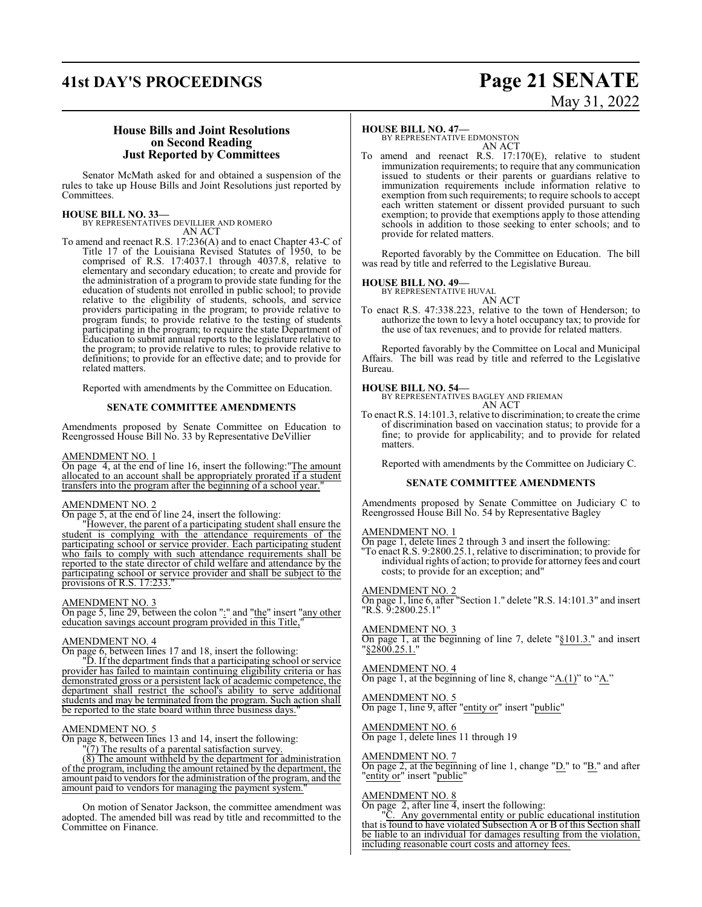### House Bills and Joint Resolutions on Second Reading Just Reported by Committees

Senator McMath asked for and obtained a suspension of the rules to take up House Bills and Joint Resolutions just reported by Committees.

**HOUSE BILL NO. 33—**
BY REPRESENTATIVES DEVILLIER AND ROMERO
AN ACT

To amend and reenact R.S. 17:236(A) and to enact Chapter 43-C of Title 17 of the Louisiana Revised Statutes of 1950, to be comprised of R.S. 17:4037.1 through 4037.8, relative to elementary and secondary education; to create and provide for the administration of a program to provide state funding for the education of students not enrolled in public school; to provide relative to the eligibility of students, schools, and service providers participating in the program; to provide relative to program funds; to provide relative to the testing of students participating in the program; to require the state Department of Education to submit annual reports to the legislature relative to the program; to provide relative to rules; to provide relative to definitions; to provide for an effective date; and to provide for related matters.

Reported with amendments by the Committee on Education.

**SENATE COMMITTEE AMENDMENTS**

Amendments proposed by Senate Committee on Education to Reengrossed House Bill No. 33 by Representative DeVillier

AMENDMENT NO. 1
On page 4, at the end of line 16, insert the following:"The amount allocated to an account shall be appropriately prorated if a student transfers into the program after the beginning of a school year."

AMENDMENT NO. 2
On page 5, at the end of line 24, insert the following:
"However, the parent of a participating student shall ensure the student is complying with the attendance requirements of the participating school or service provider. Each participating student who fails to comply with such attendance requirements shall be reported to the state director of child welfare and attendance by the participating school or service provider and shall be subject to the provisions of R.S. 17:233."

AMENDMENT NO. 3
On page 5, line 29, between the colon ":" and "the" insert "any other education savings account program provided in this Title,"

AMENDMENT NO. 4
On page 6, between lines 17 and 18, insert the following:
"D. If the department finds that a participating school or service provider has failed to maintain continuing eligibility criteria or has demonstrated gross or a persistent lack of academic competence, the department shall restrict the school's ability to serve additional students and may be terminated from the program. Such action shall be reported to the state board within three business days."

AMENDMENT NO. 5
On page 8, between lines 13 and 14, insert the following:
"(7) The results of a parental satisfaction survey.
(8) The amount withheld by the department for administration of the program, including the amount retained by the department, the amount paid to vendors for the administration of the program, and the amount paid to vendors for managing the payment system."

On motion of Senator Jackson, the committee amendment was adopted. The amended bill was read by title and recommitted to the Committee on Finance.

**HOUSE BILL NO. 47—**
BY REPRESENTATIVE EDMONSTON
AN ACT

To amend and reenact R.S. 17:170(E), relative to student immunization requirements; to require that any communication issued to students or their parents or guardians relative to immunization requirements include information relative to exemption from such requirements; to require schools to accept each written statement or dissent provided pursuant to such exemption; to provide that exemptions apply to those attending schools in addition to those seeking to enter schools; and to provide for related matters.

Reported favorably by the Committee on Education. The bill was read by title and referred to the Legislative Bureau.

**HOUSE BILL NO. 49—**
BY REPRESENTATIVE HUVAL
AN ACT

To enact R.S. 47:338.223, relative to the town of Henderson; to authorize the town to levy a hotel occupancy tax; to provide for the use of tax revenues; and to provide for related matters.

Reported favorably by the Committee on Local and Municipal Affairs. The bill was read by title and referred to the Legislative Bureau.

**HOUSE BILL NO. 54—**
BY REPRESENTATIVES BAGLEY AND FRIEMAN
AN ACT

To enact R.S. 14:101.3, relative to discrimination; to create the crime of discrimination based on vaccination status; to provide for a fine; to provide for applicability; and to provide for related matters.

Reported with amendments by the Committee on Judiciary C.

**SENATE COMMITTEE AMENDMENTS**

Amendments proposed by Senate Committee on Judiciary C to Reengrossed House Bill No. 54 by Representative Bagley

AMENDMENT NO. 1
On page 1, delete lines 2 through 3 and insert the following:
"To enact R.S. 9:2800.25.1, relative to discrimination; to provide for individual rights of action; to provide for attorney fees and court costs; to provide for an exception; and"

AMENDMENT NO. 2
On page 1, line 6, after "Section 1." delete "R.S. 14:101.3" and insert "R.S. 9:2800.25.1"

AMENDMENT NO. 3
On page 1, at the beginning of line 7, delete "§101.3." and insert "§2800.25.1."

AMENDMENT NO. 4
On page 1, at the beginning of line 8, change "A.(1)" to "A."

AMENDMENT NO. 5
On page 1, line 9, after "entity or" insert "public"

AMENDMENT NO. 6
On page 1, delete lines 11 through 19

AMENDMENT NO. 7
On page 2, at the beginning of line 1, change "D." to "B." and after "entity or" insert "public"

AMENDMENT NO. 8
On page 2, after line 4, insert the following:
"C. Any governmental entity or public educational institution that is found to have violated Subsection A or B of this Section shall be liable to an individual for damages resulting from the violation, including reasonable court costs and attorney fees.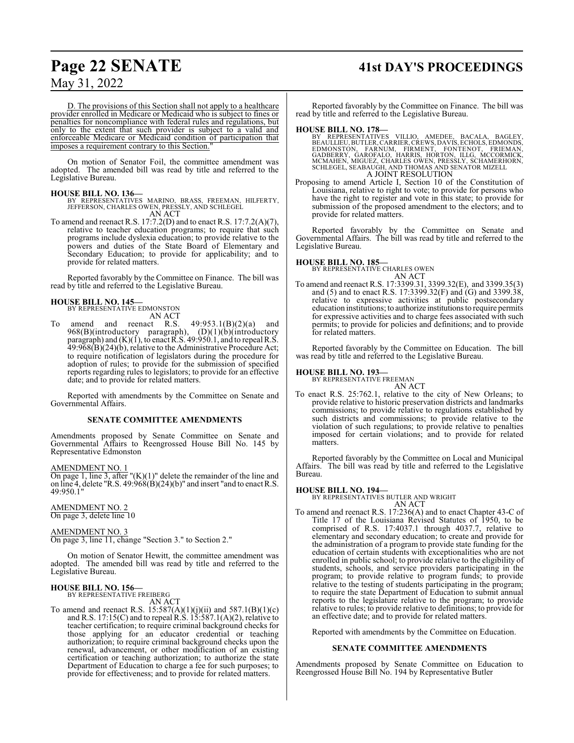D. The provisions of this Section shall not apply to a healthcare provider enrolled in Medicare or Medicaid who is subject to fines or penalties for noncompliance with federal rules and regulations, but only to the extent that such provider is subject to a valid and enforceable Medicare or Medicaid condition of participation that imposes a requirement contrary to this Section."

On motion of Senator Foil, the committee amendment was adopted. The amended bill was read by title and referred to the Legislative Bureau.

**HOUSE BILL NO. 136—**
BY REPRESENTATIVES MARINO, BRASS, FREEMAN, HILFERTY, JEFFERSON, CHARLES OWEN, PRESSLY, AND SCHLEGEL
AN ACT

To amend and reenact R.S. 17:7.2(D) and to enact R.S. 17:7.2(A)(7), relative to teacher education programs; to require that such programs include dyslexia education; to provide relative to the powers and duties of the State Board of Elementary and Secondary Education; to provide for applicability; and to provide for related matters.

Reported favorably by the Committee on Finance. The bill was read by title and referred to the Legislative Bureau.

**HOUSE BILL NO. 145—**
BY REPRESENTATIVE EDMONSTON
AN ACT

To amend and reenact R.S. 49:953.1(B)(2)(a) and 968(B)(introductory paragraph), (D)(1)(b)(introductory paragraph) and (K)(1), to enact R.S. 49:950.1, and to repeal R.S. 49:968(B)(24)(b), relative to the Administrative Procedure Act; to require notification of legislators during the procedure for adoption of rules; to provide for the submission of specified reports regarding rules to legislators; to provide for an effective date; and to provide for related matters.

Reported with amendments by the Committee on Senate and Governmental Affairs.

**SENATE COMMITTEE AMENDMENTS**

Amendments proposed by Senate Committee on Senate and Governmental Affairs to Reengrossed House Bill No. 145 by Representative Edmonston

AMENDMENT NO. 1
On page 1, line 3, after "(K)(1)" delete the remainder of the line and on line 4, delete "R.S. 49:968(B)(24)(b)" and insert "and to enact R.S. 49:950.1"

AMENDMENT NO. 2
On page 3, delete line 10

AMENDMENT NO. 3
On page 3, line 11, change "Section 3." to Section 2."

On motion of Senator Hewitt, the committee amendment was adopted. The amended bill was read by title and referred to the Legislative Bureau.

**HOUSE BILL NO. 156—**
BY REPRESENTATIVE FREIBERG
AN ACT

To amend and reenact R.S. 15:587(A)(1)(j)(ii) and 587.1(B)(1)(c) and R.S. 17:15(C) and to repeal R.S. 15:587.1(A)(2), relative to teacher certification; to require criminal background checks for those applying for an educator credential or teaching authorization; to require criminal background checks upon the renewal, advancement, or other modification of an existing certification or teaching authorization; to authorize the state Department of Education to charge a fee for such purposes; to provide for effectiveness; and to provide for related matters.

Reported favorably by the Committee on Finance. The bill was read by title and referred to the Legislative Bureau.

**HOUSE BILL NO. 178—**
BY REPRESENTATIVES VILLIO, AMEDEE, BACALA, BAGLEY, BEAULLIEU, BUTLER, CARRIER, CREWS, DAVIS, ECHOLS, EDMONDS, EDMONSTON, FARNUM, FIRMENT, FONTENOT, FRIEMAN, GADBERRY, GAROFALO, HARRIS, HORTON, ILLG, MCCORMICK, MCMAHEN, MIGUEZ, CHARLES OWEN, PRESSLY, SCHAMERHORN, SCHLEGEL, SEABAUGH, AND THOMAS AND SENATOR MIZELL
A JOINT RESOLUTION

Proposing to amend Article I, Section 10 of the Constitution of Louisiana, relative to right to vote; to provide for persons who have the right to register and vote in this state; to provide for submission of the proposed amendment to the electors; and to provide for related matters.

Reported favorably by the Committee on Senate and Governmental Affairs. The bill was read by title and referred to the Legislative Bureau.

**HOUSE BILL NO. 185—**
BY REPRESENTATIVE CHARLES OWEN
AN ACT

To amend and reenact R.S. 17:3399.31, 3399.32(E), and 3399.35(3) and (5) and to enact R.S. 17:3399.32(F) and (G) and 3399.38, relative to expressive activities at public postsecondary education institutions; to authorize institutions to require permits for expressive activities and to charge fees associated with such permits; to provide for policies and definitions; and to provide for related matters.

Reported favorably by the Committee on Education. The bill was read by title and referred to the Legislative Bureau.

**HOUSE BILL NO. 193—**
BY REPRESENTATIVE FREEMAN
AN ACT

To enact R.S. 25:762.1, relative to the city of New Orleans; to provide relative to historic preservation districts and landmarks commissions; to provide relative to regulations established by such districts and commissions; to provide relative to the violation of such regulations; to provide relative to penalties imposed for certain violations; and to provide for related matters.

Reported favorably by the Committee on Local and Municipal Affairs. The bill was read by title and referred to the Legislative Bureau.

**HOUSE BILL NO. 194—**
BY REPRESENTATIVES BUTLER AND WRIGHT
AN ACT

To amend and reenact R.S. 17:236(A) and to enact Chapter 43-C of Title 17 of the Louisiana Revised Statutes of 1950, to be comprised of R.S. 17:4037.1 through 4037.7, relative to elementary and secondary education; to create and provide for the administration of a program to provide state funding for the education of certain students with exceptionalities who are not enrolled in public school; to provide relative to the eligibility of students, schools, and service providers participating in the program; to provide relative to program funds; to provide relative to the testing of students participating in the program; to require the state Department of Education to submit annual reports to the legislature relative to the program; to provide relative to rules; to provide relative to definitions; to provide for an effective date; and to provide for related matters.

Reported with amendments by the Committee on Education.

**SENATE COMMITTEE AMENDMENTS**

Amendments proposed by Senate Committee on Education to Reengrossed House Bill No. 194 by Representative Butler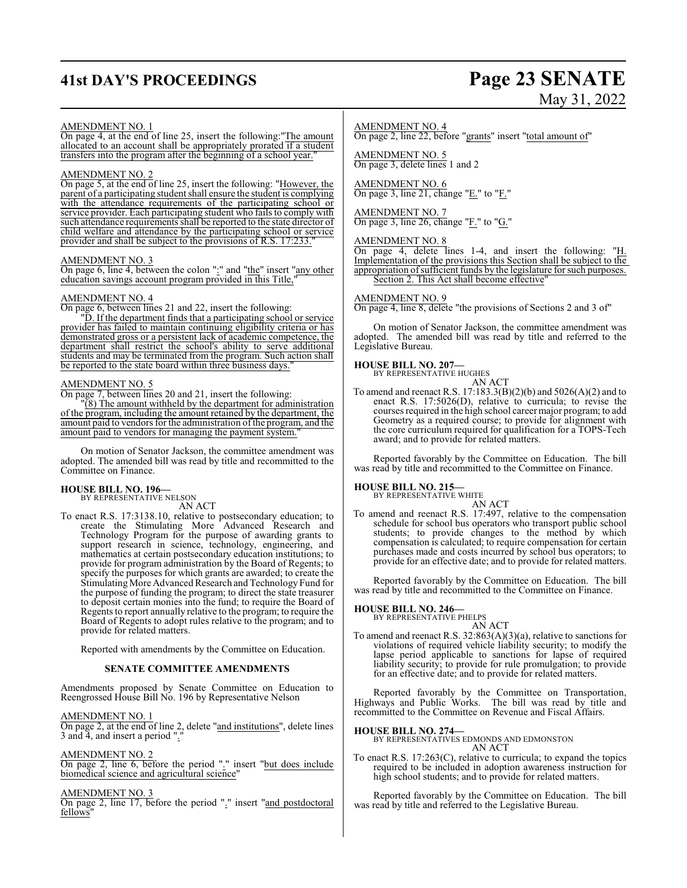AMENDMENT NO. 1

On page 4, at the end of line 25, insert the following:"The amount allocated to an account shall be appropriately prorated if a student transfers into the program after the beginning of a school year."

AMENDMENT NO. 2

On page 5, at the end of line 25, insert the following: "However, the parent of a participating student shall ensure the student is complying with the attendance requirements of the participating school or service provider. Each participating student who fails to comply with such attendance requirements shall be reported to the state director of child welfare and attendance by the participating school or service provider and shall be subject to the provisions of R.S. 17:233."

AMENDMENT NO. 3

On page 6, line 4, between the colon ":" and "the" insert "any other education savings account program provided in this Title,"

AMENDMENT NO. 4

On page 6, between lines 21 and 22, insert the following:

"D. If the department finds that a participating school or service provider has failed to maintain continuing eligibility criteria or has demonstrated gross or a persistent lack of academic competence, the department shall restrict the school's ability to serve additional students and may be terminated from the program. Such action shall be reported to the state board within three business days."

AMENDMENT NO. 5

On page 7, between lines 20 and 21, insert the following:

"(8) The amount withheld by the department for administration of the program, including the amount retained by the department, the amount paid to vendors for the administration of the program, and the amount paid to vendors for managing the payment system."

On motion of Senator Jackson, the committee amendment was adopted. The amended bill was read by title and recommitted to the Committee on Finance.

**HOUSE BILL NO. 196—**
BY REPRESENTATIVE NELSON

AN ACT

To enact R.S. 17:3138.10, relative to postsecondary education; to create the Stimulating More Advanced Research and Technology Program for the purpose of awarding grants to support research in science, technology, engineering, and mathematics at certain postsecondary education institutions; to provide for program administration by the Board of Regents; to specify the purposes for which grants are awarded; to create the Stimulating More Advanced Research and Technology Fund for the purpose of funding the program; to direct the state treasurer to deposit certain monies into the fund; to require the Board of Regents to report annually relative to the program; to require the Board of Regents to adopt rules relative to the program; and to provide for related matters.

Reported with amendments by the Committee on Education.

**SENATE COMMITTEE AMENDMENTS**

Amendments proposed by Senate Committee on Education to Reengrossed House Bill No. 196 by Representative Nelson

AMENDMENT NO. 1

On page 2, at the end of line 2, delete "and institutions", delete lines 3 and 4, and insert a period "."

AMENDMENT NO. 2

On page 2, line 6, before the period "." insert "but does include biomedical science and agricultural science"

AMENDMENT NO. 3

On page 2, line 17, before the period "." insert "and postdoctoral fellows"

AMENDMENT NO. 4

On page 2, line 22, before "grants" insert "total amount of"

AMENDMENT NO. 5

On page 3, delete lines 1 and 2

AMENDMENT NO. 6

On page 3, line 21, change "E." to "F."

AMENDMENT NO. 7

On page 3, line 26, change "F." to "G."

AMENDMENT NO. 8

On page 4, delete lines 1-4, and insert the following: "H. Implementation of the provisions this Section shall be subject to the appropriation of sufficient funds by the legislature for such purposes.

Section 2. This Act shall become effective"

AMENDMENT NO. 9

On page 4, line 8, delete "the provisions of Sections 2 and 3 of"

On motion of Senator Jackson, the committee amendment was adopted. The amended bill was read by title and referred to the Legislative Bureau.

**HOUSE BILL NO. 207—**
BY REPRESENTATIVE HUGHES

AN ACT

To amend and reenact R.S. 17:183.3(B)(2)(b) and 5026(A)(2) and to enact R.S. 17:5026(D), relative to curricula; to revise the courses required in the high school career major program; to add Geometry as a required course; to provide for alignment with the core curriculum required for qualification for a TOPS-Tech award; and to provide for related matters.

Reported favorably by the Committee on Education. The bill was read by title and recommitted to the Committee on Finance.

**HOUSE BILL NO. 215—**
BY REPRESENTATIVE WHITE

AN ACT

To amend and reenact R.S. 17:497, relative to the compensation schedule for school bus operators who transport public school students; to provide changes to the method by which compensation is calculated; to require compensation for certain purchases made and costs incurred by school bus operators; to provide for an effective date; and to provide for related matters.

Reported favorably by the Committee on Education. The bill was read by title and recommitted to the Committee on Finance.

**HOUSE BILL NO. 246—**
BY REPRESENTATIVE PHELPS

AN ACT

To amend and reenact R.S. 32:863(A)(3)(a), relative to sanctions for violations of required vehicle liability security; to modify the lapse period applicable to sanctions for lapse of required liability security; to provide for rule promulgation; to provide for an effective date; and to provide for related matters.

Reported favorably by the Committee on Transportation, Highways and Public Works. The bill was read by title and recommitted to the Committee on Revenue and Fiscal Affairs.

**HOUSE BILL NO. 274—**
BY REPRESENTATIVES EDMONDS AND EDMONSTON

AN ACT

To enact R.S. 17:263(C), relative to curricula; to expand the topics required to be included in adoption awareness instruction for high school students; and to provide for related matters.

Reported favorably by the Committee on Education. The bill was read by title and referred to the Legislative Bureau.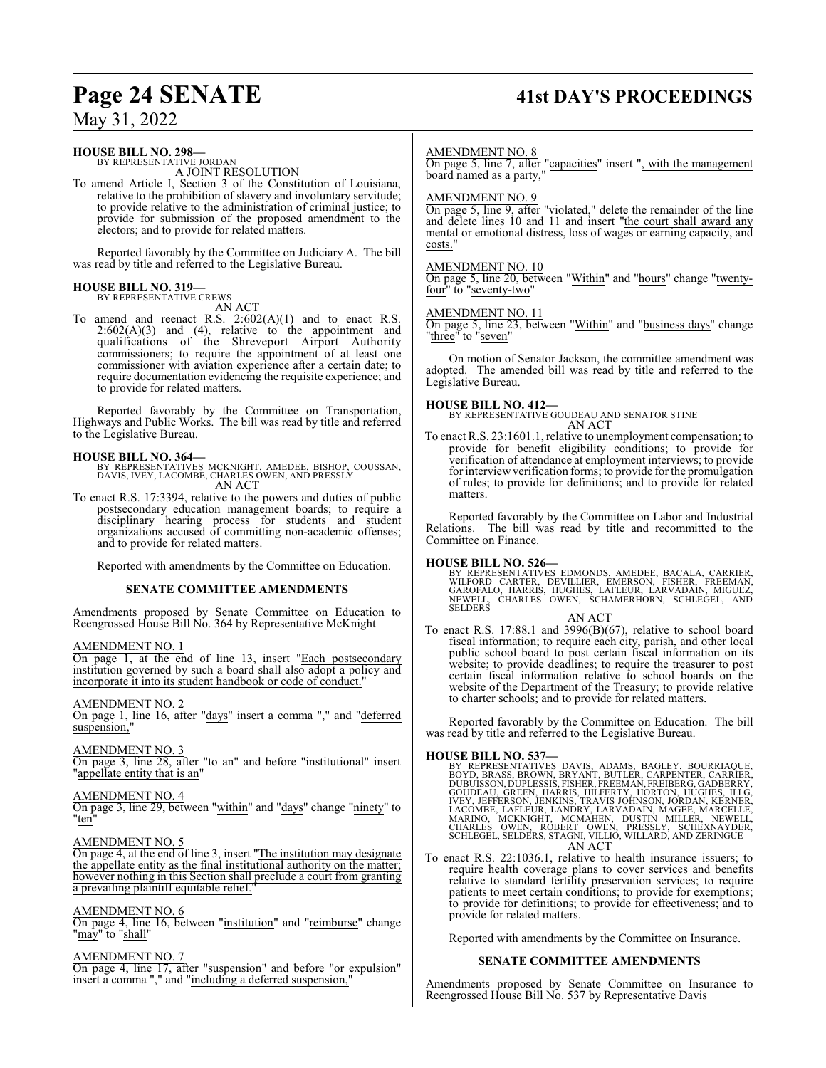**HOUSE BILL NO. 298—**
BY REPRESENTATIVE JORDAN
A JOINT RESOLUTION

To amend Article I, Section 3 of the Constitution of Louisiana, relative to the prohibition of slavery and involuntary servitude; to provide relative to the administration of criminal justice; to provide for submission of the proposed amendment to the electors; and to provide for related matters.

Reported favorably by the Committee on Judiciary A. The bill was read by title and referred to the Legislative Bureau.

**HOUSE BILL NO. 319—**
BY REPRESENTATIVE CREWS
AN ACT

To amend and reenact R.S. 2:602(A)(1) and to enact R.S. 2:602(A)(3) and (4), relative to the appointment and qualifications of the Shreveport Airport Authority commissioners; to require the appointment of at least one commissioner with aviation experience after a certain date; to require documentation evidencing the requisite experience; and to provide for related matters.

Reported favorably by the Committee on Transportation, Highways and Public Works. The bill was read by title and referred to the Legislative Bureau.

**HOUSE BILL NO. 364—**
BY REPRESENTATIVES MCKNIGHT, AMEDEE, BISHOP, COUSSAN, DAVIS, IVEY, LACOMBE, CHARLES OWEN, AND PRESSLY
AN ACT

To enact R.S. 17:3394, relative to the powers and duties of public postsecondary education management boards; to require a disciplinary hearing process for students and student organizations accused of committing non-academic offenses; and to provide for related matters.

Reported with amendments by the Committee on Education.

**SENATE COMMITTEE AMENDMENTS**

Amendments proposed by Senate Committee on Education to Reengrossed House Bill No. 364 by Representative McKnight

AMENDMENT NO. 1
On page 1, at the end of line 13, insert "Each postsecondary institution governed by such a board shall also adopt a policy and incorporate it into its student handbook or code of conduct."

AMENDMENT NO. 2
On page 1, line 16, after "days" insert a comma "," and "deferred suspension,"

AMENDMENT NO. 3
On page 3, line 28, after "to an" and before "institutional" insert "appellate entity that is an"

AMENDMENT NO. 4
On page 3, line 29, between "within" and "days" change "ninety" to "ten"

AMENDMENT NO. 5
On page 4, at the end of line 3, insert "The institution may designate the appellate entity as the final institutional authority on the matter; however nothing in this Section shall preclude a court from granting a prevailing plaintiff equitable relief."

AMENDMENT NO. 6
On page 4, line 16, between "institution" and "reimburse" change "may" to "shall"

AMENDMENT NO. 7
On page 4, line 17, after "suspension" and before "or expulsion" insert a comma "," and "including a deferred suspension,"

AMENDMENT NO. 8
On page 5, line 7, after "capacities" insert ", with the management board named as a party,"

AMENDMENT NO. 9
On page 5, line 9, after "violated," delete the remainder of the line and delete lines 10 and 11 and insert "the court shall award any mental or emotional distress, loss of wages or earning capacity, and costs."

AMENDMENT NO. 10
On page 5, line 20, between "Within" and "hours" change "twenty-four" to "seventy-two"

AMENDMENT NO. 11
On page 5, line 23, between "Within" and "business days" change "three" to "seven"

On motion of Senator Jackson, the committee amendment was adopted. The amended bill was read by title and referred to the Legislative Bureau.

**HOUSE BILL NO. 412—**
BY REPRESENTATIVE GOUDEAU AND SENATOR STINE
AN ACT

To enact R.S. 23:1601.1, relative to unemployment compensation; to provide for benefit eligibility conditions; to provide for verification of attendance at employment interviews; to provide for interview verification forms; to provide for the promulgation of rules; to provide for definitions; and to provide for related matters.

Reported favorably by the Committee on Labor and Industrial Relations. The bill was read by title and recommitted to the Committee on Finance.

**HOUSE BILL NO. 526—**
BY REPRESENTATIVES EDMONDS, AMEDEE, BACALA, CARRIER, WILFORD CARTER, DEVILLIER, EMERSON, FISHER, FREEMAN, GAROFALO, HARRIS, HUGHES, LAFLEUR, LARVADAIN, MIGUEZ, NEWELL, CHARLES OWEN, SCHAMERHORN, SCHLEGEL, AND SELDERS
AN ACT

To enact R.S. 17:88.1 and 3996(B)(67), relative to school board fiscal information; to require each city, parish, and other local public school board to post certain fiscal information on its website; to provide deadlines; to require the treasurer to post certain fiscal information relative to school boards on the website of the Department of the Treasury; to provide relative to charter schools; and to provide for related matters.

Reported favorably by the Committee on Education. The bill was read by title and referred to the Legislative Bureau.

**HOUSE BILL NO. 537—**
BY REPRESENTATIVES DAVIS, ADAMS, BAGLEY, BOURRIAQUE, BOYD, BRASS, BROWN, BRYANT, BUTLER, CARPENTER, CARRIER, DUBUISSON, DUPLESSIS, FISHER, FREEMAN, FREIBERG, GADBERRY, GOUDEAU, GREEN, HARRIS, HILFERTY, HORTON, HUGHES, ILLG, IVEY, JEFFERSON, JENKINS, TRAVIS JOHNSON, JORDAN, KERNER, LACOMBE, LAFLEUR, LANDRY, LARVADAIN, MAGEE, MARCELLE, MARINO, MCKNIGHT, MCMAHEN, DUSTIN MILLER, NEWELL, CHARLES OWEN, ROBERT OWEN, PRESSLY, SCHEXNAYDER, SCHLEGEL, SELDERS, STAGNI, VILLIO, WILLARD, AND ZERINGUE
AN ACT

To enact R.S. 22:1036.1, relative to health insurance issuers; to require health coverage plans to cover services and benefits relative to standard fertility preservation services; to require patients to meet certain conditions; to provide for exemptions; to provide for definitions; to provide for effectiveness; and to provide for related matters.

Reported with amendments by the Committee on Insurance.

**SENATE COMMITTEE AMENDMENTS**

Amendments proposed by Senate Committee on Insurance to Reengrossed House Bill No. 537 by Representative Davis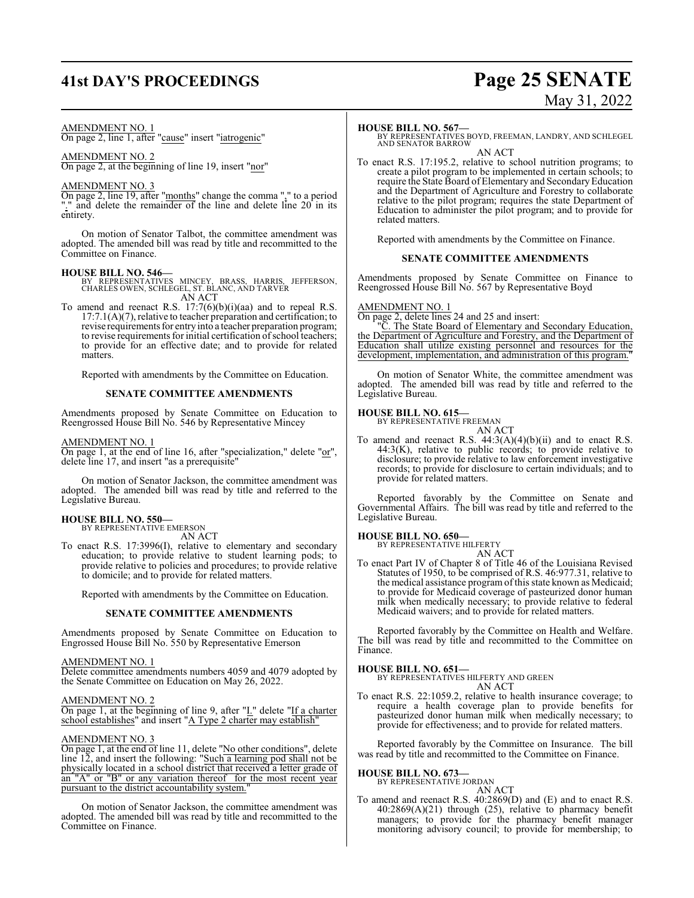AMENDMENT NO. 1
On page 2, line 1, after "cause" insert "iatrogenic"

AMENDMENT NO. 2
On page 2, at the beginning of line 19, insert "nor"

AMENDMENT NO. 3
On page 2, line 19, after "months" change the comma "," to a period "." and delete the remainder of the line and delete line 20 in its entirety.

On motion of Senator Talbot, the committee amendment was adopted. The amended bill was read by title and recommitted to the Committee on Finance.

**HOUSE BILL NO. 546—**
BY REPRESENTATIVES MINCEY, BRASS, HARRIS, JEFFERSON, CHARLES OWEN, SCHLEGEL, ST. BLANC, AND TARVER
AN ACT
To amend and reenact R.S. 17:7(6)(b)(i)(aa) and to repeal R.S. 17:7.1(A)(7), relative to teacher preparation and certification; to revise requirements for entry into a teacher preparation program; to revise requirements for initial certification of school teachers; to provide for an effective date; and to provide for related matters.

Reported with amendments by the Committee on Education.

**SENATE COMMITTEE AMENDMENTS**

Amendments proposed by Senate Committee on Education to Reengrossed House Bill No. 546 by Representative Mincey

AMENDMENT NO. 1
On page 1, at the end of line 16, after "specialization," delete "or", delete line 17, and insert "as a prerequisite"

On motion of Senator Jackson, the committee amendment was adopted. The amended bill was read by title and referred to the Legislative Bureau.

**HOUSE BILL NO. 550—**
BY REPRESENTATIVE EMERSON
AN ACT
To enact R.S. 17:3996(I), relative to elementary and secondary education; to provide relative to student learning pods; to provide relative to policies and procedures; to provide relative to domicile; and to provide for related matters.

Reported with amendments by the Committee on Education.

**SENATE COMMITTEE AMENDMENTS**

Amendments proposed by Senate Committee on Education to Engrossed House Bill No. 550 by Representative Emerson

AMENDMENT NO. 1
Delete committee amendments numbers 4059 and 4079 adopted by the Senate Committee on Education on May 26, 2022.

AMENDMENT NO. 2
On page 1, at the beginning of line 9, after "I." delete "If a charter school establishes" and insert "A Type 2 charter may establish"

AMENDMENT NO. 3
On page 1, at the end of line 11, delete "No other conditions", delete line 12, and insert the following: "Such a learning pod shall not be physically located in a school district that received a letter grade of an "A" or "B" or any variation thereof for the most recent year pursuant to the district accountability system."

On motion of Senator Jackson, the committee amendment was adopted. The amended bill was read by title and recommitted to the Committee on Finance.

**HOUSE BILL NO. 567—**
BY REPRESENTATIVES BOYD, FREEMAN, LANDRY, AND SCHLEGEL AND SENATOR BARROW
AN ACT
To enact R.S. 17:195.2, relative to school nutrition programs; to create a pilot program to be implemented in certain schools; to require the State Board of Elementary and Secondary Education and the Department of Agriculture and Forestry to collaborate relative to the pilot program; requires the state Department of Education to administer the pilot program; and to provide for related matters.

Reported with amendments by the Committee on Finance.

**SENATE COMMITTEE AMENDMENTS**

Amendments proposed by Senate Committee on Finance to Reengrossed House Bill No. 567 by Representative Boyd

AMENDMENT NO. 1
On page 2, delete lines 24 and 25 and insert:

"C. The State Board of Elementary and Secondary Education, the Department of Agriculture and Forestry, and the Department of Education shall utilize existing personnel and resources for the development, implementation, and administration of this program."

On motion of Senator White, the committee amendment was adopted. The amended bill was read by title and referred to the Legislative Bureau.

**HOUSE BILL NO. 615—**
BY REPRESENTATIVE FREEMAN
AN ACT
To amend and reenact R.S. 44:3(A)(4)(b)(ii) and to enact R.S. 44:3(K), relative to public records; to provide relative to disclosure; to provide relative to law enforcement investigative records; to provide for disclosure to certain individuals; and to provide for related matters.

Reported favorably by the Committee on Senate and Governmental Affairs. The bill was read by title and referred to the Legislative Bureau.

**HOUSE BILL NO. 650—**
BY REPRESENTATIVE HILFERTY
AN ACT
To enact Part IV of Chapter 8 of Title 46 of the Louisiana Revised Statutes of 1950, to be comprised of R.S. 46:977.31, relative to the medical assistance program of this state known as Medicaid; to provide for Medicaid coverage of pasteurized donor human milk when medically necessary; to provide relative to federal Medicaid waivers; and to provide for related matters.

Reported favorably by the Committee on Health and Welfare. The bill was read by title and recommitted to the Committee on Finance.

**HOUSE BILL NO. 651—**
BY REPRESENTATIVES HILFERTY AND GREEN
AN ACT
To enact R.S. 22:1059.2, relative to health insurance coverage; to require a health coverage plan to provide benefits for pasteurized donor human milk when medically necessary; to provide for effectiveness; and to provide for related matters.

Reported favorably by the Committee on Insurance. The bill was read by title and recommitted to the Committee on Finance.

**HOUSE BILL NO. 673—**
BY REPRESENTATIVE JORDAN
AN ACT
To amend and reenact R.S. 40:2869(D) and (E) and to enact R.S. 40:2869(A)(21) through (25), relative to pharmacy benefit managers; to provide for the pharmacy benefit manager monitoring advisory council; to provide for membership; to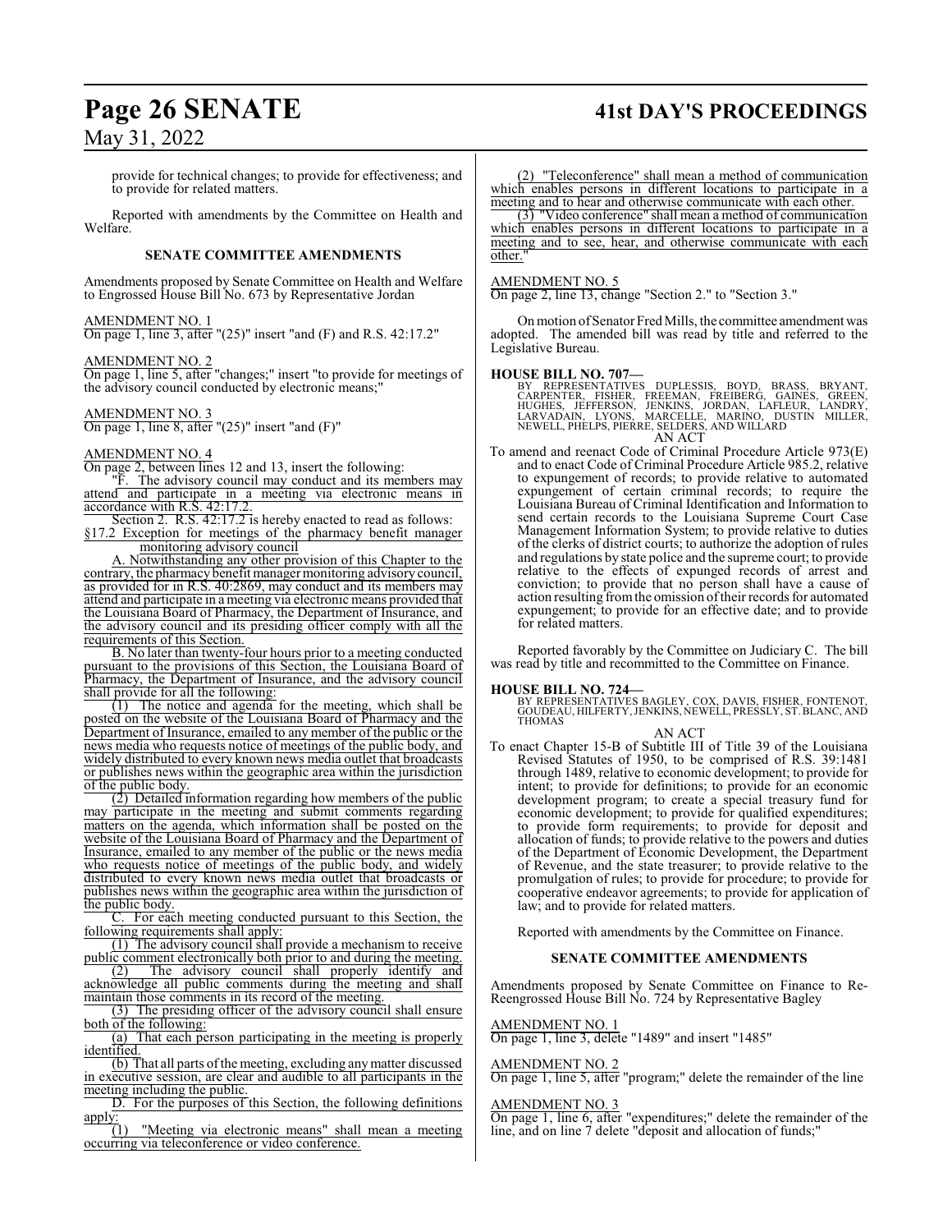provide for technical changes; to provide for effectiveness; and to provide for related matters.

Reported with amendments by the Committee on Health and Welfare.

**SENATE COMMITTEE AMENDMENTS**

Amendments proposed by Senate Committee on Health and Welfare to Engrossed House Bill No. 673 by Representative Jordan

AMENDMENT NO. 1
On page 1, line 3, after "(25)" insert "and (F) and R.S. 42:17.2"

AMENDMENT NO. 2
On page 1, line 5, after "changes;" insert "to provide for meetings of the advisory council conducted by electronic means;"

AMENDMENT NO. 3
On page 1, line 8, after "(25)" insert "and (F)"

AMENDMENT NO. 4
On page 2, between lines 12 and 13, insert the following:

"F. The advisory council may conduct and its members may attend and participate in a meeting via electronic means in accordance with R.S. 42:17.2.

Section 2. R.S. 42:17.2 is hereby enacted to read as follows:

§17.2 Exception for meetings of the pharmacy benefit manager monitoring advisory council

A. Notwithstanding any other provision of this Chapter to the contrary, the pharmacy benefit manager monitoring advisory council, as provided for in R.S. 40:2869, may conduct and its members may attend and participate in a meeting via electronic means provided that the Louisiana Board of Pharmacy, the Department of Insurance, and the advisory council and its presiding officer comply with all the requirements of this Section.

B. No later than twenty-four hours prior to a meeting conducted pursuant to the provisions of this Section, the Louisiana Board of Pharmacy, the Department of Insurance, and the advisory council shall provide for all the following:

(1) The notice and agenda for the meeting, which shall be posted on the website of the Louisiana Board of Pharmacy and the Department of Insurance, emailed to any member of the public or the news media who requests notice of meetings of the public body, and widely distributed to every known news media outlet that broadcasts or publishes news within the geographic area within the jurisdiction of the public body.

(2) Detailed information regarding how members of the public may participate in the meeting and submit comments regarding matters on the agenda, which information shall be posted on the website of the Louisiana Board of Pharmacy and the Department of Insurance, emailed to any member of the public or the news media who requests notice of meetings of the public body, and widely distributed to every known news media outlet that broadcasts or publishes news within the geographic area within the jurisdiction of the public body.

C. For each meeting conducted pursuant to this Section, the following requirements shall apply:

(1) The advisory council shall provide a mechanism to receive public comment electronically both prior to and during the meeting.

(2) The advisory council shall properly identify and acknowledge all public comments during the meeting and shall maintain those comments in its record of the meeting.

(3) The presiding officer of the advisory council shall ensure both of the following:

(a) That each person participating in the meeting is properly identified.

(b) That all parts of the meeting, excluding any matter discussed in executive session, are clear and audible to all participants in the meeting including the public.

D. For the purposes of this Section, the following definitions apply:

(1) "Meeting via electronic means" shall mean a meeting occurring via teleconference or video conference.

(2) "Teleconference" shall mean a method of communication which enables persons in different locations to participate in a meeting and to hear and otherwise communicate with each other.

(3) "Video conference" shall mean a method of communication which enables persons in different locations to participate in a meeting and to see, hear, and otherwise communicate with each other."

AMENDMENT NO. 5
On page 2, line 13, change "Section 2." to "Section 3."

On motion of Senator Fred Mills, the committee amendment was adopted. The amended bill was read by title and referred to the Legislative Bureau.

**HOUSE BILL NO. 707—**
BY REPRESENTATIVES DUPLESSIS, BOYD, BRASS, BRYANT, CARPENTER, FISHER, FREEMAN, FREIBERG, GAINES, GREEN, HUGHES, JEFFERSON, JENKINS, JORDAN, LAFLEUR, LANDRY, LARVADAIN, LYONS, MARCELLE, MARINO, DUSTIN MILLER, NEWELL, PHELPS, PIERRE, SELDERS, AND WILLARD

AN ACT

To amend and reenact Code of Criminal Procedure Article 973(E) and to enact Code of Criminal Procedure Article 985.2, relative to expungement of records; to provide relative to automated expungement of certain criminal records; to require the Louisiana Bureau of Criminal Identification and Information to send certain records to the Louisiana Supreme Court Case Management Information System; to provide relative to duties of the clerks of district courts; to authorize the adoption of rules and regulations by state police and the supreme court; to provide relative to the effects of expunged records of arrest and conviction; to provide that no person shall have a cause of action resulting from the omission of their records for automated expungement; to provide for an effective date; and to provide for related matters.

Reported favorably by the Committee on Judiciary C. The bill was read by title and recommitted to the Committee on Finance.

**HOUSE BILL NO. 724—**
BY REPRESENTATIVES BAGLEY, COX, DAVIS, FISHER, FONTENOT, GOUDEAU, HILFERTY, JENKINS, NEWELL, PRESSLY, ST. BLANC, AND THOMAS

AN ACT

To enact Chapter 15-B of Subtitle III of Title 39 of the Louisiana Revised Statutes of 1950, to be comprised of R.S. 39:1481 through 1489, relative to economic development; to provide for intent; to provide for definitions; to provide for an economic development program; to create a special treasury fund for economic development; to provide for qualified expenditures; to provide form requirements; to provide for deposit and allocation of funds; to provide relative to the powers and duties of the Department of Economic Development, the Department of Revenue, and the state treasurer; to provide relative to the promulgation of rules; to provide for procedure; to provide for cooperative endeavor agreements; to provide for application of law; and to provide for related matters.

Reported with amendments by the Committee on Finance.

**SENATE COMMITTEE AMENDMENTS**

Amendments proposed by Senate Committee on Finance to Re-Reengrossed House Bill No. 724 by Representative Bagley

AMENDMENT NO. 1
On page 1, line 3, delete "1489" and insert "1485"

AMENDMENT NO. 2
On page 1, line 5, after "program;" delete the remainder of the line

AMENDMENT NO. 3
On page 1, line 6, after "expenditures;" delete the remainder of the line, and on line 7 delete "deposit and allocation of funds;"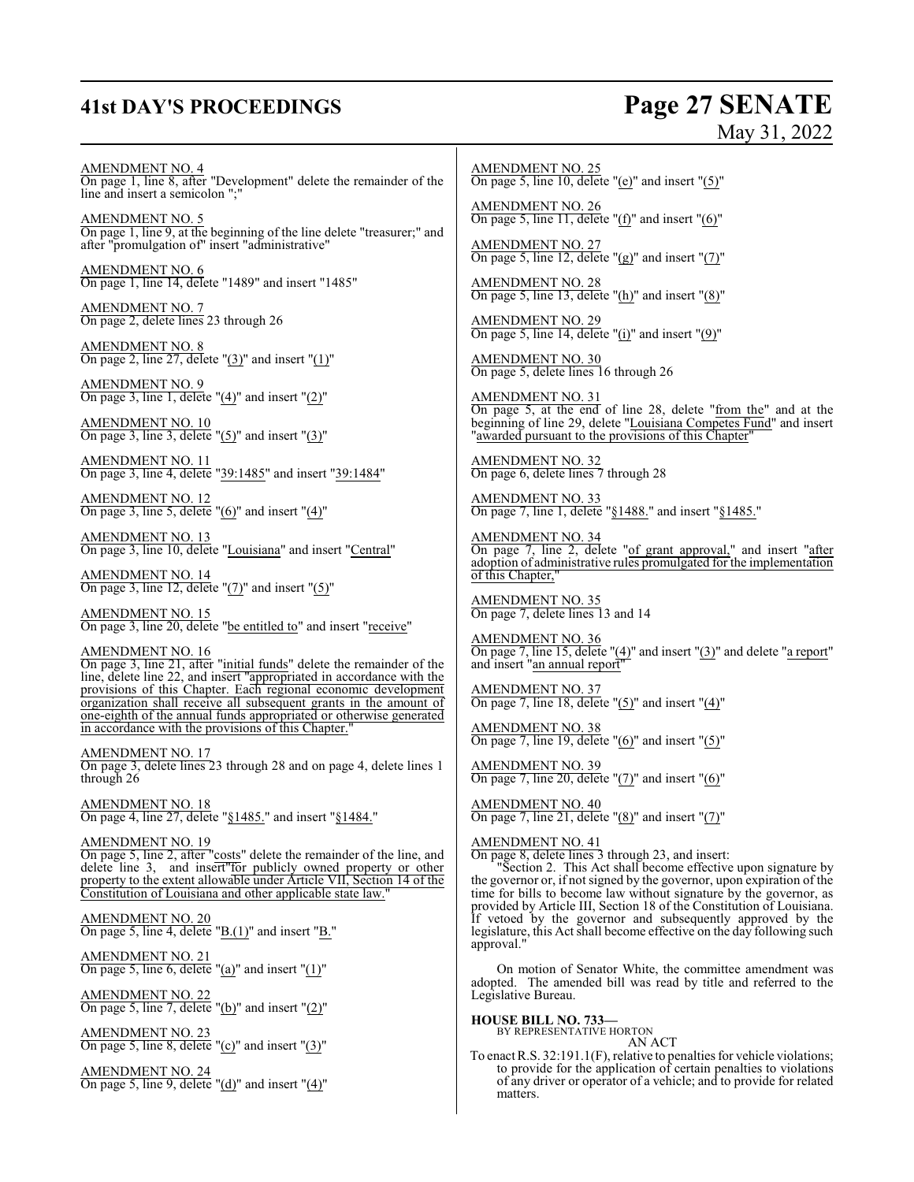AMENDMENT NO. 4
On page 1, line 8, after "Development" delete the remainder of the line and insert a semicolon ";"

AMENDMENT NO. 5
On page 1, line 9, at the beginning of the line delete "treasurer;" and after "promulgation of" insert "administrative"

AMENDMENT NO. 6
On page 1, line 14, delete "1489" and insert "1485"

AMENDMENT NO. 7
On page 2, delete lines 23 through 26

AMENDMENT NO. 8
On page 2, line 27, delete "(3)" and insert "(1)"

AMENDMENT NO. 9
On page 3, line 1, delete "(4)" and insert "(2)"

AMENDMENT NO. 10
On page 3, line 3, delete "(5)" and insert "(3)"

AMENDMENT NO. 11
On page 3, line 4, delete "39:1485" and insert "39:1484"

AMENDMENT NO. 12
On page 3, line 5, delete "(6)" and insert "(4)"

AMENDMENT NO. 13
On page 3, line 10, delete "Louisiana" and insert "Central"

AMENDMENT NO. 14
On page 3, line 12, delete "(7)" and insert "(5)"

AMENDMENT NO. 15
On page 3, line 20, delete "be entitled to" and insert "receive"

AMENDMENT NO. 16
On page 3, line 21, after "initial funds" delete the remainder of the line, delete line 22, and insert "appropriated in accordance with the provisions of this Chapter. Each regional economic development organization shall receive all subsequent grants in the amount of one-eighth of the annual funds appropriated or otherwise generated in accordance with the provisions of this Chapter."

AMENDMENT NO. 17
On page 3, delete lines 23 through 28 and on page 4, delete lines 1 through 26

AMENDMENT NO. 18
On page 4, line 27, delete "§1485." and insert "§1484."

AMENDMENT NO. 19
On page 5, line 2, after "costs" delete the remainder of the line, and delete line 3, and insert"for publicly owned property or other property to the extent allowable under Article VII, Section 14 of the Constitution of Louisiana and other applicable state law."

AMENDMENT NO. 20
On page 5, line 4, delete "B.(1)" and insert "B."

AMENDMENT NO. 21
On page 5, line 6, delete "(a)" and insert "(1)"

AMENDMENT NO. 22
On page 5, line 7, delete "(b)" and insert "(2)"

AMENDMENT NO. 23
On page 5, line 8, delete "(c)" and insert "(3)"

AMENDMENT NO. 24
On page 5, line 9, delete "(d)" and insert "(4)"

AMENDMENT NO. 25
On page 5, line 10, delete "(e)" and insert "(5)"

AMENDMENT NO. 26
On page 5, line 11, delete "(f)" and insert "(6)"

AMENDMENT NO. 27
On page 5, line 12, delete "(g)" and insert "(7)"

AMENDMENT NO. 28
On page 5, line 13, delete "(h)" and insert "(8)"

AMENDMENT NO. 29
On page 5, line 14, delete "(i)" and insert "(9)"

AMENDMENT NO. 30
On page 5, delete lines 16 through 26

AMENDMENT NO. 31
On page 5, at the end of line 28, delete "from the" and at the beginning of line 29, delete "Louisiana Competes Fund" and insert "awarded pursuant to the provisions of this Chapter"

AMENDMENT NO. 32
On page 6, delete lines 7 through 28

AMENDMENT NO. 33
On page 7, line 1, delete "§1488." and insert "§1485."

AMENDMENT NO. 34
On page 7, line 2, delete "of grant approval," and insert "after adoption of administrative rules promulgated for the implementation of this Chapter,"

AMENDMENT NO. 35
On page 7, delete lines 13 and 14

AMENDMENT NO. 36
On page 7, line 15, delete "(4)" and insert "(3)" and delete "a report" and insert "an annual report"

AMENDMENT NO. 37
On page 7, line 18, delete "(5)" and insert "(4)"

AMENDMENT NO. 38
On page 7, line 19, delete "(6)" and insert "(5)"

AMENDMENT NO. 39
On page 7, line 20, delete "(7)" and insert "(6)"

AMENDMENT NO. 40
On page 7, line 21, delete "(8)" and insert "(7)"

AMENDMENT NO. 41
On page 8, delete lines 3 through 23, and insert:

"Section 2. This Act shall become effective upon signature by the governor or, if not signed by the governor, upon expiration of the time for bills to become law without signature by the governor, as provided by Article III, Section 18 of the Constitution of Louisiana. If vetoed by the governor and subsequently approved by the legislature, this Act shall become effective on the day following such approval."

On motion of Senator White, the committee amendment was adopted. The amended bill was read by title and referred to the Legislative Bureau.

**HOUSE BILL NO. 733—**
BY REPRESENTATIVE HORTON
AN ACT
To enact R.S. 32:191.1(F), relative to penalties for vehicle violations; to provide for the application of certain penalties to violations of any driver or operator of a vehicle; and to provide for related matters.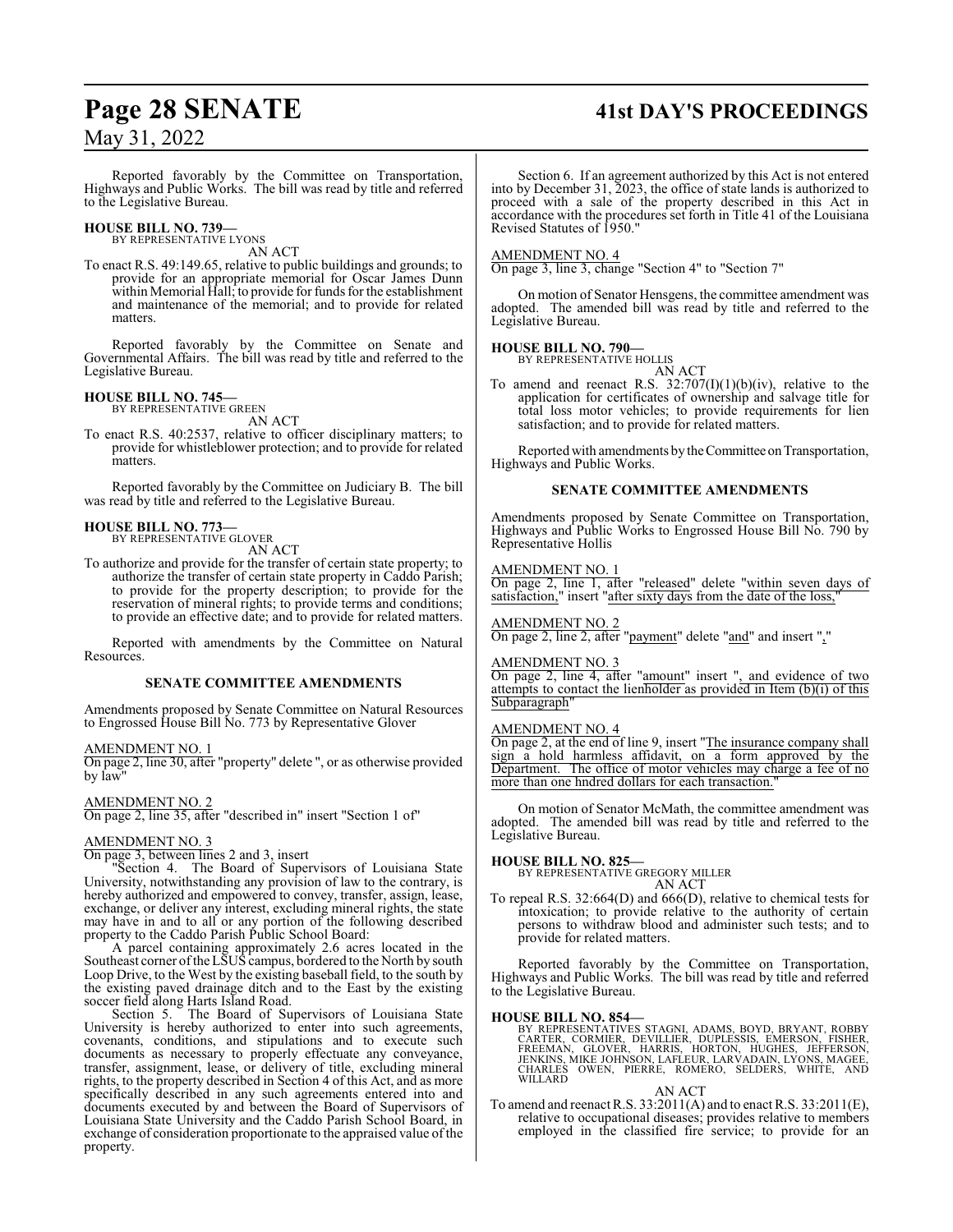Reported favorably by the Committee on Transportation, Highways and Public Works. The bill was read by title and referred to the Legislative Bureau.

**HOUSE BILL NO. 739—**
BY REPRESENTATIVE LYONS
AN ACT

To enact R.S. 49:149.65, relative to public buildings and grounds; to provide for an appropriate memorial for Oscar James Dunn within Memorial Hall; to provide for funds for the establishment and maintenance of the memorial; and to provide for related matters.

Reported favorably by the Committee on Senate and Governmental Affairs. The bill was read by title and referred to the Legislative Bureau.

**HOUSE BILL NO. 745—**
BY REPRESENTATIVE GREEN
AN ACT

To enact R.S. 40:2537, relative to officer disciplinary matters; to provide for whistleblower protection; and to provide for related matters.

Reported favorably by the Committee on Judiciary B. The bill was read by title and referred to the Legislative Bureau.

**HOUSE BILL NO. 773—**
BY REPRESENTATIVE GLOVER
AN ACT

To authorize and provide for the transfer of certain state property; to authorize the transfer of certain state property in Caddo Parish; to provide for the property description; to provide for the reservation of mineral rights; to provide terms and conditions; to provide an effective date; and to provide for related matters.

Reported with amendments by the Committee on Natural Resources.

**SENATE COMMITTEE AMENDMENTS**

Amendments proposed by Senate Committee on Natural Resources to Engrossed House Bill No. 773 by Representative Glover

AMENDMENT NO. 1
On page 2, line 30, after "property" delete ", or as otherwise provided by law"

AMENDMENT NO. 2
On page 2, line 35, after "described in" insert "Section 1 of"

AMENDMENT NO. 3
On page 3, between lines 2 and 3, insert

"Section 4. The Board of Supervisors of Louisiana State University, notwithstanding any provision of law to the contrary, is hereby authorized and empowered to convey, transfer, assign, lease, exchange, or deliver any interest, excluding mineral rights, the state may have in and to all or any portion of the following described property to the Caddo Parish Public School Board:

A parcel containing approximately 2.6 acres located in the Southeast corner of the LSUS campus, bordered to the North by south Loop Drive, to the West by the existing baseball field, to the south by the existing paved drainage ditch and to the East by the existing soccer field along Harts Island Road.

Section 5. The Board of Supervisors of Louisiana State University is hereby authorized to enter into such agreements, covenants, conditions, and stipulations and to execute such documents as necessary to properly effectuate any conveyance, transfer, assignment, lease, or delivery of title, excluding mineral rights, to the property described in Section 4 of this Act, and as more specifically described in any such agreements entered into and documents executed by and between the Board of Supervisors of Louisiana State University and the Caddo Parish School Board, in exchange of consideration proportionate to the appraised value of the property.

Section 6. If an agreement authorized by this Act is not entered into by December 31, 2023, the office of state lands is authorized to proceed with a sale of the property described in this Act in accordance with the procedures set forth in Title 41 of the Louisiana Revised Statutes of 1950."

AMENDMENT NO. 4
On page 3, line 3, change "Section 4" to "Section 7"

On motion of Senator Hensgens, the committee amendment was adopted. The amended bill was read by title and referred to the Legislative Bureau.

**HOUSE BILL NO. 790—**
BY REPRESENTATIVE HOLLIS
AN ACT

To amend and reenact R.S. 32:707(I)(1)(b)(iv), relative to the application for certificates of ownership and salvage title for total loss motor vehicles; to provide requirements for lien satisfaction; and to provide for related matters.

Reported with amendments by the Committee on Transportation, Highways and Public Works.

**SENATE COMMITTEE AMENDMENTS**

Amendments proposed by Senate Committee on Transportation, Highways and Public Works to Engrossed House Bill No. 790 by Representative Hollis

AMENDMENT NO. 1
On page 2, line 1, after "released" delete "within seven days of satisfaction," insert "after sixty days from the date of the loss,"

AMENDMENT NO. 2
On page 2, line 2, after "payment" delete "and" and insert ","

AMENDMENT NO. 3
On page 2, line 4, after "amount" insert ", and evidence of two attempts to contact the lienholder as provided in Item (b)(i) of this Subparagraph"

AMENDMENT NO. 4
On page 2, at the end of line 9, insert "The insurance company shall sign a hold harmless affidavit, on a form approved by the Department. The office of motor vehicles may charge a fee of no more than one hndred dollars for each transaction."

On motion of Senator McMath, the committee amendment was adopted. The amended bill was read by title and referred to the Legislative Bureau.

**HOUSE BILL NO. 825—**
BY REPRESENTATIVE GREGORY MILLER
AN ACT

To repeal R.S. 32:664(D) and 666(D), relative to chemical tests for intoxication; to provide relative to the authority of certain persons to withdraw blood and administer such tests; and to provide for related matters.

Reported favorably by the Committee on Transportation, Highways and Public Works. The bill was read by title and referred to the Legislative Bureau.

**HOUSE BILL NO. 854—**
BY REPRESENTATIVES STAGNI, ADAMS, BOYD, BRYANT, ROBBY CARTER, CORMIER, DEVILLIER, DUPLESSIS, EMERSON, FISHER, FREEMAN, GLOVER, HARRIS, HORTON, HUGHES, JEFFERSON, JENKINS, MIKE JOHNSON, LAFLEUR, LARVADAIN, LYONS, MAGEE, CHARLES OWEN, PIERRE, ROMERO, SELDERS, WHITE, AND WILLARD
AN ACT

To amend and reenact R.S. 33:2011(A) and to enact R.S. 33:2011(E), relative to occupational diseases; provides relative to members employed in the classified fire service; to provide for an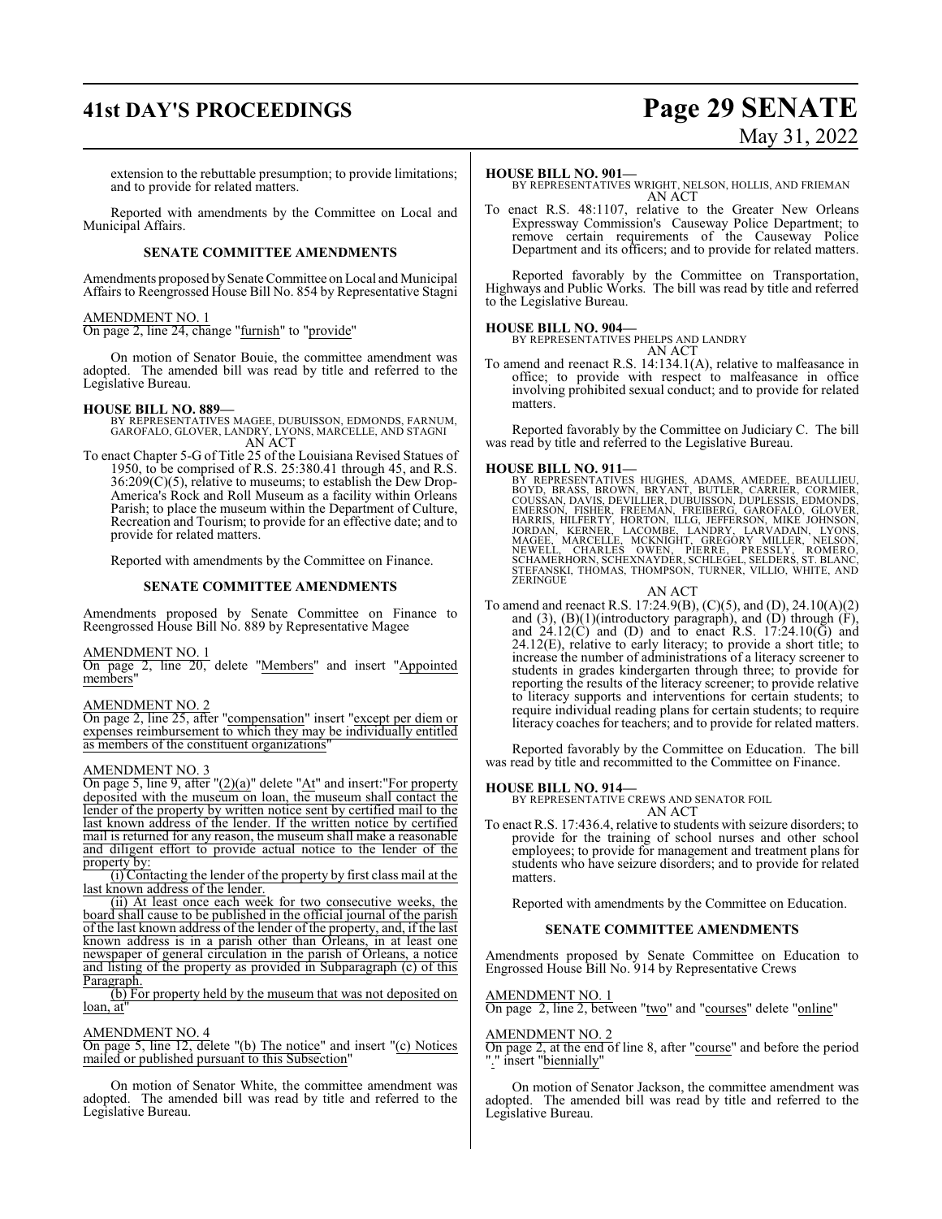extension to the rebuttable presumption; to provide limitations; and to provide for related matters.

Reported with amendments by the Committee on Local and Municipal Affairs.

**SENATE COMMITTEE AMENDMENTS**

Amendments proposed by Senate Committee on Local and Municipal Affairs to Reengrossed House Bill No. 854 by Representative Stagni

AMENDMENT NO. 1
On page 2, line 24, change "furnish" to "provide"

On motion of Senator Bouie, the committee amendment was adopted. The amended bill was read by title and referred to the Legislative Bureau.

**HOUSE BILL NO. 889—**
BY REPRESENTATIVES MAGEE, DUBUISSON, EDMONDS, FARNUM, GAROFALO, GLOVER, LANDRY, LYONS, MARCELLE, AND STAGNI
AN ACT

To enact Chapter 5-G of Title 25 of the Louisiana Revised Statues of 1950, to be comprised of R.S. 25:380.41 through 45, and R.S. 36:209(C)(5), relative to museums; to establish the Dew Drop-America's Rock and Roll Museum as a facility within Orleans Parish; to place the museum within the Department of Culture, Recreation and Tourism; to provide for an effective date; and to provide for related matters.

Reported with amendments by the Committee on Finance.

**SENATE COMMITTEE AMENDMENTS**

Amendments proposed by Senate Committee on Finance to Reengrossed House Bill No. 889 by Representative Magee

AMENDMENT NO. 1
On page 2, line 20, delete "Members" and insert "Appointed members"

AMENDMENT NO. 2
On page 2, line 25, after "compensation" insert "except per diem or expenses reimbursement to which they may be individually entitled as members of the constituent organizations"

AMENDMENT NO. 3
On page 5, line 9, after "(2)(a)" delete "At" and insert:"For property deposited with the museum on loan, the museum shall contact the lender of the property by written notice sent by certified mail to the last known address of the lender. If the written notice by certified mail is returned for any reason, the museum shall make a reasonable and diligent effort to provide actual notice to the lender of the property by:

(i) Contacting the lender of the property by first class mail at the last known address of the lender.

(ii) At least once each week for two consecutive weeks, the board shall cause to be published in the official journal of the parish of the last known address of the lender of the property, and, if the last known address is in a parish other than Orleans, in at least one newspaper of general circulation in the parish of Orleans, a notice and listing of the property as provided in Subparagraph (c) of this Paragraph.

(b) For property held by the museum that was not deposited on loan, at"

AMENDMENT NO. 4
On page 5, line 12, delete "(b) The notice" and insert "(c) Notices mailed or published pursuant to this Subsection"

On motion of Senator White, the committee amendment was adopted. The amended bill was read by title and referred to the Legislative Bureau.

**HOUSE BILL NO. 901—**
BY REPRESENTATIVES WRIGHT, NELSON, HOLLIS, AND FRIEMAN
AN ACT

To enact R.S. 48:1107, relative to the Greater New Orleans Expressway Commission's Causeway Police Department; to remove certain requirements of the Causeway Police Department and its officers; and to provide for related matters.

Reported favorably by the Committee on Transportation, Highways and Public Works. The bill was read by title and referred to the Legislative Bureau.

**HOUSE BILL NO. 904—**
BY REPRESENTATIVES PHELPS AND LANDRY
AN ACT

To amend and reenact R.S. 14:134.1(A), relative to malfeasance in office; to provide with respect to malfeasance in office involving prohibited sexual conduct; and to provide for related matters.

Reported favorably by the Committee on Judiciary C. The bill was read by title and referred to the Legislative Bureau.

**HOUSE BILL NO. 911—**
BY REPRESENTATIVES HUGHES, ADAMS, AMEDEE, BEAULLIEU, BOYD, BRASS, BROWN, BRYANT, BUTLER, CARRIER, CORMIER, COUSSAN, DAVIS, DEVILLIER, DUBUISSON, DUPLESSIS, EDMONDS, EMERSON, FISHER, FREEMAN, FREIBERG, GAROFALO, GLOVER, HARRIS, HILFERTY, HORTON, ILLG, JEFFERSON, MIKE JOHNSON, JORDAN, KERNER, LACOMBE, LANDRY, LARVADAIN, LYONS, MAGEE, MARCELLE, MCKNIGHT, GREGORY MILLER, NELSON, NEWELL, CHARLES OWEN, PIERRE, PRESSLY, ROMERO, SCHAMERHORN, SCHEXNAYDER, SCHLEGEL, SELDERS, ST. BLANC, STEFANSKI, THOMAS, THOMPSON, TURNER, VILLIO, WHITE, AND ZERINGUE
AN ACT

To amend and reenact R.S. 17:24.9(B), (C)(5), and (D), 24.10(A)(2) and (3), (B)(1)(introductory paragraph), and (D) through (F), and 24.12(C) and (D) and to enact R.S. 17:24.10(G) and 24.12(E), relative to early literacy; to provide a short title; to increase the number of administrations of a literacy screener to students in grades kindergarten through three; to provide for reporting the results of the literacy screener; to provide relative to literacy supports and interventions for certain students; to require individual reading plans for certain students; to require literacy coaches for teachers; and to provide for related matters.

Reported favorably by the Committee on Education. The bill was read by title and recommitted to the Committee on Finance.

**HOUSE BILL NO. 914—**
BY REPRESENTATIVE CREWS AND SENATOR FOIL
AN ACT

To enact R.S. 17:436.4, relative to students with seizure disorders; to provide for the training of school nurses and other school employees; to provide for management and treatment plans for students who have seizure disorders; and to provide for related matters.

Reported with amendments by the Committee on Education.

**SENATE COMMITTEE AMENDMENTS**

Amendments proposed by Senate Committee on Education to Engrossed House Bill No. 914 by Representative Crews

AMENDMENT NO. 1
On page 2, line 2, between "two" and "courses" delete "online"

AMENDMENT NO. 2
On page 2, at the end of line 8, after "course" and before the period "." insert "biennially"

On motion of Senator Jackson, the committee amendment was adopted. The amended bill was read by title and referred to the Legislative Bureau.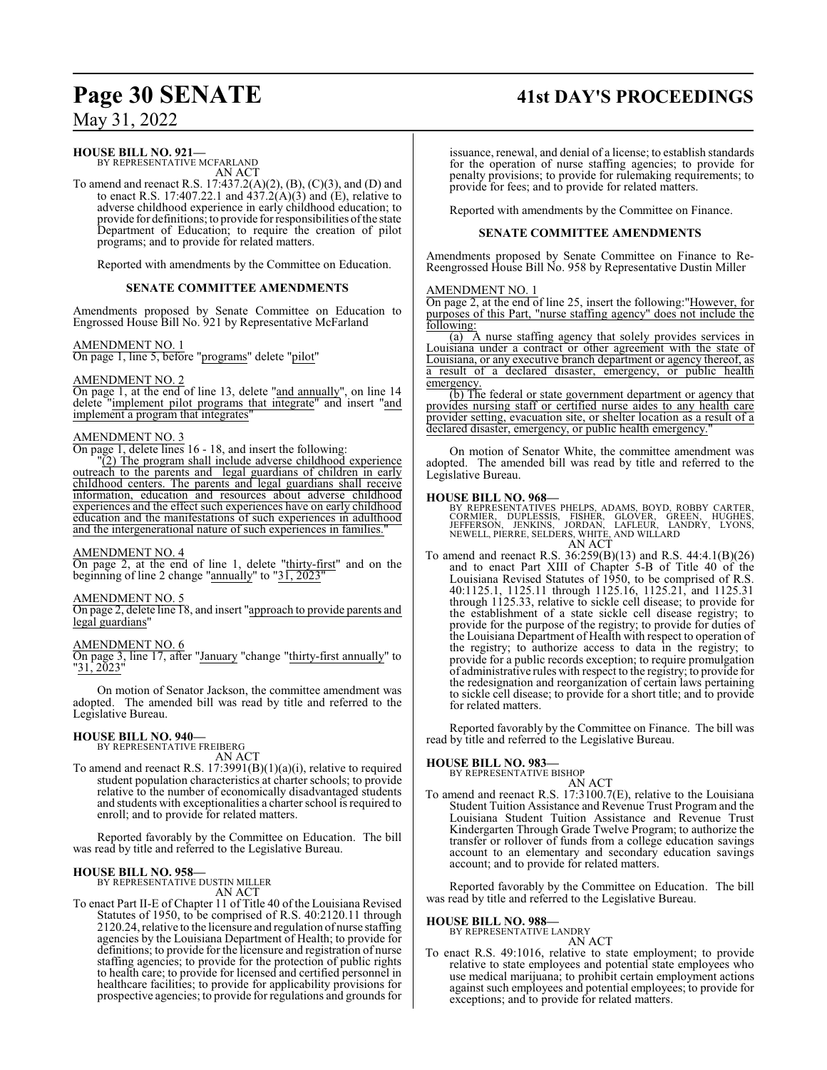**HOUSE BILL NO. 921—**
BY REPRESENTATIVE MCFARLAND
AN ACT

To amend and reenact R.S. 17:437.2(A)(2), (B), (C)(3), and (D) and to enact R.S. 17:407.22.1 and 437.2(A)(3) and (E), relative to adverse childhood experience in early childhood education; to provide for definitions; to provide for responsibilities of the state Department of Education; to require the creation of pilot programs; and to provide for related matters.

Reported with amendments by the Committee on Education.

**SENATE COMMITTEE AMENDMENTS**

Amendments proposed by Senate Committee on Education to Engrossed House Bill No. 921 by Representative McFarland

AMENDMENT NO. 1
On page 1, line 5, before "programs" delete "pilot"

AMENDMENT NO. 2
On page 1, at the end of line 13, delete "and annually", on line 14 delete "implement pilot programs that integrate" and insert "and implement a program that integrates"

AMENDMENT NO. 3
On page 1, delete lines 16 - 18, and insert the following:
"(2) The program shall include adverse childhood experience outreach to the parents and legal guardians of children in early childhood centers. The parents and legal guardians shall receive information, education and resources about adverse childhood experiences and the effect such experiences have on early childhood education and the manifestations of such experiences in adulthood and the intergenerational nature of such experiences in families."

AMENDMENT NO. 4
On page 2, at the end of line 1, delete "thirty-first" and on the beginning of line 2 change "annually" to "31, 2023"

AMENDMENT NO. 5
On page 2, delete line 18, and insert "approach to provide parents and legal guardians"

AMENDMENT NO. 6
On page 3, line 17, after "January "change "thirty-first annually" to "31, 2023"

On motion of Senator Jackson, the committee amendment was adopted. The amended bill was read by title and referred to the Legislative Bureau.

**HOUSE BILL NO. 940—**
BY REPRESENTATIVE FREIBERG
AN ACT

To amend and reenact R.S. 17:3991(B)(1)(a)(i), relative to required student population characteristics at charter schools; to provide relative to the number of economically disadvantaged students and students with exceptionalities a charter school is required to enroll; and to provide for related matters.

Reported favorably by the Committee on Education. The bill was read by title and referred to the Legislative Bureau.

**HOUSE BILL NO. 958—**
BY REPRESENTATIVE DUSTIN MILLER
AN ACT

To enact Part II-E of Chapter 11 of Title 40 of the Louisiana Revised Statutes of 1950, to be comprised of R.S. 40:2120.11 through 2120.24, relative to the licensure and regulation of nurse staffing agencies by the Louisiana Department of Health; to provide for definitions; to provide for the licensure and registration of nurse staffing agencies; to provide for the protection of public rights to health care; to provide for licensed and certified personnel in healthcare facilities; to provide for applicability provisions for prospective agencies; to provide for regulations and grounds for issuance, renewal, and denial of a license; to establish standards for the operation of nurse staffing agencies; to provide for penalty provisions; to provide for rulemaking requirements; to provide for fees; and to provide for related matters.

Reported with amendments by the Committee on Finance.

**SENATE COMMITTEE AMENDMENTS**

Amendments proposed by Senate Committee on Finance to Re-Reengrossed House Bill No. 958 by Representative Dustin Miller

AMENDMENT NO. 1
On page 2, at the end of line 25, insert the following:"However, for purposes of this Part, "nurse staffing agency" does not include the following:
(a) A nurse staffing agency that solely provides services in Louisiana under a contract or other agreement with the state of Louisiana, or any executive branch department or agency thereof, as a result of a declared disaster, emergency, or public health emergency.
(b) The federal or state government department or agency that provides nursing staff or certified nurse aides to any health care provider setting, evacuation site, or shelter location as a result of a declared disaster, emergency, or public health emergency."

On motion of Senator White, the committee amendment was adopted. The amended bill was read by title and referred to the Legislative Bureau.

**HOUSE BILL NO. 968—**
BY REPRESENTATIVES PHELPS, ADAMS, BOYD, ROBBY CARTER, CORMIER, DUPLESSIS, FISHER, GLOVER, GREEN, HUGHES, JEFFERSON, JENKINS, JORDAN, LAFLEUR, LANDRY, LYONS, NEWELL, PIERRE, SELDERS, WHITE, AND WILLARD
AN ACT

To amend and reenact R.S. 36:259(B)(13) and R.S. 44:4.1(B)(26) and to enact Part XIII of Chapter 5-B of Title 40 of the Louisiana Revised Statutes of 1950, to be comprised of R.S. 40:1125.1, 1125.11 through 1125.16, 1125.21, and 1125.31 through 1125.33, relative to sickle cell disease; to provide for the establishment of a state sickle cell disease registry; to provide for the purpose of the registry; to provide for duties of the Louisiana Department of Health with respect to operation of the registry; to authorize access to data in the registry; to provide for a public records exception; to require promulgation of administrative rules with respect to the registry; to provide for the redesignation and reorganization of certain laws pertaining to sickle cell disease; to provide for a short title; and to provide for related matters.

Reported favorably by the Committee on Finance. The bill was read by title and referred to the Legislative Bureau.

**HOUSE BILL NO. 983—**
BY REPRESENTATIVE BISHOP
AN ACT

To amend and reenact R.S. 17:3100.7(E), relative to the Louisiana Student Tuition Assistance and Revenue Trust Program and the Louisiana Student Tuition Assistance and Revenue Trust Kindergarten Through Grade Twelve Program; to authorize the transfer or rollover of funds from a college education savings account to an elementary and secondary education savings account; and to provide for related matters.

Reported favorably by the Committee on Education. The bill was read by title and referred to the Legislative Bureau.

**HOUSE BILL NO. 988—**
BY REPRESENTATIVE LANDRY
AN ACT

To enact R.S. 49:1016, relative to state employment; to provide relative to state employees and potential state employees who use medical marijuana; to prohibit certain employment actions against such employees and potential employees; to provide for exceptions; and to provide for related matters.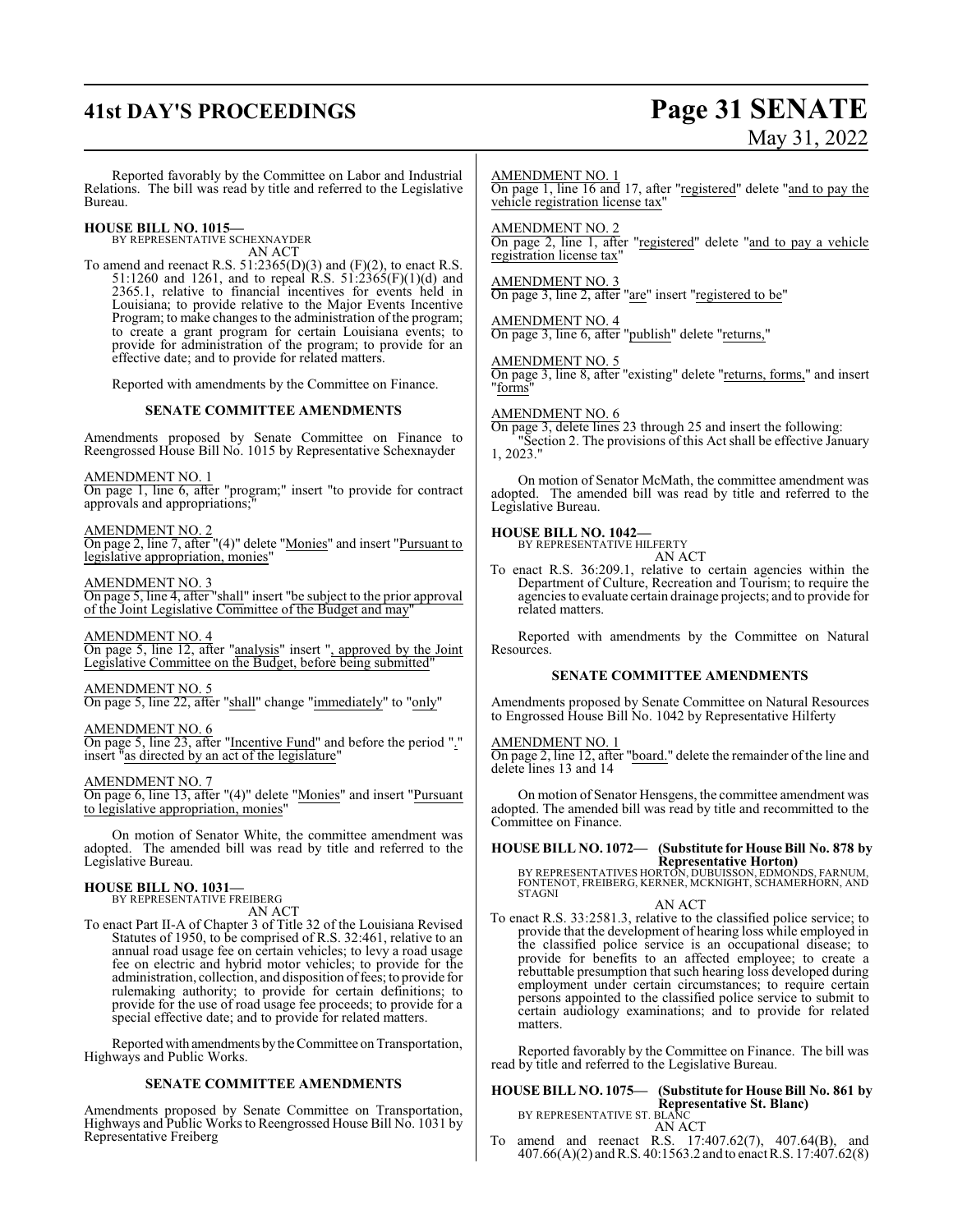Reported favorably by the Committee on Labor and Industrial Relations. The bill was read by title and referred to the Legislative Bureau.

**HOUSE BILL NO. 1015—**
BY REPRESENTATIVE SCHEXNAYDER
AN ACT

To amend and reenact R.S. 51:2365(D)(3) and (F)(2), to enact R.S. 51:1260 and 1261, and to repeal R.S. 51:2365(F)(1)(d) and 2365.1, relative to financial incentives for events held in Louisiana; to provide relative to the Major Events Incentive Program; to make changes to the administration of the program; to create a grant program for certain Louisiana events; to provide for administration of the program; to provide for an effective date; and to provide for related matters.

Reported with amendments by the Committee on Finance.

**SENATE COMMITTEE AMENDMENTS**

Amendments proposed by Senate Committee on Finance to Reengrossed House Bill No. 1015 by Representative Schexnayder

AMENDMENT NO. 1
On page 1, line 6, after "program;" insert "to provide for contract approvals and appropriations;"

AMENDMENT NO. 2
On page 2, line 7, after "(4)" delete "Monies" and insert "Pursuant to legislative appropriation, monies"

AMENDMENT NO. 3
On page 5, line 4, after "shall" insert "be subject to the prior approval of the Joint Legislative Committee of the Budget and may"

AMENDMENT NO. 4
On page 5, line 12, after "analysis" insert ", approved by the Joint Legislative Committee on the Budget, before being submitted"

AMENDMENT NO. 5
On page 5, line 22, after "shall" change "immediately" to "only"

AMENDMENT NO. 6
On page 5, line 23, after "Incentive Fund" and before the period "." insert "as directed by an act of the legislature"

AMENDMENT NO. 7
On page 6, line 13, after "(4)" delete "Monies" and insert "Pursuant to legislative appropriation, monies"

On motion of Senator White, the committee amendment was adopted. The amended bill was read by title and referred to the Legislative Bureau.

**HOUSE BILL NO. 1031—**
BY REPRESENTATIVE FREIBERG
AN ACT

To enact Part II-A of Chapter 3 of Title 32 of the Louisiana Revised Statutes of 1950, to be comprised of R.S. 32:461, relative to an annual road usage fee on certain vehicles; to levy a road usage fee on electric and hybrid motor vehicles; to provide for the administration, collection, and disposition of fees; to provide for rulemaking authority; to provide for certain definitions; to provide for the use of road usage fee proceeds; to provide for a special effective date; and to provide for related matters.

Reported with amendments by the Committee on Transportation, Highways and Public Works.

**SENATE COMMITTEE AMENDMENTS**

Amendments proposed by Senate Committee on Transportation, Highways and Public Works to Reengrossed House Bill No. 1031 by Representative Freiberg

AMENDMENT NO. 1
On page 1, line 16 and 17, after "registered" delete "and to pay the vehicle registration license tax"

AMENDMENT NO. 2
On page 2, line 1, after "registered" delete "and to pay a vehicle registration license tax"

AMENDMENT NO. 3
On page 3, line 2, after "are" insert "registered to be"

AMENDMENT NO. 4
On page 3, line 6, after "publish" delete "returns,"

AMENDMENT NO. 5
On page 3, line 8, after "existing" delete "returns, forms," and insert "forms"

AMENDMENT NO. 6
On page 3, delete lines 23 through 25 and insert the following:
"Section 2. The provisions of this Act shall be effective January 1, 2023."

On motion of Senator McMath, the committee amendment was adopted. The amended bill was read by title and referred to the Legislative Bureau.

**HOUSE BILL NO. 1042—**
BY REPRESENTATIVE HILFERTY
AN ACT

To enact R.S. 36:209.1, relative to certain agencies within the Department of Culture, Recreation and Tourism; to require the agencies to evaluate certain drainage projects; and to provide for related matters.

Reported with amendments by the Committee on Natural Resources.

**SENATE COMMITTEE AMENDMENTS**

Amendments proposed by Senate Committee on Natural Resources to Engrossed House Bill No. 1042 by Representative Hilferty

AMENDMENT NO. 1
On page 2, line 12, after "board." delete the remainder of the line and delete lines 13 and 14

On motion of Senator Hensgens, the committee amendment was adopted. The amended bill was read by title and recommitted to the Committee on Finance.

**HOUSE BILL NO. 1072— (Substitute for House Bill No. 878 by Representative Horton)**
BY REPRESENTATIVES HORTON, DUBUISSON, EDMONDS, FARNUM, FONTENOT, FREIBERG, KERNER, MCKNIGHT, SCHAMERHORN, AND STAGNI
AN ACT

To enact R.S. 33:2581.3, relative to the classified police service; to provide that the development of hearing loss while employed in the classified police service is an occupational disease; to provide for benefits to an affected employee; to create a rebuttable presumption that such hearing loss developed during employment under certain circumstances; to require certain persons appointed to the classified police service to submit to certain audiology examinations; and to provide for related matters.

Reported favorably by the Committee on Finance. The bill was read by title and referred to the Legislative Bureau.

**HOUSE BILL NO. 1075— (Substitute for House Bill No. 861 by Representative St. Blanc)**
BY REPRESENTATIVE ST. BLANC
AN ACT

To amend and reenact R.S. 17:407.62(7), 407.64(B), and 407.66(A)(2) and R.S. 40:1563.2 and to enact R.S. 17:407.62(8)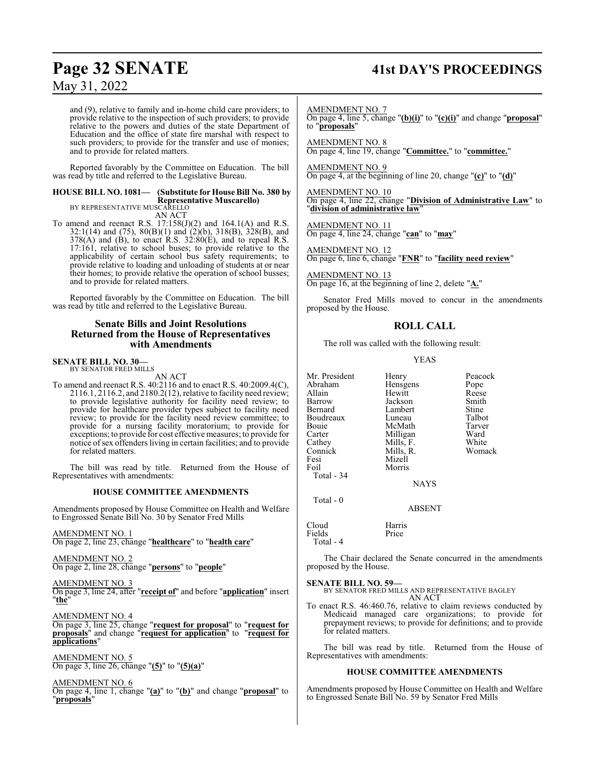and (9), relative to family and in-home child care providers; to provide relative to the inspection of such providers; to provide relative to the powers and duties of the state Department of Education and the office of state fire marshal with respect to such providers; to provide for the transfer and use of monies; and to provide for related matters.

Reported favorably by the Committee on Education. The bill was read by title and referred to the Legislative Bureau.

**HOUSE BILL NO. 1081— (Substitute for House Bill No. 380 by Representative Muscarello)**
BY REPRESENTATIVE MUSCARELLO
AN ACT

To amend and reenact R.S. 17:158(J)(2) and 164.1(A) and R.S. 32:1(14) and (75), 80(B)(1) and (2)(b), 318(B), 328(B), and 378(A) and (B), to enact R.S. 32:80(E), and to repeal R.S. 17:161, relative to school buses; to provide relative to the applicability of certain school bus safety requirements; to provide relative to loading and unloading of students at or near their homes; to provide relative the operation of school busses; and to provide for related matters.

Reported favorably by the Committee on Education. The bill was read by title and referred to the Legislative Bureau.

## Senate Bills and Joint Resolutions Returned from the House of Representatives with Amendments

**SENATE BILL NO. 30—**
BY SENATOR FRED MILLS
AN ACT

To amend and reenact R.S. 40:2116 and to enact R.S. 40:2009.4(C), 2116.1, 2116.2, and 2180.2(12), relative to facility need review; to provide legislative authority for facility need review; to provide for healthcare provider types subject to facility need review; to provide for the facility need review committee; to provide for a nursing facility moratorium; to provide for exceptions; to provide for cost effective measures; to provide for notice of sex offenders living in certain facilities; and to provide for related matters.

The bill was read by title. Returned from the House of Representatives with amendments:

### HOUSE COMMITTEE AMENDMENTS

Amendments proposed by House Committee on Health and Welfare to Engrossed Senate Bill No. 30 by Senator Fred Mills

AMENDMENT NO. 1
On page 2, line 23, change "**healthcare**" to "**health care**"

AMENDMENT NO. 2
On page 2, line 28, change "**persons**" to "**people**"

AMENDMENT NO. 3
On page 3, line 24, after "**receipt of**" and before "**application**" insert "**the**"

AMENDMENT NO. 4
On page 3, line 25, change "**request for proposal**" to "**request for proposals**" and change "**request for application**" to "**request for applications**"

AMENDMENT NO. 5
On page 3, line 26, change "**(5)**" to "**(5)(a)**"

AMENDMENT NO. 6
On page 4, line 1, change "**(a)**" to "**(b)**" and change "**proposal**" to "**proposals**"

AMENDMENT NO. 7
On page 4, line 5, change "**(b)(i)**" to "**(c)(i)**" and change "**proposal**" to "**proposals**"

AMENDMENT NO. 8
On page 4, line 19, change "**Committee.**" to "**committee.**"

AMENDMENT NO. 9
On page 4, at the beginning of line 20, change "**(c)**" to "**(d)**"

AMENDMENT NO. 10
On page 4, line 22, change "**Division of Administrative Law**" to "**division of administrative law**"

AMENDMENT NO. 11
On page 4, line 24, change "**can**" to "**may**"

AMENDMENT NO. 12
On page 6, line 6, change "**FNR**" to "**facility need review**"

AMENDMENT NO. 13
On page 16, at the beginning of line 2, delete "**A.**"

Senator Fred Mills moved to concur in the amendments proposed by the House.

## ROLL CALL

The roll was called with the following result:

YEAS

| | | |
|---|---|---|
| Mr. President | Henry | Peacock |
| Abraham | Hensgens | Pope |
| Allain | Hewitt | Reese |
| Barrow | Jackson | Smith |
| Bernard | Lambert | Stine |
| Boudreaux | Luneau | Talbot |
| Bouie | McMath | Tarver |
| Carter | Milligan | Ward |
| Cathey | Mills, F. | White |
| Connick | Mills, R. | Womack |
| Fesi | Mizell | |
| Foil | Morris | |

Total - 34

NAYS

Total - 0

ABSENT

| | |
|---|---|
| Cloud | Harris |
| Fields | Price |

Total - 4

The Chair declared the Senate concurred in the amendments proposed by the House.

**SENATE BILL NO. 59—**
BY SENATOR FRED MILLS AND REPRESENTATIVE BAGLEY
AN ACT

To enact R.S. 46:460.76, relative to claim reviews conducted by Medicaid managed care organizations; to provide for prepayment reviews; to provide for definitions; and to provide for related matters.

The bill was read by title. Returned from the House of Representatives with amendments:

### HOUSE COMMITTEE AMENDMENTS

Amendments proposed by House Committee on Health and Welfare to Engrossed Senate Bill No. 59 by Senator Fred Mills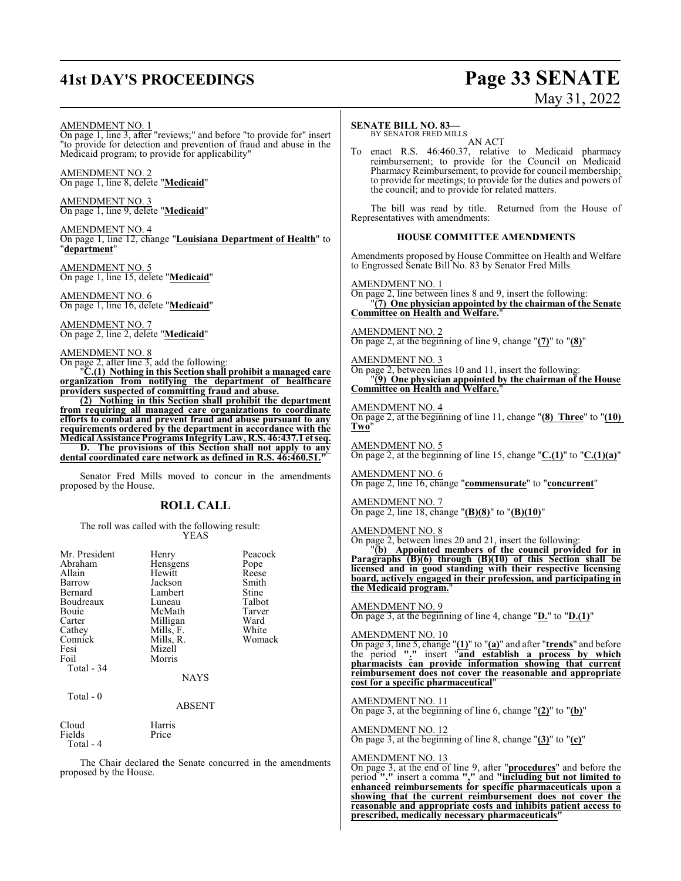AMENDMENT NO. 1
On page 1, line 3, after "reviews;" and before "to provide for" insert "to provide for detection and prevention of fraud and abuse in the Medicaid program; to provide for applicability"

AMENDMENT NO. 2
On page 1, line 8, delete "**Medicaid**"

AMENDMENT NO. 3
On page 1, line 9, delete "**Medicaid**"

AMENDMENT NO. 4
On page 1, line 12, change "**Louisiana Department of Health**" to "**department**"

AMENDMENT NO. 5
On page 1, line 15, delete "**Medicaid**"

AMENDMENT NO. 6
On page 1, line 16, delete "**Medicaid**"

AMENDMENT NO. 7
On page 2, line 2, delete "**Medicaid**"

AMENDMENT NO. 8
On page 2, after line 3, add the following:

"**C.(1) Nothing in this Section shall prohibit a managed care organization from notifying the department of healthcare providers suspected of committing fraud and abuse.**

**(2) Nothing in this Section shall prohibit the department from requiring all managed care organizations to coordinate efforts to combat and prevent fraud and abuse pursuant to any requirements ordered by the department in accordance with the Medical Assistance Programs Integrity Law, R.S. 46:437.1 et seq.**

**D. The provisions of this Section shall not apply to any dental coordinated care network as defined in R.S. 46:460.51.**"

Senator Fred Mills moved to concur in the amendments proposed by the House.

## ROLL CALL

The roll was called with the following result:

YEAS

| | | |
|---|---|---|
| Mr. President | Henry | Peacock |
| Abraham | Hensgens | Pope |
| Allain | Hewitt | Reese |
| Barrow | Jackson | Smith |
| Bernard | Lambert | Stine |
| Boudreaux | Luneau | Talbot |
| Bouie | McMath | Tarver |
| Carter | Milligan | Ward |
| Cathey | Mills, F. | White |
| Connick | Mills, R. | Womack |
| Fesi | Mizell | |
| Foil | Morris | |

Total - 34

NAYS

Total - 0

ABSENT

| | |
|---|---|
| Cloud | Harris |
| Fields | Price |

Total - 4

The Chair declared the Senate concurred in the amendments proposed by the House.

**SENATE BILL NO. 83—**
BY SENATOR FRED MILLS

AN ACT

To enact R.S. 46:460.37, relative to Medicaid pharmacy reimbursement; to provide for the Council on Medicaid Pharmacy Reimbursement; to provide for council membership; to provide for meetings; to provide for the duties and powers of the council; and to provide for related matters.

The bill was read by title. Returned from the House of Representatives with amendments:

### HOUSE COMMITTEE AMENDMENTS

Amendments proposed by House Committee on Health and Welfare to Engrossed Senate Bill No. 83 by Senator Fred Mills

AMENDMENT NO. 1
On page 2, line between lines 8 and 9, insert the following:
"**(7) One physician appointed by the chairman of the Senate Committee on Health and Welfare.**"

AMENDMENT NO. 2
On page 2, at the beginning of line 9, change "**(7)**" to "**(8)**"

AMENDMENT NO. 3
On page 2, between lines 10 and 11, insert the following:
"**(9) One physician appointed by the chairman of the House Committee on Health and Welfare.**"

AMENDMENT NO. 4
On page 2, at the beginning of line 11, change "**(8) Three**" to "**(10) Two**"

AMENDMENT NO. 5
On page 2, at the beginning of line 15, change "**C.(1)**" to "**C.(1)(a)**"

AMENDMENT NO. 6
On page 2, line 16, change "**commensurate**" to "**concurrent**"

AMENDMENT NO. 7
On page 2, line 18, change "**(B)(8)**" to "**(B)(10)**"

AMENDMENT NO. 8
On page 2, between lines 20 and 21, insert the following:
"**(b) Appointed members of the council provided for in Paragraphs (B)(6) through (B)(10) of this Section shall be licensed and in good standing with their respective licensing board, actively engaged in their profession, and participating in the Medicaid program.**"

AMENDMENT NO. 9
On page 3, at the beginning of line 4, change "**D.**" to "**D.(1)**"

AMENDMENT NO. 10
On page 3, line 5, change "**(1)**" to "**(a)**" and after "**trends**" and before the period "**.**" insert "**and establish a process by which pharmacists can provide information showing that current reimbursement does not cover the reasonable and appropriate cost for a specific pharmaceutical**"

AMENDMENT NO. 11
On page 3, at the beginning of line 6, change "**(2)**" to "**(b)**"

AMENDMENT NO. 12
On page 3, at the beginning of line 8, change "**(3)**" to "**(c)**"

AMENDMENT NO. 13
On page 3, at the end of line 9, after "**procedures**" and before the period "**.**" insert a comma "**,**" and "**including but not limited to enhanced reimbursements for specific pharmaceuticals upon a showing that the current reimbursement does not cover the reasonable and appropriate costs and inhibits patient access to prescribed, medically necessary pharmaceuticals**"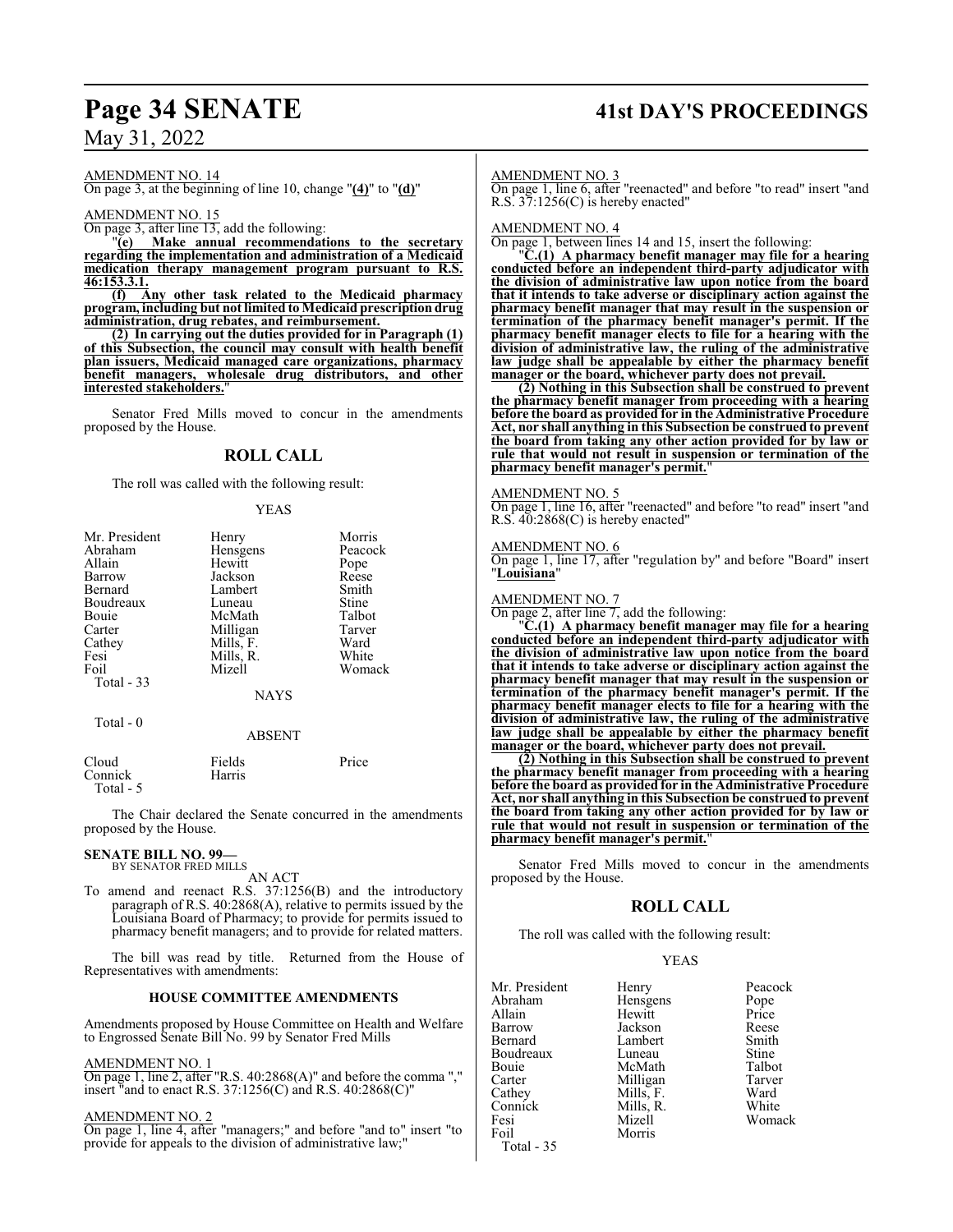AMENDMENT NO. 14

On page 3, at the beginning of line 10, change "**(4)**" to "**(d)**"

AMENDMENT NO. 15

On page 3, after line 13, add the following:

"**(e) Make annual recommendations to the secretary regarding the implementation and administration of a Medicaid medication therapy management program pursuant to R.S. 46:153.3.1.**

**(f) Any other task related to the Medicaid pharmacy program, including but not limited to Medicaid prescription drug administration, drug rebates, and reimbursement.**

**(2) In carrying out the duties provided for in Paragraph (1) of this Subsection, the council may consult with health benefit plan issuers, Medicaid managed care organizations, pharmacy benefit managers, wholesale drug distributors, and other interested stakeholders.**"

Senator Fred Mills moved to concur in the amendments proposed by the House.

## ROLL CALL

The roll was called with the following result:

YEAS

| | | |
|---|---|---|
| Mr. President | Henry | Morris |
| Abraham | Hensgens | Peacock |
| Allain | Hewitt | Pope |
| Barrow | Jackson | Reese |
| Bernard | Lambert | Smith |
| Boudreaux | Luneau | Stine |
| Bouie | McMath | Talbot |
| Carter | Milligan | Tarver |
| Cathey | Mills, F. | Ward |
| Fesi | Mills, R. | White |
| Foil | Mizell | Womack |

Total - 33

NAYS

Total - 0

ABSENT

| | | |
|---|---|---|
| Cloud | Fields | Price |
| Connick | Harris | |

Total - 5

The Chair declared the Senate concurred in the amendments proposed by the House.

**SENATE BILL NO. 99—**
BY SENATOR FRED MILLS

AN ACT

To amend and reenact R.S. 37:1256(B) and the introductory paragraph of R.S. 40:2868(A), relative to permits issued by the Louisiana Board of Pharmacy; to provide for permits issued to pharmacy benefit managers; and to provide for related matters.

The bill was read by title. Returned from the House of Representatives with amendments:

### HOUSE COMMITTEE AMENDMENTS

Amendments proposed by House Committee on Health and Welfare to Engrossed Senate Bill No. 99 by Senator Fred Mills

AMENDMENT NO. 1

On page 1, line 2, after "R.S. 40:2868(A)" and before the comma "," insert "and to enact R.S. 37:1256(C) and R.S. 40:2868(C)"

AMENDMENT NO. 2

On page 1, line 4, after "managers;" and before "and to" insert "to provide for appeals to the division of administrative law;"

AMENDMENT NO. 3

On page 1, line 6, after "reenacted" and before "to read" insert "and R.S. 37:1256(C) is hereby enacted"

AMENDMENT NO. 4

On page 1, between lines 14 and 15, insert the following:

"**C.(1) A pharmacy benefit manager may file for a hearing conducted before an independent third-party adjudicator with the division of administrative law upon notice from the board that it intends to take adverse or disciplinary action against the pharmacy benefit manager that may result in the suspension or termination of the pharmacy benefit manager's permit. If the pharmacy benefit manager elects to file for a hearing with the division of administrative law, the ruling of the administrative law judge shall be appealable by either the pharmacy benefit manager or the board, whichever party does not prevail.**

**(2) Nothing in this Subsection shall be construed to prevent the pharmacy benefit manager from proceeding with a hearing before the board as provided for in the Administrative Procedure Act, nor shall anything in this Subsection be construed to prevent the board from taking any other action provided for by law or rule that would not result in suspension or termination of the pharmacy benefit manager's permit.**"

AMENDMENT NO. 5

On page 1, line 16, after "reenacted" and before "to read" insert "and R.S. 40:2868(C) is hereby enacted"

AMENDMENT NO. 6

On page 1, line 17, after "regulation by" and before "Board" insert "**Louisiana**"

AMENDMENT NO. 7

On page 2, after line 7, add the following:

"**C.(1) A pharmacy benefit manager may file for a hearing conducted before an independent third-party adjudicator with the division of administrative law upon notice from the board that it intends to take adverse or disciplinary action against the pharmacy benefit manager that may result in the suspension or termination of the pharmacy benefit manager's permit. If the pharmacy benefit manager elects to file for a hearing with the division of administrative law, the ruling of the administrative law judge shall be appealable by either the pharmacy benefit manager or the board, whichever party does not prevail.**

**(2) Nothing in this Subsection shall be construed to prevent the pharmacy benefit manager from proceeding with a hearing before the board as provided for in the Administrative Procedure Act, nor shall anything in this Subsection be construed to prevent the board from taking any other action provided for by law or rule that would not result in suspension or termination of the pharmacy benefit manager's permit.**"

Senator Fred Mills moved to concur in the amendments proposed by the House.

## ROLL CALL

The roll was called with the following result:

YEAS

| | | |
|---|---|---|
| Mr. President | Henry | Peacock |
| Abraham | Hensgens | Pope |
| Allain | Hewitt | Price |
| Barrow | Jackson | Reese |
| Bernard | Lambert | Smith |
| Boudreaux | Luneau | Stine |
| Bouie | McMath | Talbot |
| Carter | Milligan | Tarver |
| Cathey | Mills, F. | Ward |
| Connick | Mills, R. | White |
| Fesi | Mizell | Womack |
| Foil | Morris | |

Total - 35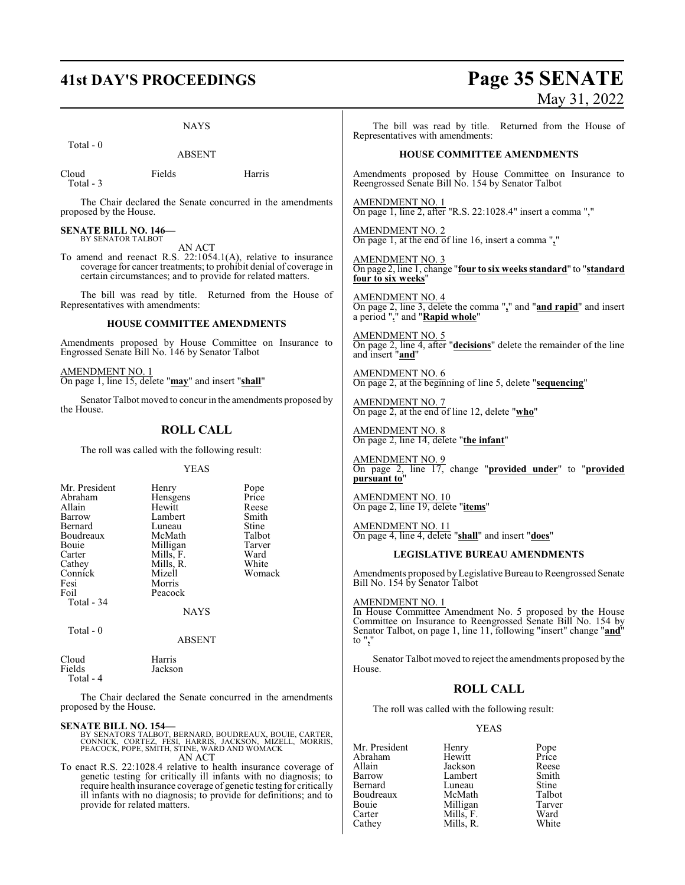NAYS

Total - 0

ABSENT

| | | |
|---|---|---|
| Cloud | Fields | Harris |
| Total - 3 | | |

The Chair declared the Senate concurred in the amendments proposed by the House.

**SENATE BILL NO. 146—**
BY SENATOR TALBOT

AN ACT

To amend and reenact R.S. 22:1054.1(A), relative to insurance coverage for cancer treatments; to prohibit denial of coverage in certain circumstances; and to provide for related matters.

The bill was read by title. Returned from the House of Representatives with amendments:

**HOUSE COMMITTEE AMENDMENTS**

Amendments proposed by House Committee on Insurance to Engrossed Senate Bill No. 146 by Senator Talbot

AMENDMENT NO. 1
On page 1, line 15, delete "**may**" and insert "**shall**"

Senator Talbot moved to concur in the amendments proposed by the House.

## ROLL CALL

The roll was called with the following result:

YEAS

| | | |
|---|---|---|
| Mr. President | Henry | Pope |
| Abraham | Hensgens | Price |
| Allain | Hewitt | Reese |
| Barrow | Lambert | Smith |
| Bernard | Luneau | Stine |
| Boudreaux | McMath | Talbot |
| Bouie | Milligan | Tarver |
| Carter | Mills, F. | Ward |
| Cathey | Mills, R. | White |
| Connick | Mizell | Womack |
| Fesi | Morris | |
| Foil | Peacock | |
| Total - 34 | | |

NAYS

Total - 0

ABSENT

| | |
|---|---|
| Cloud | Harris |
| Fields | Jackson |
| Total - 4 | |

The Chair declared the Senate concurred in the amendments proposed by the House.

**SENATE BILL NO. 154—**
BY SENATORS TALBOT, BERNARD, BOUDREAUX, BOUIE, CARTER, CONNICK, CORTEZ, FESI, HARRIS, JACKSON, MIZELL, MORRIS, PEACOCK, POPE, SMITH, STINE, WARD AND WOMACK

AN ACT

To enact R.S. 22:1028.4 relative to health insurance coverage of genetic testing for critically ill infants with no diagnosis; to require health insurance coverage of genetic testing for critically ill infants with no diagnosis; to provide for definitions; and to provide for related matters.

The bill was read by title. Returned from the House of Representatives with amendments:

**HOUSE COMMITTEE AMENDMENTS**

Amendments proposed by House Committee on Insurance to Reengrossed Senate Bill No. 154 by Senator Talbot

AMENDMENT NO. 1
On page 1, line 2, after "R.S. 22:1028.4" insert a comma ","

AMENDMENT NO. 2
On page 1, at the end of line 16, insert a comma "**,**"

AMENDMENT NO. 3
On page 2, line 1, change "**four to six weeks standard**" to "**standard four to six weeks**"

AMENDMENT NO. 4
On page 2, line 3, delete the comma "**,**" and "**and rapid**" and insert a period "**.**" and "**Rapid whole**"

AMENDMENT NO. 5
On page 2, line 4, after "**decisions**" delete the remainder of the line and insert "**and**"

AMENDMENT NO. 6
On page 2, at the beginning of line 5, delete "**sequencing**"

AMENDMENT NO. 7
On page 2, at the end of line 12, delete "**who**"

AMENDMENT NO. 8
On page 2, line 14, delete "**the infant**"

AMENDMENT NO. 9
On page 2, line 17, change "**provided under**" to "**provided pursuant to**"

AMENDMENT NO. 10
On page 2, line 19, delete "**items**"

AMENDMENT NO. 11
On page 4, line 4, delete "**shall**" and insert "**does**"

**LEGISLATIVE BUREAU AMENDMENTS**

Amendments proposed by Legislative Bureau to Reengrossed Senate Bill No. 154 by Senator Talbot

AMENDMENT NO. 1
In House Committee Amendment No. 5 proposed by the House Committee on Insurance to Reengrossed Senate Bill No. 154 by Senator Talbot, on page 1, line 11, following "insert" change "**and**" to "**,**"

Senator Talbot moved to reject the amendments proposed by the House.

## ROLL CALL

The roll was called with the following result:

YEAS

| | | |
|---|---|---|
| Mr. President | Henry | Pope |
| Abraham | Hewitt | Price |
| Allain | Jackson | Reese |
| Barrow | Lambert | Smith |
| Bernard | Luneau | Stine |
| Boudreaux | McMath | Talbot |
| Bouie | Milligan | Tarver |
| Carter | Mills, F. | Ward |
| Cathey | Mills, R. | White |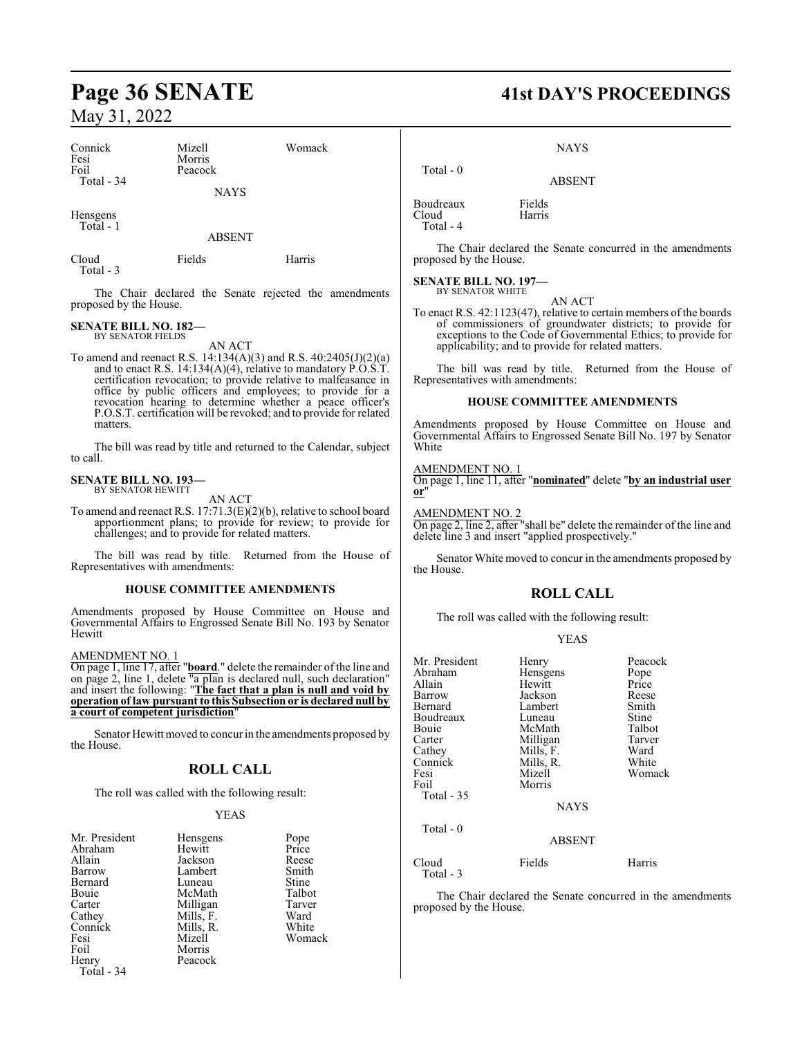| | | |
|---|---|---|
| Connick | Mizell | Womack |
| Fesi | Morris | |
| Foil | Peacock | |
| Total - 34 | | |

NAYS

Hensgens
Total - 1

ABSENT

| | | |
|---|---|---|
| Cloud | Fields | Harris |
| Total - 3 | | |

The Chair declared the Senate rejected the amendments proposed by the House.

**SENATE BILL NO. 182—**
BY SENATOR FIELDS

AN ACT

To amend and reenact R.S. 14:134(A)(3) and R.S. 40:2405(J)(2)(a) and to enact R.S. 14:134(A)(4), relative to mandatory P.O.S.T. certification revocation; to provide relative to malfeasance in office by public officers and employees; to provide for a revocation hearing to determine whether a peace officer's P.O.S.T. certification will be revoked; and to provide for related matters.

The bill was read by title and returned to the Calendar, subject to call.

**SENATE BILL NO. 193—**
BY SENATOR HEWITT

AN ACT

To amend and reenact R.S. 17:71.3(E)(2)(b), relative to school board apportionment plans; to provide for review; to provide for challenges; and to provide for related matters.

The bill was read by title. Returned from the House of Representatives with amendments:

**HOUSE COMMITTEE AMENDMENTS**

Amendments proposed by House Committee on House and Governmental Affairs to Engrossed Senate Bill No. 193 by Senator Hewitt

AMENDMENT NO. 1

On page 1, line 17, after "**board**." delete the remainder of the line and on page 2, line 1, delete "a plan is declared null, such declaration" and insert the following: "**The fact that a plan is null and void by operation of law pursuant to this Subsection or is declared null by a court of competent jurisdiction**"

Senator Hewitt moved to concur in the amendments proposed by the House.

## ROLL CALL

The roll was called with the following result:

YEAS

| | | |
|---|---|---|
| Mr. President | Hensgens | Pope |
| Abraham | Hewitt | Price |
| Allain | Jackson | Reese |
| Barrow | Lambert | Smith |
| Bernard | Luneau | Stine |
| Bouie | McMath | Talbot |
| Carter | Milligan | Tarver |
| Cathey | Mills, F. | Ward |
| Connick | Mills, R. | White |
| Fesi | Mizell | Womack |
| Foil | Morris | |
| Henry | Peacock | |
| Total - 34 | | |

NAYS

Total - 0

ABSENT

| | |
|---|---|
| Boudreaux | Fields |
| Cloud | Harris |
| Total - 4 | |

The Chair declared the Senate concurred in the amendments proposed by the House.

**SENATE BILL NO. 197—**
BY SENATOR WHITE

AN ACT

To enact R.S. 42:1123(47), relative to certain members of the boards of commissioners of groundwater districts; to provide for exceptions to the Code of Governmental Ethics; to provide for applicability; and to provide for related matters.

The bill was read by title. Returned from the House of Representatives with amendments:

**HOUSE COMMITTEE AMENDMENTS**

Amendments proposed by House Committee on House and Governmental Affairs to Engrossed Senate Bill No. 197 by Senator White

AMENDMENT NO. 1

On page 1, line 11, after "**nominated**" delete "**by an industrial user or**"

AMENDMENT NO. 2

On page 2, line 2, after "shall be" delete the remainder of the line and delete line 3 and insert "applied prospectively."

Senator White moved to concur in the amendments proposed by the House.

## ROLL CALL

The roll was called with the following result:

YEAS

| | | |
|---|---|---|
| Mr. President | Henry | Peacock |
| Abraham | Hensgens | Pope |
| Allain | Hewitt | Price |
| Barrow | Jackson | Reese |
| Bernard | Lambert | Smith |
| Boudreaux | Luneau | Stine |
| Bouie | McMath | Talbot |
| Carter | Milligan | Tarver |
| Cathey | Mills, F. | Ward |
| Connick | Mills, R. | White |
| Fesi | Mizell | Womack |
| Foil | Morris | |
| Total - 35 | | |

NAYS

Total - 0

ABSENT

| | | |
|---|---|---|
| Cloud | Fields | Harris |
| Total - 3 | | |

The Chair declared the Senate concurred in the amendments proposed by the House.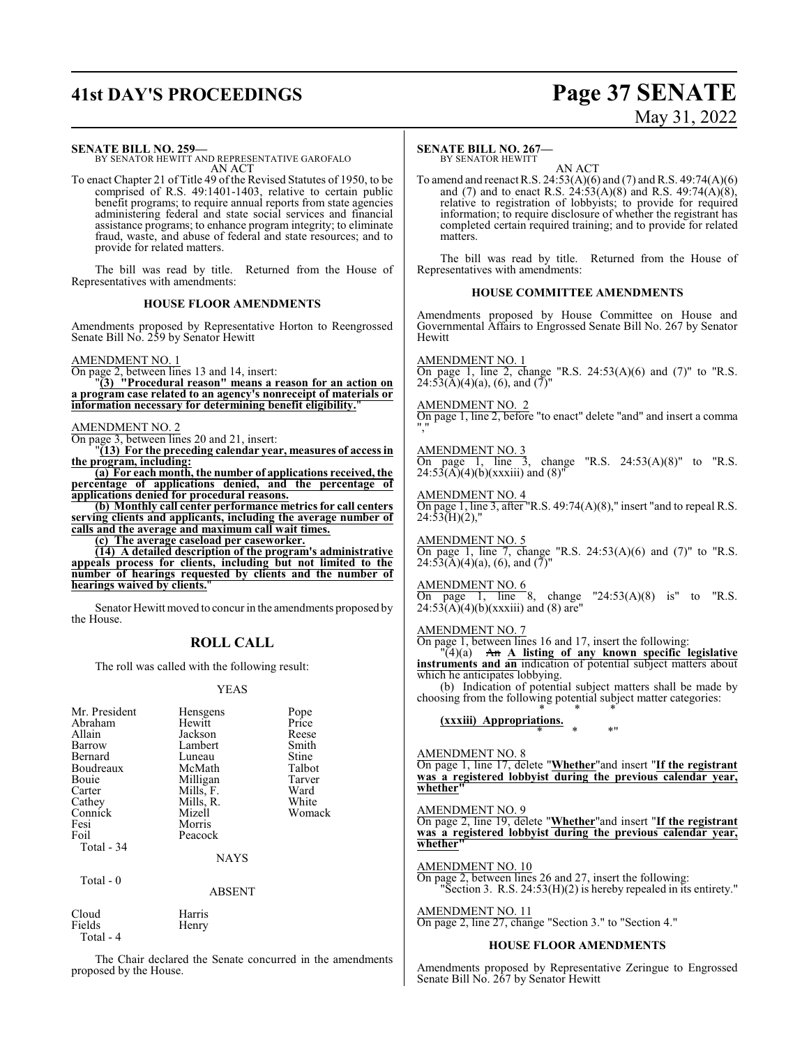**SENATE BILL NO. 259—**
BY SENATOR HEWITT AND REPRESENTATIVE GAROFALO
AN ACT

To enact Chapter 21 of Title 49 of the Revised Statutes of 1950, to be comprised of R.S. 49:1401-1403, relative to certain public benefit programs; to require annual reports from state agencies administering federal and state social services and financial assistance programs; to enhance program integrity; to eliminate fraud, waste, and abuse of federal and state resources; and to provide for related matters.

The bill was read by title. Returned from the House of Representatives with amendments:

**HOUSE FLOOR AMENDMENTS**

Amendments proposed by Representative Horton to Reengrossed Senate Bill No. 259 by Senator Hewitt

AMENDMENT NO. 1

On page 2, between lines 13 and 14, insert:

"**(3) "Procedural reason" means a reason for an action on a program case related to an agency's nonreceipt of materials or information necessary for determining benefit eligibility.**"

AMENDMENT NO. 2

On page 3, between lines 20 and 21, insert:

"**(13) For the preceding calendar year, measures of access in the program, including:**

**(a) For each month, the number of applications received, the percentage of applications denied, and the percentage of applications denied for procedural reasons.**

**(b) Monthly call center performance metrics for call centers serving clients and applicants, including the average number of calls and the average and maximum call wait times.**

**(c) The average caseload per caseworker.**

**(14) A detailed description of the program's administrative appeals process for clients, including but not limited to the number of hearings requested by clients and the number of hearings waived by clients.**"

Senator Hewitt moved to concur in the amendments proposed by the House.

## ROLL CALL

The roll was called with the following result:

YEAS

| | | |
|---|---|---|
| Mr. President | Hensgens | Pope |
| Abraham | Hewitt | Price |
| Allain | Jackson | Reese |
| Barrow | Lambert | Smith |
| Bernard | Luneau | Stine |
| Boudreaux | McMath | Talbot |
| Bouie | Milligan | Tarver |
| Carter | Mills, F. | Ward |
| Cathey | Mills, R. | White |
| Connick | Mizell | Womack |
| Fesi | Morris | |
| Foil | Peacock | |

Total - 34

NAYS

Total - 0

ABSENT

| | |
|---|---|
| Cloud | Harris |
| Fields | Henry |

Total - 4

The Chair declared the Senate concurred in the amendments proposed by the House.

**SENATE BILL NO. 267—**
BY SENATOR HEWITT
AN ACT

To amend and reenact R.S. 24:53(A)(6) and (7) and R.S. 49:74(A)(6) and (7) and to enact R.S. 24:53(A)(8) and R.S. 49:74(A)(8), relative to registration of lobbyists; to provide for required information; to require disclosure of whether the registrant has completed certain required training; and to provide for related matters.

The bill was read by title. Returned from the House of Representatives with amendments:

**HOUSE COMMITTEE AMENDMENTS**

Amendments proposed by House Committee on House and Governmental Affairs to Engrossed Senate Bill No. 267 by Senator Hewitt

AMENDMENT NO. 1

On page 1, line 2, change "R.S. 24:53(A)(6) and (7)" to "R.S. 24:53(A)(4)(a), (6), and (7)"

AMENDMENT NO. 2

On page 1, line 2, before "to enact" delete "and" and insert a comma ","

AMENDMENT NO. 3

On page 1, line 3, change "R.S. 24:53(A)(8)" to "R.S. 24:53(A)(4)(b)(xxxiii) and (8)"

AMENDMENT NO. 4

On page 1, line 3, after "R.S. 49:74(A)(8)," insert "and to repeal R.S. 24:53(H)(2),"

AMENDMENT NO. 5

On page 1, line 7, change "R.S. 24:53(A)(6) and (7)" to "R.S. 24:53(A)(4)(a), (6), and (7)"

AMENDMENT NO. 6

On page 1, line 8, change "24:53(A)(8) is" to "R.S. 24:53(A)(4)(b)(xxxiii) and (8) are"

AMENDMENT NO. 7

On page 1, between lines 16 and 17, insert the following:

"(4)(a) ~~An~~ **A listing of any known specific legislative instruments and an** indication of potential subject matters about which he anticipates lobbying.

(b) Indication of potential subject matters shall be made by choosing from the following potential subject matter categories:

\* \* \*

**(xxxiii) Appropriations.**

\* \* \*"

AMENDMENT NO. 8

On page 1, line 17, delete "**Whether**"and insert "**If the registrant was a registered lobbyist during the previous calendar year, whether**"

AMENDMENT NO. 9

On page 2, line 19, delete "**Whether**"and insert "**If the registrant was a registered lobbyist during the previous calendar year, whether**"

AMENDMENT NO. 10

On page 2, between lines 26 and 27, insert the following:

"Section 3. R.S. 24:53(H)(2) is hereby repealed in its entirety."

AMENDMENT NO. 11

On page 2, line 27, change "Section 3." to "Section 4."

**HOUSE FLOOR AMENDMENTS**

Amendments proposed by Representative Zeringue to Engrossed Senate Bill No. 267 by Senator Hewitt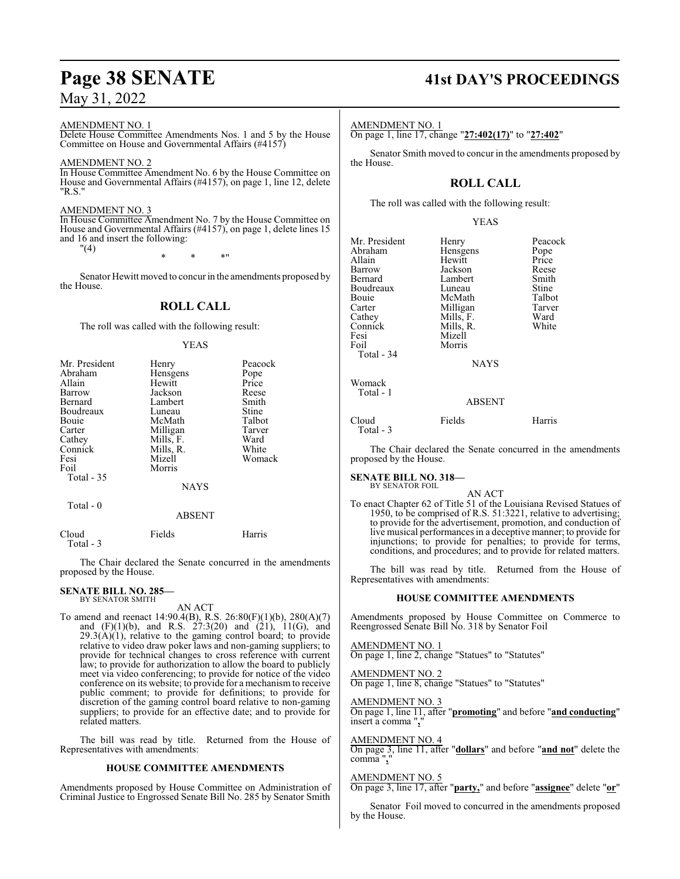AMENDMENT NO. 1

Delete House Committee Amendments Nos. 1 and 5 by the House Committee on House and Governmental Affairs (#4157)

AMENDMENT NO. 2

In House Committee Amendment No. 6 by the House Committee on House and Governmental Affairs (#4157), on page 1, line 12, delete "R.S."

AMENDMENT NO. 3

In House Committee Amendment No. 7 by the House Committee on House and Governmental Affairs (#4157), on page 1, delete lines 15 and 16 and insert the following:

"(4)

\* \* \*"

Senator Hewitt moved to concur in the amendments proposed by the House.

## ROLL CALL

The roll was called with the following result:

YEAS

| | | |
|---|---|---|
| Mr. President | Henry | Peacock |
| Abraham | Hensgens | Pope |
| Allain | Hewitt | Price |
| Barrow | Jackson | Reese |
| Bernard | Lambert | Smith |
| Boudreaux | Luneau | Stine |
| Bouie | McMath | Talbot |
| Carter | Milligan | Tarver |
| Cathey | Mills, F. | Ward |
| Connick | Mills, R. | White |
| Fesi | Mizell | Womack |
| Foil | Morris | |
| Total - 35 | | |

NAYS

Total - 0

ABSENT

| | | |
|---|---|---|
| Cloud | Fields | Harris |
| Total - 3 | | |

The Chair declared the Senate concurred in the amendments proposed by the House.

**SENATE BILL NO. 285—**
BY SENATOR SMITH

AN ACT

To amend and reenact 14:90.4(B), R.S. 26:80(F)(1)(b), 280(A)(7) and (F)(1)(b), and R.S. 27:3(20) and (21), 11(G), and 29.3(A)(1), relative to the gaming control board; to provide relative to video draw poker laws and non-gaming suppliers; to provide for technical changes to cross reference with current law; to provide for authorization to allow the board to publicly meet via video conferencing; to provide for notice of the video conference on its website; to provide for a mechanism to receive public comment; to provide for definitions; to provide for discretion of the gaming control board relative to non-gaming suppliers; to provide for an effective date; and to provide for related matters.

The bill was read by title. Returned from the House of Representatives with amendments:

### HOUSE COMMITTEE AMENDMENTS

Amendments proposed by House Committee on Administration of Criminal Justice to Engrossed Senate Bill No. 285 by Senator Smith

AMENDMENT NO. 1

On page 1, line 17, change "**27:402(17)**" to "**27:402**"

Senator Smith moved to concur in the amendments proposed by the House.

## ROLL CALL

The roll was called with the following result:

YEAS

| | | |
|---|---|---|
| Mr. President | Henry | Peacock |
| Abraham | Hensgens | Pope |
| Allain | Hewitt | Price |
| Barrow | Jackson | Reese |
| Bernard | Lambert | Smith |
| Boudreaux | Luneau | Stine |
| Bouie | McMath | Talbot |
| Carter | Milligan | Tarver |
| Cathey | Mills, F. | Ward |
| Connick | Mills, R. | White |
| Fesi | Mizell | |
| Foil | Morris | |
| Total - 34 | | |

NAYS

Womack
Total - 1

ABSENT

| | | |
|---|---|---|
| Cloud | Fields | Harris |
| Total - 3 | | |

The Chair declared the Senate concurred in the amendments proposed by the House.

**SENATE BILL NO. 318—**
BY SENATOR FOIL

AN ACT

To enact Chapter 62 of Title 51 of the Louisiana Revised Statues of 1950, to be comprised of R.S. 51:3221, relative to advertising; to provide for the advertisement, promotion, and conduction of live musical performances in a deceptive manner; to provide for injunctions; to provide for penalties; to provide for terms, conditions, and procedures; and to provide for related matters.

The bill was read by title. Returned from the House of Representatives with amendments:

### HOUSE COMMITTEE AMENDMENTS

Amendments proposed by House Committee on Commerce to Reengrossed Senate Bill No. 318 by Senator Foil

AMENDMENT NO. 1

On page 1, line 2, change "Statues" to "Statutes"

AMENDMENT NO. 2

On page 1, line 8, change "Statues" to "Statutes"

AMENDMENT NO. 3

On page 1, line 11, after "**promoting**" and before "**and conducting**" insert a comma "**,**"

AMENDMENT NO. 4

On page 3, line 11, after "**dollars**" and before "**and not**" delete the comma "**,**"

AMENDMENT NO. 5

On page 3, line 17, after "**party,**" and before "**assignee**" delete "**or**"

Senator Foil moved to concurred in the amendments proposed by the House.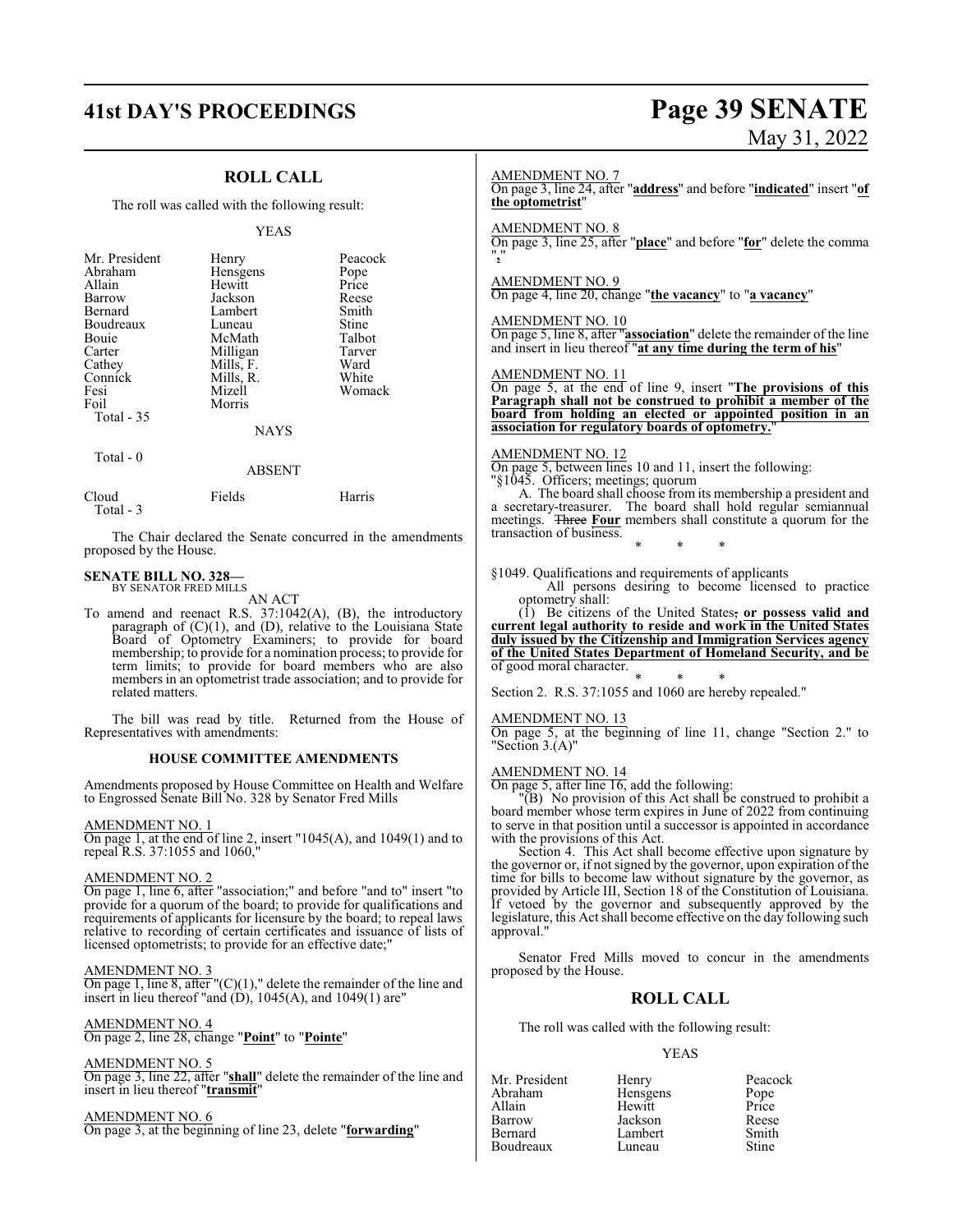## ROLL CALL

The roll was called with the following result:

YEAS

| | | |
|---|---|---|
| Mr. President | Henry | Peacock |
| Abraham | Hensgens | Pope |
| Allain | Hewitt | Price |
| Barrow | Jackson | Reese |
| Bernard | Lambert | Smith |
| Boudreaux | Luneau | Stine |
| Bouie | McMath | Talbot |
| Carter | Milligan | Tarver |
| Cathey | Mills, F. | Ward |
| Connick | Mills, R. | White |
| Fesi | Mizell | Womack |
| Foil | Morris | |

Total - 35

NAYS

Total - 0

ABSENT

| | | |
|---|---|---|
| Cloud | Fields | Harris |

Total - 3

The Chair declared the Senate concurred in the amendments proposed by the House.

**SENATE BILL NO. 328—**
BY SENATOR FRED MILLS

AN ACT

To amend and reenact R.S. 37:1042(A), (B), the introductory paragraph of (C)(1), and (D), relative to the Louisiana State Board of Optometry Examiners; to provide for board membership; to provide for a nomination process; to provide for term limits; to provide for board members who are also members in an optometrist trade association; and to provide for related matters.

The bill was read by title. Returned from the House of Representatives with amendments:

### HOUSE COMMITTEE AMENDMENTS

Amendments proposed by House Committee on Health and Welfare to Engrossed Senate Bill No. 328 by Senator Fred Mills

AMENDMENT NO. 1
On page 1, at the end of line 2, insert "1045(A), and 1049(1) and to repeal R.S. 37:1055 and 1060,"

AMENDMENT NO. 2
On page 1, line 6, after "association;" and before "and to" insert "to provide for a quorum of the board; to provide for qualifications and requirements of applicants for licensure by the board; to repeal laws relative to recording of certain certificates and issuance of lists of licensed optometrists; to provide for an effective date;"

AMENDMENT NO. 3
On page 1, line 8, after "(C)(1)," delete the remainder of the line and insert in lieu thereof "and (D), 1045(A), and 1049(1) are"

AMENDMENT NO. 4
On page 2, line 28, change "**Point**" to "**Pointe**"

AMENDMENT NO. 5
On page 3, line 22, after "**shall**" delete the remainder of the line and insert in lieu thereof "**transmit**"

AMENDMENT NO. 6
On page 3, at the beginning of line 23, delete "**forwarding**"

AMENDMENT NO. 7
On page 3, line 24, after "**address**" and before "**indicated**" insert "**of the optometrist**"

AMENDMENT NO. 8
On page 3, line 25, after "**place**" and before "**for**" delete the comma "**,**"

AMENDMENT NO. 9
On page 4, line 20, change "**the vacancy**" to "**a vacancy**"

AMENDMENT NO. 10
On page 5, line 8, after "**association**" delete the remainder of the line and insert in lieu thereof "**at any time during the term of his**"

AMENDMENT NO. 11
On page 5, at the end of line 9, insert "**The provisions of this Paragraph shall not be construed to prohibit a member of the board from holding an elected or appointed position in an association for regulatory boards of optometry.**"

AMENDMENT NO. 12
On page 5, between lines 10 and 11, insert the following:
"§1045. Officers; meetings; quorum

A. The board shall choose from its membership a president and a secretary-treasurer. The board shall hold regular semiannual meetings. ~~Three~~ **Four** members shall constitute a quorum for the transaction of business.

\* \* \*

§1049. Qualifications and requirements of applicants

All persons desiring to become licensed to practice optometry shall:

(1) Be citizens of the United States~~,~~ **or possess valid and current legal authority to reside and work in the United States duly issued by the Citizenship and Immigration Services agency of the United States Department of Homeland Security, and be** of good moral character.

\* \* \*

Section 2. R.S. 37:1055 and 1060 are hereby repealed."

AMENDMENT NO. 13
On page 5, at the beginning of line 11, change "Section 2." to "Section 3.(A)"

AMENDMENT NO. 14
On page 5, after line 16, add the following:

"(B) No provision of this Act shall be construed to prohibit a board member whose term expires in June of 2022 from continuing to serve in that position until a successor is appointed in accordance with the provisions of this Act.

Section 4. This Act shall become effective upon signature by the governor or, if not signed by the governor, upon expiration of the time for bills to become law without signature by the governor, as provided by Article III, Section 18 of the Constitution of Louisiana. If vetoed by the governor and subsequently approved by the legislature, this Act shall become effective on the day following such approval."

Senator Fred Mills moved to concur in the amendments proposed by the House.

## ROLL CALL

The roll was called with the following result:

YEAS

| | | |
|---|---|---|
| Mr. President | Henry | Peacock |
| Abraham | Hensgens | Pope |
| Allain | Hewitt | Price |
| Barrow | Jackson | Reese |
| Bernard | Lambert | Smith |
| Boudreaux | Luneau | Stine |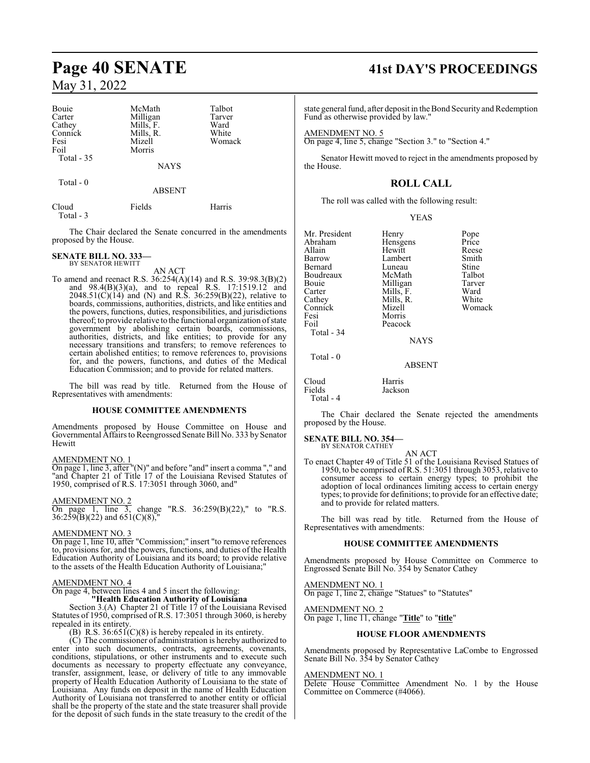| | | |
|---|---|---|
| Bouie | McMath | Talbot |
| Carter | Milligan | Tarver |
| Cathey | Mills, F. | Ward |
| Connick | Mills, R. | White |
| Fesi | Mizell | Womack |
| Foil | Morris | |
| Total - 35 | | |

NAYS

Total - 0

ABSENT

| | | |
|---|---|---|
| Cloud | Fields | Harris |
| Total - 3 | | |

The Chair declared the Senate concurred in the amendments proposed by the House.

**SENATE BILL NO. 333—**
BY SENATOR HEWITT

AN ACT

To amend and reenact R.S. 36:254(A)(14) and R.S. 39:98.3(B)(2) and 98.4(B)(3)(a), and to repeal R.S. 17:1519.12 and 2048.51(C)(14) and (N) and R.S. 36:259(B)(22), relative to boards, commissions, authorities, districts, and like entities and the powers, functions, duties, responsibilities, and jurisdictions thereof; to provide relative to the functional organization of state government by abolishing certain boards, commissions, authorities, districts, and like entities; to provide for any necessary transitions and transfers; to remove references to certain abolished entities; to remove references to, provisions for, and the powers, functions, and duties of the Medical Education Commission; and to provide for related matters.

The bill was read by title. Returned from the House of Representatives with amendments:

**HOUSE COMMITTEE AMENDMENTS**

Amendments proposed by House Committee on House and Governmental Affairs to Reengrossed Senate Bill No. 333 by Senator Hewitt

AMENDMENT NO. 1
On page 1, line 3, after "(N)" and before "and" insert a comma "," and "and Chapter 21 of Title 17 of the Louisiana Revised Statutes of 1950, comprised of R.S. 17:3051 through 3060, and"

AMENDMENT NO. 2
On page 1, line 3, change "R.S. 36:259(B)(22)," to "R.S. 36:259(B)(22) and 651(C)(8),"

AMENDMENT NO. 3
On page 1, line 10, after "Commission;" insert "to remove references to, provisions for, and the powers, functions, and duties of the Health Education Authority of Louisiana and its board; to provide relative to the assets of the Health Education Authority of Louisiana;"

AMENDMENT NO. 4
On page 4, between lines 4 and 5 insert the following:

"**Health Education Authority of Louisiana**

Section 3.(A) Chapter 21 of Title 17 of the Louisiana Revised Statutes of 1950, comprised of R.S. 17:3051 through 3060, is hereby repealed in its entirety.

(B) R.S. 36:651(C)(8) is hereby repealed in its entirety.

(C) The commissioner of administration is hereby authorized to enter into such documents, contracts, agreements, covenants, conditions, stipulations, or other instruments and to execute such documents as necessary to property effectuate any conveyance, transfer, assignment, lease, or delivery of title to any immovable property of Health Education Authority of Louisiana to the state of Louisiana. Any funds on deposit in the name of Health Education Authority of Louisiana not transferred to another entity or official shall be the property of the state and the state treasurer shall provide for the deposit of such funds in the state treasury to the credit of the state general fund, after deposit in the Bond Security and Redemption Fund as otherwise provided by law."

AMENDMENT NO. 5
On page 4, line 5, change "Section 3." to "Section 4."

Senator Hewitt moved to reject in the amendments proposed by the House.

## ROLL CALL

The roll was called with the following result:

YEAS

| | | |
|---|---|---|
| Mr. President | Henry | Pope |
| Abraham | Hensgens | Price |
| Allain | Hewitt | Reese |
| Barrow | Lambert | Smith |
| Bernard | Luneau | Stine |
| Boudreaux | McMath | Talbot |
| Bouie | Milligan | Tarver |
| Carter | Mills, F. | Ward |
| Cathey | Mills, R. | White |
| Connick | Mizell | Womack |
| Fesi | Morris | |
| Foil | Peacock | |
| Total - 34 | | |

NAYS

Total - 0

ABSENT

| | |
|---|---|
| Cloud | Harris |
| Fields | Jackson |
| Total - 4 | |

The Chair declared the Senate rejected the amendments proposed by the House.

**SENATE BILL NO. 354—**
BY SENATOR CATHEY

AN ACT

To enact Chapter 49 of Title 51 of the Louisiana Revised Statues of 1950, to be comprised of R.S. 51:3051 through 3053, relative to consumer access to certain energy types; to prohibit the adoption of local ordinances limiting access to certain energy types; to provide for definitions; to provide for an effective date; and to provide for related matters.

The bill was read by title. Returned from the House of Representatives with amendments:

**HOUSE COMMITTEE AMENDMENTS**

Amendments proposed by House Committee on Commerce to Engrossed Senate Bill No. 354 by Senator Cathey

AMENDMENT NO. 1
On page 1, line 2, change "Statues" to "Statutes"

AMENDMENT NO. 2
On page 1, line 11, change "**Title**" to "**title**"

**HOUSE FLOOR AMENDMENTS**

Amendments proposed by Representative LaCombe to Engrossed Senate Bill No. 354 by Senator Cathey

AMENDMENT NO. 1
Delete House Committee Amendment No. 1 by the House Committee on Commerce (#4066).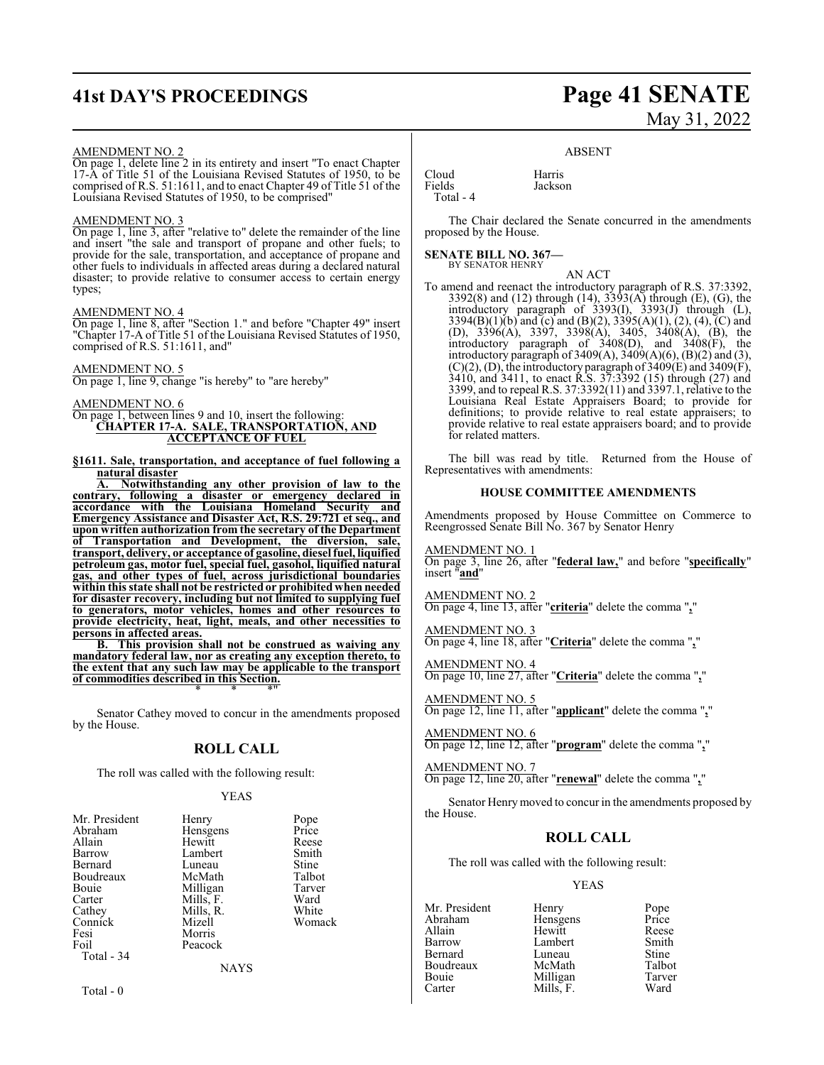AMENDMENT NO. 2

On page 1, delete line 2 in its entirety and insert "To enact Chapter 17-A of Title 51 of the Louisiana Revised Statutes of 1950, to be comprised of R.S. 51:1611, and to enact Chapter 49 of Title 51 of the Louisiana Revised Statutes of 1950, to be comprised"

AMENDMENT NO. 3

On page 1, line 3, after "relative to" delete the remainder of the line and insert "the sale and transport of propane and other fuels; to provide for the sale, transportation, and acceptance of propane and other fuels to individuals in affected areas during a declared natural disaster; to provide relative to consumer access to certain energy types;

AMENDMENT NO. 4

On page 1, line 8, after "Section 1." and before "Chapter 49" insert "Chapter 17-A of Title 51 of the Louisiana Revised Statutes of 1950, comprised of R.S. 51:1611, and"

AMENDMENT NO. 5

On page 1, line 9, change "is hereby" to "are hereby"

AMENDMENT NO. 6

On page 1, between lines 9 and 10, insert the following:

**CHAPTER 17-A. SALE, TRANSPORTATION, AND ACCEPTANCE OF FUEL**

**§1611. Sale, transportation, and acceptance of fuel following a natural disaster**

**A. Notwithstanding any other provision of law to the contrary, following a disaster or emergency declared in accordance with the Louisiana Homeland Security and Emergency Assistance and Disaster Act, R.S. 29:721 et seq., and upon written authorization from the secretary of the Department of Transportation and Development, the diversion, sale, transport, delivery, or acceptance of gasoline, diesel fuel, liquified petroleum gas, motor fuel, special fuel, gasohol, liquified natural gas, and other types of fuel, across jurisdictional boundaries within this state shall not be restricted or prohibited when needed for disaster recovery, including but not limited to supplying fuel to generators, motor vehicles, homes and other resources to provide electricity, heat, light, meals, and other necessities to persons in affected areas.**

**B. This provision shall not be construed as waiving any mandatory federal law, nor as creating any exception thereto, to the extent that any such law may be applicable to the transport of commodities described in this Section.**

\* \* \*"

Senator Cathey moved to concur in the amendments proposed by the House.

## ROLL CALL

The roll was called with the following result:

YEAS

| | | |
|---|---|---|
| Mr. President | Henry | Pope |
| Abraham | Hensgens | Price |
| Allain | Hewitt | Reese |
| Barrow | Lambert | Smith |
| Bernard | Luneau | Stine |
| Boudreaux | McMath | Talbot |
| Bouie | Milligan | Tarver |
| Carter | Mills, F. | Ward |
| Cathey | Mills, R. | White |
| Connick | Mizell | Womack |
| Fesi | Morris | |
| Foil | Peacock | |

Total - 34

NAYS

Total - 0

ABSENT

| | |
|---|---|
| Cloud | Harris |
| Fields | Jackson |

Total - 4

The Chair declared the Senate concurred in the amendments proposed by the House.

**SENATE BILL NO. 367—**
BY SENATOR HENRY

AN ACT

To amend and reenact the introductory paragraph of R.S. 37:3392, 3392(8) and (12) through (14), 3393(A) through (E), (G), the introductory paragraph of 3393(I), 3393(J) through (L), 3394(B)(1)(b) and (c) and (B)(2), 3395(A)(1), (2), (4), (C) and (D), 3396(A), 3397, 3398(A), 3405, 3408(A), (B), the introductory paragraph of 3408(D), and 3408(F), the introductory paragraph of 3409(A), 3409(A)(6), (B)(2) and (3), (C)(2), (D), the introductory paragraph of 3409(E) and 3409(F), 3410, and 3411, to enact R.S. 37:3392 (15) through (27) and 3399, and to repeal R.S. 37:3392(11) and 3397.1, relative to the Louisiana Real Estate Appraisers Board; to provide for definitions; to provide relative to real estate appraisers; to provide relative to real estate appraisers board; and to provide for related matters.

The bill was read by title. Returned from the House of Representatives with amendments:

### HOUSE COMMITTEE AMENDMENTS

Amendments proposed by House Committee on Commerce to Reengrossed Senate Bill No. 367 by Senator Henry

AMENDMENT NO. 1

On page 3, line 26, after "**federal law,**" and before "**specifically**" insert "**and**"

AMENDMENT NO. 2

On page 4, line 13, after "**criteria**" delete the comma "**,**"

AMENDMENT NO. 3

On page 4, line 18, after "**Criteria**" delete the comma "**,**"

AMENDMENT NO. 4

On page 10, line 27, after "**Criteria**" delete the comma "**,**"

AMENDMENT NO. 5

On page 12, line 11, after "**applicant**" delete the comma "**,**"

AMENDMENT NO. 6

On page 12, line 12, after "**program**" delete the comma "**,**"

AMENDMENT NO. 7

On page 12, line 20, after "**renewal**" delete the comma "**,**"

Senator Henry moved to concur in the amendments proposed by the House.

## ROLL CALL

The roll was called with the following result:

YEAS

| | | |
|---|---|---|
| Mr. President | Henry | Pope |
| Abraham | Hensgens | Price |
| Allain | Hewitt | Reese |
| Barrow | Lambert | Smith |
| Bernard | Luneau | Stine |
| Boudreaux | McMath | Talbot |
| Bouie | Milligan | Tarver |
| Carter | Mills, F. | Ward |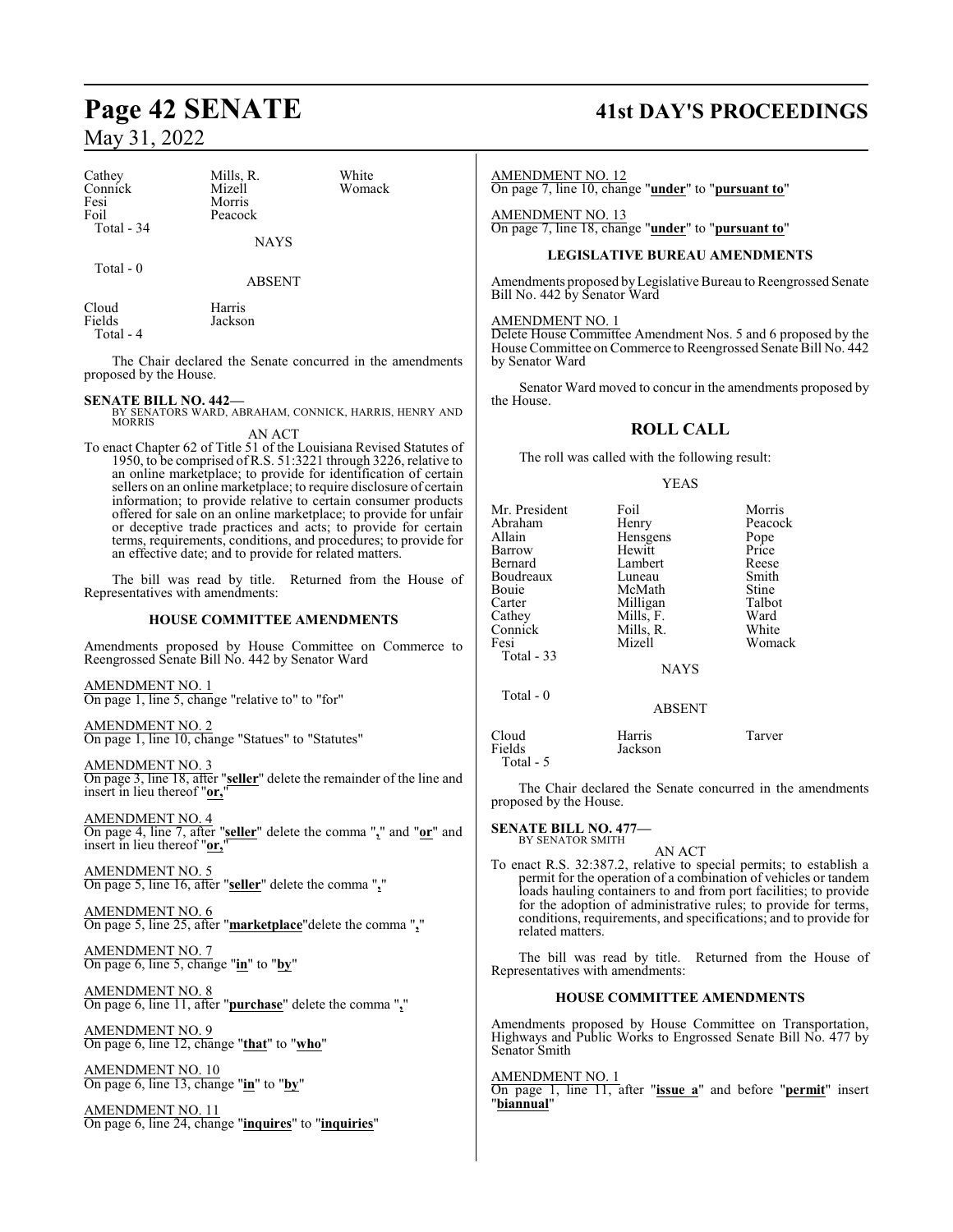| | | |
|---|---|---|
| Cathey | Mills, R. | White |
| Connick | Mizell | Womack |
| Fesi | Morris | |
| Foil | Peacock | |
| Total - 34 | | |

NAYS

Total - 0

ABSENT

| | |
|---|---|
| Cloud | Harris |
| Fields | Jackson |
| Total - 4 | |

The Chair declared the Senate concurred in the amendments proposed by the House.

**SENATE BILL NO. 442—**
BY SENATORS WARD, ABRAHAM, CONNICK, HARRIS, HENRY AND MORRIS

AN ACT

To enact Chapter 62 of Title 51 of the Louisiana Revised Statutes of 1950, to be comprised of R.S. 51:3221 through 3226, relative to an online marketplace; to provide for identification of certain sellers on an online marketplace; to require disclosure of certain information; to provide relative to certain consumer products offered for sale on an online marketplace; to provide for unfair or deceptive trade practices and acts; to provide for certain terms, requirements, conditions, and procedures; to provide for an effective date; and to provide for related matters.

The bill was read by title. Returned from the House of Representatives with amendments:

### HOUSE COMMITTEE AMENDMENTS

Amendments proposed by House Committee on Commerce to Reengrossed Senate Bill No. 442 by Senator Ward

AMENDMENT NO. 1
On page 1, line 5, change "relative to" to "for"

AMENDMENT NO. 2
On page 1, line 10, change "Statues" to "Statutes"

AMENDMENT NO. 3
On page 3, line 18, after "**seller**" delete the remainder of the line and insert in lieu thereof "**or,**"

AMENDMENT NO. 4
On page 4, line 7, after "**seller**" delete the comma "**,**" and "**or**" and insert in lieu thereof "**or,**"

AMENDMENT NO. 5
On page 5, line 16, after "**seller**" delete the comma "**,**"

AMENDMENT NO. 6
On page 5, line 25, after "**marketplace**"delete the comma "**,**"

AMENDMENT NO. 7
On page 6, line 5, change "**in**" to "**by**"

AMENDMENT NO. 8
On page 6, line 11, after "**purchase**" delete the comma "**,**"

AMENDMENT NO. 9
On page 6, line 12, change "**that**" to "**who**"

AMENDMENT NO. 10
On page 6, line 13, change "**in**" to "**by**"

AMENDMENT NO. 11
On page 6, line 24, change "**inquires**" to "**inquiries**"

AMENDMENT NO. 12
On page 7, line 10, change "**under**" to "**pursuant to**"

AMENDMENT NO. 13
On page 7, line 18, change "**under**" to "**pursuant to**"

### LEGISLATIVE BUREAU AMENDMENTS

Amendments proposed by Legislative Bureau to Reengrossed Senate Bill No. 442 by Senator Ward

AMENDMENT NO. 1
Delete House Committee Amendment Nos. 5 and 6 proposed by the House Committee on Commerce to Reengrossed Senate Bill No. 442 by Senator Ward

Senator Ward moved to concur in the amendments proposed by the House.

## ROLL CALL

The roll was called with the following result:

YEAS

| | | |
|---|---|---|
| Mr. President | Foil | Morris |
| Abraham | Henry | Peacock |
| Allain | Hensgens | Pope |
| Barrow | Hewitt | Price |
| Bernard | Lambert | Reese |
| Boudreaux | Luneau | Smith |
| Bouie | McMath | Stine |
| Carter | Milligan | Talbot |
| Cathey | Mills, F. | Ward |
| Connick | Mills, R. | White |
| Fesi | Mizell | Womack |
| Total - 33 | | |

NAYS

Total - 0

ABSENT

| | | |
|---|---|---|
| Cloud | Harris | Tarver |
| Fields | Jackson | |
| Total - 5 | | |

The Chair declared the Senate concurred in the amendments proposed by the House.

**SENATE BILL NO. 477—**
BY SENATOR SMITH

AN ACT

To enact R.S. 32:387.2, relative to special permits; to establish a permit for the operation of a combination of vehicles or tandem loads hauling containers to and from port facilities; to provide for the adoption of administrative rules; to provide for terms, conditions, requirements, and specifications; and to provide for related matters.

The bill was read by title. Returned from the House of Representatives with amendments:

### HOUSE COMMITTEE AMENDMENTS

Amendments proposed by House Committee on Transportation, Highways and Public Works to Engrossed Senate Bill No. 477 by Senator Smith

AMENDMENT NO. 1
On page 1, line 11, after "**issue a**" and before "**permit**" insert "**biannual**"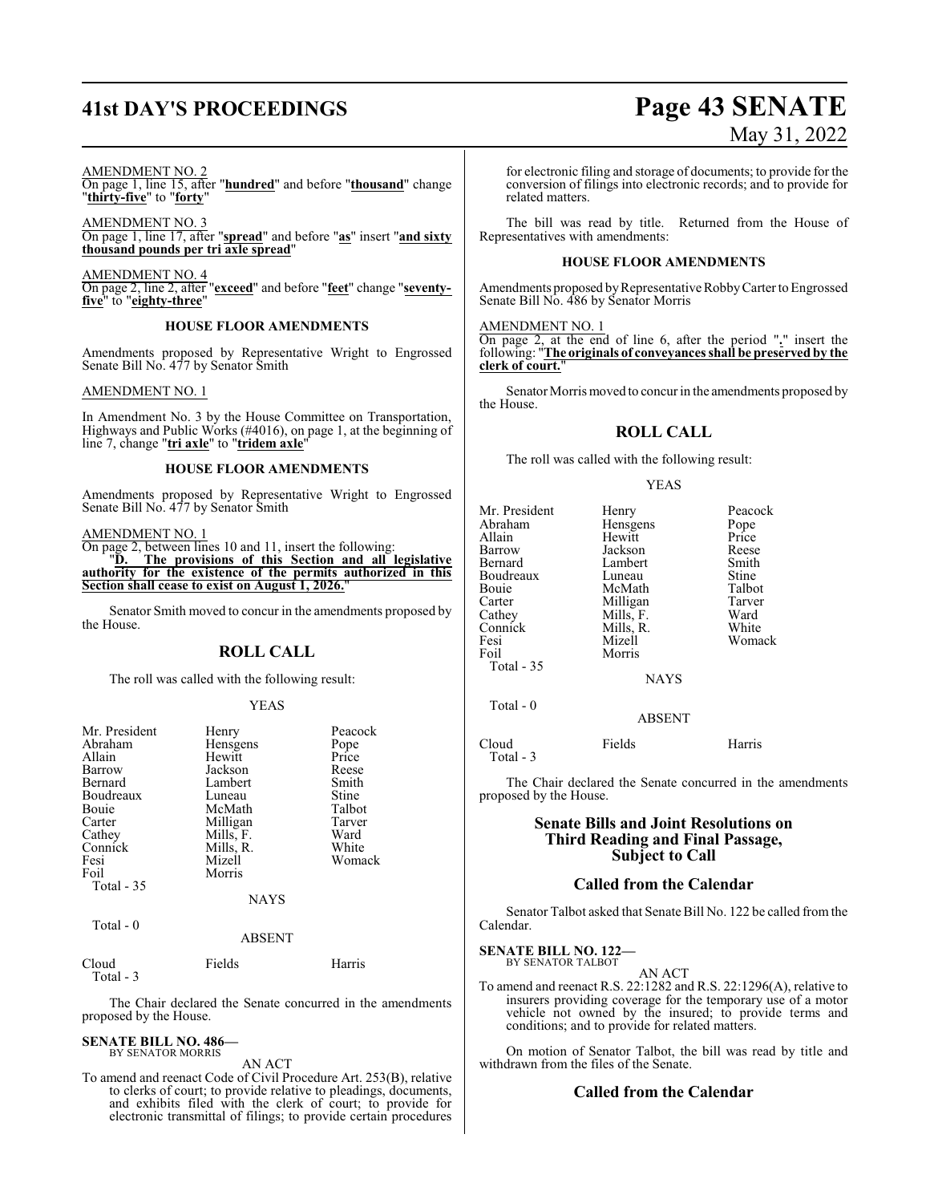AMENDMENT NO. 2
On page 1, line 15, after "**hundred**" and before "**thousand**" change "**thirty-five**" to "**forty**"

AMENDMENT NO. 3
On page 1, line 17, after "**spread**" and before "**as**" insert "**and sixty thousand pounds per tri axle spread**"

AMENDMENT NO. 4
On page 2, line 2, after "**exceed**" and before "**feet**" change "**seventy-five**" to "**eighty-three**"

### HOUSE FLOOR AMENDMENTS

Amendments proposed by Representative Wright to Engrossed Senate Bill No. 477 by Senator Smith

AMENDMENT NO. 1

In Amendment No. 3 by the House Committee on Transportation, Highways and Public Works (#4016), on page 1, at the beginning of line 7, change "**tri axle**" to "**tridem axle**"

### HOUSE FLOOR AMENDMENTS

Amendments proposed by Representative Wright to Engrossed Senate Bill No. 477 by Senator Smith

AMENDMENT NO. 1
On page 2, between lines 10 and 11, insert the following:
"**D. The provisions of this Section and all legislative authority for the existence of the permits authorized in this Section shall cease to exist on August 1, 2026.**"

Senator Smith moved to concur in the amendments proposed by the House.

## ROLL CALL

The roll was called with the following result:

YEAS

| | | |
|---|---|---|
| Mr. President | Henry | Peacock |
| Abraham | Hensgens | Pope |
| Allain | Hewitt | Price |
| Barrow | Jackson | Reese |
| Bernard | Lambert | Smith |
| Boudreaux | Luneau | Stine |
| Bouie | McMath | Talbot |
| Carter | Milligan | Tarver |
| Cathey | Mills, F. | Ward |
| Connick | Mills, R. | White |
| Fesi | Mizell | Womack |
| Foil | Morris | |
| Total - 35 | | |

NAYS

Total - 0

ABSENT

| | | |
|---|---|---|
| Cloud | Fields | Harris |
| Total - 3 | | |

The Chair declared the Senate concurred in the amendments proposed by the House.

**SENATE BILL NO. 486—**
BY SENATOR MORRIS

AN ACT

To amend and reenact Code of Civil Procedure Art. 253(B), relative to clerks of court; to provide relative to pleadings, documents, and exhibits filed with the clerk of court; to provide for electronic transmittal of filings; to provide certain procedures for electronic filing and storage of documents; to provide for the conversion of filings into electronic records; and to provide for related matters.

The bill was read by title. Returned from the House of Representatives with amendments:

### HOUSE FLOOR AMENDMENTS

Amendments proposed by Representative Robby Carter to Engrossed Senate Bill No. 486 by Senator Morris

AMENDMENT NO. 1
On page 2, at the end of line 6, after the period "**.**" insert the following: "**The originals of conveyances shall be preserved by the clerk of court.**"

Senator Morris moved to concur in the amendments proposed by the House.

## ROLL CALL

The roll was called with the following result:

YEAS

| | | |
|---|---|---|
| Mr. President | Henry | Peacock |
| Abraham | Hensgens | Pope |
| Allain | Hewitt | Price |
| Barrow | Jackson | Reese |
| Bernard | Lambert | Smith |
| Boudreaux | Luneau | Stine |
| Bouie | McMath | Talbot |
| Carter | Milligan | Tarver |
| Cathey | Mills, F. | Ward |
| Connick | Mills, R. | White |
| Fesi | Mizell | Womack |
| Foil | Morris | |
| Total - 35 | | |

NAYS

Total - 0

ABSENT

| | | |
|---|---|---|
| Cloud | Fields | Harris |
| Total - 3 | | |

The Chair declared the Senate concurred in the amendments proposed by the House.

## Senate Bills and Joint Resolutions on Third Reading and Final Passage, Subject to Call

## Called from the Calendar

Senator Talbot asked that Senate Bill No. 122 be called from the Calendar.

**SENATE BILL NO. 122—**
BY SENATOR TALBOT

AN ACT

To amend and reenact R.S. 22:1282 and R.S. 22:1296(A), relative to insurers providing coverage for the temporary use of a motor vehicle not owned by the insured; to provide terms and conditions; and to provide for related matters.

On motion of Senator Talbot, the bill was read by title and withdrawn from the files of the Senate.

## Called from the Calendar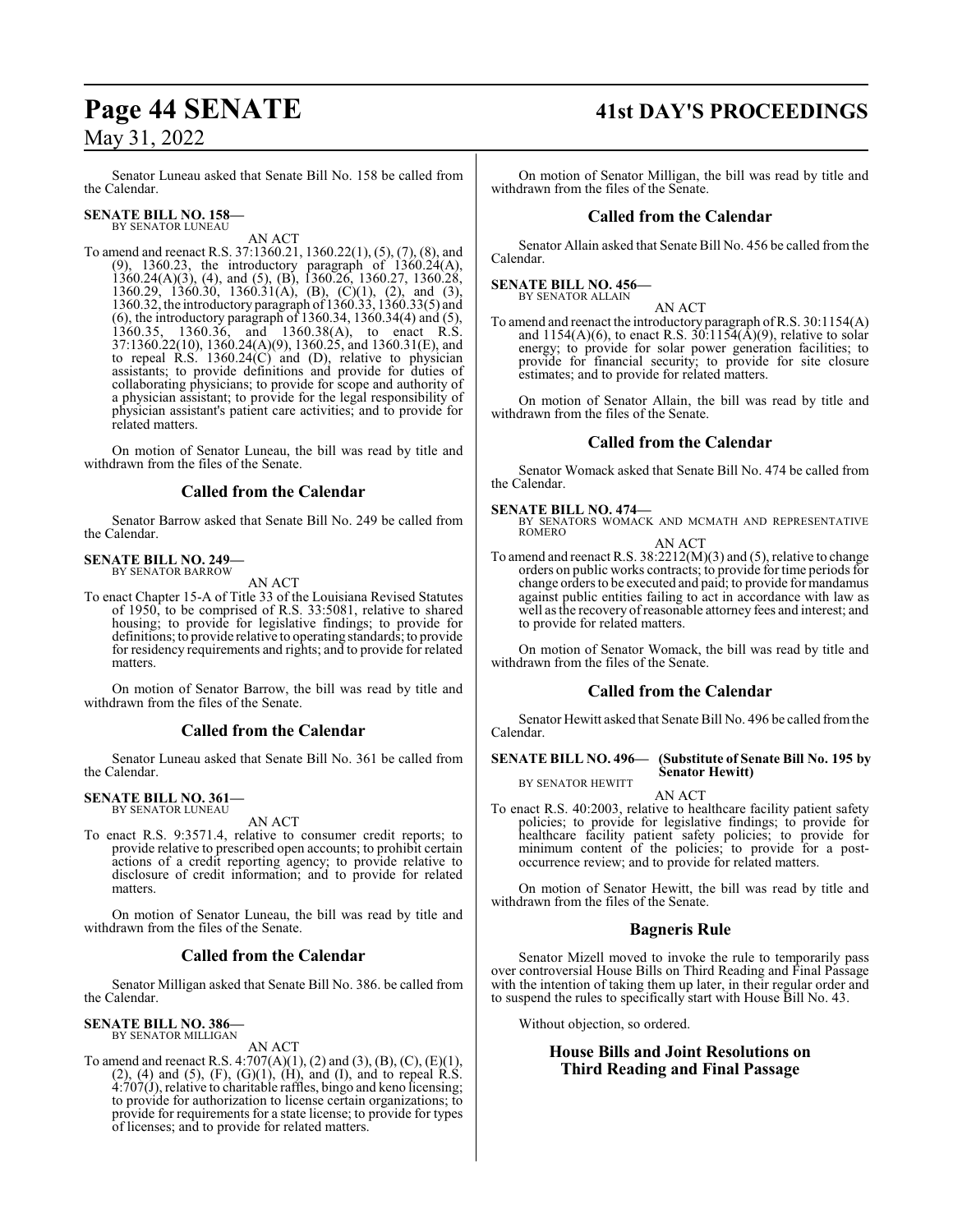Senator Luneau asked that Senate Bill No. 158 be called from the Calendar.

**SENATE BILL NO. 158—**
BY SENATOR LUNEAU

AN ACT

To amend and reenact R.S. 37:1360.21, 1360.22(1), (5), (7), (8), and (9), 1360.23, the introductory paragraph of 1360.24(A), 1360.24(A)(3), (4), and (5), (B), 1360.26, 1360.27, 1360.28, 1360.29, 1360.30, 1360.31(A), (B), (C)(1), (2), and (3), 1360.32, the introductory paragraph of 1360.33, 1360.33(5) and (6), the introductory paragraph of 1360.34, 1360.34(4) and (5), 1360.35, 1360.36, and 1360.38(A), to enact R.S. 37:1360.22(10), 1360.24(A)(9), 1360.25, and 1360.31(E), and to repeal R.S. 1360.24(C) and (D), relative to physician assistants; to provide definitions and provide for duties of collaborating physicians; to provide for scope and authority of a physician assistant; to provide for the legal responsibility of physician assistant's patient care activities; and to provide for related matters.

On motion of Senator Luneau, the bill was read by title and withdrawn from the files of the Senate.

## Called from the Calendar

Senator Barrow asked that Senate Bill No. 249 be called from the Calendar.

**SENATE BILL NO. 249—**
BY SENATOR BARROW

AN ACT

To enact Chapter 15-A of Title 33 of the Louisiana Revised Statutes of 1950, to be comprised of R.S. 33:5081, relative to shared housing; to provide for legislative findings; to provide for definitions; to provide relative to operating standards; to provide for residency requirements and rights; and to provide for related matters.

On motion of Senator Barrow, the bill was read by title and withdrawn from the files of the Senate.

## Called from the Calendar

Senator Luneau asked that Senate Bill No. 361 be called from the Calendar.

**SENATE BILL NO. 361—**
BY SENATOR LUNEAU

AN ACT

To enact R.S. 9:3571.4, relative to consumer credit reports; to provide relative to prescribed open accounts; to prohibit certain actions of a credit reporting agency; to provide relative to disclosure of credit information; and to provide for related matters.

On motion of Senator Luneau, the bill was read by title and withdrawn from the files of the Senate.

## Called from the Calendar

Senator Milligan asked that Senate Bill No. 386. be called from the Calendar.

**SENATE BILL NO. 386—**
BY SENATOR MILLIGAN

AN ACT

To amend and reenact R.S. 4:707(A)(1), (2) and (3), (B), (C), (E)(1), (2), (4) and (5), (F), (G)(1), (H), and (I), and to repeal R.S. 4:707(J), relative to charitable raffles, bingo and keno licensing; to provide for authorization to license certain organizations; to provide for requirements for a state license; to provide for types of licenses; and to provide for related matters.

On motion of Senator Milligan, the bill was read by title and withdrawn from the files of the Senate.

## Called from the Calendar

Senator Allain asked that Senate Bill No. 456 be called from the Calendar.

**SENATE BILL NO. 456—**
BY SENATOR ALLAIN

AN ACT

To amend and reenact the introductory paragraph of R.S. 30:1154(A) and 1154(A)(6), to enact R.S. 30:1154(A)(9), relative to solar energy; to provide for solar power generation facilities; to provide for financial security; to provide for site closure estimates; and to provide for related matters.

On motion of Senator Allain, the bill was read by title and withdrawn from the files of the Senate.

## Called from the Calendar

Senator Womack asked that Senate Bill No. 474 be called from the Calendar.

**SENATE BILL NO. 474—**
BY SENATORS WOMACK AND MCMATH AND REPRESENTATIVE ROMERO

AN ACT

To amend and reenact R.S. 38:2212(M)(3) and (5), relative to change orders on public works contracts; to provide for time periods for change orders to be executed and paid; to provide for mandamus against public entities failing to act in accordance with law as well as the recovery of reasonable attorney fees and interest; and to provide for related matters.

On motion of Senator Womack, the bill was read by title and withdrawn from the files of the Senate.

## Called from the Calendar

Senator Hewitt asked that Senate Bill No. 496 be called from the Calendar.

**SENATE BILL NO. 496— (Substitute of Senate Bill No. 195 by Senator Hewitt)**
BY SENATOR HEWITT

AN ACT

To enact R.S. 40:2003, relative to healthcare facility patient safety policies; to provide for legislative findings; to provide for healthcare facility patient safety policies; to provide for minimum content of the policies; to provide for a post-occurrence review; and to provide for related matters.

On motion of Senator Hewitt, the bill was read by title and withdrawn from the files of the Senate.

## Bagneris Rule

Senator Mizell moved to invoke the rule to temporarily pass over controversial House Bills on Third Reading and Final Passage with the intention of taking them up later, in their regular order and to suspend the rules to specifically start with House Bill No. 43.

Without objection, so ordered.

## House Bills and Joint Resolutions on Third Reading and Final Passage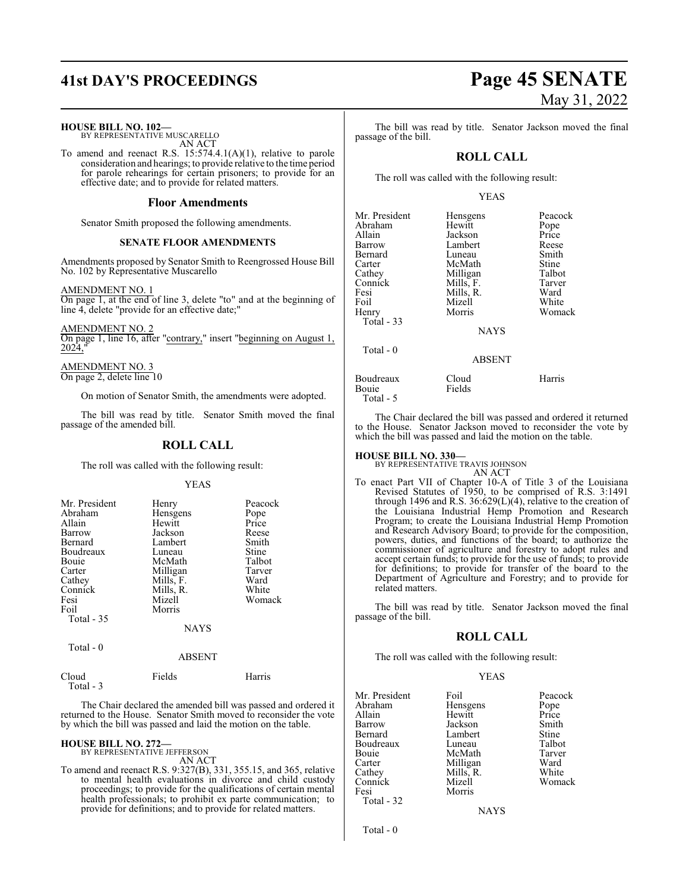**HOUSE BILL NO. 102—**
BY REPRESENTATIVE MUSCARELLO
AN ACT

To amend and reenact R.S. 15:574.4.1(A)(1), relative to parole consideration and hearings; to provide relative to the time period for parole rehearings for certain prisoners; to provide for an effective date; and to provide for related matters.

## Floor Amendments

Senator Smith proposed the following amendments.

### SENATE FLOOR AMENDMENTS

Amendments proposed by Senator Smith to Reengrossed House Bill No. 102 by Representative Muscarello

AMENDMENT NO. 1
On page 1, at the end of line 3, delete "to" and at the beginning of line 4, delete "provide for an effective date;"

AMENDMENT NO. 2
On page 1, line 16, after "contrary," insert "beginning on August 1, 2024,"

AMENDMENT NO. 3
On page 2, delete line 10

On motion of Senator Smith, the amendments were adopted.

The bill was read by title. Senator Smith moved the final passage of the amended bill.

## ROLL CALL

The roll was called with the following result:

YEAS

| | | |
|---|---|---|
| Mr. President | Henry | Peacock |
| Abraham | Hensgens | Pope |
| Allain | Hewitt | Price |
| Barrow | Jackson | Reese |
| Bernard | Lambert | Smith |
| Boudreaux | Luneau | Stine |
| Bouie | McMath | Talbot |
| Carter | Milligan | Tarver |
| Cathey | Mills, F. | Ward |
| Connick | Mills, R. | White |
| Fesi | Mizell | Womack |
| Foil | Morris | |

Total - 35

NAYS

Total - 0

ABSENT

| | | |
|---|---|---|
| Cloud | Fields | Harris |

Total - 3

The Chair declared the amended bill was passed and ordered it returned to the House. Senator Smith moved to reconsider the vote by which the bill was passed and laid the motion on the table.

**HOUSE BILL NO. 272—**
BY REPRESENTATIVE JEFFERSON
AN ACT

To amend and reenact R.S. 9:327(B), 331, 355.15, and 365, relative to mental health evaluations in divorce and child custody proceedings; to provide for the qualifications of certain mental health professionals; to prohibit ex parte communication; to provide for definitions; and to provide for related matters.

The bill was read by title. Senator Jackson moved the final passage of the bill.

## ROLL CALL

The roll was called with the following result:

YEAS

| | | |
|---|---|---|
| Mr. President | Hensgens | Peacock |
| Abraham | Hewitt | Pope |
| Allain | Jackson | Price |
| Barrow | Lambert | Reese |
| Bernard | Luneau | Smith |
| Carter | McMath | Stine |
| Cathey | Milligan | Talbot |
| Connick | Mills, F. | Tarver |
| Fesi | Mills, R. | Ward |
| Foil | Mizell | White |
| Henry | Morris | Womack |

Total - 33

NAYS

Total - 0

ABSENT

| | | |
|---|---|---|
| Boudreaux | Cloud | Harris |
| Bouie | Fields | |

Total - 5

The Chair declared the bill was passed and ordered it returned to the House. Senator Jackson moved to reconsider the vote by which the bill was passed and laid the motion on the table.

**HOUSE BILL NO. 330—**
BY REPRESENTATIVE TRAVIS JOHNSON
AN ACT

To enact Part VII of Chapter 10-A of Title 3 of the Louisiana Revised Statutes of 1950, to be comprised of R.S. 3:1491 through 1496 and R.S. 36:629(L)(4), relative to the creation of the Louisiana Industrial Hemp Promotion and Research Program; to create the Louisiana Industrial Hemp Promotion and Research Advisory Board; to provide for the composition, powers, duties, and functions of the board; to authorize the commissioner of agriculture and forestry to adopt rules and accept certain funds; to provide for the use of funds; to provide for definitions; to provide for transfer of the board to the Department of Agriculture and Forestry; and to provide for related matters.

The bill was read by title. Senator Jackson moved the final passage of the bill.

## ROLL CALL

The roll was called with the following result:

YEAS

| | | |
|---|---|---|
| Mr. President | Foil | Peacock |
| Abraham | Hensgens | Pope |
| Allain | Hewitt | Price |
| Barrow | Jackson | Smith |
| Bernard | Lambert | Stine |
| Boudreaux | Luneau | Talbot |
| Bouie | McMath | Tarver |
| Carter | Milligan | Ward |
| Cathey | Mills, R. | White |
| Connick | Mizell | Womack |
| Fesi | Morris | |

Total - 32

NAYS

Total - 0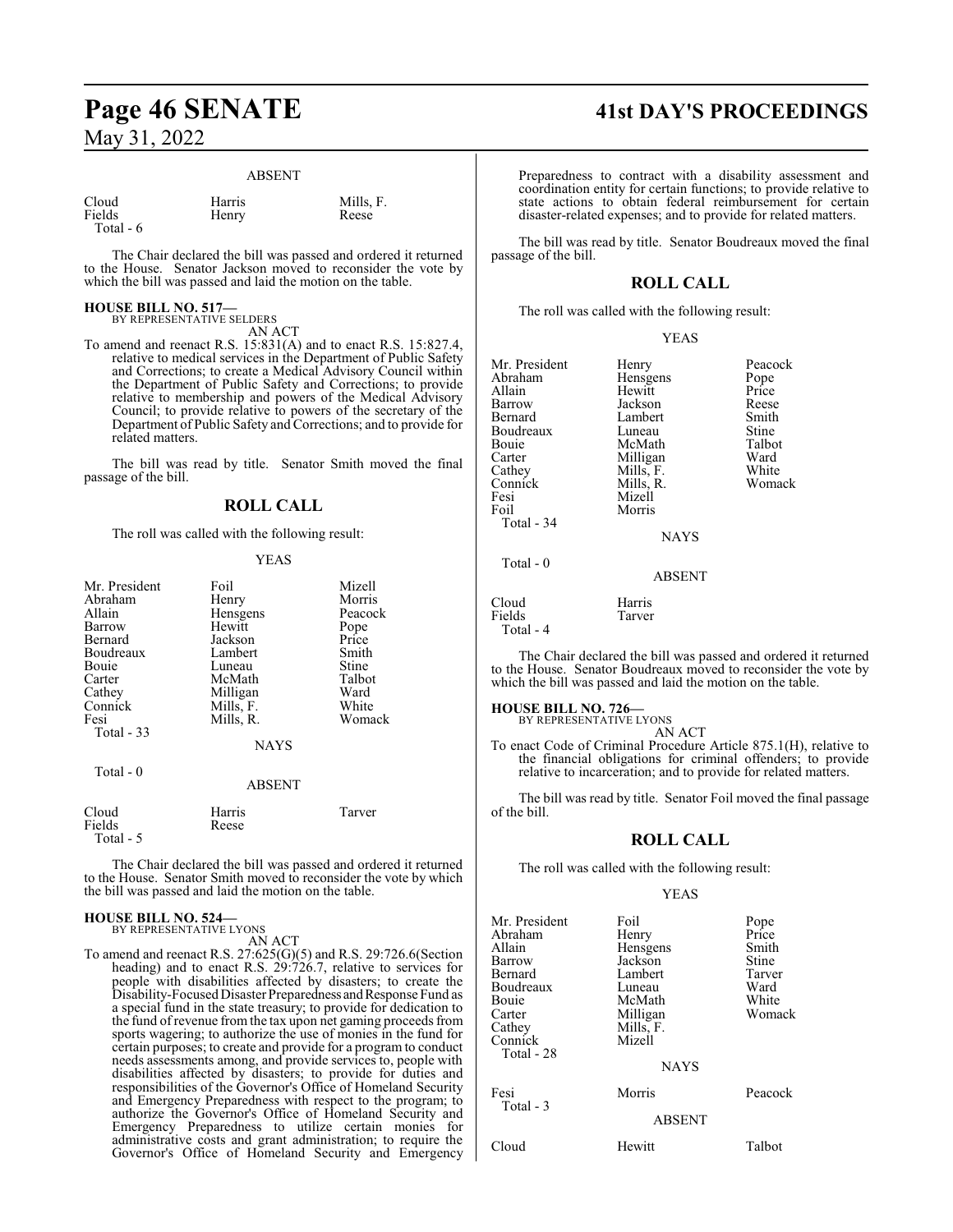ABSENT

| | | |
|---|---|---|
| Cloud | Harris | Mills, F. |
| Fields | Henry | Reese |
| Total - 6 | | |

The Chair declared the bill was passed and ordered it returned to the House. Senator Jackson moved to reconsider the vote by which the bill was passed and laid the motion on the table.

**HOUSE BILL NO. 517—**
BY REPRESENTATIVE SELDERS
AN ACT

To amend and reenact R.S. 15:831(A) and to enact R.S. 15:827.4, relative to medical services in the Department of Public Safety and Corrections; to create a Medical Advisory Council within the Department of Public Safety and Corrections; to provide relative to membership and powers of the Medical Advisory Council; to provide relative to powers of the secretary of the Department of Public Safety and Corrections; and to provide for related matters.

The bill was read by title. Senator Smith moved the final passage of the bill.

## ROLL CALL

The roll was called with the following result:

YEAS

| | | |
|---|---|---|
| Mr. President | Foil | Mizell |
| Abraham | Henry | Morris |
| Allain | Hensgens | Peacock |
| Barrow | Hewitt | Pope |
| Bernard | Jackson | Price |
| Boudreaux | Lambert | Smith |
| Bouie | Luneau | Stine |
| Carter | McMath | Talbot |
| Cathey | Milligan | Ward |
| Connick | Mills, F. | White |
| Fesi | Mills, R. | Womack |
| Total - 33 | | |

NAYS

Total - 0

ABSENT

| | | |
|---|---|---|
| Cloud | Harris | Tarver |
| Fields | Reese | |
| Total - 5 | | |

The Chair declared the bill was passed and ordered it returned to the House. Senator Smith moved to reconsider the vote by which the bill was passed and laid the motion on the table.

**HOUSE BILL NO. 524—**
BY REPRESENTATIVE LYONS
AN ACT

To amend and reenact R.S. 27:625(G)(5) and R.S. 29:726.6(Section heading) and to enact R.S. 29:726.7, relative to services for people with disabilities affected by disasters; to create the Disability-Focused Disaster Preparedness and Response Fund as a special fund in the state treasury; to provide for dedication to the fund of revenue from the tax upon net gaming proceeds from sports wagering; to authorize the use of monies in the fund for certain purposes; to create and provide for a program to conduct needs assessments among, and provide services to, people with disabilities affected by disasters; to provide for duties and responsibilities of the Governor's Office of Homeland Security and Emergency Preparedness with respect to the program; to authorize the Governor's Office of Homeland Security and Emergency Preparedness to utilize certain monies for administrative costs and grant administration; to require the Governor's Office of Homeland Security and Emergency Preparedness to contract with a disability assessment and coordination entity for certain functions; to provide relative to state actions to obtain federal reimbursement for certain disaster-related expenses; and to provide for related matters.

The bill was read by title. Senator Boudreaux moved the final passage of the bill.

## ROLL CALL

The roll was called with the following result:

YEAS

| | | |
|---|---|---|
| Mr. President | Henry | Peacock |
| Abraham | Hensgens | Pope |
| Allain | Hewitt | Price |
| Barrow | Jackson | Reese |
| Bernard | Lambert | Smith |
| Boudreaux | Luneau | Stine |
| Bouie | McMath | Talbot |
| Carter | Milligan | Ward |
| Cathey | Mills, F. | White |
| Connick | Mills, R. | Womack |
| Fesi | Mizell | |
| Foil | Morris | |
| Total - 34 | | |

NAYS

Total - 0

ABSENT

| | |
|---|---|
| Cloud | Harris |
| Fields | Tarver |
| Total - 4 | |

The Chair declared the bill was passed and ordered it returned to the House. Senator Boudreaux moved to reconsider the vote by which the bill was passed and laid the motion on the table.

**HOUSE BILL NO. 726—**
BY REPRESENTATIVE LYONS
AN ACT

To enact Code of Criminal Procedure Article 875.1(H), relative to the financial obligations for criminal offenders; to provide relative to incarceration; and to provide for related matters.

The bill was read by title. Senator Foil moved the final passage of the bill.

## ROLL CALL

The roll was called with the following result:

YEAS

| | | |
|---|---|---|
| Mr. President | Foil | Pope |
| Abraham | Henry | Price |
| Allain | Hensgens | Smith |
| Barrow | Jackson | Stine |
| Bernard | Lambert | Tarver |
| Boudreaux | Luneau | Ward |
| Bouie | McMath | White |
| Carter | Milligan | Womack |
| Cathey | Mills, F. | |
| Connick | Mizell | |
| Total - 28 | | |

NAYS

| | | |
|---|---|---|
| Fesi | Morris | Peacock |
| Total - 3 | | |

ABSENT

| | | |
|---|---|---|
| Cloud | Hewitt | Talbot |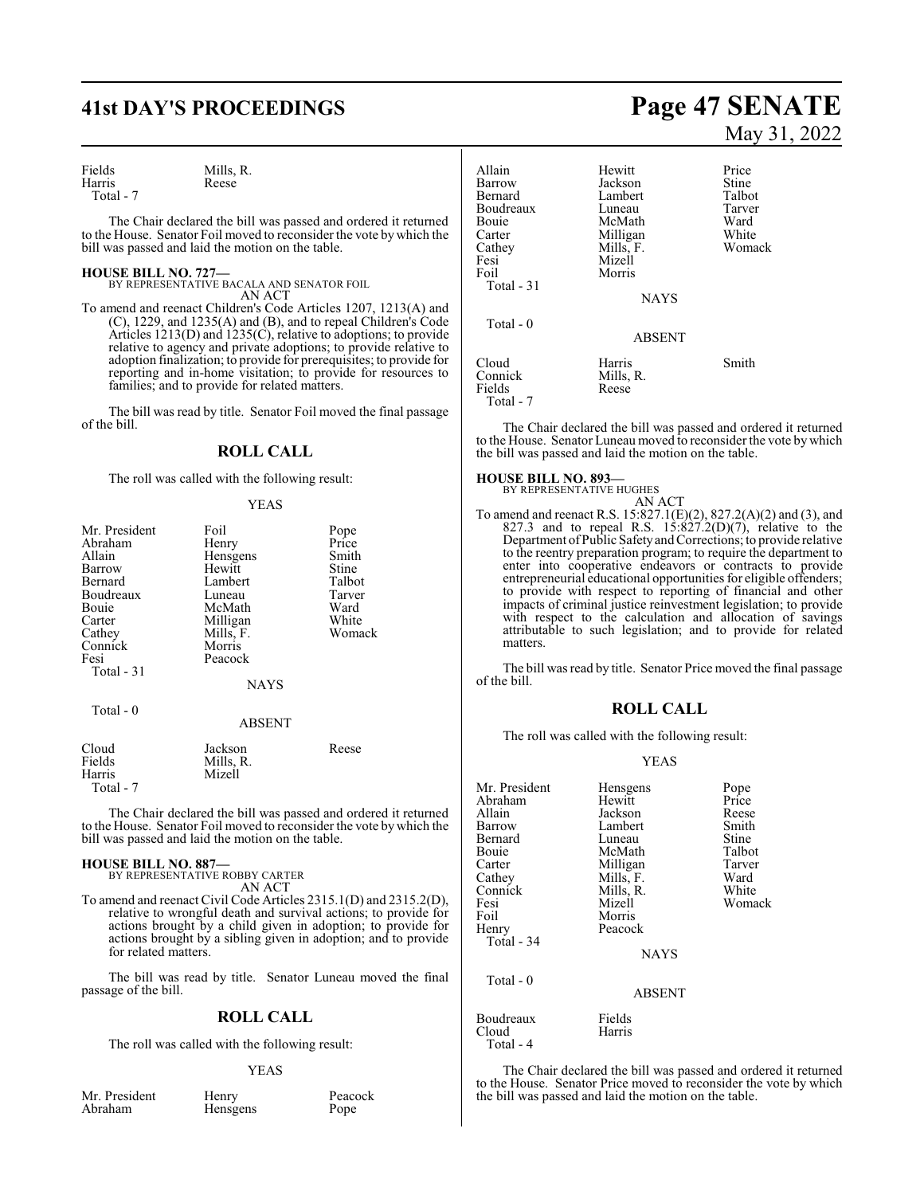| | | |
|---|---|---|
| Fields | Mills, R. | |
| Harris | Reese | |
| Total - 7 | | |

The Chair declared the bill was passed and ordered it returned to the House. Senator Foil moved to reconsider the vote by which the bill was passed and laid the motion on the table.

**HOUSE BILL NO. 727—**
BY REPRESENTATIVE BACALA AND SENATOR FOIL
AN ACT

To amend and reenact Children's Code Articles 1207, 1213(A) and (C), 1229, and 1235(A) and (B), and to repeal Children's Code Articles 1213(D) and 1235(C), relative to adoptions; to provide relative to agency and private adoptions; to provide relative to adoption finalization; to provide for prerequisites; to provide for reporting and in-home visitation; to provide for resources to families; and to provide for related matters.

The bill was read by title. Senator Foil moved the final passage of the bill.

## ROLL CALL

The roll was called with the following result:

YEAS

| | | |
|---|---|---|
| Mr. President | Foil | Pope |
| Abraham | Henry | Price |
| Allain | Hensgens | Smith |
| Barrow | Hewitt | Stine |
| Bernard | Lambert | Talbot |
| Boudreaux | Luneau | Tarver |
| Bouie | McMath | Ward |
| Carter | Milligan | White |
| Cathey | Mills, F. | Womack |
| Connick | Morris | |
| Fesi | Peacock | |
| Total - 31 | | |

NAYS

Total - 0

ABSENT

| | | |
|---|---|---|
| Cloud | Jackson | Reese |
| Fields | Mills, R. | |
| Harris | Mizell | |
| Total - 7 | | |

The Chair declared the bill was passed and ordered it returned to the House. Senator Foil moved to reconsider the vote by which the bill was passed and laid the motion on the table.

**HOUSE BILL NO. 887—**
BY REPRESENTATIVE ROBBY CARTER
AN ACT

To amend and reenact Civil Code Articles 2315.1(D) and 2315.2(D), relative to wrongful death and survival actions; to provide for actions brought by a child given in adoption; to provide for actions brought by a sibling given in adoption; and to provide for related matters.

The bill was read by title. Senator Luneau moved the final passage of the bill.

## ROLL CALL

The roll was called with the following result:

YEAS

| | | |
|---|---|---|
| Mr. President | Henry | Peacock |
| Abraham | Hensgens | Pope |
| Allain | Hewitt | Price |
| Barrow | Jackson | Stine |
| Bernard | Lambert | Talbot |
| Boudreaux | Luneau | Tarver |
| Bouie | McMath | Ward |
| Carter | Milligan | White |
| Cathey | Mills, F. | Womack |
| Fesi | Mizell | |
| Foil | Morris | |
| Total - 31 | | |

NAYS

Total - 0

ABSENT

| | | |
|---|---|---|
| Cloud | Harris | Smith |
| Connick | Mills, R. | |
| Fields | Reese | |
| Total - 7 | | |

The Chair declared the bill was passed and ordered it returned to the House. Senator Luneau moved to reconsider the vote by which the bill was passed and laid the motion on the table.

**HOUSE BILL NO. 893—**
BY REPRESENTATIVE HUGHES
AN ACT

To amend and reenact R.S. 15:827.1(E)(2), 827.2(A)(2) and (3), and 827.3 and to repeal R.S. 15:827.2(D)(7), relative to the Department of Public Safety and Corrections; to provide relative to the reentry preparation program; to require the department to enter into cooperative endeavors or contracts to provide entrepreneurial educational opportunities for eligible offenders; to provide with respect to reporting of financial and other impacts of criminal justice reinvestment legislation; to provide with respect to the calculation and allocation of savings attributable to such legislation; and to provide for related matters.

The bill was read by title. Senator Price moved the final passage of the bill.

## ROLL CALL

The roll was called with the following result:

YEAS

| | | |
|---|---|---|
| Mr. President | Hensgens | Pope |
| Abraham | Hewitt | Price |
| Allain | Jackson | Reese |
| Barrow | Lambert | Smith |
| Bernard | Luneau | Stine |
| Bouie | McMath | Talbot |
| Carter | Milligan | Tarver |
| Cathey | Mills, F. | Ward |
| Connick | Mills, R. | White |
| Fesi | Mizell | Womack |
| Foil | Morris | |
| Henry | Peacock | |
| Total - 34 | | |

NAYS

Total - 0

ABSENT

| | |
|---|---|
| Boudreaux | Fields |
| Cloud | Harris |
| Total - 4 | |

The Chair declared the bill was passed and ordered it returned to the House. Senator Price moved to reconsider the vote by which the bill was passed and laid the motion on the table.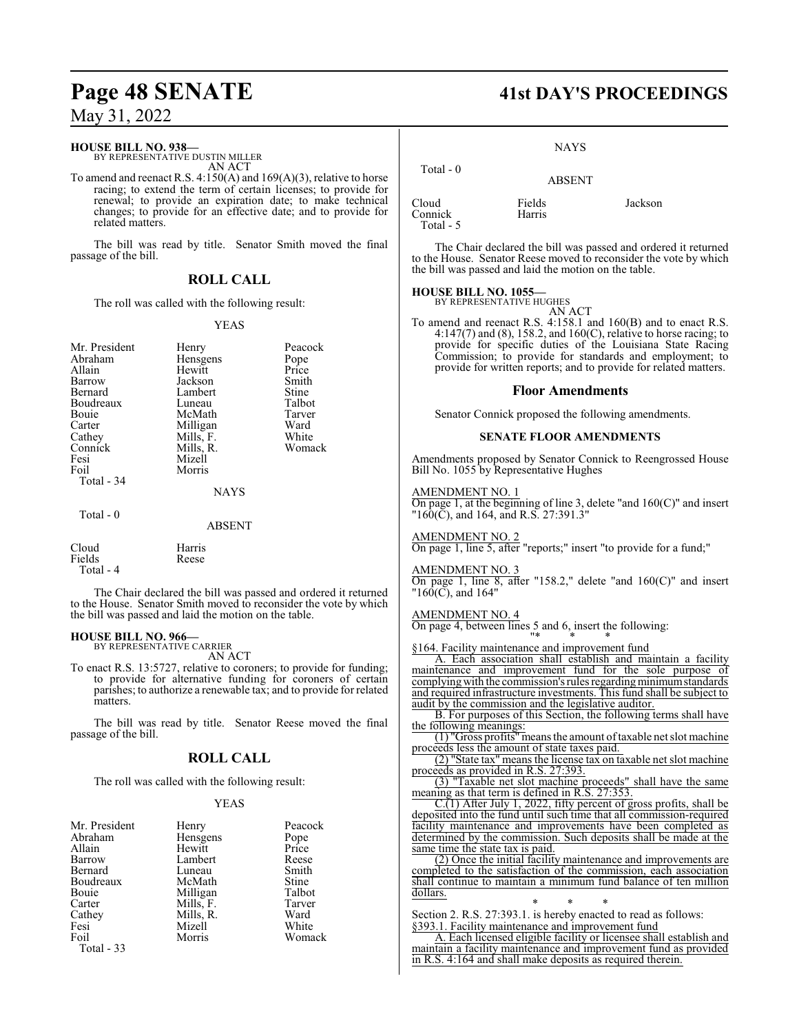**HOUSE BILL NO. 938—**
BY REPRESENTATIVE DUSTIN MILLER
AN ACT

To amend and reenact R.S. 4:150(A) and 169(A)(3), relative to horse racing; to extend the term of certain licenses; to provide for renewal; to provide an expiration date; to make technical changes; to provide for an effective date; and to provide for related matters.

The bill was read by title. Senator Smith moved the final passage of the bill.

## ROLL CALL

The roll was called with the following result:

YEAS

| | | |
|---|---|---|
| Mr. President | Henry | Peacock |
| Abraham | Hensgens | Pope |
| Allain | Hewitt | Price |
| Barrow | Jackson | Smith |
| Bernard | Lambert | Stine |
| Boudreaux | Luneau | Talbot |
| Bouie | McMath | Tarver |
| Carter | Milligan | Ward |
| Cathey | Mills, F. | White |
| Connick | Mills, R. | Womack |
| Fesi | Mizell | |
| Foil | Morris | |

Total - 34

NAYS

Total - 0

ABSENT

| | |
|---|---|
| Cloud | Harris |
| Fields | Reese |

Total - 4

The Chair declared the bill was passed and ordered it returned to the House. Senator Smith moved to reconsider the vote by which the bill was passed and laid the motion on the table.

**HOUSE BILL NO. 966—**
BY REPRESENTATIVE CARRIER
AN ACT

To enact R.S. 13:5727, relative to coroners; to provide for funding; to provide for alternative funding for coroners of certain parishes; to authorize a renewable tax; and to provide for related matters.

The bill was read by title. Senator Reese moved the final passage of the bill.

## ROLL CALL

The roll was called with the following result:

YEAS

| | | |
|---|---|---|
| Mr. President | Henry | Peacock |
| Abraham | Hensgens | Pope |
| Allain | Hewitt | Price |
| Barrow | Lambert | Reese |
| Bernard | Luneau | Smith |
| Boudreaux | McMath | Stine |
| Bouie | Milligan | Talbot |
| Carter | Mills, F. | Tarver |
| Cathey | Mills, R. | Ward |
| Fesi | Mizell | White |
| Foil | Morris | Womack |

Total - 33

NAYS

Total - 0

ABSENT

| | | |
|---|---|---|
| Cloud | Fields | Jackson |
| Connick | Harris | |

Total - 5

The Chair declared the bill was passed and ordered it returned to the House. Senator Reese moved to reconsider the vote by which the bill was passed and laid the motion on the table.

**HOUSE BILL NO. 1055—**
BY REPRESENTATIVE HUGHES
AN ACT

To amend and reenact R.S. 4:158.1 and 160(B) and to enact R.S. 4:147(7) and (8), 158.2, and 160(C), relative to horse racing; to provide for specific duties of the Louisiana State Racing Commission; to provide for standards and employment; to provide for written reports; and to provide for related matters.

## Floor Amendments

Senator Connick proposed the following amendments.

**SENATE FLOOR AMENDMENTS**

Amendments proposed by Senator Connick to Reengrossed House Bill No. 1055 by Representative Hughes

AMENDMENT NO. 1
On page 1, at the beginning of line 3, delete "and 160(C)" and insert "160(C), and 164, and R.S. 27:391.3"

AMENDMENT NO. 2
On page 1, line 5, after "reports;" insert "to provide for a fund;"

AMENDMENT NO. 3
On page 1, line 8, after "158.2," delete "and 160(C)" and insert "160(C), and 164"

AMENDMENT NO. 4
On page 4, between lines 5 and 6, insert the following:
"* * *

§164. Facility maintenance and improvement fund

A. Each association shall establish and maintain a facility maintenance and improvement fund for the sole purpose of complying with the commission's rules regarding minimum standards and required infrastructure investments. This fund shall be subject to audit by the commission and the legislative auditor.

B. For purposes of this Section, the following terms shall have the following meanings:

(1) "Gross profits" means the amount of taxable net slot machine proceeds less the amount of state taxes paid.

(2) "State tax" means the license tax on taxable net slot machine proceeds as provided in R.S. 27:393.

(3) "Taxable net slot machine proceeds" shall have the same meaning as that term is defined in R.S. 27:353.

C.(1) After July 1, 2022, fifty percent of gross profits, shall be deposited into the fund until such time that all commission-required facility maintenance and improvements have been completed as determined by the commission. Such deposits shall be made at the same time the state tax is paid.

(2) Once the initial facility maintenance and improvements are completed to the satisfaction of the commission, each association shall continue to maintain a minimum fund balance of ten million dollars.

\* \* \*

Section 2. R.S. 27:393.1. is hereby enacted to read as follows:
§393.1. Facility maintenance and improvement fund

A. Each licensed eligible facility or licensee shall establish and maintain a facility maintenance and improvement fund as provided in R.S. 4:164 and shall make deposits as required therein.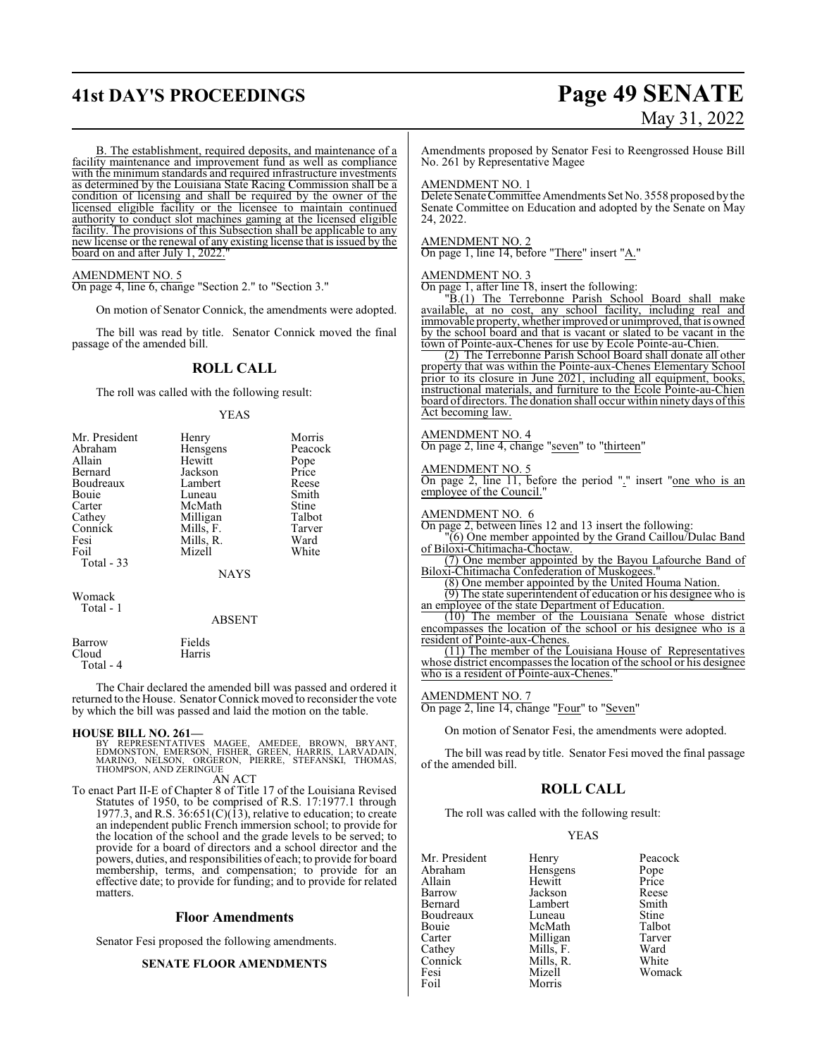B. The establishment, required deposits, and maintenance of a facility maintenance and improvement fund as well as compliance with the minimum standards and required infrastructure investments as determined by the Louisiana State Racing Commission shall be a condition of licensing and shall be required by the owner of the licensed eligible facility or the licensee to maintain continued authority to conduct slot machines gaming at the licensed eligible facility. The provisions of this Subsection shall be applicable to any new license or the renewal of any existing license that is issued by the board on and after July 1, 2022."

AMENDMENT NO. 5
On page 4, line 6, change "Section 2." to "Section 3."

On motion of Senator Connick, the amendments were adopted.

The bill was read by title. Senator Connick moved the final passage of the amended bill.

## ROLL CALL

The roll was called with the following result:

YEAS

| | | |
|---|---|---|
| Mr. President | Henry | Morris |
| Abraham | Hensgens | Peacock |
| Allain | Hewitt | Pope |
| Bernard | Jackson | Price |
| Boudreaux | Lambert | Reese |
| Bouie | Luneau | Smith |
| Carter | McMath | Stine |
| Cathey | Milligan | Talbot |
| Connick | Mills, F. | Tarver |
| Fesi | Mills, R. | Ward |
| Foil | Mizell | White |

Total - 33

NAYS

Womack
Total - 1

ABSENT

| | |
|---|---|
| Barrow | Fields |
| Cloud | Harris |

Total - 4

The Chair declared the amended bill was passed and ordered it returned to the House. Senator Connick moved to reconsider the vote by which the bill was passed and laid the motion on the table.

**HOUSE BILL NO. 261—**
BY REPRESENTATIVES MAGEE, AMEDEE, BROWN, BRYANT, EDMONSTON, EMERSON, FISHER, GREEN, HARRIS, LARVADAIN, MARINO, NELSON, ORGERON, PIERRE, STEFANSKI, THOMAS, THOMPSON, AND ZERINGUE

AN ACT

To enact Part II-E of Chapter 8 of Title 17 of the Louisiana Revised Statutes of 1950, to be comprised of R.S. 17:1977.1 through 1977.3, and R.S. 36:651(C)(13), relative to education; to create an independent public French immersion school; to provide for the location of the school and the grade levels to be served; to provide for a board of directors and a school director and the powers, duties, and responsibilities of each; to provide for board membership, terms, and compensation; to provide for an effective date; to provide for funding; and to provide for related matters.

### Floor Amendments

Senator Fesi proposed the following amendments.

**SENATE FLOOR AMENDMENTS**

Amendments proposed by Senator Fesi to Reengrossed House Bill No. 261 by Representative Magee

AMENDMENT NO. 1
Delete Senate Committee Amendments Set No. 3558 proposed by the Senate Committee on Education and adopted by the Senate on May 24, 2022.

AMENDMENT NO. 2
On page 1, line 14, before "There" insert "A."

AMENDMENT NO. 3
On page 1, after line 18, insert the following:

"B.(1) The Terrebonne Parish School Board shall make available, at no cost, any school facility, including real and immovable property, whether improved or unimproved, that is owned by the school board and that is vacant or slated to be vacant in the town of Pointe-aux-Chenes for use by Ecole Pointe-au-Chien.

(2) The Terrebonne Parish School Board shall donate all other property that was within the Pointe-aux-Chenes Elementary School prior to its closure in June 2021, including all equipment, books, instructional materials, and furniture to the Ecole Pointe-au-Chien board of directors. The donation shall occur within ninety days of this Act becoming law.

AMENDMENT NO. 4
On page 2, line 4, change "seven" to "thirteen"

AMENDMENT NO. 5
On page 2, line 11, before the period "." insert "one who is an employee of the Council."

AMENDMENT NO. 6
On page 2, between lines 12 and 13 insert the following:

"(6) One member appointed by the Grand Caillou/Dulac Band of Biloxi-Chitimacha-Choctaw.

(7) One member appointed by the Bayou Lafourche Band of Biloxi-Chitimacha Confederation of Muskogees."

(8) One member appointed by the United Houma Nation.

(9) The state superintendent of education or his designee who is an employee of the state Department of Education.

(10) The member of the Louisiana Senate whose district encompasses the location of the school or his designee who is a resident of Pointe-aux-Chenes.

(11) The member of the Louisiana House of Representatives whose district encompasses the location of the school or his designee who is a resident of Pointe-aux-Chenes."

AMENDMENT NO. 7
On page 2, line 14, change "Four" to "Seven"

On motion of Senator Fesi, the amendments were adopted.

The bill was read by title. Senator Fesi moved the final passage of the amended bill.

## ROLL CALL

The roll was called with the following result:

YEAS

| | | |
|---|---|---|
| Mr. President | Henry | Peacock |
| Abraham | Hensgens | Pope |
| Allain | Hewitt | Price |
| Barrow | Jackson | Reese |
| Bernard | Lambert | Smith |
| Boudreaux | Luneau | Stine |
| Bouie | McMath | Talbot |
| Carter | Milligan | Tarver |
| Cathey | Mills, F. | Ward |
| Connick | Mills, R. | White |
| Fesi | Mizell | Womack |
| Foil | Morris | |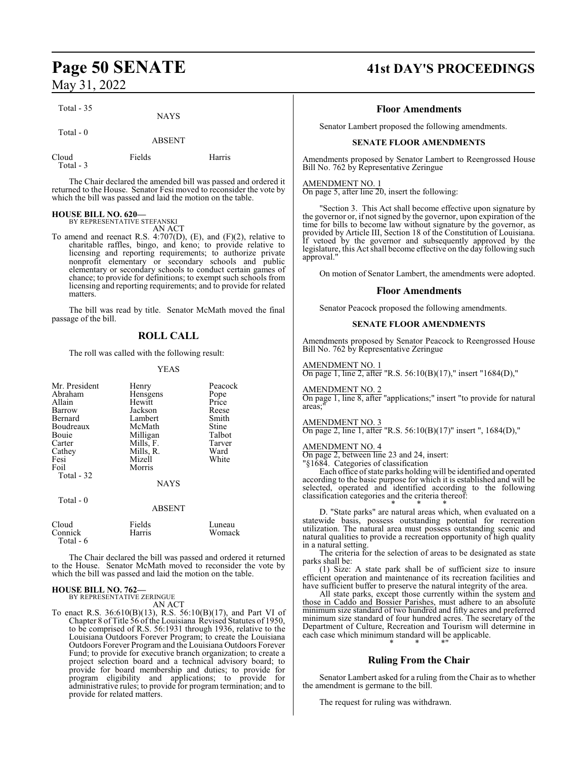Total - 35

NAYS

Total - 0

ABSENT

| | | |
|---|---|---|
| Cloud | Fields | Harris |
| Total - 3 | | |

The Chair declared the amended bill was passed and ordered it returned to the House. Senator Fesi moved to reconsider the vote by which the bill was passed and laid the motion on the table.

**HOUSE BILL NO. 620—**
BY REPRESENTATIVE STEFANSKI
AN ACT

To amend and reenact R.S. 4:707(D), (E), and (F)(2), relative to charitable raffles, bingo, and keno; to provide relative to licensing and reporting requirements; to authorize private nonprofit elementary or secondary schools and public elementary or secondary schools to conduct certain games of chance; to provide for definitions; to exempt such schools from licensing and reporting requirements; and to provide for related matters.

The bill was read by title. Senator McMath moved the final passage of the bill.

## ROLL CALL

The roll was called with the following result:

YEAS

| | | |
|---|---|---|
| Mr. President | Henry | Peacock |
| Abraham | Hensgens | Pope |
| Allain | Hewitt | Price |
| Barrow | Jackson | Reese |
| Bernard | Lambert | Smith |
| Boudreaux | McMath | Stine |
| Bouie | Milligan | Talbot |
| Carter | Mills, F. | Tarver |
| Cathey | Mills, R. | Ward |
| Fesi | Mizell | White |
| Foil | Morris | |
| Total - 32 | | |

NAYS

Total - 0

ABSENT

| | | |
|---|---|---|
| Cloud | Fields | Luneau |
| Connick | Harris | Womack |
| Total - 6 | | |

The Chair declared the bill was passed and ordered it returned to the House. Senator McMath moved to reconsider the vote by which the bill was passed and laid the motion on the table.

**HOUSE BILL NO. 762—**
BY REPRESENTATIVE ZERINGUE
AN ACT

To enact R.S. 36:610(B)(13), R.S. 56:10(B)(17), and Part VI of Chapter 8 of Title 56 of the Louisiana Revised Statutes of 1950, to be comprised of R.S. 56:1931 through 1936, relative to the Louisiana Outdoors Forever Program; to create the Louisiana Outdoors Forever Program and the Louisiana Outdoors Forever Fund; to provide for executive branch organization; to create a project selection board and a technical advisory board; to provide for board membership and duties; to provide for program eligibility and applications; to provide for administrative rules; to provide for program termination; and to provide for related matters.

## Floor Amendments

Senator Lambert proposed the following amendments.

### SENATE FLOOR AMENDMENTS

Amendments proposed by Senator Lambert to Reengrossed House Bill No. 762 by Representative Zeringue

AMENDMENT NO. 1
On page 5, after line 20, insert the following:

"Section 3. This Act shall become effective upon signature by the governor or, if not signed by the governor, upon expiration of the time for bills to become law without signature by the governor, as provided by Article III, Section 18 of the Constitution of Louisiana. If vetoed by the governor and subsequently approved by the legislature, this Act shall become effective on the day following such approval."

On motion of Senator Lambert, the amendments were adopted.

## Floor Amendments

Senator Peacock proposed the following amendments.

### SENATE FLOOR AMENDMENTS

Amendments proposed by Senator Peacock to Reengrossed House Bill No. 762 by Representative Zeringue

AMENDMENT NO. 1
On page 1, line 2, after "R.S. 56:10(B)(17)," insert "1684(D),"

AMENDMENT NO. 2
On page 1, line 8, after "applications;" insert "to provide for natural areas;"

AMENDMENT NO. 3
On page 2, line 1, after "R.S. 56:10(B)(17)" insert ", 1684(D),"

AMENDMENT NO. 4
On page 2, between line 23 and 24, insert:
"§1684. Categories of classification

Each office of state parks holding will be identified and operated according to the basic purpose for which it is established and will be selected, operated and identified according to the following classification categories and the criteria thereof:

\* \* \*

D. "State parks" are natural areas which, when evaluated on a statewide basis, possess outstanding potential for recreation utilization. The natural area must possess outstanding scenic and natural qualities to provide a recreation opportunity of high quality in a natural setting.

The criteria for the selection of areas to be designated as state parks shall be:

(1) Size: A state park shall be of sufficient size to insure efficient operation and maintenance of its recreation facilities and have sufficient buffer to preserve the natural integrity of the area.

All state parks, except those currently within the system <u>and those in Caddo and Bossier Parishes</u>, must adhere to an absolute minimum size standard of two hundred and fifty acres and preferred minimum size standard of four hundred acres. The secretary of the Department of Culture, Recreation and Tourism will determine in each case which minimum standard will be applicable.

\* \* \*"

## Ruling From the Chair

Senator Lambert asked for a ruling from the Chair as to whether the amendment is germane to the bill.

The request for ruling was withdrawn.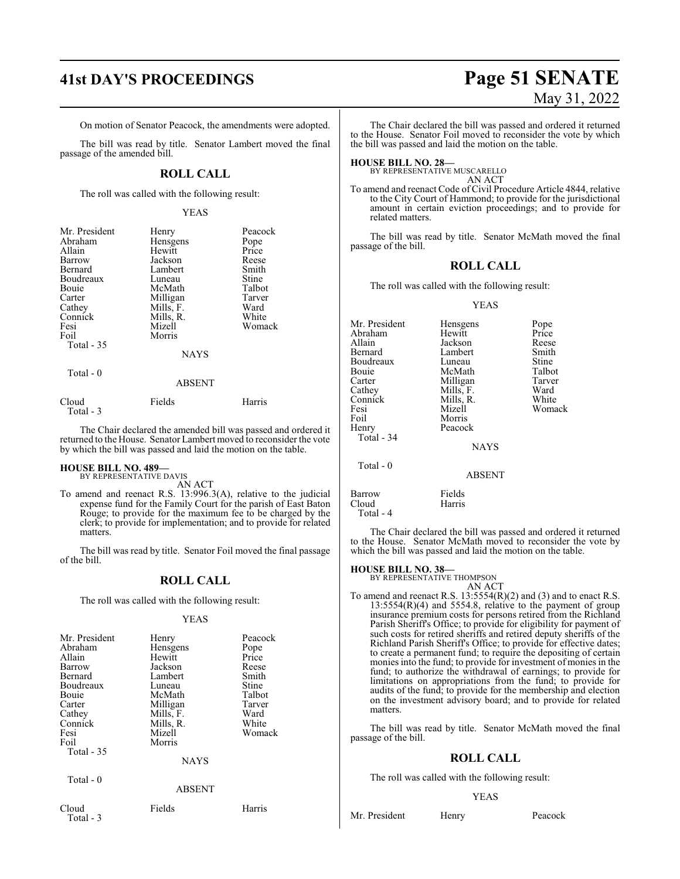On motion of Senator Peacock, the amendments were adopted.

The bill was read by title. Senator Lambert moved the final passage of the amended bill.

## ROLL CALL

The roll was called with the following result:

YEAS

| | | |
|---|---|---|
| Mr. President | Henry | Peacock |
| Abraham | Hensgens | Pope |
| Allain | Hewitt | Price |
| Barrow | Jackson | Reese |
| Bernard | Lambert | Smith |
| Boudreaux | Luneau | Stine |
| Bouie | McMath | Talbot |
| Carter | Milligan | Tarver |
| Cathey | Mills, F. | Ward |
| Connick | Mills, R. | White |
| Fesi | Mizell | Womack |
| Foil | Morris | |

Total - 35

NAYS

Total - 0

ABSENT

| | | |
|---|---|---|
| Cloud | Fields | Harris |

Total - 3

The Chair declared the amended bill was passed and ordered it returned to the House. Senator Lambert moved to reconsider the vote by which the bill was passed and laid the motion on the table.

**HOUSE BILL NO. 489—**
BY REPRESENTATIVE DAVIS
AN ACT

To amend and reenact R.S. 13:996.3(A), relative to the judicial expense fund for the Family Court for the parish of East Baton Rouge; to provide for the maximum fee to be charged by the clerk; to provide for implementation; and to provide for related matters.

The bill was read by title. Senator Foil moved the final passage of the bill.

## ROLL CALL

The roll was called with the following result:

YEAS

| | | |
|---|---|---|
| Mr. President | Henry | Peacock |
| Abraham | Hensgens | Pope |
| Allain | Hewitt | Price |
| Barrow | Jackson | Reese |
| Bernard | Lambert | Smith |
| Boudreaux | Luneau | Stine |
| Bouie | McMath | Talbot |
| Carter | Milligan | Tarver |
| Cathey | Mills, F. | Ward |
| Connick | Mills, R. | White |
| Fesi | Mizell | Womack |
| Foil | Morris | |

Total - 35

NAYS

Total - 0

ABSENT

| | | |
|---|---|---|
| Cloud | Fields | Harris |

Total - 3

The Chair declared the bill was passed and ordered it returned to the House. Senator Foil moved to reconsider the vote by which the bill was passed and laid the motion on the table.

**HOUSE BILL NO. 28—**
BY REPRESENTATIVE MUSCARELLO
AN ACT

To amend and reenact Code of Civil Procedure Article 4844, relative to the City Court of Hammond; to provide for the jurisdictional amount in certain eviction proceedings; and to provide for related matters.

The bill was read by title. Senator McMath moved the final passage of the bill.

## ROLL CALL

The roll was called with the following result:

YEAS

| | | |
|---|---|---|
| Mr. President | Hensgens | Pope |
| Abraham | Hewitt | Price |
| Allain | Jackson | Reese |
| Bernard | Lambert | Smith |
| Boudreaux | Luneau | Stine |
| Bouie | McMath | Talbot |
| Carter | Milligan | Tarver |
| Cathey | Mills, F. | Ward |
| Connick | Mills, R. | White |
| Fesi | Mizell | Womack |
| Foil | Morris | |
| Henry | Peacock | |

Total - 34

NAYS

Total - 0

ABSENT

| | |
|---|---|
| Barrow | Fields |
| Cloud | Harris |

Total - 4

The Chair declared the bill was passed and ordered it returned to the House. Senator McMath moved to reconsider the vote by which the bill was passed and laid the motion on the table.

**HOUSE BILL NO. 38—**
BY REPRESENTATIVE THOMPSON
AN ACT

To amend and reenact R.S. 13:5554(R)(2) and (3) and to enact R.S. 13:5554(R)(4) and 5554.8, relative to the payment of group insurance premium costs for persons retired from the Richland Parish Sheriff's Office; to provide for eligibility for payment of such costs for retired sheriffs and retired deputy sheriffs of the Richland Parish Sheriff's Office; to provide for effective dates; to create a permanent fund; to require the depositing of certain monies into the fund; to provide for investment of monies in the fund; to authorize the withdrawal of earnings; to provide for limitations on appropriations from the fund; to provide for audits of the fund; to provide for the membership and election on the investment advisory board; and to provide for related matters.

The bill was read by title. Senator McMath moved the final passage of the bill.

## ROLL CALL

The roll was called with the following result:

YEAS

| | | |
|---|---|---|
| Mr. President | Henry | Peacock |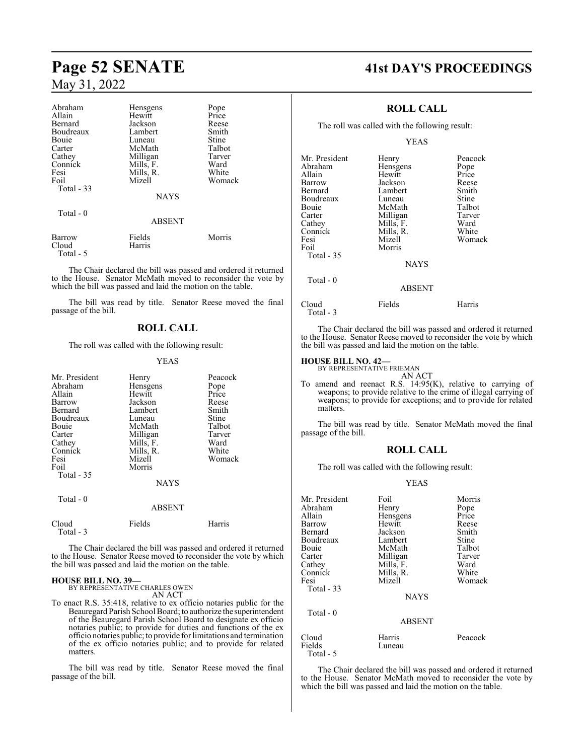| | | |
|---|---|---|
| Abraham | Hensgens | Pope |
| Allain | Hewitt | Price |
| Bernard | Jackson | Reese |
| Boudreaux | Lambert | Smith |
| Bouie | Luneau | Stine |
| Carter | McMath | Talbot |
| Cathey | Milligan | Tarver |
| Connick | Mills, F. | Ward |
| Fesi | Mills, R. | White |
| Foil | Mizell | Womack |
| Total - 33 | | |

NAYS

Total - 0

ABSENT

| | | |
|---|---|---|
| Barrow | Fields | Morris |
| Cloud | Harris | |
| Total - 5 | | |

The Chair declared the bill was passed and ordered it returned to the House. Senator McMath moved to reconsider the vote by which the bill was passed and laid the motion on the table.

The bill was read by title. Senator Reese moved the final passage of the bill.

## ROLL CALL

The roll was called with the following result:

YEAS

| | | |
|---|---|---|
| Mr. President | Henry | Peacock |
| Abraham | Hensgens | Pope |
| Allain | Hewitt | Price |
| Barrow | Jackson | Reese |
| Bernard | Lambert | Smith |
| Boudreaux | Luneau | Stine |
| Bouie | McMath | Talbot |
| Carter | Milligan | Tarver |
| Cathey | Mills, F. | Ward |
| Connick | Mills, R. | White |
| Fesi | Mizell | Womack |
| Foil | Morris | |
| Total - 35 | | |

NAYS

Total - 0

ABSENT

| | | |
|---|---|---|
| Cloud | Fields | Harris |
| Total - 3 | | |

The Chair declared the bill was passed and ordered it returned to the House. Senator Reese moved to reconsider the vote by which the bill was passed and laid the motion on the table.

**HOUSE BILL NO. 39—**
BY REPRESENTATIVE CHARLES OWEN
AN ACT

To enact R.S. 35:418, relative to ex officio notaries public for the Beauregard Parish School Board; to authorize the superintendent of the Beauregard Parish School Board to designate ex officio notaries public; to provide for duties and functions of the ex officio notaries public; to provide for limitations and termination of the ex officio notaries public; and to provide for related matters.

The bill was read by title. Senator Reese moved the final passage of the bill.

## ROLL CALL

The roll was called with the following result:

YEAS

| | | |
|---|---|---|
| Mr. President | Henry | Peacock |
| Abraham | Hensgens | Pope |
| Allain | Hewitt | Price |
| Barrow | Jackson | Reese |
| Bernard | Lambert | Smith |
| Boudreaux | Luneau | Stine |
| Bouie | McMath | Talbot |
| Carter | Milligan | Tarver |
| Cathey | Mills, F. | Ward |
| Connick | Mills, R. | White |
| Fesi | Mizell | Womack |
| Foil | Morris | |
| Total - 35 | | |

NAYS

Total - 0

ABSENT

| | | |
|---|---|---|
| Cloud | Fields | Harris |
| Total - 3 | | |

The Chair declared the bill was passed and ordered it returned to the House. Senator Reese moved to reconsider the vote by which the bill was passed and laid the motion on the table.

**HOUSE BILL NO. 42—**
BY REPRESENTATIVE FRIEMAN
AN ACT

To amend and reenact R.S. 14:95(K), relative to carrying of weapons; to provide relative to the crime of illegal carrying of weapons; to provide for exceptions; and to provide for related matters.

The bill was read by title. Senator McMath moved the final passage of the bill.

## ROLL CALL

The roll was called with the following result:

YEAS

| | | |
|---|---|---|
| Mr. President | Foil | Morris |
| Abraham | Henry | Pope |
| Allain | Hensgens | Price |
| Barrow | Hewitt | Reese |
| Bernard | Jackson | Smith |
| Boudreaux | Lambert | Stine |
| Bouie | McMath | Talbot |
| Carter | Milligan | Tarver |
| Cathey | Mills, F. | Ward |
| Connick | Mills, R. | White |
| Fesi | Mizell | Womack |
| Total - 33 | | |

NAYS

Total - 0

ABSENT

| | | |
|---|---|---|
| Cloud | Harris | Peacock |
| Fields | Luneau | |
| Total - 5 | | |

The Chair declared the bill was passed and ordered it returned to the House. Senator McMath moved to reconsider the vote by which the bill was passed and laid the motion on the table.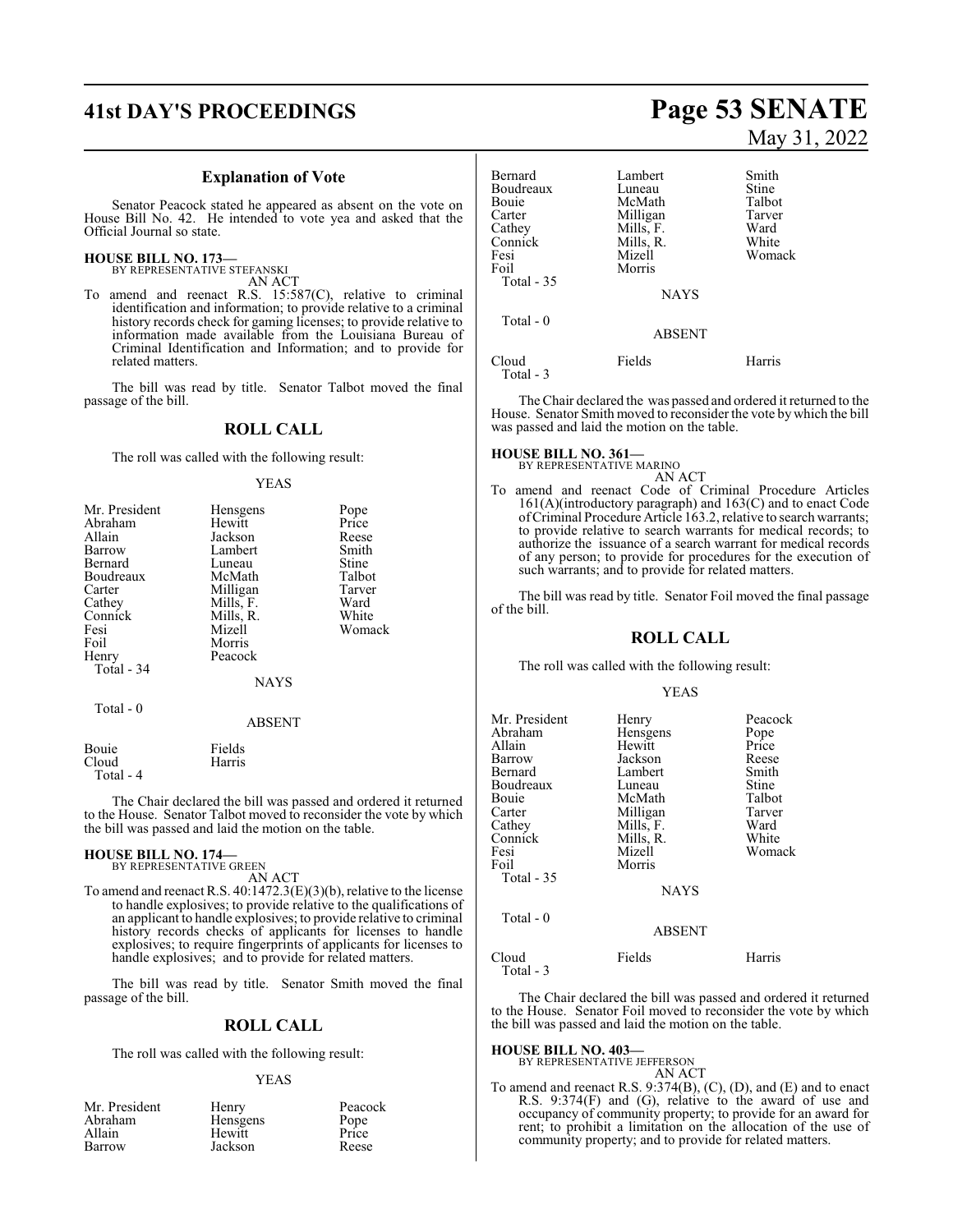### Explanation of Vote

Senator Peacock stated he appeared as absent on the vote on House Bill No. 42. He intended to vote yea and asked that the Official Journal so state.

**HOUSE BILL NO. 173—**
BY REPRESENTATIVE STEFANSKI

AN ACT

To amend and reenact R.S. 15:587(C), relative to criminal identification and information; to provide relative to a criminal history records check for gaming licenses; to provide relative to information made available from the Louisiana Bureau of Criminal Identification and Information; and to provide for related matters.

The bill was read by title. Senator Talbot moved the final passage of the bill.

## ROLL CALL

The roll was called with the following result:

YEAS

| | | |
|---|---|---|
| Mr. President | Hensgens | Pope |
| Abraham | Hewitt | Price |
| Allain | Jackson | Reese |
| Barrow | Lambert | Smith |
| Bernard | Luneau | Stine |
| Boudreaux | McMath | Talbot |
| Carter | Milligan | Tarver |
| Cathey | Mills, F. | Ward |
| Connick | Mills, R. | White |
| Fesi | Mizell | Womack |
| Foil | Morris | |
| Henry | Peacock | |

Total - 34

NAYS

Total - 0

ABSENT

| | |
|---|---|
| Bouie | Fields |
| Cloud | Harris |

Total - 4

The Chair declared the bill was passed and ordered it returned to the House. Senator Talbot moved to reconsider the vote by which the bill was passed and laid the motion on the table.

**HOUSE BILL NO. 174—**
BY REPRESENTATIVE GREEN

AN ACT

To amend and reenact R.S. 40:1472.3(E)(3)(b), relative to the license to handle explosives; to provide relative to the qualifications of an applicant to handle explosives; to provide relative to criminal history records checks of applicants for licenses to handle explosives; to require fingerprints of applicants for licenses to handle explosives; and to provide for related matters.

The bill was read by title. Senator Smith moved the final passage of the bill.

## ROLL CALL

The roll was called with the following result:

YEAS

| | | |
|---|---|---|
| Mr. President | Henry | Peacock |
| Abraham | Hensgens | Pope |
| Allain | Hewitt | Price |
| Barrow | Jackson | Reese |
| Bernard | Lambert | Smith |
| Boudreaux | Luneau | Stine |
| Bouie | McMath | Talbot |
| Carter | Milligan | Tarver |
| Cathey | Mills, F. | Ward |
| Connick | Mills, R. | White |
| Fesi | Mizell | Womack |
| Foil | Morris | |

Total - 35

NAYS

Total - 0

ABSENT

| | | |
|---|---|---|
| Cloud | Fields | Harris |

Total - 3

The Chair declared the was passed and ordered it returned to the House. Senator Smith moved to reconsider the vote by which the bill was passed and laid the motion on the table.

**HOUSE BILL NO. 361—**
BY REPRESENTATIVE MARINO

AN ACT

To amend and reenact Code of Criminal Procedure Articles 161(A)(introductory paragraph) and 163(C) and to enact Code of Criminal Procedure Article 163.2, relative to search warrants; to provide relative to search warrants for medical records; to authorize the issuance of a search warrant for medical records of any person; to provide for procedures for the execution of such warrants; and to provide for related matters.

The bill was read by title. Senator Foil moved the final passage of the bill.

## ROLL CALL

The roll was called with the following result:

YEAS

| | | |
|---|---|---|
| Mr. President | Henry | Peacock |
| Abraham | Hensgens | Pope |
| Allain | Hewitt | Price |
| Barrow | Jackson | Reese |
| Bernard | Lambert | Smith |
| Boudreaux | Luneau | Stine |
| Bouie | McMath | Talbot |
| Carter | Milligan | Tarver |
| Cathey | Mills, F. | Ward |
| Connick | Mills, R. | White |
| Fesi | Mizell | Womack |
| Foil | Morris | |

Total - 35

NAYS

Total - 0

ABSENT

| | | |
|---|---|---|
| Cloud | Fields | Harris |

Total - 3

The Chair declared the bill was passed and ordered it returned to the House. Senator Foil moved to reconsider the vote by which the bill was passed and laid the motion on the table.

**HOUSE BILL NO. 403—**
BY REPRESENTATIVE JEFFERSON

AN ACT

To amend and reenact R.S. 9:374(B), (C), (D), and (E) and to enact R.S. 9:374(F) and (G), relative to the award of use and occupancy of community property; to provide for an award for rent; to prohibit a limitation on the allocation of the use of community property; and to provide for related matters.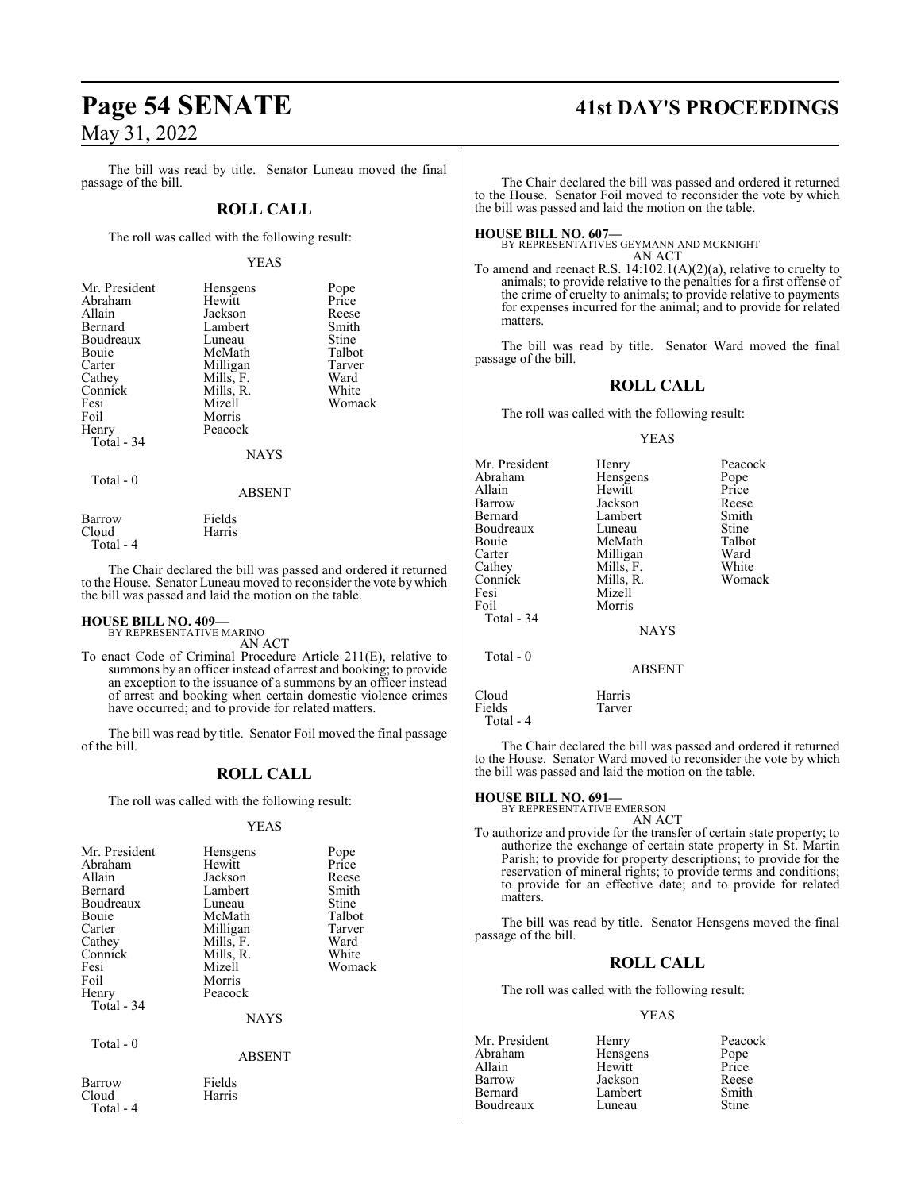The bill was read by title. Senator Luneau moved the final passage of the bill.

## ROLL CALL

The roll was called with the following result:

YEAS

| | | |
|---|---|---|
| Mr. President | Hensgens | Pope |
| Abraham | Hewitt | Price |
| Allain | Jackson | Reese |
| Bernard | Lambert | Smith |
| Boudreaux | Luneau | Stine |
| Bouie | McMath | Talbot |
| Carter | Milligan | Tarver |
| Cathey | Mills, F. | Ward |
| Connick | Mills, R. | White |
| Fesi | Mizell | Womack |
| Foil | Morris | |
| Henry | Peacock | |
| Total - 34 | | |

NAYS

Total - 0

ABSENT

| | |
|---|---|
| Barrow | Fields |
| Cloud | Harris |
| Total - 4 | |

The Chair declared the bill was passed and ordered it returned to the House. Senator Luneau moved to reconsider the vote by which the bill was passed and laid the motion on the table.

**HOUSE BILL NO. 409—**
BY REPRESENTATIVE MARINO
AN ACT

To enact Code of Criminal Procedure Article 211(E), relative to summons by an officer instead of arrest and booking; to provide an exception to the issuance of a summons by an officer instead of arrest and booking when certain domestic violence crimes have occurred; and to provide for related matters.

The bill was read by title. Senator Foil moved the final passage of the bill.

## ROLL CALL

The roll was called with the following result:

YEAS

| | | |
|---|---|---|
| Mr. President | Hensgens | Pope |
| Abraham | Hewitt | Price |
| Allain | Jackson | Reese |
| Bernard | Lambert | Smith |
| Boudreaux | Luneau | Stine |
| Bouie | McMath | Talbot |
| Carter | Milligan | Tarver |
| Cathey | Mills, F. | Ward |
| Connick | Mills, R. | White |
| Fesi | Mizell | Womack |
| Foil | Morris | |
| Henry | Peacock | |
| Total - 34 | | |

NAYS

Total - 0

ABSENT

| | |
|---|---|
| Barrow | Fields |
| Cloud | Harris |
| Total - 4 | |

The Chair declared the bill was passed and ordered it returned to the House. Senator Foil moved to reconsider the vote by which the bill was passed and laid the motion on the table.

**HOUSE BILL NO. 607—**
BY REPRESENTATIVES GEYMANN AND MCKNIGHT
AN ACT

To amend and reenact R.S. 14:102.1(A)(2)(a), relative to cruelty to animals; to provide relative to the penalties for a first offense of the crime of cruelty to animals; to provide relative to payments for expenses incurred for the animal; and to provide for related matters.

The bill was read by title. Senator Ward moved the final passage of the bill.

## ROLL CALL

The roll was called with the following result:

YEAS

| | | |
|---|---|---|
| Mr. President | Henry | Peacock |
| Abraham | Hensgens | Pope |
| Allain | Hewitt | Price |
| Barrow | Jackson | Reese |
| Bernard | Lambert | Smith |
| Boudreaux | Luneau | Stine |
| Bouie | McMath | Talbot |
| Carter | Milligan | Ward |
| Cathey | Mills, F. | White |
| Connick | Mills, R. | Womack |
| Fesi | Mizell | |
| Foil | Morris | |
| Total - 34 | | |

NAYS

Total - 0

ABSENT

| | |
|---|---|
| Cloud | Harris |
| Fields | Tarver |
| Total - 4 | |

The Chair declared the bill was passed and ordered it returned to the House. Senator Ward moved to reconsider the vote by which the bill was passed and laid the motion on the table.

**HOUSE BILL NO. 691—**
BY REPRESENTATIVE EMERSON
AN ACT

To authorize and provide for the transfer of certain state property; to authorize the exchange of certain state property in St. Martin Parish; to provide for property descriptions; to provide for the reservation of mineral rights; to provide terms and conditions; to provide for an effective date; and to provide for related matters.

The bill was read by title. Senator Hensgens moved the final passage of the bill.

## ROLL CALL

The roll was called with the following result:

YEAS

| | | |
|---|---|---|
| Mr. President | Henry | Peacock |
| Abraham | Hensgens | Pope |
| Allain | Hewitt | Price |
| Barrow | Jackson | Reese |
| Bernard | Lambert | Smith |
| Boudreaux | Luneau | Stine |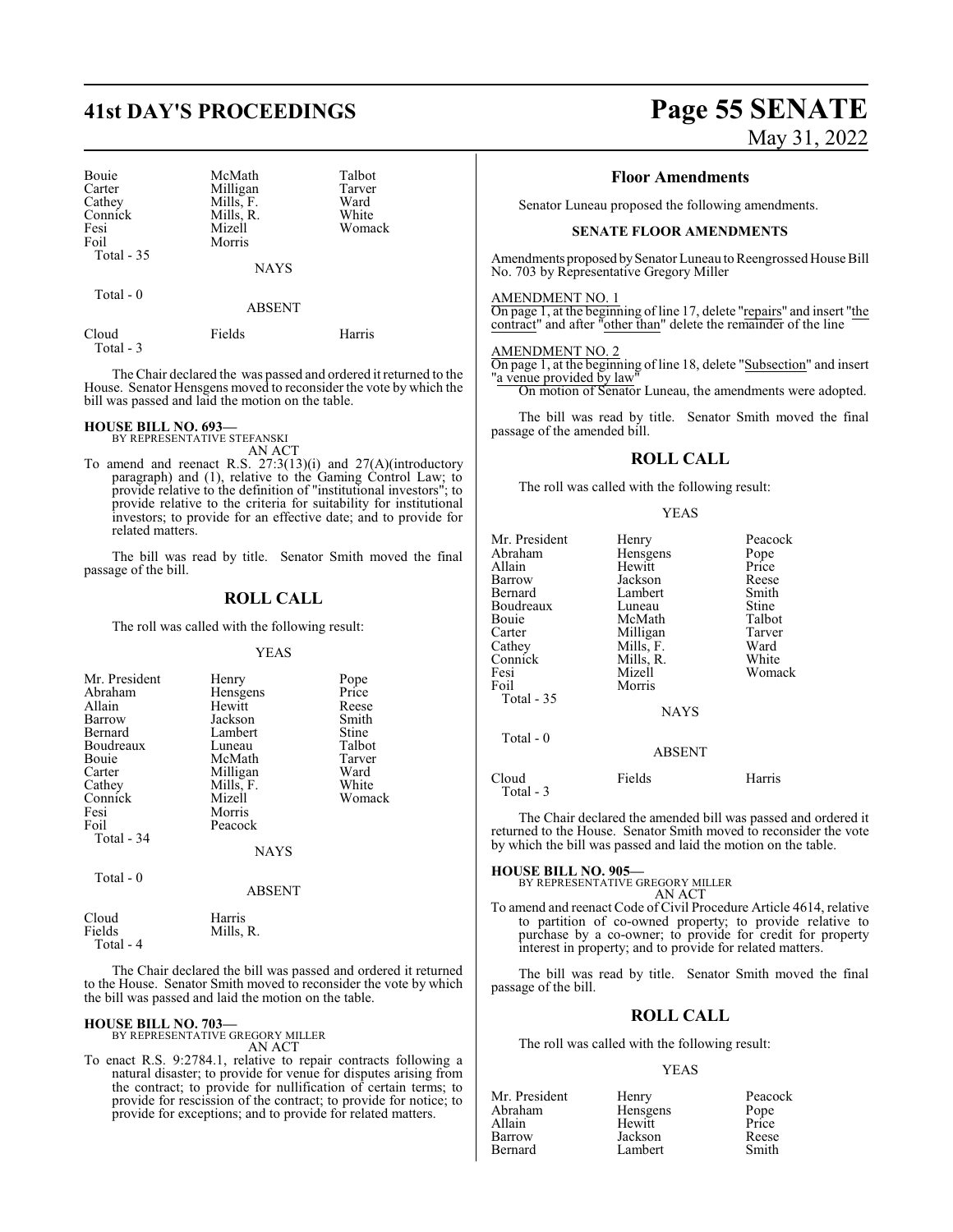| Bouie | McMath | Talbot |
|---|---|---|
| Carter | Milligan | Tarver |
| Cathey | Mills, F. | Ward |
| Connick | Mills, R. | White |
| Fesi | Mizell | Womack |
| Foil | Morris | |
| Total - 35 | | |

NAYS

Total - 0

ABSENT

| Cloud | Fields | Harris |
|---|---|---|
| Total - 3 | | |

The Chair declared the was passed and ordered it returned to the House. Senator Hensgens moved to reconsider the vote by which the bill was passed and laid the motion on the table.

**HOUSE BILL NO. 693—**
BY REPRESENTATIVE STEFANSKI
AN ACT

To amend and reenact R.S. 27:3(13)(i) and 27(A)(introductory paragraph) and (1), relative to the Gaming Control Law; to provide relative to the definition of "institutional investors"; to provide relative to the criteria for suitability for institutional investors; to provide for an effective date; and to provide for related matters.

The bill was read by title. Senator Smith moved the final passage of the bill.

## ROLL CALL

The roll was called with the following result:

YEAS

| Mr. President | Henry | Pope |
|---|---|---|
| Abraham | Hensgens | Price |
| Allain | Hewitt | Reese |
| Barrow | Jackson | Smith |
| Bernard | Lambert | Stine |
| Boudreaux | Luneau | Talbot |
| Bouie | McMath | Tarver |
| Carter | Milligan | Ward |
| Cathey | Mills, F. | White |
| Connick | Mizell | Womack |
| Fesi | Morris | |
| Foil | Peacock | |
| Total - 34 | | |

NAYS

Total - 0

ABSENT

| Cloud | Harris |
|---|---|
| Fields | Mills, R. |
| Total - 4 | |

The Chair declared the bill was passed and ordered it returned to the House. Senator Smith moved to reconsider the vote by which the bill was passed and laid the motion on the table.

**HOUSE BILL NO. 703—**
BY REPRESENTATIVE GREGORY MILLER
AN ACT

To enact R.S. 9:2784.1, relative to repair contracts following a natural disaster; to provide for venue for disputes arising from the contract; to provide for nullification of certain terms; to provide for rescission of the contract; to provide for notice; to provide for exceptions; and to provide for related matters.

### Floor Amendments

Senator Luneau proposed the following amendments.

**SENATE FLOOR AMENDMENTS**

Amendments proposed by Senator Luneau to Reengrossed House Bill No. 703 by Representative Gregory Miller

AMENDMENT NO. 1
On page 1, at the beginning of line 17, delete "repairs" and insert "the contract" and after "other than" delete the remainder of the line

AMENDMENT NO. 2
On page 1, at the beginning of line 18, delete "Subsection" and insert "a venue provided by law"

On motion of Senator Luneau, the amendments were adopted.

The bill was read by title. Senator Smith moved the final passage of the amended bill.

## ROLL CALL

The roll was called with the following result:

YEAS

| Mr. President | Henry | Peacock |
|---|---|---|
| Abraham | Hensgens | Pope |
| Allain | Hewitt | Price |
| Barrow | Jackson | Reese |
| Bernard | Lambert | Smith |
| Boudreaux | Luneau | Stine |
| Bouie | McMath | Talbot |
| Carter | Milligan | Tarver |
| Cathey | Mills, F. | Ward |
| Connick | Mills, R. | White |
| Fesi | Mizell | Womack |
| Foil | Morris | |
| Total - 35 | | |

NAYS

Total - 0

ABSENT

| Cloud | Fields | Harris |
|---|---|---|
| Total - 3 | | |

The Chair declared the amended bill was passed and ordered it returned to the House. Senator Smith moved to reconsider the vote by which the bill was passed and laid the motion on the table.

**HOUSE BILL NO. 905—**
BY REPRESENTATIVE GREGORY MILLER
AN ACT

To amend and reenact Code of Civil Procedure Article 4614, relative to partition of co-owned property; to provide relative to purchase by a co-owner; to provide for credit for property interest in property; and to provide for related matters.

The bill was read by title. Senator Smith moved the final passage of the bill.

## ROLL CALL

The roll was called with the following result:

YEAS

| Mr. President | Henry | Peacock |
|---|---|---|
| Abraham | Hensgens | Pope |
| Allain | Hewitt | Price |
| Barrow | Jackson | Reese |
| Bernard | Lambert | Smith |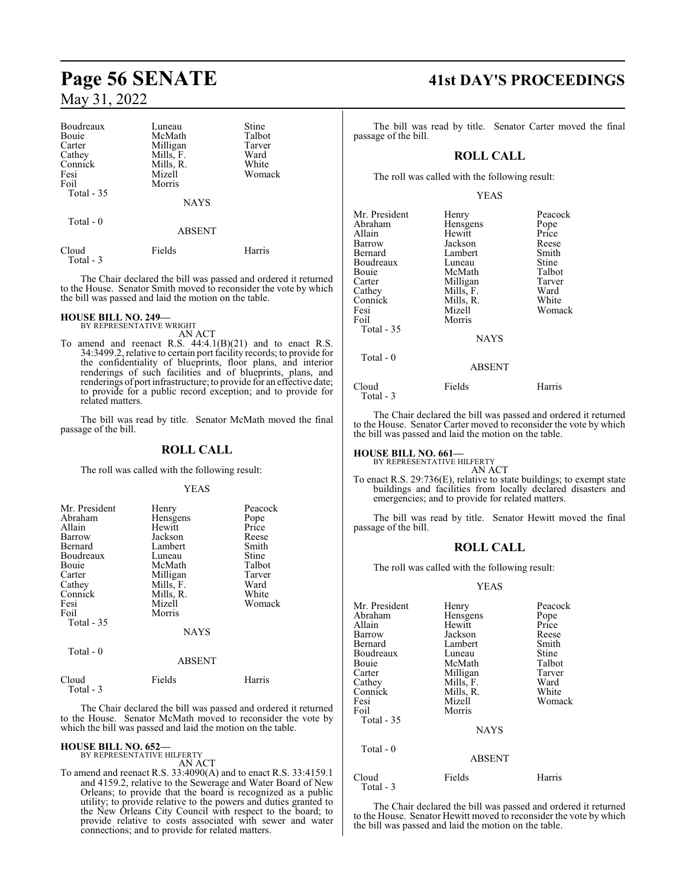| Boudreaux | Luneau | Stine |
|---|---|---|
| Bouie | McMath | Talbot |
| Carter | Milligan | Tarver |
| Cathey | Mills, F. | Ward |
| Connick | Mills, R. | White |
| Fesi | Mizell | Womack |
| Foil | Morris | |
| Total - 35 | | |

NAYS

Total - 0

ABSENT

| Cloud | Fields | Harris |
|---|---|---|
| Total - 3 | | |

The Chair declared the bill was passed and ordered it returned to the House. Senator Smith moved to reconsider the vote by which the bill was passed and laid the motion on the table.

**HOUSE BILL NO. 249—**
BY REPRESENTATIVE WRIGHT
AN ACT

To amend and reenact R.S. 44:4.1(B)(21) and to enact R.S. 34:3499.2, relative to certain port facility records; to provide for the confidentiality of blueprints, floor plans, and interior renderings of such facilities and of blueprints, plans, and renderings of port infrastructure; to provide for an effective date; to provide for a public record exception; and to provide for related matters.

The bill was read by title. Senator McMath moved the final passage of the bill.

## ROLL CALL

The roll was called with the following result:

YEAS

| Mr. President | Henry | Peacock |
|---|---|---|
| Abraham | Hensgens | Pope |
| Allain | Hewitt | Price |
| Barrow | Jackson | Reese |
| Bernard | Lambert | Smith |
| Boudreaux | Luneau | Stine |
| Bouie | McMath | Talbot |
| Carter | Milligan | Tarver |
| Cathey | Mills, F. | Ward |
| Connick | Mills, R. | White |
| Fesi | Mizell | Womack |
| Foil | Morris | |
| Total - 35 | | |

NAYS

Total - 0

ABSENT

| Cloud | Fields | Harris |
|---|---|---|
| Total - 3 | | |

The Chair declared the bill was passed and ordered it returned to the House. Senator McMath moved to reconsider the vote by which the bill was passed and laid the motion on the table.

**HOUSE BILL NO. 652—**
BY REPRESENTATIVE HILFERTY
AN ACT

To amend and reenact R.S. 33:4090(A) and to enact R.S. 33:4159.1 and 4159.2, relative to the Sewerage and Water Board of New Orleans; to provide that the board is recognized as a public utility; to provide relative to the powers and duties granted to the New Orleans City Council with respect to the board; to provide relative to costs associated with sewer and water connections; and to provide for related matters.

The bill was read by title. Senator Carter moved the final passage of the bill.

## ROLL CALL

The roll was called with the following result:

YEAS

| Mr. President | Henry | Peacock |
|---|---|---|
| Abraham | Hensgens | Pope |
| Allain | Hewitt | Price |
| Barrow | Jackson | Reese |
| Bernard | Lambert | Smith |
| Boudreaux | Luneau | Stine |
| Bouie | McMath | Talbot |
| Carter | Milligan | Tarver |
| Cathey | Mills, F. | Ward |
| Connick | Mills, R. | White |
| Fesi | Mizell | Womack |
| Foil | Morris | |
| Total - 35 | | |

NAYS

Total - 0

ABSENT

| Cloud | Fields | Harris |
|---|---|---|
| Total - 3 | | |

The Chair declared the bill was passed and ordered it returned to the House. Senator Carter moved to reconsider the vote by which the bill was passed and laid the motion on the table.

**HOUSE BILL NO. 661—**
BY REPRESENTATIVE HILFERTY
AN ACT

To enact R.S. 29:736(E), relative to state buildings; to exempt state buildings and facilities from locally declared disasters and emergencies; and to provide for related matters.

The bill was read by title. Senator Hewitt moved the final passage of the bill.

## ROLL CALL

The roll was called with the following result:

YEAS

| Mr. President | Henry | Peacock |
|---|---|---|
| Abraham | Hensgens | Pope |
| Allain | Hewitt | Price |
| Barrow | Jackson | Reese |
| Bernard | Lambert | Smith |
| Boudreaux | Luneau | Stine |
| Bouie | McMath | Talbot |
| Carter | Milligan | Tarver |
| Cathey | Mills, F. | Ward |
| Connick | Mills, R. | White |
| Fesi | Mizell | Womack |
| Foil | Morris | |
| Total - 35 | | |

NAYS

Total - 0

ABSENT

| Cloud | Fields | Harris |
|---|---|---|
| Total - 3 | | |

The Chair declared the bill was passed and ordered it returned to the House. Senator Hewitt moved to reconsider the vote by which the bill was passed and laid the motion on the table.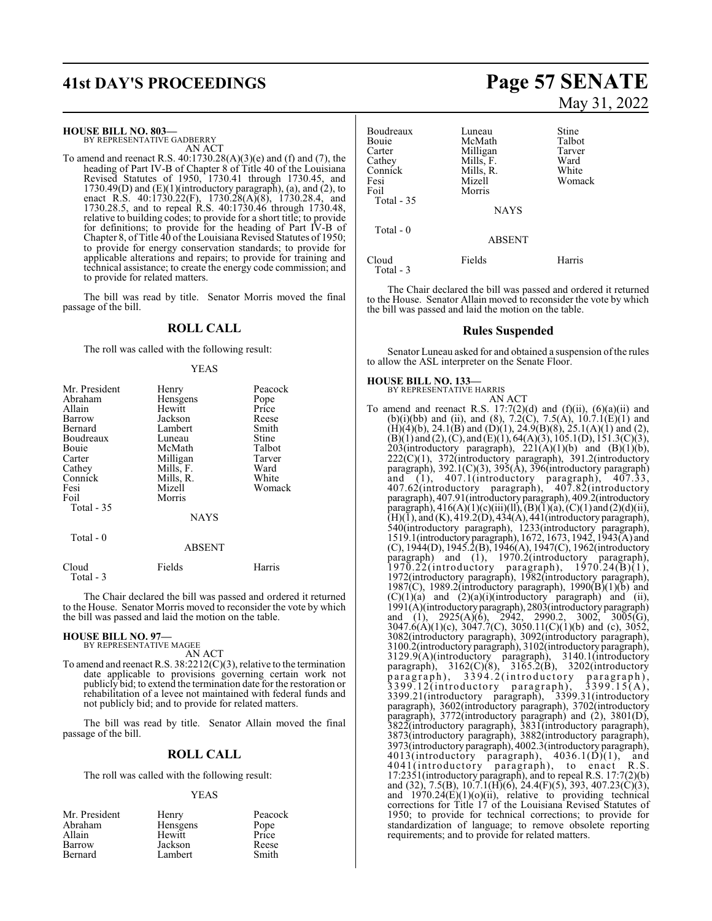**HOUSE BILL NO. 803—**
BY REPRESENTATIVE GADBERRY
AN ACT

To amend and reenact R.S. 40:1730.28(A)(3)(e) and (f) and (7), the heading of Part IV-B of Chapter 8 of Title 40 of the Louisiana Revised Statutes of 1950, 1730.41 through 1730.45, and 1730.49(D) and (E)(1)(introductory paragraph), (a), and (2), to enact R.S. 40:1730.22(F), 1730.28(A)(8), 1730.28.4, and 1730.28.5, and to repeal R.S. 40:1730.46 through 1730.48, relative to building codes; to provide for a short title; to provide for definitions; to provide for the heading of Part IV-B of Chapter 8, of Title 40 of the Louisiana Revised Statutes of 1950; to provide for energy conservation standards; to provide for applicable alterations and repairs; to provide for training and technical assistance; to create the energy code commission; and to provide for related matters.

The bill was read by title. Senator Morris moved the final passage of the bill.

## ROLL CALL

The roll was called with the following result:

YEAS

| | | |
|---|---|---|
| Mr. President | Henry | Peacock |
| Abraham | Hensgens | Pope |
| Allain | Hewitt | Price |
| Barrow | Jackson | Reese |
| Bernard | Lambert | Smith |
| Boudreaux | Luneau | Stine |
| Bouie | McMath | Talbot |
| Carter | Milligan | Tarver |
| Cathey | Mills, F. | Ward |
| Connick | Mills, R. | White |
| Fesi | Mizell | Womack |
| Foil | Morris | |
| Total - 35 | | |

NAYS

Total - 0

ABSENT

| | | |
|---|---|---|
| Cloud | Fields | Harris |
| Total - 3 | | |

The Chair declared the bill was passed and ordered it returned to the House. Senator Morris moved to reconsider the vote by which the bill was passed and laid the motion on the table.

**HOUSE BILL NO. 97—**
BY REPRESENTATIVE MAGEE
AN ACT

To amend and reenact R.S. 38:2212(C)(3), relative to the termination date applicable to provisions governing certain work not publicly bid; to extend the termination date for the restoration or rehabilitation of a levee not maintained with federal funds and not publicly bid; and to provide for related matters.

The bill was read by title. Senator Allain moved the final passage of the bill.

## ROLL CALL

The roll was called with the following result:

YEAS

| | | |
|---|---|---|
| Mr. President | Henry | Peacock |
| Abraham | Hensgens | Pope |
| Allain | Hewitt | Price |
| Barrow | Jackson | Reese |
| Bernard | Lambert | Smith |
| Boudreaux | Luneau | Stine |
| Bouie | McMath | Talbot |
| Carter | Milligan | Tarver |
| Cathey | Mills, F. | Ward |
| Connick | Mills, R. | White |
| Fesi | Mizell | Womack |
| Foil | Morris | |
| Total - 35 | | |

NAYS

Total - 0

ABSENT

| | | |
|---|---|---|
| Cloud | Fields | Harris |
| Total - 3 | | |

The Chair declared the bill was passed and ordered it returned to the House. Senator Allain moved to reconsider the vote by which the bill was passed and laid the motion on the table.

## Rules Suspended

Senator Luneau asked for and obtained a suspension of the rules to allow the ASL interpreter on the Senate Floor.

**HOUSE BILL NO. 133—**
BY REPRESENTATIVE HARRIS
AN ACT

To amend and reenact R.S. 17:7(2)(d) and (f)(ii), (6)(a)(ii) and (b)(i)(bb) and (ii), and (8), 7.2(C), 7.5(A), 10.7.1(E)(1) and (H)(4)(b), 24.1(B) and (D)(1), 24.9(B)(8), 25.1(A)(1) and (2), (B)(1) and (2), (C), and (E)(1), 64(A)(3), 105.1(D), 151.3(C)(3), 203(introductory paragraph), 221(A)(1)(b) and (B)(1)(b), 222(C)(1), 372(introductory paragraph), 391.2(introductory paragraph), 392.1(C)(3), 395(A), 396(introductory paragraph) and (1), 407.1(introductory paragraph), 407.33, 407.62(introductory paragraph), 407.82(introductory paragraph), 407.91(introductory paragraph), 409.2(introductory paragraph), 416(A)(1)(c)(iii)(ll), (B)(1)(a), (C)(1) and (2)(d)(ii), (H)(1), and (K), 419.2(D), 434(A), 441(introductory paragraph), 540(introductory paragraph), 1233(introductory paragraph), 1519.1(introductory paragraph), 1672, 1673, 1942, 1943(A) and (C), 1944(D), 1945.2(B), 1946(A), 1947(C), 1962(introductory paragraph) and (1), 1970.2(introductory paragraph), 1970.22(introductory paragraph), 1970.24(B)(1), 1972(introductory paragraph), 1982(introductory paragraph), 1987(C), 1989.2(introductory paragraph), 1990(B)(1)(b) and (C)(1)(a) and (2)(a)(i)(introductory paragraph) and (ii), 1991(A)(introductory paragraph), 2803(introductory paragraph) and (1), 2925(A)(6), 2942, 2990.2, 3002, 3005(G), 3047.6(A)(1)(c), 3047.7(C), 3050.11(C)(1)(b) and (c), 3052, 3082(introductory paragraph), 3092(introductory paragraph), 3100.2(introductory paragraph), 3102(introductory paragraph), 3129.9(A)(introductory paragraph), 3140.1(introductory paragraph), 3162(C)(8), 3165.2(B), 3202(introductory paragraph), 3394.2(introductory paragraph), 3399.12(introductory paragraph), 3399.15(A), 3399.21(introductory paragraph), 3399.31(introductory paragraph), 3602(introductory paragraph), 3702(introductory paragraph), 3772(introductory paragraph) and (2), 3801(D), 3822(introductory paragraph), 3831(introductory paragraph), 3873(introductory paragraph), 3882(introductory paragraph), 3973(introductory paragraph), 4002.3(introductory paragraph), 4013(introductory paragraph), 4036.1(D)(1), and 4041(introductory paragraph), to enact R.S. 17:2351(introductory paragraph), and to repeal R.S. 17:7(2)(b) and (32), 7.5(B), 10.7.1(H)(6), 24.4(F)(5), 393, 407.23(C)(3), and 1970.24(E)(1)(o)(ii), relative to providing technical corrections for Title 17 of the Louisiana Revised Statutes of 1950; to provide for technical corrections; to provide for standardization of language; to remove obsolete reporting requirements; and to provide for related matters.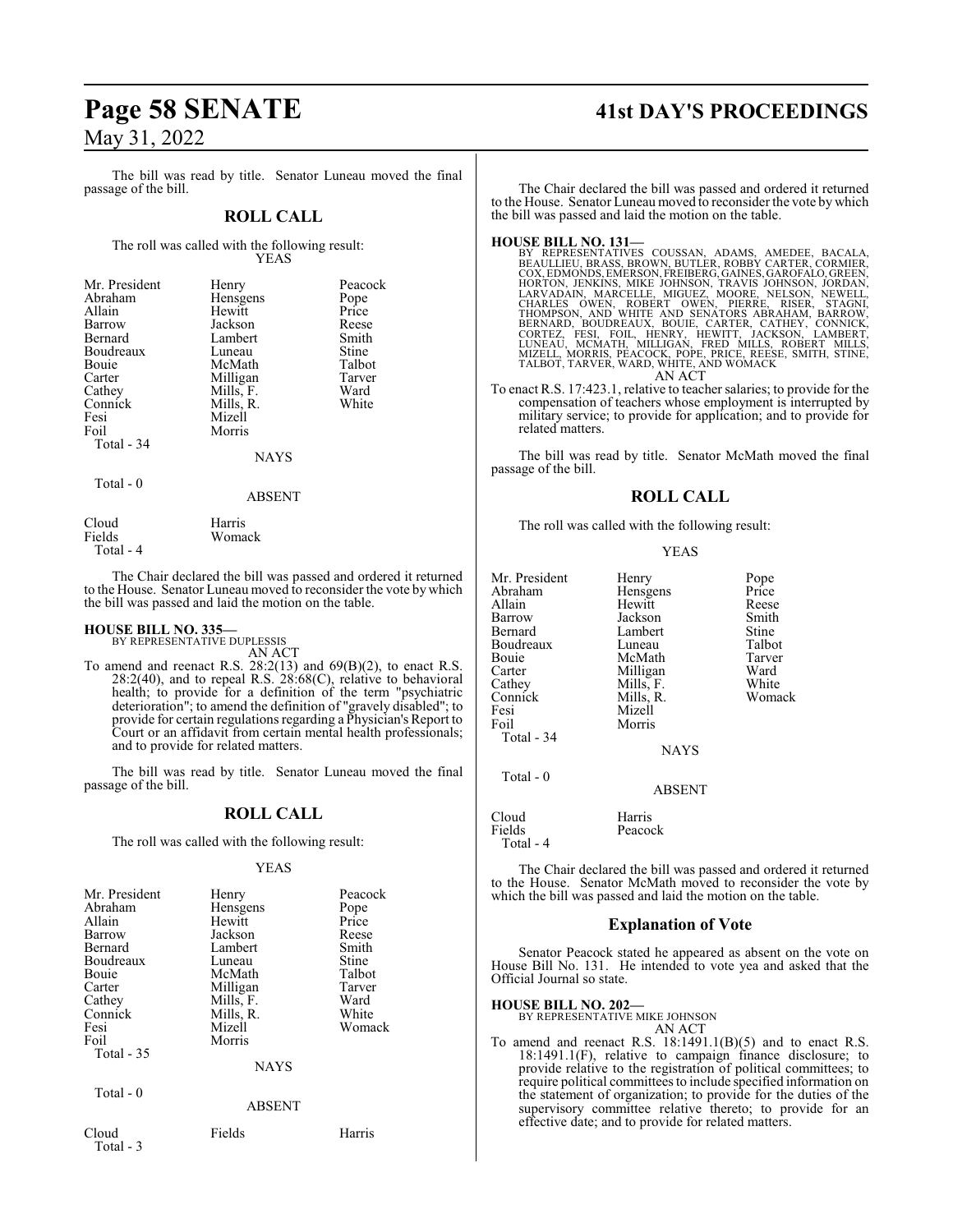The bill was read by title. Senator Luneau moved the final passage of the bill.

## ROLL CALL

The roll was called with the following result:

YEAS

| | | |
|---|---|---|
| Mr. President | Henry | Peacock |
| Abraham | Hensgens | Pope |
| Allain | Hewitt | Price |
| Barrow | Jackson | Reese |
| Bernard | Lambert | Smith |
| Boudreaux | Luneau | Stine |
| Bouie | McMath | Talbot |
| Carter | Milligan | Tarver |
| Cathey | Mills, F. | Ward |
| Connick | Mills, R. | White |
| Fesi | Mizell | |
| Foil | Morris | |
| Total - 34 | | |

NAYS

Total - 0

ABSENT

| | |
|---|---|
| Cloud | Harris |
| Fields | Womack |
| Total - 4 | |

The Chair declared the bill was passed and ordered it returned to the House. Senator Luneau moved to reconsider the vote by which the bill was passed and laid the motion on the table.

**HOUSE BILL NO. 335—**
BY REPRESENTATIVE DUPLESSIS
AN ACT

To amend and reenact R.S. 28:2(13) and 69(B)(2), to enact R.S. 28:2(40), and to repeal R.S. 28:68(C), relative to behavioral health; to provide for a definition of the term "psychiatric deterioration"; to amend the definition of "gravely disabled"; to provide for certain regulations regarding a Physician's Report to Court or an affidavit from certain mental health professionals; and to provide for related matters.

The bill was read by title. Senator Luneau moved the final passage of the bill.

## ROLL CALL

The roll was called with the following result:

YEAS

| | | |
|---|---|---|
| Mr. President | Henry | Peacock |
| Abraham | Hensgens | Pope |
| Allain | Hewitt | Price |
| Barrow | Jackson | Reese |
| Bernard | Lambert | Smith |
| Boudreaux | Luneau | Stine |
| Bouie | McMath | Talbot |
| Carter | Milligan | Tarver |
| Cathey | Mills, F. | Ward |
| Connick | Mills, R. | White |
| Fesi | Mizell | Womack |
| Foil | Morris | |
| Total - 35 | | |

NAYS

Total - 0

ABSENT

| | | |
|---|---|---|
| Cloud | Fields | Harris |
| Total - 3 | | |

The Chair declared the bill was passed and ordered it returned to the House. Senator Luneau moved to reconsider the vote by which the bill was passed and laid the motion on the table.

**HOUSE BILL NO. 131—**
BY REPRESENTATIVES COUSSAN, ADAMS, AMEDEE, BACALA, BEAULLIEU, BRASS, BROWN, BUTLER, ROBBY CARTER, CORMIER, COX, EDMONDS, EMERSON, FREIBERG, GAINES, GAROFALO, GREEN, HORTON, JENKINS, MIKE JOHNSON, TRAVIS JOHNSON, JORDAN, LARVADAIN, MARCELLE, MIGUEZ, MOORE, NELSON, NEWELL, CHARLES OWEN, ROBERT OWEN, PIERRE, RISER, STAGNI, THOMPSON, AND WHITE AND SENATORS ABRAHAM, BARROW, BERNARD, BOUDREAUX, BOUIE, CARTER, CATHEY, CONNICK, CORTEZ, FESI, FOIL, HENRY, HEWITT, JACKSON, LAMBERT, LUNEAU, MCMATH, MILLIGAN, FRED MILLS, ROBERT MILLS, MIZELL, MORRIS, PEACOCK, POPE, PRICE, REESE, SMITH, STINE, TALBOT, TARVER, WARD, WHITE, AND WOMACK
AN ACT

To enact R.S. 17:423.1, relative to teacher salaries; to provide for the compensation of teachers whose employment is interrupted by military service; to provide for application; and to provide for related matters.

The bill was read by title. Senator McMath moved the final passage of the bill.

## ROLL CALL

The roll was called with the following result:

YEAS

| | | |
|---|---|---|
| Mr. President | Henry | Pope |
| Abraham | Hensgens | Price |
| Allain | Hewitt | Reese |
| Barrow | Jackson | Smith |
| Bernard | Lambert | Stine |
| Boudreaux | Luneau | Talbot |
| Bouie | McMath | Tarver |
| Carter | Milligan | Ward |
| Cathey | Mills, F. | White |
| Connick | Mills, R. | Womack |
| Fesi | Mizell | |
| Foil | Morris | |
| Total - 34 | | |

NAYS

Total - 0

ABSENT

| | |
|---|---|
| Cloud | Harris |
| Fields | Peacock |
| Total - 4 | |

The Chair declared the bill was passed and ordered it returned to the House. Senator McMath moved to reconsider the vote by which the bill was passed and laid the motion on the table.

## Explanation of Vote

Senator Peacock stated he appeared as absent on the vote on House Bill No. 131. He intended to vote yea and asked that the Official Journal so state.

**HOUSE BILL NO. 202—**
BY REPRESENTATIVE MIKE JOHNSON
AN ACT

To amend and reenact R.S. 18:1491.1(B)(5) and to enact R.S. 18:1491.1(F), relative to campaign finance disclosure; to provide relative to the registration of political committees; to require political committees to include specified information on the statement of organization; to provide for the duties of the supervisory committee relative thereto; to provide for an effective date; and to provide for related matters.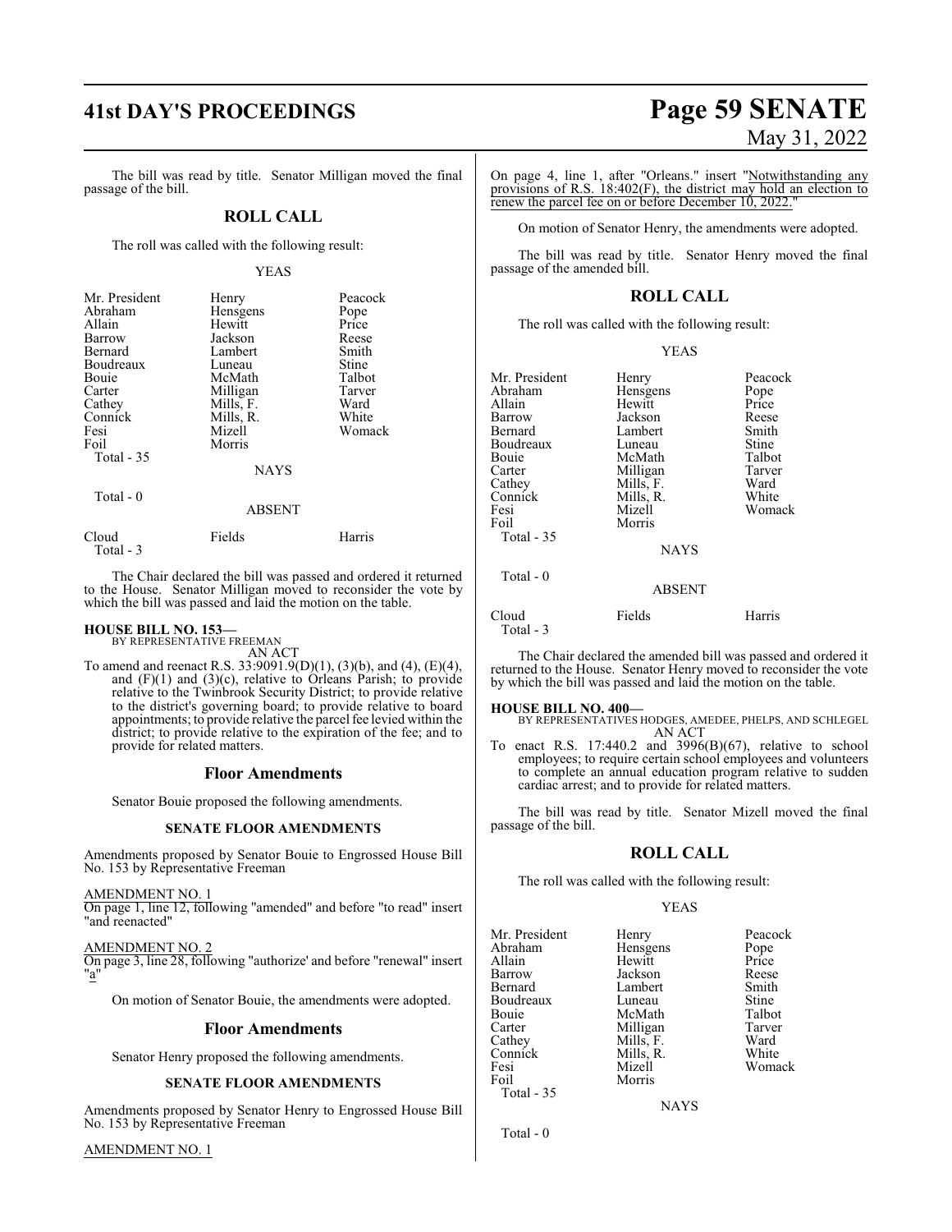The bill was read by title. Senator Milligan moved the final passage of the bill.

## ROLL CALL

The roll was called with the following result:

YEAS

| | | |
|---|---|---|
| Mr. President | Henry | Peacock |
| Abraham | Hensgens | Pope |
| Allain | Hewitt | Price |
| Barrow | Jackson | Reese |
| Bernard | Lambert | Smith |
| Boudreaux | Luneau | Stine |
| Bouie | McMath | Talbot |
| Carter | Milligan | Tarver |
| Cathey | Mills, F. | Ward |
| Connick | Mills, R. | White |
| Fesi | Mizell | Womack |
| Foil | Morris | |
| Total - 35 | | |

NAYS

Total - 0

ABSENT

| | | |
|---|---|---|
| Cloud | Fields | Harris |
| Total - 3 | | |

The Chair declared the bill was passed and ordered it returned to the House. Senator Milligan moved to reconsider the vote by which the bill was passed and laid the motion on the table.

**HOUSE BILL NO. 153—**
BY REPRESENTATIVE FREEMAN
AN ACT

To amend and reenact R.S. 33:9091.9(D)(1), (3)(b), and (4), (E)(4), and (F)(1) and (3)(c), relative to Orleans Parish; to provide relative to the Twinbrook Security District; to provide relative to the district's governing board; to provide relative to board appointments; to provide relative the parcel fee levied within the district; to provide relative to the expiration of the fee; and to provide for related matters.

## Floor Amendments

Senator Bouie proposed the following amendments.

### SENATE FLOOR AMENDMENTS

Amendments proposed by Senator Bouie to Engrossed House Bill No. 153 by Representative Freeman

AMENDMENT NO. 1
On page 1, line 12, following "amended" and before "to read" insert "and reenacted"

AMENDMENT NO. 2
On page 3, line 28, following "authorize' and before "renewal" insert "a"

On motion of Senator Bouie, the amendments were adopted.

## Floor Amendments

Senator Henry proposed the following amendments.

### SENATE FLOOR AMENDMENTS

Amendments proposed by Senator Henry to Engrossed House Bill No. 153 by Representative Freeman

AMENDMENT NO. 1
On page 4, line 1, after "Orleans." insert "Notwithstanding any provisions of R.S. 18:402(F), the district may hold an election to renew the parcel fee on or before December 10, 2022."

On motion of Senator Henry, the amendments were adopted.

The bill was read by title. Senator Henry moved the final passage of the amended bill.

## ROLL CALL

The roll was called with the following result:

YEAS

| | | |
|---|---|---|
| Mr. President | Henry | Peacock |
| Abraham | Hensgens | Pope |
| Allain | Hewitt | Price |
| Barrow | Jackson | Reese |
| Bernard | Lambert | Smith |
| Boudreaux | Luneau | Stine |
| Bouie | McMath | Talbot |
| Carter | Milligan | Tarver |
| Cathey | Mills, F. | Ward |
| Connick | Mills, R. | White |
| Fesi | Mizell | Womack |
| Foil | Morris | |
| Total - 35 | | |

NAYS

Total - 0

ABSENT

| | | |
|---|---|---|
| Cloud | Fields | Harris |
| Total - 3 | | |

The Chair declared the amended bill was passed and ordered it returned to the House. Senator Henry moved to reconsider the vote by which the bill was passed and laid the motion on the table.

**HOUSE BILL NO. 400—**
BY REPRESENTATIVES HODGES, AMEDEE, PHELPS, AND SCHLEGEL
AN ACT

To enact R.S. 17:440.2 and 3996(B)(67), relative to school employees; to require certain school employees and volunteers to complete an annual education program relative to sudden cardiac arrest; and to provide for related matters.

The bill was read by title. Senator Mizell moved the final passage of the bill.

## ROLL CALL

The roll was called with the following result:

YEAS

| | | |
|---|---|---|
| Mr. President | Henry | Peacock |
| Abraham | Hensgens | Pope |
| Allain | Hewitt | Price |
| Barrow | Jackson | Reese |
| Bernard | Lambert | Smith |
| Boudreaux | Luneau | Stine |
| Bouie | McMath | Talbot |
| Carter | Milligan | Tarver |
| Cathey | Mills, F. | Ward |
| Connick | Mills, R. | White |
| Fesi | Mizell | Womack |
| Foil | Morris | |
| Total - 35 | | |

NAYS

Total - 0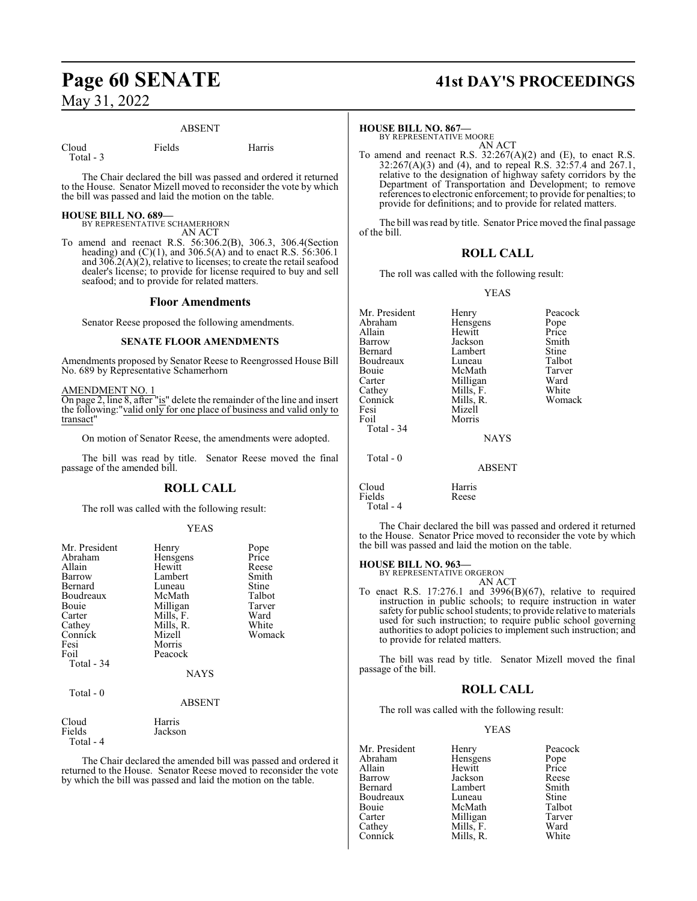ABSENT

| | | |
|---|---|---|
| Cloud | Fields | Harris |
| Total - 3 | | |

The Chair declared the bill was passed and ordered it returned to the House. Senator Mizell moved to reconsider the vote by which the bill was passed and laid the motion on the table.

**HOUSE BILL NO. 689—**
BY REPRESENTATIVE SCHAMERHORN
AN ACT

To amend and reenact R.S. 56:306.2(B), 306.3, 306.4(Section heading) and (C)(1), and 306.5(A) and to enact R.S. 56:306.1 and 306.2(A)(2), relative to licenses; to create the retail seafood dealer's license; to provide for license required to buy and sell seafood; and to provide for related matters.

## Floor Amendments

Senator Reese proposed the following amendments.

### SENATE FLOOR AMENDMENTS

Amendments proposed by Senator Reese to Reengrossed House Bill No. 689 by Representative Schamerhorn

AMENDMENT NO. 1
On page 2, line 8, after "is" delete the remainder of the line and insert the following:"valid only for one place of business and valid only to transact"

On motion of Senator Reese, the amendments were adopted.

The bill was read by title. Senator Reese moved the final passage of the amended bill.

## ROLL CALL

The roll was called with the following result:

YEAS

| | | |
|---|---|---|
| Mr. President | Henry | Pope |
| Abraham | Hensgens | Price |
| Allain | Hewitt | Reese |
| Barrow | Lambert | Smith |
| Bernard | Luneau | Stine |
| Boudreaux | McMath | Talbot |
| Bouie | Milligan | Tarver |
| Carter | Mills, F. | Ward |
| Cathey | Mills, R. | White |
| Connick | Mizell | Womack |
| Fesi | Morris | |
| Foil | Peacock | |
| Total - 34 | | |

NAYS

Total - 0

ABSENT

| | |
|---|---|
| Cloud | Harris |
| Fields | Jackson |
| Total - 4 | |

The Chair declared the amended bill was passed and ordered it returned to the House. Senator Reese moved to reconsider the vote by which the bill was passed and laid the motion on the table.

**HOUSE BILL NO. 867—**
BY REPRESENTATIVE MOORE
AN ACT

To amend and reenact R.S. 32:267(A)(2) and (E), to enact R.S. 32:267(A)(3) and (4), and to repeal R.S. 32:57.4 and 267.1, relative to the designation of highway safety corridors by the Department of Transportation and Development; to remove references to electronic enforcement; to provide for penalties; to provide for definitions; and to provide for related matters.

The bill was read by title. Senator Price moved the final passage of the bill.

## ROLL CALL

The roll was called with the following result:

YEAS

| | | |
|---|---|---|
| Mr. President | Henry | Peacock |
| Abraham | Hensgens | Pope |
| Allain | Hewitt | Price |
| Barrow | Jackson | Smith |
| Bernard | Lambert | Stine |
| Boudreaux | Luneau | Talbot |
| Bouie | McMath | Tarver |
| Carter | Milligan | Ward |
| Cathey | Mills, F. | White |
| Connick | Mills, R. | Womack |
| Fesi | Mizell | |
| Foil | Morris | |
| Total - 34 | | |

NAYS

Total - 0

ABSENT

| | |
|---|---|
| Cloud | Harris |
| Fields | Reese |
| Total - 4 | |

The Chair declared the bill was passed and ordered it returned to the House. Senator Price moved to reconsider the vote by which the bill was passed and laid the motion on the table.

**HOUSE BILL NO. 963—**
BY REPRESENTATIVE ORGERON
AN ACT

To enact R.S. 17:276.1 and 3996(B)(67), relative to required instruction in public schools; to require instruction in water safety for public school students; to provide relative to materials used for such instruction; to require public school governing authorities to adopt policies to implement such instruction; and to provide for related matters.

The bill was read by title. Senator Mizell moved the final passage of the bill.

## ROLL CALL

The roll was called with the following result:

YEAS

| | | |
|---|---|---|
| Mr. President | Henry | Peacock |
| Abraham | Hensgens | Pope |
| Allain | Hewitt | Price |
| Barrow | Jackson | Reese |
| Bernard | Lambert | Smith |
| Boudreaux | Luneau | Stine |
| Bouie | McMath | Talbot |
| Carter | Milligan | Tarver |
| Cathey | Mills, F. | Ward |
| Connick | Mills, R. | White |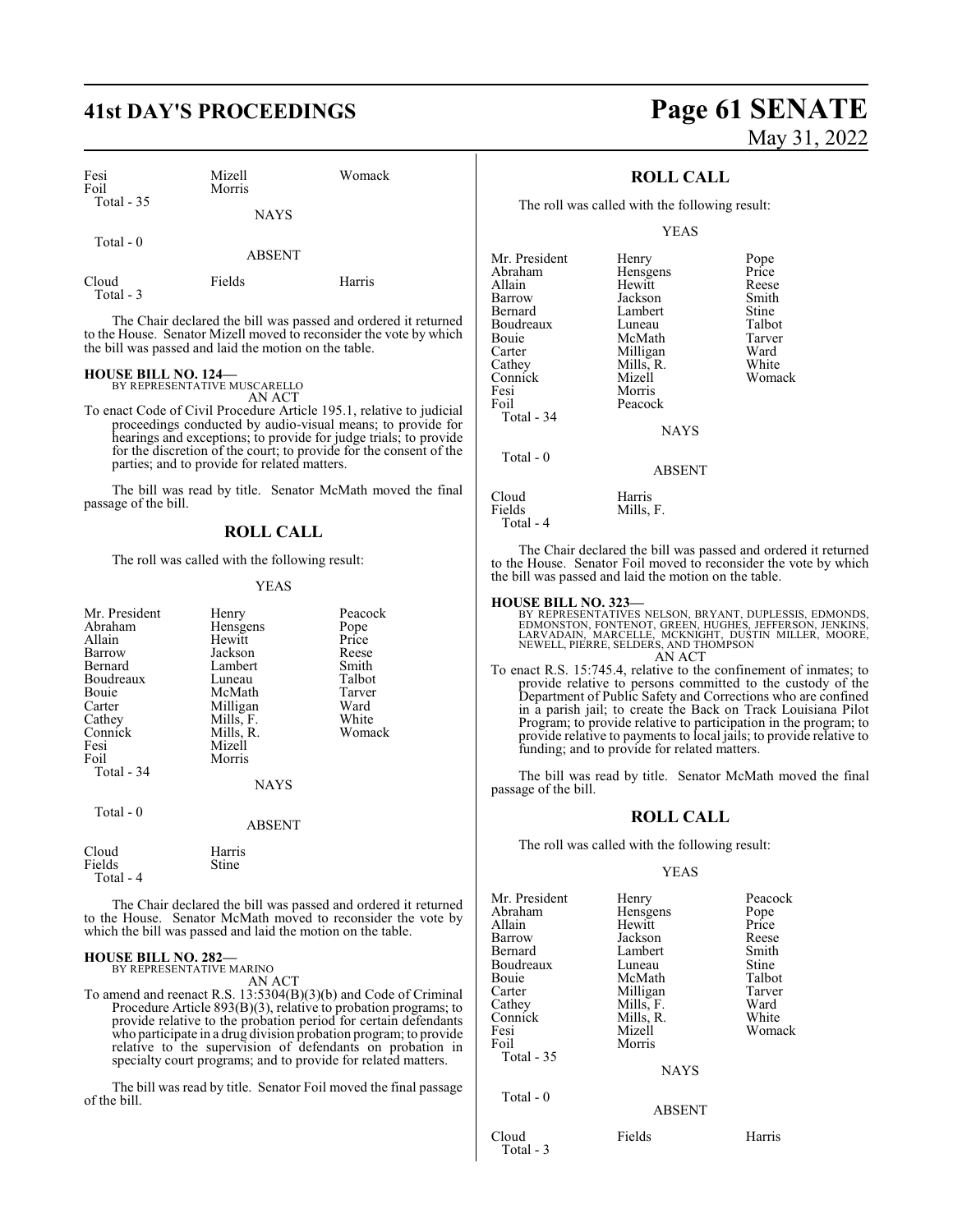| Fesi | Mizell | Womack |
|---|---|---|
| Foil | Morris | |
| Total - 35 | | |

NAYS

Total - 0

ABSENT

| Cloud | Fields | Harris |
|---|---|---|
| Total - 3 | | |

The Chair declared the bill was passed and ordered it returned to the House. Senator Mizell moved to reconsider the vote by which the bill was passed and laid the motion on the table.

**HOUSE BILL NO. 124—**
BY REPRESENTATIVE MUSCARELLO
AN ACT

To enact Code of Civil Procedure Article 195.1, relative to judicial proceedings conducted by audio-visual means; to provide for hearings and exceptions; to provide for judge trials; to provide for the discretion of the court; to provide for the consent of the parties; and to provide for related matters.

The bill was read by title. Senator McMath moved the final passage of the bill.

## ROLL CALL

The roll was called with the following result:

YEAS

| Mr. President | Henry | Peacock |
|---|---|---|
| Abraham | Hensgens | Pope |
| Allain | Hewitt | Price |
| Barrow | Jackson | Reese |
| Bernard | Lambert | Smith |
| Boudreaux | Luneau | Talbot |
| Bouie | McMath | Tarver |
| Carter | Milligan | Ward |
| Cathey | Mills, F. | White |
| Connick | Mills, R. | Womack |
| Fesi | Mizell | |
| Foil | Morris | |
| Total - 34 | | |

NAYS

Total - 0

ABSENT

| Cloud | Harris |
|---|---|
| Fields | Stine |
| Total - 4 | |

The Chair declared the bill was passed and ordered it returned to the House. Senator McMath moved to reconsider the vote by which the bill was passed and laid the motion on the table.

**HOUSE BILL NO. 282—**
BY REPRESENTATIVE MARINO
AN ACT

To amend and reenact R.S. 13:5304(B)(3)(b) and Code of Criminal Procedure Article 893(B)(3), relative to probation programs; to provide relative to the probation period for certain defendants who participate in a drug division probation program; to provide relative to the supervision of defendants on probation in specialty court programs; and to provide for related matters.

The bill was read by title. Senator Foil moved the final passage of the bill.

## ROLL CALL

The roll was called with the following result:

YEAS

| Mr. President | Henry | Pope |
|---|---|---|
| Abraham | Hensgens | Price |
| Allain | Hewitt | Reese |
| Barrow | Jackson | Smith |
| Bernard | Lambert | Stine |
| Boudreaux | Luneau | Talbot |
| Bouie | McMath | Tarver |
| Carter | Milligan | Ward |
| Cathey | Mills, R. | White |
| Connick | Mizell | Womack |
| Fesi | Morris | |
| Foil | Peacock | |
| Total - 34 | | |

NAYS

Total - 0

ABSENT

| Cloud | Harris |
|---|---|
| Fields | Mills, F. |
| Total - 4 | |

The Chair declared the bill was passed and ordered it returned to the House. Senator Foil moved to reconsider the vote by which the bill was passed and laid the motion on the table.

**HOUSE BILL NO. 323—**
BY REPRESENTATIVES NELSON, BRYANT, DUPLESSIS, EDMONDS, EDMONSTON, FONTENOT, GREEN, HUGHES, JEFFERSON, JENKINS, LARVADAIN, MARCELLE, MCKNIGHT, DUSTIN MILLER, MOORE, NEWELL, PIERRE, SELDERS, AND THOMPSON
AN ACT

To enact R.S. 15:745.4, relative to the confinement of inmates; to provide relative to persons committed to the custody of the Department of Public Safety and Corrections who are confined in a parish jail; to create the Back on Track Louisiana Pilot Program; to provide relative to participation in the program; to provide relative to payments to local jails; to provide relative to funding; and to provide for related matters.

The bill was read by title. Senator McMath moved the final passage of the bill.

## ROLL CALL

The roll was called with the following result:

YEAS

| Mr. President | Henry | Peacock |
|---|---|---|
| Abraham | Hensgens | Pope |
| Allain | Hewitt | Price |
| Barrow | Jackson | Reese |
| Bernard | Lambert | Smith |
| Boudreaux | Luneau | Stine |
| Bouie | McMath | Talbot |
| Carter | Milligan | Tarver |
| Cathey | Mills, F. | Ward |
| Connick | Mills, R. | White |
| Fesi | Mizell | Womack |
| Foil | Morris | |
| Total - 35 | | |

NAYS

Total - 0

ABSENT

| Cloud | Fields | Harris |
|---|---|---|
| Total - 3 | | |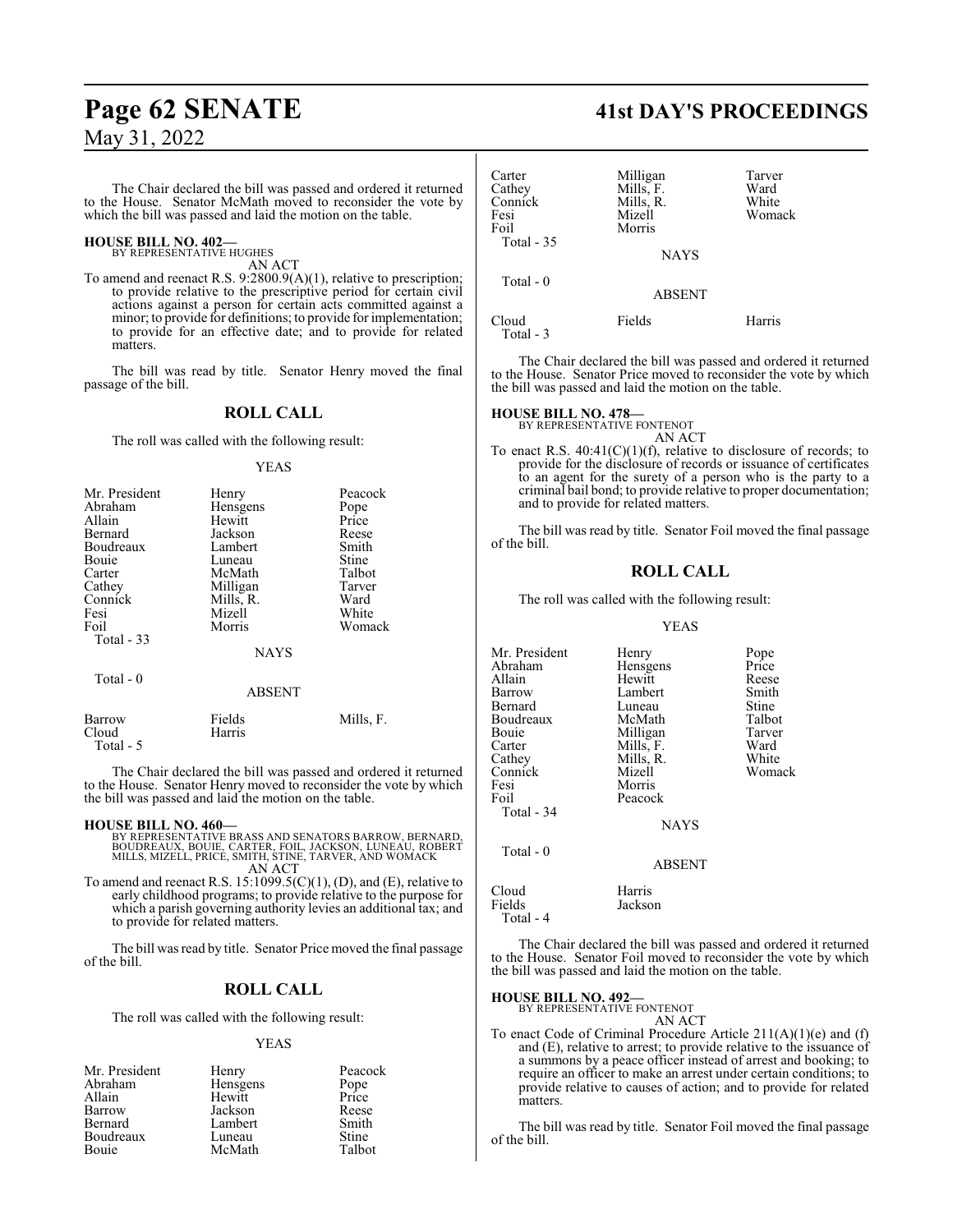The Chair declared the bill was passed and ordered it returned to the House. Senator McMath moved to reconsider the vote by which the bill was passed and laid the motion on the table.

**HOUSE BILL NO. 402—**
BY REPRESENTATIVE HUGHES
AN ACT

To amend and reenact R.S. 9:2800.9(A)(1), relative to prescription; to provide relative to the prescriptive period for certain civil actions against a person for certain acts committed against a minor; to provide for definitions; to provide for implementation; to provide for an effective date; and to provide for related matters.

The bill was read by title. Senator Henry moved the final passage of the bill.

## ROLL CALL

The roll was called with the following result:

YEAS

| | | |
|---|---|---|
| Mr. President | Henry | Peacock |
| Abraham | Hensgens | Pope |
| Allain | Hewitt | Price |
| Bernard | Jackson | Reese |
| Boudreaux | Lambert | Smith |
| Bouie | Luneau | Stine |
| Carter | McMath | Talbot |
| Cathey | Milligan | Tarver |
| Connick | Mills, R. | Ward |
| Fesi | Mizell | White |
| Foil | Morris | Womack |
| Total - 33 | | |

NAYS

Total - 0

ABSENT

| | | |
|---|---|---|
| Barrow | Fields | Mills, F. |
| Cloud | Harris | |
| Total - 5 | | |

The Chair declared the bill was passed and ordered it returned to the House. Senator Henry moved to reconsider the vote by which the bill was passed and laid the motion on the table.

**HOUSE BILL NO. 460—**
BY REPRESENTATIVE BRASS AND SENATORS BARROW, BERNARD, BOUDREAUX, BOUIE, CARTER, FOIL, JACKSON, LUNEAU, ROBERT MILLS, MIZELL, PRICE, SMITH, STINE, TARVER, AND WOMACK
AN ACT

To amend and reenact R.S. 15:1099.5(C)(1), (D), and (E), relative to early childhood programs; to provide relative to the purpose for which a parish governing authority levies an additional tax; and to provide for related matters.

The bill was read by title. Senator Price moved the final passage of the bill.

## ROLL CALL

The roll was called with the following result:

YEAS

| | | |
|---|---|---|
| Mr. President | Henry | Peacock |
| Abraham | Hensgens | Pope |
| Allain | Hewitt | Price |
| Barrow | Jackson | Reese |
| Bernard | Lambert | Smith |
| Boudreaux | Luneau | Stine |
| Bouie | McMath | Talbot |
| Carter | Milligan | Tarver |
| Cathey | Mills, F. | Ward |
| Connick | Mills, R. | White |
| Fesi | Mizell | Womack |
| Foil | Morris | |
| Total - 35 | | |

NAYS

Total - 0

ABSENT

| | | |
|---|---|---|
| Cloud | Fields | Harris |
| Total - 3 | | |

The Chair declared the bill was passed and ordered it returned to the House. Senator Price moved to reconsider the vote by which the bill was passed and laid the motion on the table.

**HOUSE BILL NO. 478—**
BY REPRESENTATIVE FONTENOT
AN ACT

To enact R.S. 40:41(C)(1)(f), relative to disclosure of records; to provide for the disclosure of records or issuance of certificates to an agent for the surety of a person who is the party to a criminal bail bond; to provide relative to proper documentation; and to provide for related matters.

The bill was read by title. Senator Foil moved the final passage of the bill.

## ROLL CALL

The roll was called with the following result:

YEAS

| | | |
|---|---|---|
| Mr. President | Henry | Pope |
| Abraham | Hensgens | Price |
| Allain | Hewitt | Reese |
| Barrow | Lambert | Smith |
| Bernard | Luneau | Stine |
| Boudreaux | McMath | Talbot |
| Bouie | Milligan | Tarver |
| Carter | Mills, F. | Ward |
| Cathey | Mills, R. | White |
| Connick | Mizell | Womack |
| Fesi | Morris | |
| Foil | Peacock | |
| Total - 34 | | |

NAYS

Total - 0

ABSENT

| | |
|---|---|
| Cloud | Harris |
| Fields | Jackson |
| Total - 4 | |

The Chair declared the bill was passed and ordered it returned to the House. Senator Foil moved to reconsider the vote by which the bill was passed and laid the motion on the table.

**HOUSE BILL NO. 492—**
BY REPRESENTATIVE FONTENOT
AN ACT

To enact Code of Criminal Procedure Article 211(A)(1)(e) and (f) and (E), relative to arrest; to provide relative to the issuance of a summons by a peace officer instead of arrest and booking; to require an officer to make an arrest under certain conditions; to provide relative to causes of action; and to provide for related matters.

The bill was read by title. Senator Foil moved the final passage of the bill.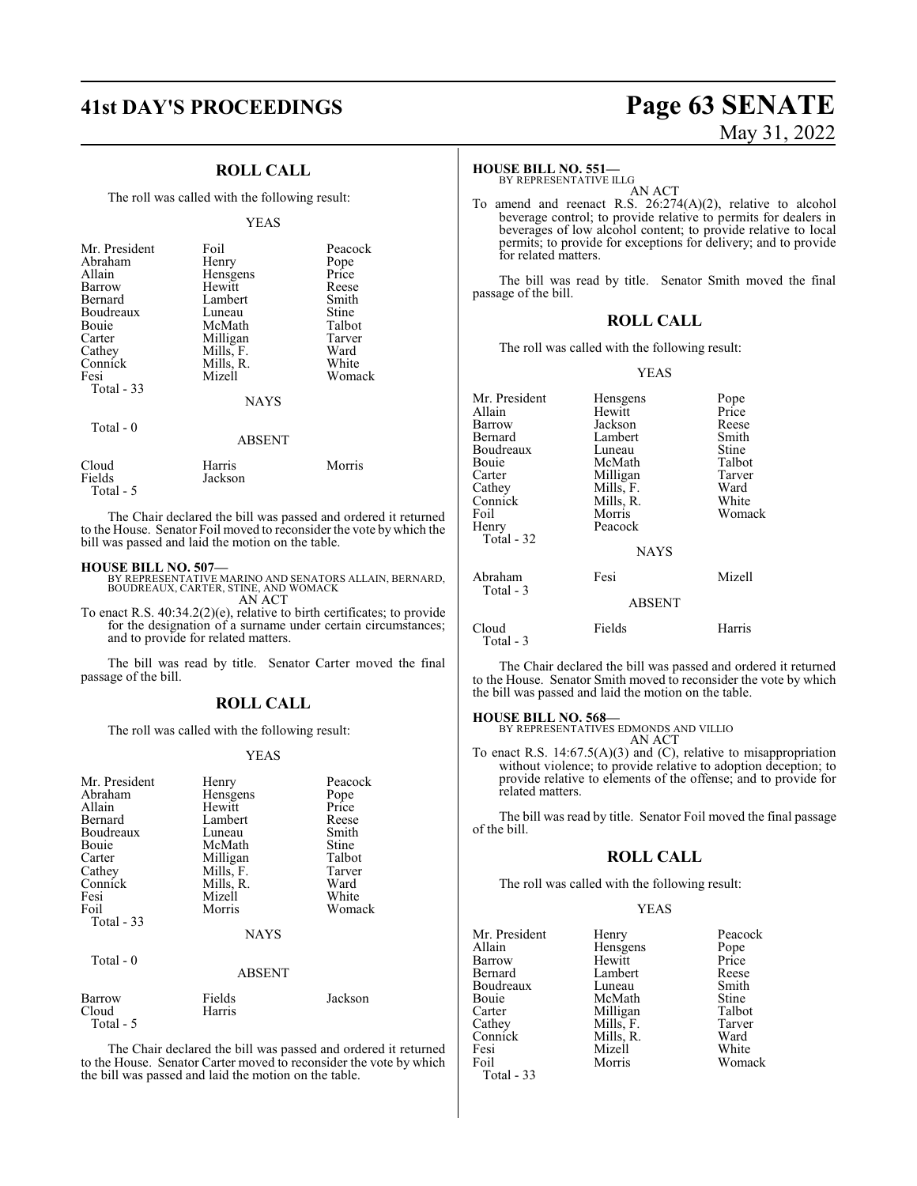## ROLL CALL

The roll was called with the following result:

YEAS

| | | |
|---|---|---|
| Mr. President | Foil | Peacock |
| Abraham | Henry | Pope |
| Allain | Hensgens | Price |
| Barrow | Hewitt | Reese |
| Bernard | Lambert | Smith |
| Boudreaux | Luneau | Stine |
| Bouie | McMath | Talbot |
| Carter | Milligan | Tarver |
| Cathey | Mills, F. | Ward |
| Connick | Mills, R. | White |
| Fesi | Mizell | Womack |

Total - 33

NAYS

Total - 0

ABSENT

| | | |
|---|---|---|
| Cloud | Harris | Morris |
| Fields | Jackson | |

Total - 5

The Chair declared the bill was passed and ordered it returned to the House. Senator Foil moved to reconsider the vote by which the bill was passed and laid the motion on the table.

**HOUSE BILL NO. 507—**
BY REPRESENTATIVE MARINO AND SENATORS ALLAIN, BERNARD, BOUDREAUX, CARTER, STINE, AND WOMACK
AN ACT

To enact R.S. 40:34.2(2)(e), relative to birth certificates; to provide for the designation of a surname under certain circumstances; and to provide for related matters.

The bill was read by title. Senator Carter moved the final passage of the bill.

## ROLL CALL

The roll was called with the following result:

YEAS

| | | |
|---|---|---|
| Mr. President | Henry | Peacock |
| Abraham | Hensgens | Pope |
| Allain | Hewitt | Price |
| Bernard | Lambert | Reese |
| Boudreaux | Luneau | Smith |
| Bouie | McMath | Stine |
| Carter | Milligan | Talbot |
| Cathey | Mills, F. | Tarver |
| Connick | Mills, R. | Ward |
| Fesi | Mizell | White |
| Foil | Morris | Womack |

Total - 33

NAYS

Total - 0

ABSENT

| | | |
|---|---|---|
| Barrow | Fields | Jackson |
| Cloud | Harris | |

Total - 5

The Chair declared the bill was passed and ordered it returned to the House. Senator Carter moved to reconsider the vote by which the bill was passed and laid the motion on the table.

**HOUSE BILL NO. 551—**
BY REPRESENTATIVE ILLG
AN ACT

To amend and reenact R.S. 26:274(A)(2), relative to alcohol beverage control; to provide relative to permits for dealers in beverages of low alcohol content; to provide relative to local permits; to provide for exceptions for delivery; and to provide for related matters.

The bill was read by title. Senator Smith moved the final passage of the bill.

## ROLL CALL

The roll was called with the following result:

YEAS

| | | |
|---|---|---|
| Mr. President | Hensgens | Pope |
| Allain | Hewitt | Price |
| Barrow | Jackson | Reese |
| Bernard | Lambert | Smith |
| Boudreaux | Luneau | Stine |
| Bouie | McMath | Talbot |
| Carter | Milligan | Tarver |
| Cathey | Mills, F. | Ward |
| Connick | Mills, R. | White |
| Foil | Morris | Womack |
| Henry | Peacock | |

Total - 32

NAYS

| | | |
|---|---|---|
| Abraham | Fesi | Mizell |

Total - 3

ABSENT

| | | |
|---|---|---|
| Cloud | Fields | Harris |

Total - 3

The Chair declared the bill was passed and ordered it returned to the House. Senator Smith moved to reconsider the vote by which the bill was passed and laid the motion on the table.

**HOUSE BILL NO. 568—**
BY REPRESENTATIVES EDMONDS AND VILLIO
AN ACT

To enact R.S. 14:67.5(A)(3) and (C), relative to misappropriation without violence; to provide relative to adoption deception; to provide relative to elements of the offense; and to provide for related matters.

The bill was read by title. Senator Foil moved the final passage of the bill.

## ROLL CALL

The roll was called with the following result:

YEAS

| | | |
|---|---|---|
| Mr. President | Henry | Peacock |
| Allain | Hensgens | Pope |
| Barrow | Hewitt | Price |
| Bernard | Lambert | Reese |
| Boudreaux | Luneau | Smith |
| Bouie | McMath | Stine |
| Carter | Milligan | Talbot |
| Cathey | Mills, F. | Tarver |
| Connick | Mills, R. | Ward |
| Fesi | Mizell | White |
| Foil | Morris | Womack |

Total - 33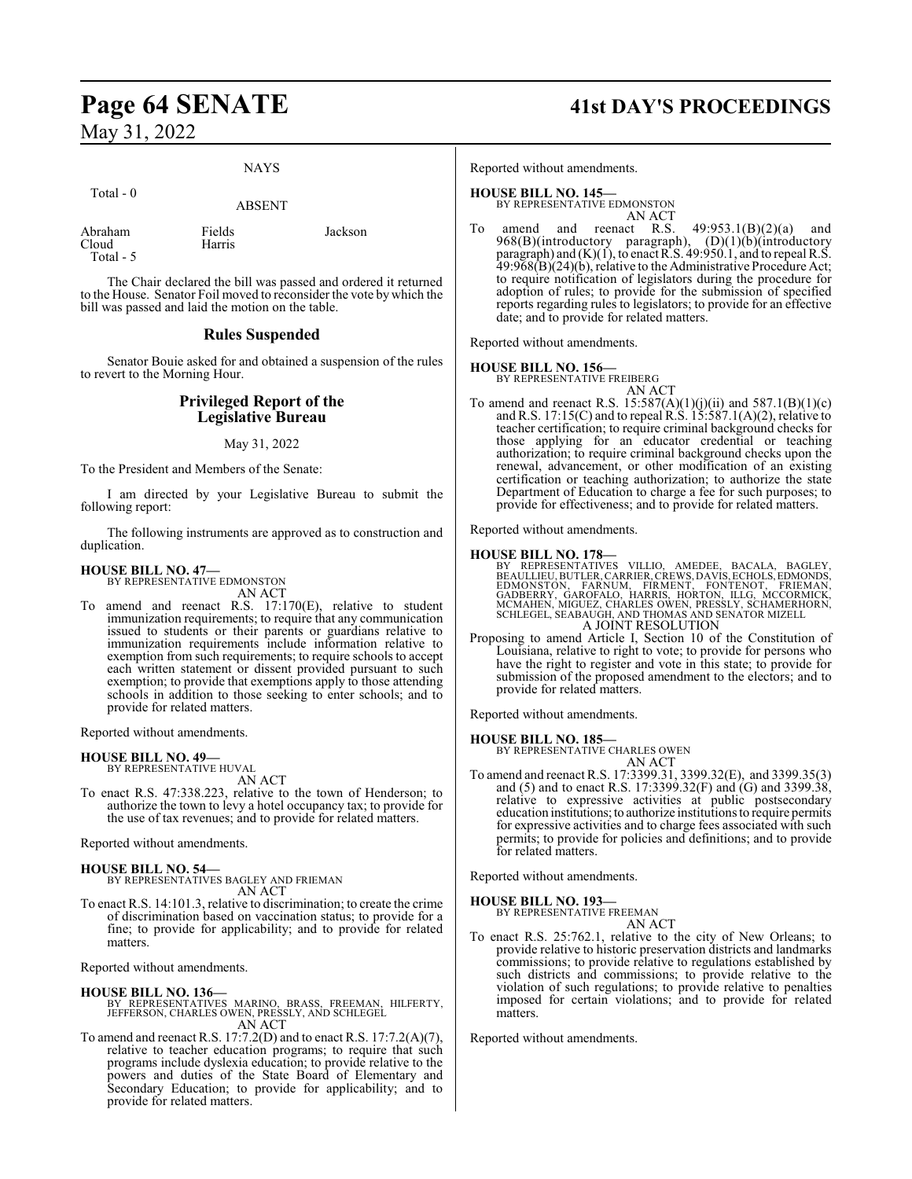NAYS

Total - 0

ABSENT

Abraham Fields Jackson
Cloud Harris
Total - 5

The Chair declared the bill was passed and ordered it returned to the House. Senator Foil moved to reconsider the vote by which the bill was passed and laid the motion on the table.

## Rules Suspended

Senator Bouie asked for and obtained a suspension of the rules to revert to the Morning Hour.

## Privileged Report of the Legislative Bureau

May 31, 2022

To the President and Members of the Senate:

I am directed by your Legislative Bureau to submit the following report:

The following instruments are approved as to construction and duplication.

**HOUSE BILL NO. 47—**
BY REPRESENTATIVE EDMONSTON
AN ACT

To amend and reenact R.S. 17:170(E), relative to student immunization requirements; to require that any communication issued to students or their parents or guardians relative to immunization requirements include information relative to exemption from such requirements; to require schools to accept each written statement or dissent provided pursuant to such exemption; to provide that exemptions apply to those attending schools in addition to those seeking to enter schools; and to provide for related matters.

Reported without amendments.

**HOUSE BILL NO. 49—**
BY REPRESENTATIVE HUVAL
AN ACT

To enact R.S. 47:338.223, relative to the town of Henderson; to authorize the town to levy a hotel occupancy tax; to provide for the use of tax revenues; and to provide for related matters.

Reported without amendments.

**HOUSE BILL NO. 54—**
BY REPRESENTATIVES BAGLEY AND FRIEMAN
AN ACT

To enact R.S. 14:101.3, relative to discrimination; to create the crime of discrimination based on vaccination status; to provide for a fine; to provide for applicability; and to provide for related matters.

Reported without amendments.

**HOUSE BILL NO. 136—**
BY REPRESENTATIVES MARINO, BRASS, FREEMAN, HILFERTY, JEFFERSON, CHARLES OWEN, PRESSLY, AND SCHLEGEL
AN ACT

To amend and reenact R.S. 17:7.2(D) and to enact R.S. 17:7.2(A)(7), relative to teacher education programs; to require that such programs include dyslexia education; to provide relative to the powers and duties of the State Board of Elementary and Secondary Education; to provide for applicability; and to provide for related matters.

Reported without amendments.

**HOUSE BILL NO. 145—**
BY REPRESENTATIVE EDMONSTON
AN ACT

To amend and reenact R.S. 49:953.1(B)(2)(a) and 968(B)(introductory paragraph), (D)(1)(b)(introductory paragraph) and (K)(1), to enact R.S. 49:950.1, and to repeal R.S. 49:968(B)(24)(b), relative to the Administrative Procedure Act; to require notification of legislators during the procedure for adoption of rules; to provide for the submission of specified reports regarding rules to legislators; to provide for an effective date; and to provide for related matters.

Reported without amendments.

**HOUSE BILL NO. 156—**
BY REPRESENTATIVE FREIBERG
AN ACT

To amend and reenact R.S. 15:587(A)(1)(j)(ii) and 587.1(B)(1)(c) and R.S. 17:15(C) and to repeal R.S. 15:587.1(A)(2), relative to teacher certification; to require criminal background checks for those applying for an educator credential or teaching authorization; to require criminal background checks upon the renewal, advancement, or other modification of an existing certification or teaching authorization; to authorize the state Department of Education to charge a fee for such purposes; to provide for effectiveness; and to provide for related matters.

Reported without amendments.

**HOUSE BILL NO. 178—**
BY REPRESENTATIVES VILLIO, AMEDEE, BACALA, BAGLEY, BEAULLIEU, BUTLER, CARRIER, CREWS, DAVIS, ECHOLS, EDMONDS, EDMONSTON, FARNUM, FIRMENT, FONTENOT, FRIEMAN, GADBERRY, GAROFALO, HARRIS, HORTON, ILLG, MCCORMICK, MCMAHEN, MIGUEZ, CHARLES OWEN, PRESSLY, SCHAMERHORN, SCHLEGEL, SEABAUGH, AND THOMAS AND SENATOR MIZELL
A JOINT RESOLUTION

Proposing to amend Article I, Section 10 of the Constitution of Louisiana, relative to right to vote; to provide for persons who have the right to register and vote in this state; to provide for submission of the proposed amendment to the electors; and to provide for related matters.

Reported without amendments.

**HOUSE BILL NO. 185—**
BY REPRESENTATIVE CHARLES OWEN
AN ACT

To amend and reenact R.S. 17:3399.31, 3399.32(E), and 3399.35(3) and (5) and to enact R.S. 17:3399.32(F) and (G) and 3399.38, relative to expressive activities at public postsecondary education institutions; to authorize institutions to require permits for expressive activities and to charge fees associated with such permits; to provide for policies and definitions; and to provide for related matters.

Reported without amendments.

**HOUSE BILL NO. 193—**
BY REPRESENTATIVE FREEMAN
AN ACT

To enact R.S. 25:762.1, relative to the city of New Orleans; to provide relative to historic preservation districts and landmarks commissions; to provide relative to regulations established by such districts and commissions; to provide relative to the violation of such regulations; to provide relative to penalties imposed for certain violations; and to provide for related matters.

Reported without amendments.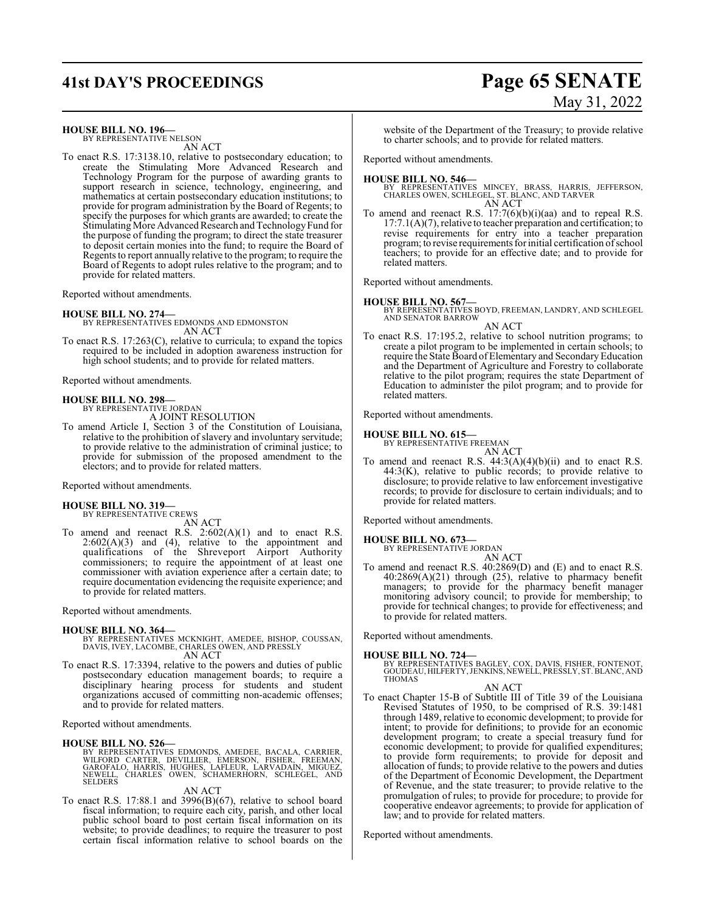**HOUSE BILL NO. 196—**
BY REPRESENTATIVE NELSON

AN ACT

To enact R.S. 17:3138.10, relative to postsecondary education; to create the Stimulating More Advanced Research and Technology Program for the purpose of awarding grants to support research in science, technology, engineering, and mathematics at certain postsecondary education institutions; to provide for program administration by the Board of Regents; to specify the purposes for which grants are awarded; to create the Stimulating More Advanced Research and Technology Fund for the purpose of funding the program; to direct the state treasurer to deposit certain monies into the fund; to require the Board of Regents to report annually relative to the program; to require the Board of Regents to adopt rules relative to the program; and to provide for related matters.

Reported without amendments.

**HOUSE BILL NO. 274—**
BY REPRESENTATIVES EDMONDS AND EDMONSTON

AN ACT

To enact R.S. 17:263(C), relative to curricula; to expand the topics required to be included in adoption awareness instruction for high school students; and to provide for related matters.

Reported without amendments.

**HOUSE BILL NO. 298—**
BY REPRESENTATIVE JORDAN

A JOINT RESOLUTION

To amend Article I, Section 3 of the Constitution of Louisiana, relative to the prohibition of slavery and involuntary servitude; to provide relative to the administration of criminal justice; to provide for submission of the proposed amendment to the electors; and to provide for related matters.

Reported without amendments.

**HOUSE BILL NO. 319—**
BY REPRESENTATIVE CREWS

AN ACT

To amend and reenact R.S. 2:602(A)(1) and to enact R.S. 2:602(A)(3) and (4), relative to the appointment and qualifications of the Shreveport Airport Authority commissioners; to require the appointment of at least one commissioner with aviation experience after a certain date; to require documentation evidencing the requisite experience; and to provide for related matters.

Reported without amendments.

**HOUSE BILL NO. 364—**
BY REPRESENTATIVES MCKNIGHT, AMEDEE, BISHOP, COUSSAN, DAVIS, IVEY, LACOMBE, CHARLES OWEN, AND PRESSLY

AN ACT

To enact R.S. 17:3394, relative to the powers and duties of public postsecondary education management boards; to require a disciplinary hearing process for students and student organizations accused of committing non-academic offenses; and to provide for related matters.

Reported without amendments.

**HOUSE BILL NO. 526—**
BY REPRESENTATIVES EDMONDS, AMEDEE, BACALA, CARRIER, WILFORD CARTER, DEVILLIER, EMERSON, FISHER, FREEMAN, GAROFALO, HARRIS, HUGHES, LAFLEUR, LARVADAIN, MIGUEZ, NEWELL, CHARLES OWEN, SCHAMERHORN, SCHLEGEL, AND SELDERS

AN ACT

To enact R.S. 17:88.1 and 3996(B)(67), relative to school board fiscal information; to require each city, parish, and other local public school board to post certain fiscal information on its website; to provide deadlines; to require the treasurer to post certain fiscal information relative to school boards on the website of the Department of the Treasury; to provide relative to charter schools; and to provide for related matters.

Reported without amendments.

**HOUSE BILL NO. 546—**
BY REPRESENTATIVES MINCEY, BRASS, HARRIS, JEFFERSON, CHARLES OWEN, SCHLEGEL, ST. BLANC, AND TARVER

AN ACT

To amend and reenact R.S. 17:7(6)(b)(i)(aa) and to repeal R.S. 17:7.1(A)(7), relative to teacher preparation and certification; to revise requirements for entry into a teacher preparation program; to revise requirements for initial certification of school teachers; to provide for an effective date; and to provide for related matters.

Reported without amendments.

**HOUSE BILL NO. 567—**
BY REPRESENTATIVES BOYD, FREEMAN, LANDRY, AND SCHLEGEL AND SENATOR BARROW

AN ACT

To enact R.S. 17:195.2, relative to school nutrition programs; to create a pilot program to be implemented in certain schools; to require the State Board of Elementary and Secondary Education and the Department of Agriculture and Forestry to collaborate relative to the pilot program; requires the state Department of Education to administer the pilot program; and to provide for related matters.

Reported without amendments.

**HOUSE BILL NO. 615—**
BY REPRESENTATIVE FREEMAN

AN ACT

To amend and reenact R.S. 44:3(A)(4)(b)(ii) and to enact R.S. 44:3(K), relative to public records; to provide relative to disclosure; to provide relative to law enforcement investigative records; to provide for disclosure to certain individuals; and to provide for related matters.

Reported without amendments.

**HOUSE BILL NO. 673—**
BY REPRESENTATIVE JORDAN

AN ACT

To amend and reenact R.S. 40:2869(D) and (E) and to enact R.S. 40:2869(A)(21) through (25), relative to pharmacy benefit managers; to provide for the pharmacy benefit manager monitoring advisory council; to provide for membership; to provide for technical changes; to provide for effectiveness; and to provide for related matters.

Reported without amendments.

**HOUSE BILL NO. 724—**
BY REPRESENTATIVES BAGLEY, COX, DAVIS, FISHER, FONTENOT, GOUDEAU, HILFERTY, JENKINS, NEWELL, PRESSLY, ST. BLANC, AND THOMAS

AN ACT

To enact Chapter 15-B of Subtitle III of Title 39 of the Louisiana Revised Statutes of 1950, to be comprised of R.S. 39:1481 through 1489, relative to economic development; to provide for intent; to provide for definitions; to provide for an economic development program; to create a special treasury fund for economic development; to provide for qualified expenditures; to provide form requirements; to provide for deposit and allocation of funds; to provide relative to the powers and duties of the Department of Economic Development, the Department of Revenue, and the state treasurer; to provide relative to the promulgation of rules; to provide for procedure; to provide for cooperative endeavor agreements; to provide for application of law; and to provide for related matters.

Reported without amendments.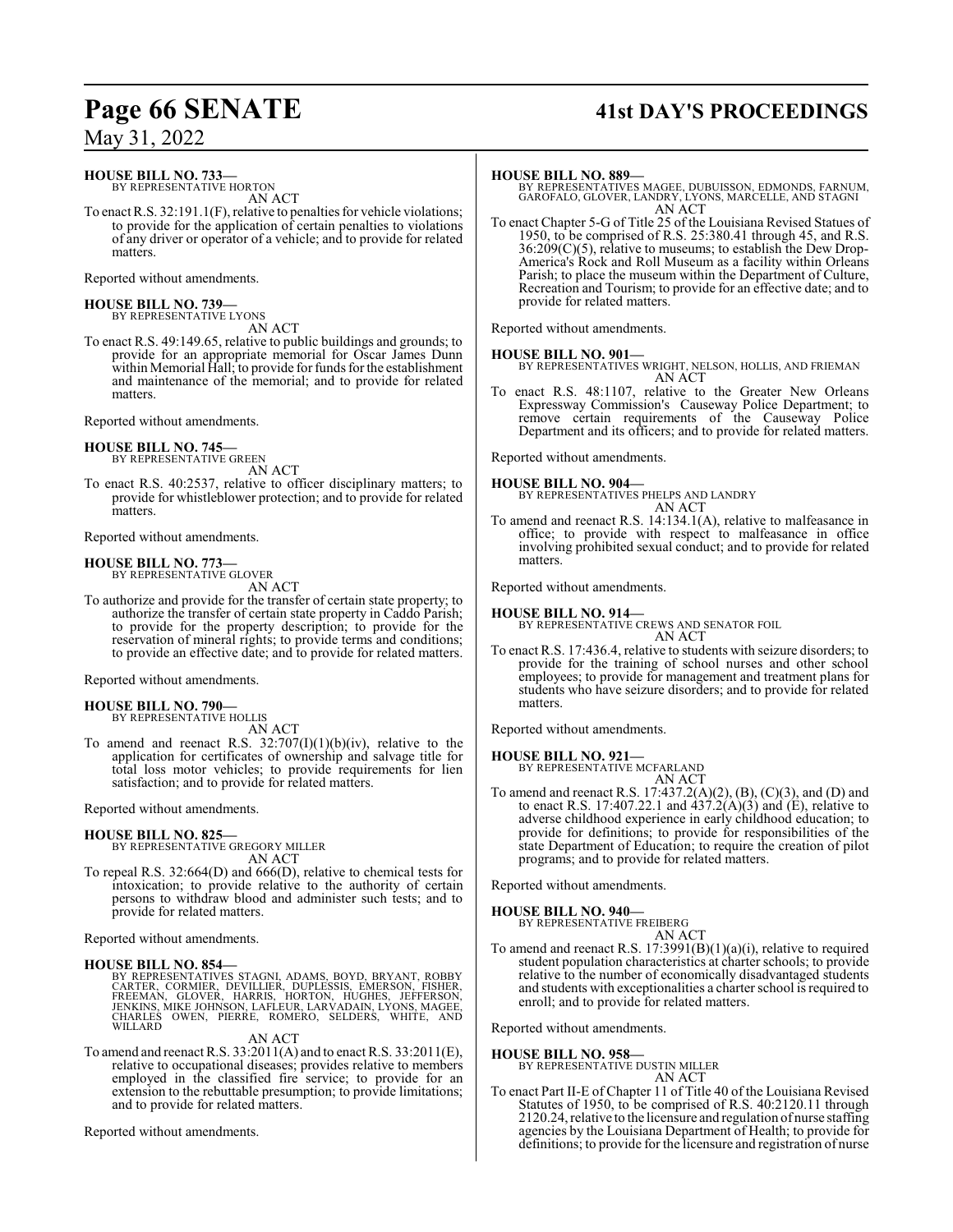**HOUSE BILL NO. 733—**
BY REPRESENTATIVE HORTON

AN ACT

To enact R.S. 32:191.1(F), relative to penalties for vehicle violations; to provide for the application of certain penalties to violations of any driver or operator of a vehicle; and to provide for related matters.

Reported without amendments.

**HOUSE BILL NO. 739—**
BY REPRESENTATIVE LYONS

AN ACT

To enact R.S. 49:149.65, relative to public buildings and grounds; to provide for an appropriate memorial for Oscar James Dunn within Memorial Hall; to provide for funds for the establishment and maintenance of the memorial; and to provide for related matters.

Reported without amendments.

**HOUSE BILL NO. 745—**
BY REPRESENTATIVE GREEN

AN ACT

To enact R.S. 40:2537, relative to officer disciplinary matters; to provide for whistleblower protection; and to provide for related matters.

Reported without amendments.

**HOUSE BILL NO. 773—**
BY REPRESENTATIVE GLOVER

AN ACT

To authorize and provide for the transfer of certain state property; to authorize the transfer of certain state property in Caddo Parish; to provide for the property description; to provide for the reservation of mineral rights; to provide terms and conditions; to provide an effective date; and to provide for related matters.

Reported without amendments.

**HOUSE BILL NO. 790—**
BY REPRESENTATIVE HOLLIS

AN ACT

To amend and reenact R.S. 32:707(I)(1)(b)(iv), relative to the application for certificates of ownership and salvage title for total loss motor vehicles; to provide requirements for lien satisfaction; and to provide for related matters.

Reported without amendments.

**HOUSE BILL NO. 825—**
BY REPRESENTATIVE GREGORY MILLER

AN ACT

To repeal R.S. 32:664(D) and 666(D), relative to chemical tests for intoxication; to provide relative to the authority of certain persons to withdraw blood and administer such tests; and to provide for related matters.

Reported without amendments.

**HOUSE BILL NO. 854—**
BY REPRESENTATIVES STAGNI, ADAMS, BOYD, BRYANT, ROBBY CARTER, CORMIER, DEVILLIER, DUPLESSIS, EMERSON, FISHER, FREEMAN, GLOVER, HARRIS, HORTON, HUGHES, JEFFERSON, JENKINS, MIKE JOHNSON, LAFLEUR, LARVADAIN, LYONS, MAGEE, CHARLES OWEN, PIERRE, ROMERO, SELDERS, WHITE, AND WILLARD

AN ACT

To amend and reenact R.S. 33:2011(A) and to enact R.S. 33:2011(E), relative to occupational diseases; provides relative to members employed in the classified fire service; to provide for an extension to the rebuttable presumption; to provide limitations; and to provide for related matters.

Reported without amendments.

**HOUSE BILL NO. 889—**
BY REPRESENTATIVES MAGEE, DUBUISSON, EDMONDS, FARNUM, GAROFALO, GLOVER, LANDRY, LYONS, MARCELLE, AND STAGNI

AN ACT

To enact Chapter 5-G of Title 25 of the Louisiana Revised Statues of 1950, to be comprised of R.S. 25:380.41 through 45, and R.S. 36:209(C)(5), relative to museums; to establish the Dew Drop-America's Rock and Roll Museum as a facility within Orleans Parish; to place the museum within the Department of Culture, Recreation and Tourism; to provide for an effective date; and to provide for related matters.

Reported without amendments.

**HOUSE BILL NO. 901—**
BY REPRESENTATIVES WRIGHT, NELSON, HOLLIS, AND FRIEMAN

AN ACT

To enact R.S. 48:1107, relative to the Greater New Orleans Expressway Commission's Causeway Police Department; to remove certain requirements of the Causeway Police Department and its officers; and to provide for related matters.

Reported without amendments.

**HOUSE BILL NO. 904—**
BY REPRESENTATIVES PHELPS AND LANDRY

AN ACT

To amend and reenact R.S. 14:134.1(A), relative to malfeasance in office; to provide with respect to malfeasance in office involving prohibited sexual conduct; and to provide for related matters.

Reported without amendments.

**HOUSE BILL NO. 914—**
BY REPRESENTATIVE CREWS AND SENATOR FOIL

AN ACT

To enact R.S. 17:436.4, relative to students with seizure disorders; to provide for the training of school nurses and other school employees; to provide for management and treatment plans for students who have seizure disorders; and to provide for related matters.

Reported without amendments.

**HOUSE BILL NO. 921—**
BY REPRESENTATIVE MCFARLAND

AN ACT

To amend and reenact R.S. 17:437.2(A)(2), (B), (C)(3), and (D) and to enact R.S. 17:407.22.1 and 437.2(A)(3) and (E), relative to adverse childhood experience in early childhood education; to provide for definitions; to provide for responsibilities of the state Department of Education; to require the creation of pilot programs; and to provide for related matters.

Reported without amendments.

**HOUSE BILL NO. 940—**
BY REPRESENTATIVE FREIBERG

AN ACT

To amend and reenact R.S. 17:3991(B)(1)(a)(i), relative to required student population characteristics at charter schools; to provide relative to the number of economically disadvantaged students and students with exceptionalities a charter school is required to enroll; and to provide for related matters.

Reported without amendments.

**HOUSE BILL NO. 958—**
BY REPRESENTATIVE DUSTIN MILLER

AN ACT

To enact Part II-E of Chapter 11 of Title 40 of the Louisiana Revised Statutes of 1950, to be comprised of R.S. 40:2120.11 through 2120.24, relative to the licensure and regulation of nurse staffing agencies by the Louisiana Department of Health; to provide for definitions; to provide for the licensure and registration of nurse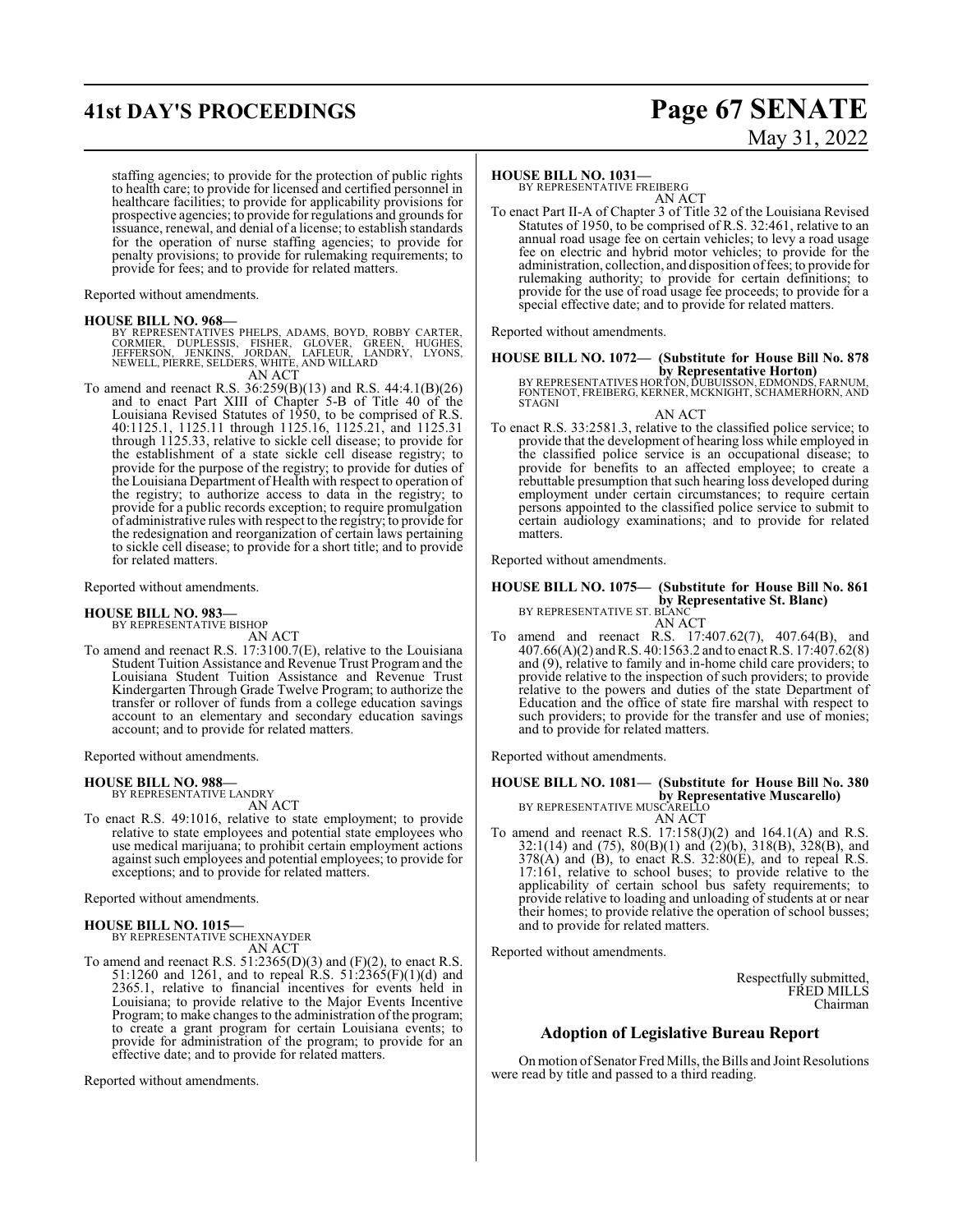staffing agencies; to provide for the protection of public rights to health care; to provide for licensed and certified personnel in healthcare facilities; to provide for applicability provisions for prospective agencies; to provide for regulations and grounds for issuance, renewal, and denial of a license; to establish standards for the operation of nurse staffing agencies; to provide for penalty provisions; to provide for rulemaking requirements; to provide for fees; and to provide for related matters.

Reported without amendments.

**HOUSE BILL NO. 968—**
BY REPRESENTATIVES PHELPS, ADAMS, BOYD, ROBBY CARTER, CORMIER, DUPLESSIS, FISHER, GLOVER, GREEN, HUGHES, JEFFERSON, JENKINS, JORDAN, LAFLEUR, LANDRY, LYONS, NEWELL, PIERRE, SELDERS, WHITE, AND WILLARD
AN ACT

To amend and reenact R.S. 36:259(B)(13) and R.S. 44:4.1(B)(26) and to enact Part XIII of Chapter 5-B of Title 40 of the Louisiana Revised Statutes of 1950, to be comprised of R.S. 40:1125.1, 1125.11 through 1125.16, 1125.21, and 1125.31 through 1125.33, relative to sickle cell disease; to provide for the establishment of a state sickle cell disease registry; to provide for the purpose of the registry; to provide for duties of the Louisiana Department of Health with respect to operation of the registry; to authorize access to data in the registry; to provide for a public records exception; to require promulgation of administrative rules with respect to the registry; to provide for the redesignation and reorganization of certain laws pertaining to sickle cell disease; to provide for a short title; and to provide for related matters.

Reported without amendments.

**HOUSE BILL NO. 983—**
BY REPRESENTATIVE BISHOP
AN ACT

To amend and reenact R.S. 17:3100.7(E), relative to the Louisiana Student Tuition Assistance and Revenue Trust Program and the Louisiana Student Tuition Assistance and Revenue Trust Kindergarten Through Grade Twelve Program; to authorize the transfer or rollover of funds from a college education savings account to an elementary and secondary education savings account; and to provide for related matters.

Reported without amendments.

**HOUSE BILL NO. 988—**
BY REPRESENTATIVE LANDRY
AN ACT

To enact R.S. 49:1016, relative to state employment; to provide relative to state employees and potential state employees who use medical marijuana; to prohibit certain employment actions against such employees and potential employees; to provide for exceptions; and to provide for related matters.

Reported without amendments.

**HOUSE BILL NO. 1015—**
BY REPRESENTATIVE SCHEXNAYDER
AN ACT

To amend and reenact R.S. 51:2365(D)(3) and (F)(2), to enact R.S. 51:1260 and 1261, and to repeal R.S. 51:2365(F)(1)(d) and 2365.1, relative to financial incentives for events held in Louisiana; to provide relative to the Major Events Incentive Program; to make changes to the administration of the program; to create a grant program for certain Louisiana events; to provide for administration of the program; to provide for an effective date; and to provide for related matters.

Reported without amendments.

**HOUSE BILL NO. 1031—**
BY REPRESENTATIVE FREIBERG
AN ACT

To enact Part II-A of Chapter 3 of Title 32 of the Louisiana Revised Statutes of 1950, to be comprised of R.S. 32:461, relative to an annual road usage fee on certain vehicles; to levy a road usage fee on electric and hybrid motor vehicles; to provide for the administration, collection, and disposition of fees; to provide for rulemaking authority; to provide for certain definitions; to provide for the use of road usage fee proceeds; to provide for a special effective date; and to provide for related matters.

Reported without amendments.

**HOUSE BILL NO. 1072— (Substitute for House Bill No. 878 by Representative Horton)**
BY REPRESENTATIVES HORTON, DUBUISSON, EDMONDS, FARNUM, FONTENOT, FREIBERG, KERNER, MCKNIGHT, SCHAMERHORN, AND STAGNI
AN ACT

To enact R.S. 33:2581.3, relative to the classified police service; to provide that the development of hearing loss while employed in the classified police service is an occupational disease; to provide for benefits to an affected employee; to create a rebuttable presumption that such hearing loss developed during employment under certain circumstances; to require certain persons appointed to the classified police service to submit to certain audiology examinations; and to provide for related matters.

Reported without amendments.

**HOUSE BILL NO. 1075— (Substitute for House Bill No. 861 by Representative St. Blanc)**
BY REPRESENTATIVE ST. BLANC
AN ACT

To amend and reenact R.S. 17:407.62(7), 407.64(B), and 407.66(A)(2) and R.S. 40:1563.2 and to enact R.S. 17:407.62(8) and (9), relative to family and in-home child care providers; to provide relative to the inspection of such providers; to provide relative to the powers and duties of the state Department of Education and the office of state fire marshal with respect to such providers; to provide for the transfer and use of monies; and to provide for related matters.

Reported without amendments.

**HOUSE BILL NO. 1081— (Substitute for House Bill No. 380 by Representative Muscarello)**
BY REPRESENTATIVE MUSCARELLO
AN ACT

To amend and reenact R.S. 17:158(J)(2) and 164.1(A) and R.S. 32:1(14) and (75), 80(B)(1) and (2)(b), 318(B), 328(B), and 378(A) and (B), to enact R.S. 32:80(E), and to repeal R.S. 17:161, relative to school buses; to provide relative to the applicability of certain school bus safety requirements; to provide relative to loading and unloading of students at or near their homes; to provide relative the operation of school busses; and to provide for related matters.

Reported without amendments.

Respectfully submitted,
FRED MILLS
Chairman

## Adoption of Legislative Bureau Report

On motion of Senator Fred Mills, the Bills and Joint Resolutions were read by title and passed to a third reading.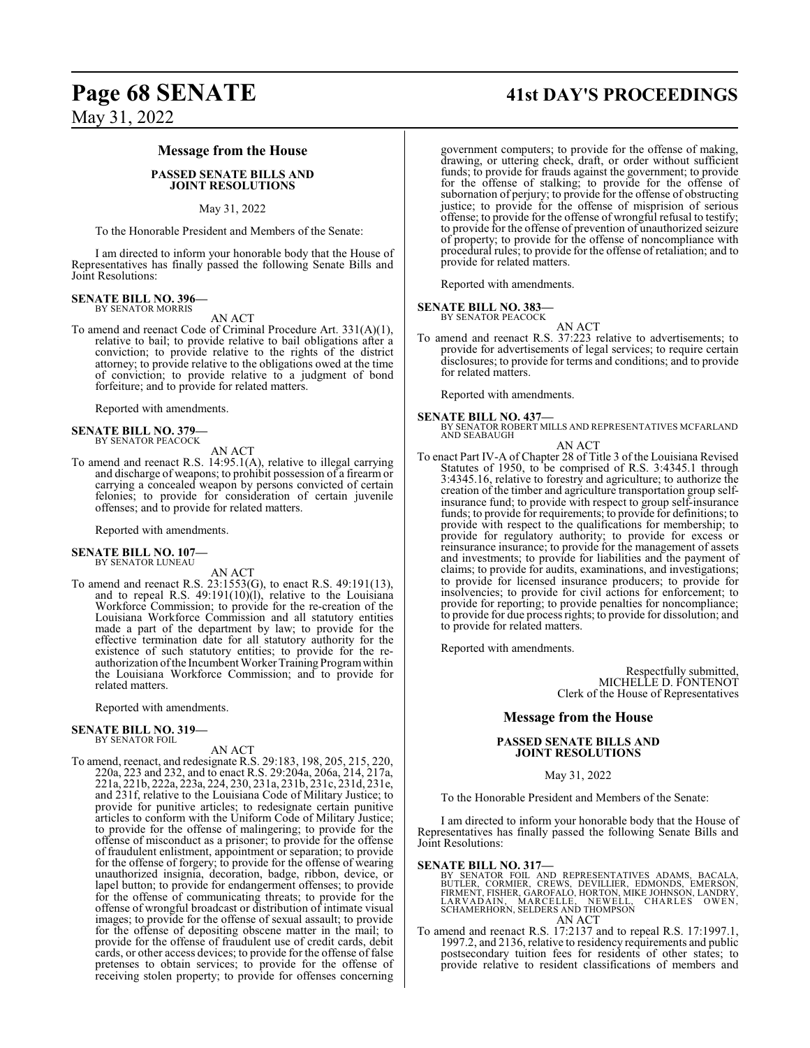## Message from the House

### PASSED SENATE BILLS AND JOINT RESOLUTIONS

May 31, 2022

To the Honorable President and Members of the Senate:

I am directed to inform your honorable body that the House of Representatives has finally passed the following Senate Bills and Joint Resolutions:

**SENATE BILL NO. 396—**
BY SENATOR MORRIS

AN ACT

To amend and reenact Code of Criminal Procedure Art. 331(A)(1), relative to bail; to provide relative to bail obligations after a conviction; to provide relative to the rights of the district attorney; to provide relative to the obligations owed at the time of conviction; to provide relative to a judgment of bond forfeiture; and to provide for related matters.

Reported with amendments.

**SENATE BILL NO. 379—**
BY SENATOR PEACOCK

AN ACT

To amend and reenact R.S. 14:95.1(A), relative to illegal carrying and discharge of weapons; to prohibit possession of a firearm or carrying a concealed weapon by persons convicted of certain felonies; to provide for consideration of certain juvenile offenses; and to provide for related matters.

Reported with amendments.

**SENATE BILL NO. 107—**
BY SENATOR LUNEAU

AN ACT

To amend and reenact R.S. 23:1553(G), to enact R.S. 49:191(13), and to repeal R.S. 49:191(10)(l), relative to the Louisiana Workforce Commission; to provide for the re-creation of the Louisiana Workforce Commission and all statutory entities made a part of the department by law; to provide for the effective termination date for all statutory authority for the existence of such statutory entities; to provide for the re-authorization of the Incumbent Worker Training Program within the Louisiana Workforce Commission; and to provide for related matters.

Reported with amendments.

**SENATE BILL NO. 319—**
BY SENATOR FOIL

AN ACT

To amend, reenact, and redesignate R.S. 29:183, 198, 205, 215, 220, 220a, 223 and 232, and to enact R.S. 29:204a, 206a, 214, 217a, 221a, 221b, 222a, 223a, 224, 230, 231a, 231b, 231c, 231d, 231e, and 231f, relative to the Louisiana Code of Military Justice; to provide for punitive articles; to redesignate certain punitive articles to conform with the Uniform Code of Military Justice; to provide for the offense of malingering; to provide for the offense of misconduct as a prisoner; to provide for the offense of fraudulent enlistment, appointment or separation; to provide for the offense of forgery; to provide for the offense of wearing unauthorized insignia, decoration, badge, ribbon, device, or lapel button; to provide for endangerment offenses; to provide for the offense of communicating threats; to provide for the offense of wrongful broadcast or distribution of intimate visual images; to provide for the offense of sexual assault; to provide for the offense of depositing obscene matter in the mail; to provide for the offense of fraudulent use of credit cards, debit cards, or other access devices; to provide for the offense of false pretenses to obtain services; to provide for the offense of receiving stolen property; to provide for offenses concerning government computers; to provide for the offense of making, drawing, or uttering check, draft, or order without sufficient funds; to provide for frauds against the government; to provide for the offense of stalking; to provide for the offense of subornation of perjury; to provide for the offense of obstructing justice; to provide for the offense of misprision of serious offense; to provide for the offense of wrongful refusal to testify; to provide for the offense of prevention of unauthorized seizure of property; to provide for the offense of noncompliance with procedural rules; to provide for the offense of retaliation; and to provide for related matters.

Reported with amendments.

**SENATE BILL NO. 383—**
BY SENATOR PEACOCK

AN ACT

To amend and reenact R.S. 37:223 relative to advertisements; to provide for advertisements of legal services; to require certain disclosures; to provide for terms and conditions; and to provide for related matters.

Reported with amendments.

**SENATE BILL NO. 437—**
BY SENATOR ROBERT MILLS AND REPRESENTATIVES MCFARLAND AND SEABAUGH

AN ACT

To enact Part IV-A of Chapter 28 of Title 3 of the Louisiana Revised Statutes of 1950, to be comprised of R.S. 3:4345.1 through 3:4345.16, relative to forestry and agriculture; to authorize the creation of the timber and agriculture transportation group self-insurance fund; to provide with respect to group self-insurance funds; to provide for requirements; to provide for definitions; to provide with respect to the qualifications for membership; to provide for regulatory authority; to provide for excess or reinsurance insurance; to provide for the management of assets and investments; to provide for liabilities and the payment of claims; to provide for audits, examinations, and investigations; to provide for licensed insurance producers; to provide for insolvencies; to provide for civil actions for enforcement; to provide for reporting; to provide penalties for noncompliance; to provide for due process rights; to provide for dissolution; and to provide for related matters.

Reported with amendments.

Respectfully submitted,
MICHELLE D. FONTENOT
Clerk of the House of Representatives

## Message from the House

### PASSED SENATE BILLS AND JOINT RESOLUTIONS

May 31, 2022

To the Honorable President and Members of the Senate:

I am directed to inform your honorable body that the House of Representatives has finally passed the following Senate Bills and Joint Resolutions:

**SENATE BILL NO. 317—**
BY SENATOR FOIL AND REPRESENTATIVES ADAMS, BACALA, BUTLER, CORMIER, CREWS, DEVILLIER, EDMONDS, EMERSON, FIRMENT, FISHER, GAROFALO, HORTON, MIKE JOHNSON, LANDRY, LARVADAIN, MARCELLE, NEWELL, CHARLES OWEN, SCHAMERHORN, SELDERS AND THOMPSON

AN ACT

To amend and reenact R.S. 17:2137 and to repeal R.S. 17:1997.1, 1997.2, and 2136, relative to residency requirements and public postsecondary tuition fees for residents of other states; to provide relative to resident classifications of members and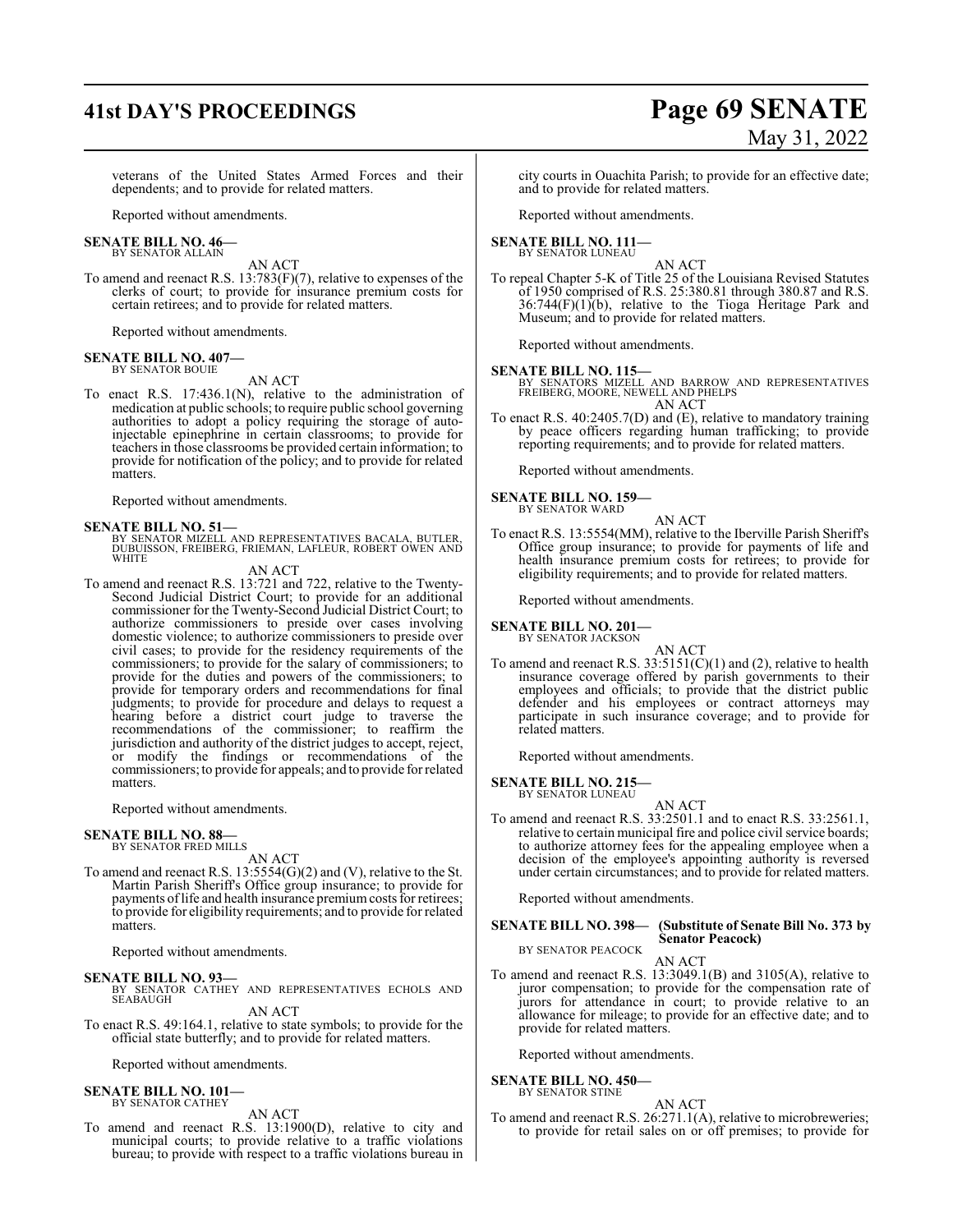veterans of the United States Armed Forces and their dependents; and to provide for related matters.

Reported without amendments.

**SENATE BILL NO. 46—**
BY SENATOR ALLAIN

AN ACT

To amend and reenact R.S. 13:783(F)(7), relative to expenses of the clerks of court; to provide for insurance premium costs for certain retirees; and to provide for related matters.

Reported without amendments.

**SENATE BILL NO. 407—**
BY SENATOR BOUIE

AN ACT

To enact R.S. 17:436.1(N), relative to the administration of medication at public schools; to require public school governing authorities to adopt a policy requiring the storage of auto-injectable epinephrine in certain classrooms; to provide for teachers in those classrooms be provided certain information; to provide for notification of the policy; and to provide for related matters.

Reported without amendments.

**SENATE BILL NO. 51—**
BY SENATOR MIZELL AND REPRESENTATIVES BACALA, BUTLER, DUBUISSON, FREIBERG, FRIEMAN, LAFLEUR, ROBERT OWEN AND WHITE

AN ACT

To amend and reenact R.S. 13:721 and 722, relative to the Twenty-Second Judicial District Court; to provide for an additional commissioner for the Twenty-Second Judicial District Court; to authorize commissioners to preside over cases involving domestic violence; to authorize commissioners to preside over civil cases; to provide for the residency requirements of the commissioners; to provide for the salary of commissioners; to provide for the duties and powers of the commissioners; to provide for temporary orders and recommendations for final judgments; to provide for procedure and delays to request a hearing before a district court judge to traverse the recommendations of the commissioner; to reaffirm the jurisdiction and authority of the district judges to accept, reject, or modify the findings or recommendations of the commissioners; to provide for appeals; and to provide for related matters.

Reported without amendments.

**SENATE BILL NO. 88—**
BY SENATOR FRED MILLS

AN ACT

To amend and reenact R.S. 13:5554(G)(2) and (V), relative to the St. Martin Parish Sheriff's Office group insurance; to provide for payments of life and health insurance premium costs for retirees; to provide for eligibility requirements; and to provide for related matters.

Reported without amendments.

**SENATE BILL NO. 93—**
BY SENATOR CATHEY AND REPRESENTATIVES ECHOLS AND SEABAUGH

AN ACT

To enact R.S. 49:164.1, relative to state symbols; to provide for the official state butterfly; and to provide for related matters.

Reported without amendments.

**SENATE BILL NO. 101—**
BY SENATOR CATHEY

AN ACT

To amend and reenact R.S. 13:1900(D), relative to city and municipal courts; to provide relative to a traffic violations bureau; to provide with respect to a traffic violations bureau in city courts in Ouachita Parish; to provide for an effective date; and to provide for related matters.

Reported without amendments.

**SENATE BILL NO. 111—**
BY SENATOR LUNEAU

AN ACT

To repeal Chapter 5-K of Title 25 of the Louisiana Revised Statutes of 1950 comprised of R.S. 25:380.81 through 380.87 and R.S. 36:744(F)(1)(b), relative to the Tioga Heritage Park and Museum; and to provide for related matters.

Reported without amendments.

**SENATE BILL NO. 115—**
BY SENATORS MIZELL AND BARROW AND REPRESENTATIVES FREIBERG, MOORE, NEWELL AND PHELPS

AN ACT

To enact R.S. 40:2405.7(D) and (E), relative to mandatory training by peace officers regarding human trafficking; to provide reporting requirements; and to provide for related matters.

Reported without amendments.

**SENATE BILL NO. 159—**
BY SENATOR WARD

AN ACT

To enact R.S. 13:5554(MM), relative to the Iberville Parish Sheriff's Office group insurance; to provide for payments of life and health insurance premium costs for retirees; to provide for eligibility requirements; and to provide for related matters.

Reported without amendments.

**SENATE BILL NO. 201—**
BY SENATOR JACKSON

AN ACT

To amend and reenact R.S. 33:5151(C)(1) and (2), relative to health insurance coverage offered by parish governments to their employees and officials; to provide that the district public defender and his employees or contract attorneys may participate in such insurance coverage; and to provide for related matters.

Reported without amendments.

**SENATE BILL NO. 215—**
BY SENATOR LUNEAU

AN ACT

To amend and reenact R.S. 33:2501.1 and to enact R.S. 33:2561.1, relative to certain municipal fire and police civil service boards; to authorize attorney fees for the appealing employee when a decision of the employee's appointing authority is reversed under certain circumstances; and to provide for related matters.

Reported without amendments.

**SENATE BILL NO. 398— (Substitute of Senate Bill No. 373 by Senator Peacock)**
BY SENATOR PEACOCK

AN ACT

To amend and reenact R.S. 13:3049.1(B) and 3105(A), relative to juror compensation; to provide for the compensation rate of jurors for attendance in court; to provide relative to an allowance for mileage; to provide for an effective date; and to provide for related matters.

Reported without amendments.

**SENATE BILL NO. 450—**
BY SENATOR STINE

AN ACT

To amend and reenact R.S. 26:271.1(A), relative to microbreweries; to provide for retail sales on or off premises; to provide for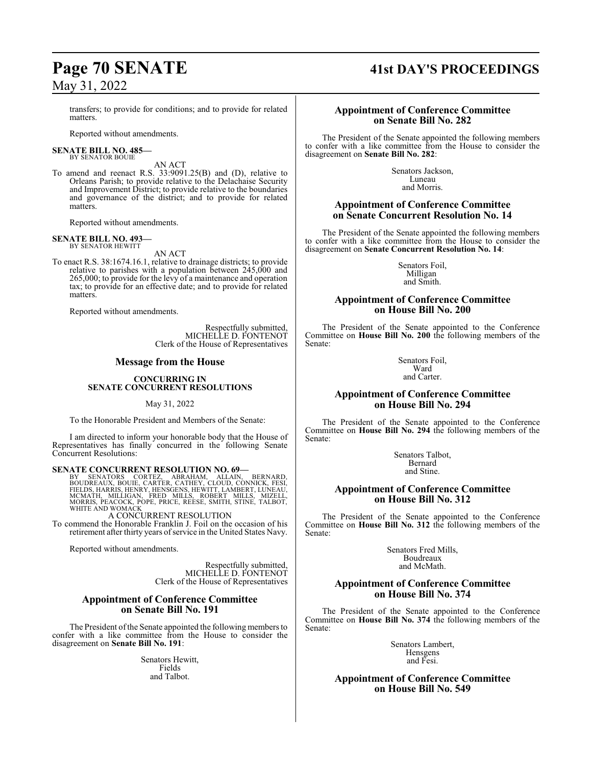transfers; to provide for conditions; and to provide for related matters.

Reported without amendments.

**SENATE BILL NO. 485—**
BY SENATOR BOUIE

AN ACT

To amend and reenact R.S. 33:9091.25(B) and (D), relative to Orleans Parish; to provide relative to the Delachaise Security and Improvement District; to provide relative to the boundaries and governance of the district; and to provide for related matters.

Reported without amendments.

**SENATE BILL NO. 493—**
BY SENATOR HEWITT

AN ACT

To enact R.S. 38:1674.16.1, relative to drainage districts; to provide relative to parishes with a population between 245,000 and 265,000; to provide for the levy of a maintenance and operation tax; to provide for an effective date; and to provide for related matters.

Reported without amendments.

Respectfully submitted,
MICHELLE D. FONTENOT
Clerk of the House of Representatives

## Message from the House

**CONCURRING IN SENATE CONCURRENT RESOLUTIONS**

May 31, 2022

To the Honorable President and Members of the Senate:

I am directed to inform your honorable body that the House of Representatives has finally concurred in the following Senate Concurrent Resolutions:

**SENATE CONCURRENT RESOLUTION NO. 69—**
BY SENATORS CORTEZ, ABRAHAM, ALLAIN, BERNARD, BOUDREAUX, BOUIE, CARTER, CATHEY, CLOUD, CONNICK, FESI, FIELDS, HARRIS, HENRY, HENSGENS, HEWITT, LAMBERT, LUNEAU, MCMATH, MILLIGAN, FRED MILLS, ROBERT MILLS, MIZELL, MORRIS, PEACOCK, POPE, PRICE, REESE, SMITH, STINE, TALBOT, WHITE AND WOMACK

A CONCURRENT RESOLUTION

To commend the Honorable Franklin J. Foil on the occasion of his retirement after thirty years of service in the United States Navy.

Reported without amendments.

Respectfully submitted,
MICHELLE D. FONTENOT
Clerk of the House of Representatives

## Appointment of Conference Committee on Senate Bill No. 191

The President of the Senate appointed the following members to confer with a like committee from the House to consider the disagreement on **Senate Bill No. 191**:

Senators Hewitt,
Fields
and Talbot.

## Appointment of Conference Committee on Senate Bill No. 282

The President of the Senate appointed the following members to confer with a like committee from the House to consider the disagreement on **Senate Bill No. 282**:

Senators Jackson,
Luneau
and Morris.

## Appointment of Conference Committee on Senate Concurrent Resolution No. 14

The President of the Senate appointed the following members to confer with a like committee from the House to consider the disagreement on **Senate Concurrent Resolution No. 14**:

Senators Foil,
Milligan
and Smith.

## Appointment of Conference Committee on House Bill No. 200

The President of the Senate appointed to the Conference Committee on **House Bill No. 200** the following members of the Senate:

Senators Foil,
Ward
and Carter.

## Appointment of Conference Committee on House Bill No. 294

The President of the Senate appointed to the Conference Committee on **House Bill No. 294** the following members of the Senate:

Senators Talbot,
Bernard
and Stine.

## Appointment of Conference Committee on House Bill No. 312

The President of the Senate appointed to the Conference Committee on **House Bill No. 312** the following members of the Senate:

Senators Fred Mills,
Boudreaux
and McMath.

## Appointment of Conference Committee on House Bill No. 374

The President of the Senate appointed to the Conference Committee on **House Bill No. 374** the following members of the Senate:

Senators Lambert,
Hensgens
and Fesi.

## Appointment of Conference Committee on House Bill No. 549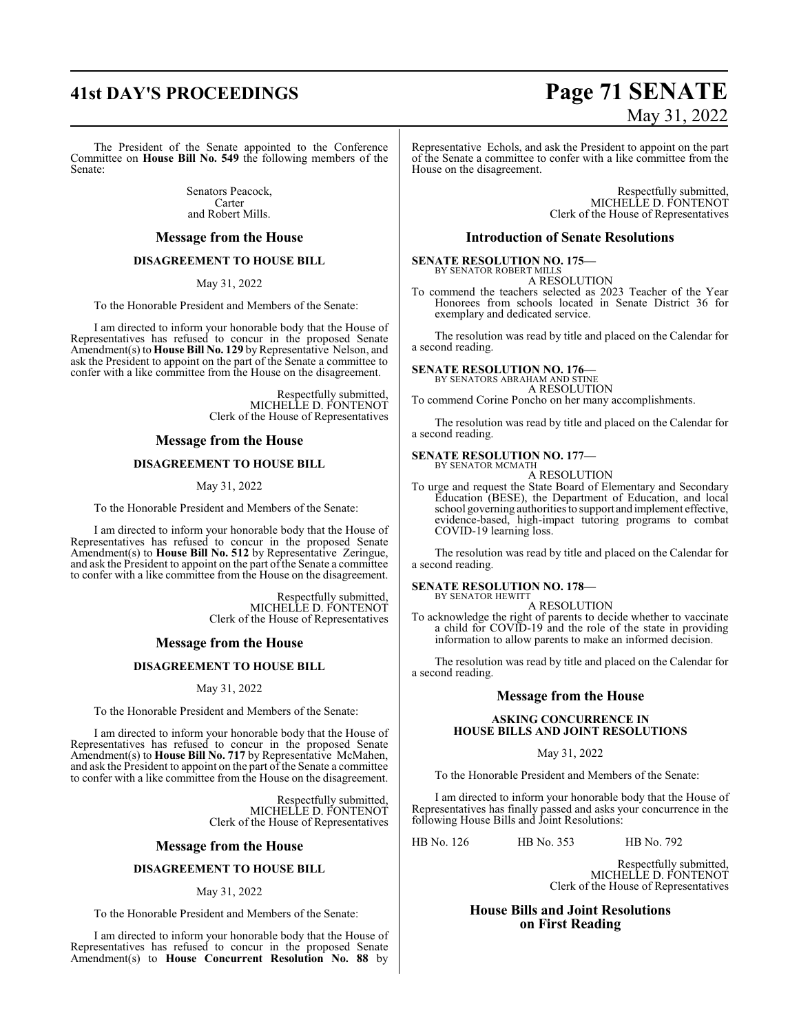The President of the Senate appointed to the Conference Committee on **House Bill No. 549** the following members of the Senate:

Senators Peacock,
Carter
and Robert Mills.

## Message from the House

### DISAGREEMENT TO HOUSE BILL

May 31, 2022

To the Honorable President and Members of the Senate:

I am directed to inform your honorable body that the House of Representatives has refused to concur in the proposed Senate Amendment(s) to **House Bill No. 129** by Representative Nelson, and ask the President to appoint on the part of the Senate a committee to confer with a like committee from the House on the disagreement.

Respectfully submitted,
MICHELLE D. FONTENOT
Clerk of the House of Representatives

## Message from the House

### DISAGREEMENT TO HOUSE BILL

May 31, 2022

To the Honorable President and Members of the Senate:

I am directed to inform your honorable body that the House of Representatives has refused to concur in the proposed Senate Amendment(s) to **House Bill No. 512** by Representative Zeringue, and ask the President to appoint on the part of the Senate a committee to confer with a like committee from the House on the disagreement.

Respectfully submitted,
MICHELLE D. FONTENOT
Clerk of the House of Representatives

## Message from the House

### DISAGREEMENT TO HOUSE BILL

May 31, 2022

To the Honorable President and Members of the Senate:

I am directed to inform your honorable body that the House of Representatives has refused to concur in the proposed Senate Amendment(s) to **House Bill No. 717** by Representative McMahen, and ask the President to appoint on the part of the Senate a committee to confer with a like committee from the House on the disagreement.

Respectfully submitted,
MICHELLE D. FONTENOT
Clerk of the House of Representatives

## Message from the House

### DISAGREEMENT TO HOUSE BILL

May 31, 2022

To the Honorable President and Members of the Senate:

I am directed to inform your honorable body that the House of Representatives has refused to concur in the proposed Senate Amendment(s) to **House Concurrent Resolution No. 88** by Representative Echols, and ask the President to appoint on the part of the Senate a committee to confer with a like committee from the House on the disagreement.

Respectfully submitted,
MICHELLE D. FONTENOT
Clerk of the House of Representatives

## Introduction of Senate Resolutions

**SENATE RESOLUTION NO. 175—**
BY SENATOR ROBERT MILLS
A RESOLUTION
To commend the teachers selected as 2023 Teacher of the Year Honorees from schools located in Senate District 36 for exemplary and dedicated service.

The resolution was read by title and placed on the Calendar for a second reading.

**SENATE RESOLUTION NO. 176—**
BY SENATORS ABRAHAM AND STINE
A RESOLUTION
To commend Corine Poncho on her many accomplishments.

The resolution was read by title and placed on the Calendar for a second reading.

**SENATE RESOLUTION NO. 177—**
BY SENATOR MCMATH
A RESOLUTION
To urge and request the State Board of Elementary and Secondary Education (BESE), the Department of Education, and local school governing authorities to support and implement effective, evidence-based, high-impact tutoring programs to combat COVID-19 learning loss.

The resolution was read by title and placed on the Calendar for a second reading.

**SENATE RESOLUTION NO. 178—**
BY SENATOR HEWITT
A RESOLUTION
To acknowledge the right of parents to decide whether to vaccinate a child for COVID-19 and the role of the state in providing information to allow parents to make an informed decision.

The resolution was read by title and placed on the Calendar for a second reading.

## Message from the House

### ASKING CONCURRENCE IN HOUSE BILLS AND JOINT RESOLUTIONS

May 31, 2022

To the Honorable President and Members of the Senate:

I am directed to inform your honorable body that the House of Representatives has finally passed and asks your concurrence in the following House Bills and Joint Resolutions:

HB No. 126 HB No. 353 HB No. 792

Respectfully submitted,
MICHELLE D. FONTENOT
Clerk of the House of Representatives

## House Bills and Joint Resolutions on First Reading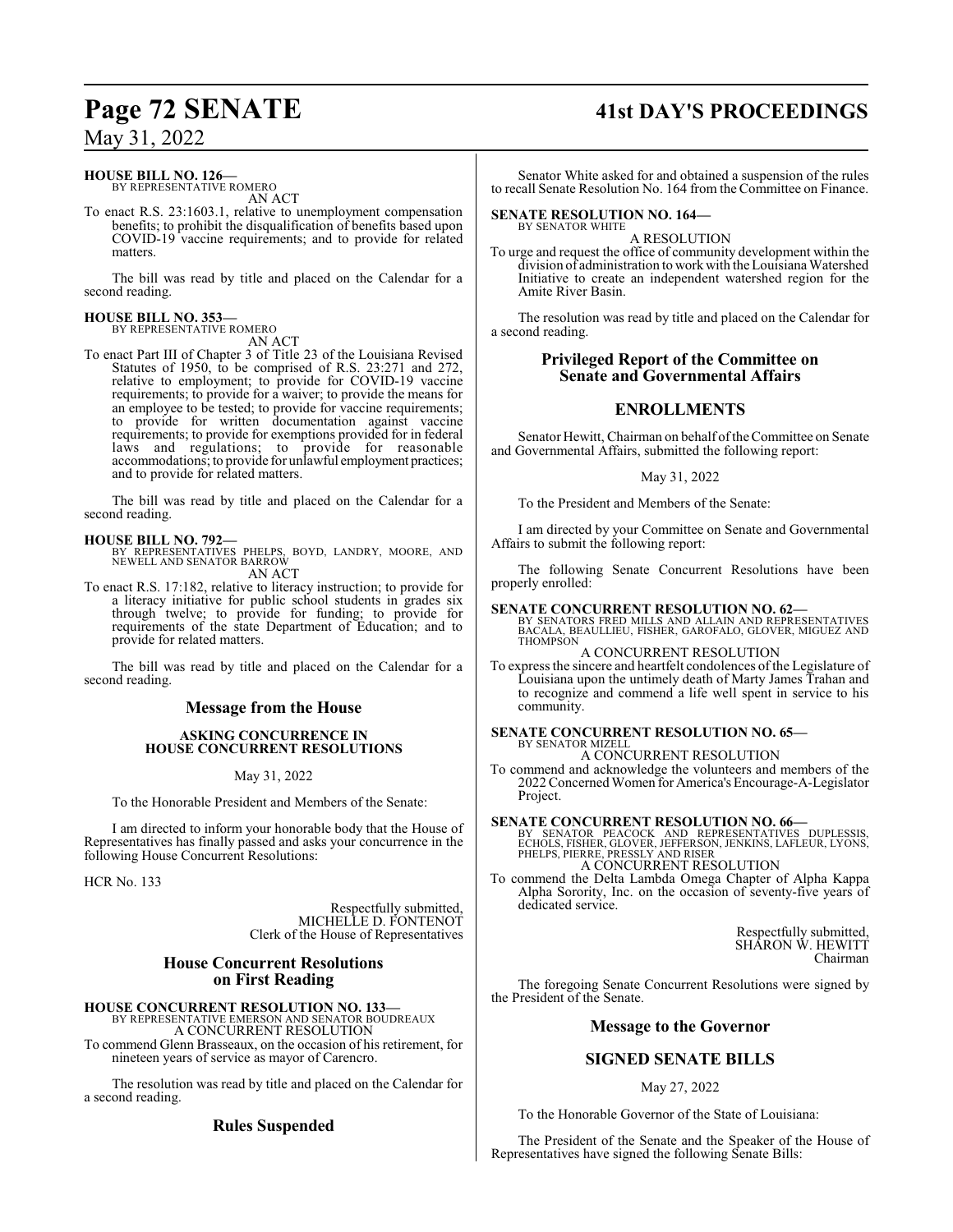**HOUSE BILL NO. 126—**
BY REPRESENTATIVE ROMERO
AN ACT

To enact R.S. 23:1603.1, relative to unemployment compensation benefits; to prohibit the disqualification of benefits based upon COVID-19 vaccine requirements; and to provide for related matters.

The bill was read by title and placed on the Calendar for a second reading.

**HOUSE BILL NO. 353—**
BY REPRESENTATIVE ROMERO
AN ACT

To enact Part III of Chapter 3 of Title 23 of the Louisiana Revised Statutes of 1950, to be comprised of R.S. 23:271 and 272, relative to employment; to provide for COVID-19 vaccine requirements; to provide for a waiver; to provide the means for an employee to be tested; to provide for vaccine requirements; to provide for written documentation against vaccine requirements; to provide for exemptions provided for in federal laws and regulations; to provide for reasonable accommodations; to provide for unlawful employment practices; and to provide for related matters.

The bill was read by title and placed on the Calendar for a second reading.

**HOUSE BILL NO. 792—**
BY REPRESENTATIVES PHELPS, BOYD, LANDRY, MOORE, AND NEWELL AND SENATOR BARROW
AN ACT

To enact R.S. 17:182, relative to literacy instruction; to provide for a literacy initiative for public school students in grades six through twelve; to provide for funding; to provide for requirements of the state Department of Education; and to provide for related matters.

The bill was read by title and placed on the Calendar for a second reading.

## Message from the House

### ASKING CONCURRENCE IN HOUSE CONCURRENT RESOLUTIONS

May 31, 2022

To the Honorable President and Members of the Senate:

I am directed to inform your honorable body that the House of Representatives has finally passed and asks your concurrence in the following House Concurrent Resolutions:

HCR No. 133

Respectfully submitted,
MICHELLE D. FONTENOT
Clerk of the House of Representatives

## House Concurrent Resolutions on First Reading

**HOUSE CONCURRENT RESOLUTION NO. 133—**
BY REPRESENTATIVE EMERSON AND SENATOR BOUDREAUX
A CONCURRENT RESOLUTION

To commend Glenn Brasseaux, on the occasion of his retirement, for nineteen years of service as mayor of Carencro.

The resolution was read by title and placed on the Calendar for a second reading.

## Rules Suspended

Senator White asked for and obtained a suspension of the rules to recall Senate Resolution No. 164 from the Committee on Finance.

**SENATE RESOLUTION NO. 164—**
BY SENATOR WHITE
A RESOLUTION

To urge and request the office of community development within the division of administration to work with the Louisiana Watershed Initiative to create an independent watershed region for the Amite River Basin.

The resolution was read by title and placed on the Calendar for a second reading.

## Privileged Report of the Committee on Senate and Governmental Affairs

## ENROLLMENTS

Senator Hewitt, Chairman on behalf of the Committee on Senate and Governmental Affairs, submitted the following report:

May 31, 2022

To the President and Members of the Senate:

I am directed by your Committee on Senate and Governmental Affairs to submit the following report:

The following Senate Concurrent Resolutions have been properly enrolled:

**SENATE CONCURRENT RESOLUTION NO. 62—**
BY SENATORS FRED MILLS AND ALLAIN AND REPRESENTATIVES BACALA, BEAULLIEU, FISHER, GAROFALO, GLOVER, MIGUEZ AND THOMPSON
A CONCURRENT RESOLUTION

To express the sincere and heartfelt condolences of the Legislature of Louisiana upon the untimely death of Marty James Trahan and to recognize and commend a life well spent in service to his community.

**SENATE CONCURRENT RESOLUTION NO. 65—**
BY SENATOR MIZELL
A CONCURRENT RESOLUTION

To commend and acknowledge the volunteers and members of the 2022 Concerned Women for America's Encourage-A-Legislator Project.

**SENATE CONCURRENT RESOLUTION NO. 66—**
BY SENATOR PEACOCK AND REPRESENTATIVES DUPLESSIS, ECHOLS, FISHER, GLOVER, JEFFERSON, JENKINS, LAFLEUR, LYONS, PHELPS, PIERRE, PRESSLY AND RISER
A CONCURRENT RESOLUTION

To commend the Delta Lambda Omega Chapter of Alpha Kappa Alpha Sorority, Inc. on the occasion of seventy-five years of dedicated service.

Respectfully submitted,
SHARON W. HEWITT
Chairman

The foregoing Senate Concurrent Resolutions were signed by the President of the Senate.

## Message to the Governor

## SIGNED SENATE BILLS

May 27, 2022

To the Honorable Governor of the State of Louisiana:

The President of the Senate and the Speaker of the House of Representatives have signed the following Senate Bills: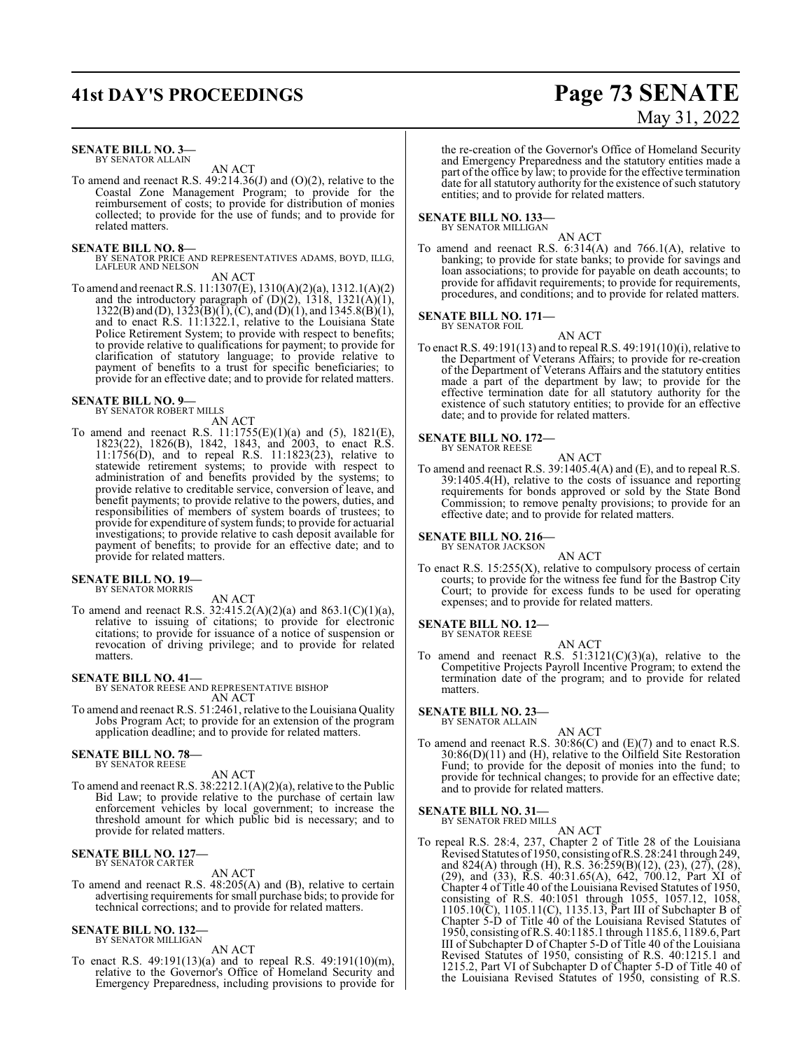**SENATE BILL NO. 3—**
BY SENATOR ALLAIN

AN ACT

To amend and reenact R.S. 49:214.36(J) and (O)(2), relative to the Coastal Zone Management Program; to provide for the reimbursement of costs; to provide for distribution of monies collected; to provide for the use of funds; and to provide for related matters.

**SENATE BILL NO. 8—**
BY SENATOR PRICE AND REPRESENTATIVES ADAMS, BOYD, ILLG, LAFLEUR AND NELSON

AN ACT

To amend and reenact R.S. 11:1307(E), 1310(A)(2)(a), 1312.1(A)(2) and the introductory paragraph of (D)(2), 1318, 1321(A)(1), 1322(B) and (D), 1323(B)(1), (C), and (D)(1), and 1345.8(B)(1), and to enact R.S. 11:1322.1, relative to the Louisiana State Police Retirement System; to provide with respect to benefits; to provide relative to qualifications for payment; to provide for clarification of statutory language; to provide relative to payment of benefits to a trust for specific beneficiaries; to provide for an effective date; and to provide for related matters.

**SENATE BILL NO. 9—**
BY SENATOR ROBERT MILLS

AN ACT

To amend and reenact R.S. 11:1755(E)(1)(a) and (5), 1821(E), 1823(22), 1826(B), 1842, 1843, and 2003, to enact R.S. 11:1756(D), and to repeal R.S. 11:1823(23), relative to statewide retirement systems; to provide with respect to administration of and benefits provided by the systems; to provide relative to creditable service, conversion of leave, and benefit payments; to provide relative to the powers, duties, and responsibilities of members of system boards of trustees; to provide for expenditure of system funds; to provide for actuarial investigations; to provide relative to cash deposit available for payment of benefits; to provide for an effective date; and to provide for related matters.

**SENATE BILL NO. 19—**
BY SENATOR MORRIS

AN ACT

To amend and reenact R.S. 32:415.2(A)(2)(a) and 863.1(C)(1)(a), relative to issuing of citations; to provide for electronic citations; to provide for issuance of a notice of suspension or revocation of driving privilege; and to provide for related matters.

**SENATE BILL NO. 41—**
BY SENATOR REESE AND REPRESENTATIVE BISHOP

AN ACT

To amend and reenact R.S. 51:2461, relative to the Louisiana Quality Jobs Program Act; to provide for an extension of the program application deadline; and to provide for related matters.

**SENATE BILL NO. 78—**
BY SENATOR REESE

AN ACT

To amend and reenact R.S. 38:2212.1(A)(2)(a), relative to the Public Bid Law; to provide relative to the purchase of certain law enforcement vehicles by local government; to increase the threshold amount for which public bid is necessary; and to provide for related matters.

**SENATE BILL NO. 127—**
BY SENATOR CARTER

AN ACT

To amend and reenact R.S. 48:205(A) and (B), relative to certain advertising requirements for small purchase bids; to provide for technical corrections; and to provide for related matters.

**SENATE BILL NO. 132—**
BY SENATOR MILLIGAN

AN ACT

To enact R.S. 49:191(13)(a) and to repeal R.S. 49:191(10)(m), relative to the Governor's Office of Homeland Security and Emergency Preparedness, including provisions to provide for the re-creation of the Governor's Office of Homeland Security and Emergency Preparedness and the statutory entities made a part of the office by law; to provide for the effective termination date for all statutory authority for the existence of such statutory entities; and to provide for related matters.

**SENATE BILL NO. 133—**
BY SENATOR MILLIGAN

AN ACT

To amend and reenact R.S. 6:314(A) and 766.1(A), relative to banking; to provide for state banks; to provide for savings and loan associations; to provide for payable on death accounts; to provide for affidavit requirements; to provide for requirements, procedures, and conditions; and to provide for related matters.

**SENATE BILL NO. 171—**
BY SENATOR FOIL

AN ACT

To enact R.S. 49:191(13) and to repeal R.S. 49:191(10)(i), relative to the Department of Veterans Affairs; to provide for re-creation of the Department of Veterans Affairs and the statutory entities made a part of the department by law; to provide for the effective termination date for all statutory authority for the existence of such statutory entities; to provide for an effective date; and to provide for related matters.

**SENATE BILL NO. 172—**
BY SENATOR REESE

AN ACT

To amend and reenact R.S. 39:1405.4(A) and (E), and to repeal R.S. 39:1405.4(H), relative to the costs of issuance and reporting requirements for bonds approved or sold by the State Bond Commission; to remove penalty provisions; to provide for an effective date; and to provide for related matters.

**SENATE BILL NO. 216—**
BY SENATOR JACKSON

AN ACT

To enact R.S. 15:255(X), relative to compulsory process of certain courts; to provide for the witness fee fund for the Bastrop City Court; to provide for excess funds to be used for operating expenses; and to provide for related matters.

**SENATE BILL NO. 12—**
BY SENATOR REESE

AN ACT

To amend and reenact R.S. 51:3121(C)(3)(a), relative to the Competitive Projects Payroll Incentive Program; to extend the termination date of the program; and to provide for related matters.

**SENATE BILL NO. 23—**
BY SENATOR ALLAIN

AN ACT

To amend and reenact R.S. 30:86(C) and (E)(7) and to enact R.S. 30:86(D)(11) and (H), relative to the Oilfield Site Restoration Fund; to provide for the deposit of monies into the fund; to provide for technical changes; to provide for an effective date; and to provide for related matters.

**SENATE BILL NO. 31—**
BY SENATOR FRED MILLS

AN ACT

To repeal R.S. 28:4, 237, Chapter 2 of Title 28 of the Louisiana Revised Statutes of 1950, consisting of R.S. 28:241 through 249, and 824(A) through (H), R.S. 36:259(B)(12), (23), (27), (28), (29), and (33), R.S. 40:31.65(A), 642, 700.12, Part XI of Chapter 4 of Title 40 of the Louisiana Revised Statutes of 1950, consisting of R.S. 40:1051 through 1055, 1057.12, 1058, 1105.10(C), 1105.11(C), 1135.13, Part III of Subchapter B of Chapter 5-D of Title 40 of the Louisiana Revised Statutes of 1950, consisting of R.S. 40:1185.1 through 1185.6, 1189.6, Part III of Subchapter D of Chapter 5-D of Title 40 of the Louisiana Revised Statutes of 1950, consisting of R.S. 40:1215.1 and 1215.2, Part VI of Subchapter D of Chapter 5-D of Title 40 of the Louisiana Revised Statutes of 1950, consisting of R.S.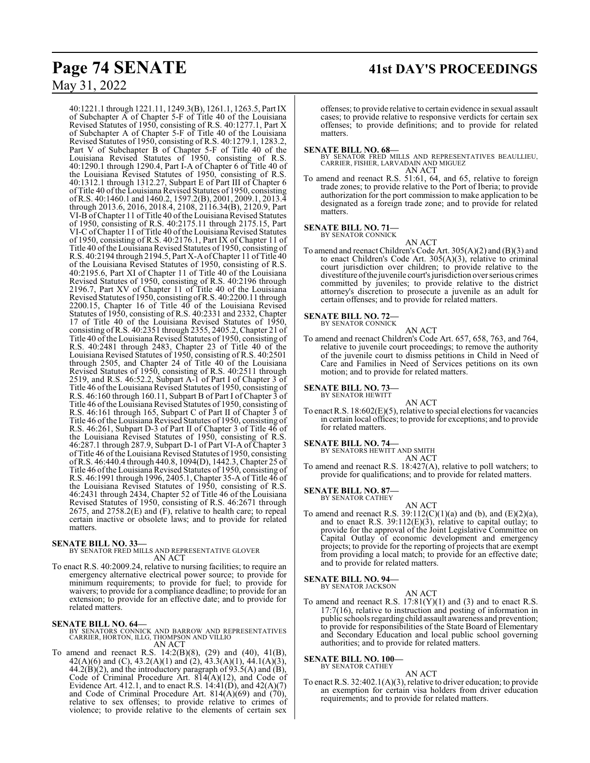40:1221.1 through 1221.11, 1249.3(B), 1261.1, 1263.5, Part IX of Subchapter A of Chapter 5-F of Title 40 of the Louisiana Revised Statutes of 1950, consisting of R.S. 40:1277.1, Part X of Subchapter A of Chapter 5-F of Title 40 of the Louisiana Revised Statutes of 1950, consisting of R.S. 40:1279.1, 1283.2, Part V of Subchapter B of Chapter 5-F of Title 40 of the Louisiana Revised Statutes of 1950, consisting of R.S. 40:1290.1 through 1290.4, Part I-A of Chapter 6 of Title 40 of the Louisiana Revised Statutes of 1950, consisting of R.S. 40:1312.1 through 1312.27, Subpart E of Part III of Chapter 6 of Title 40 of the Louisiana Revised Statutes of 1950, consisting of R.S. 40:1460.1 and 1460.2, 1597.2(B), 2001, 2009.1, 2013.4 through 2013.6, 2016, 2018.4, 2108, 2116.34(B), 2120.9, Part VI-B of Chapter 11 of Title 40 of the Louisiana Revised Statutes of 1950, consisting of R.S. 40:2175.11 through 2175.15, Part VI-C of Chapter 11 of Title 40 of the Louisiana Revised Statutes of 1950, consisting of R.S. 40:2176.1, Part IX of Chapter 11 of Title 40 of the Louisiana Revised Statutes of 1950, consisting of R.S. 40:2194 through 2194.5, Part X-A of Chapter 11 of Title 40 of the Louisiana Revised Statutes of 1950, consisting of R.S. 40:2195.6, Part XI of Chapter 11 of Title 40 of the Louisiana Revised Statutes of 1950, consisting of R.S. 40:2196 through 2196.7, Part XV of Chapter 11 of Title 40 of the Louisiana Revised Statutes of 1950, consisting of R.S. 40:2200.11 through 2200.15, Chapter 16 of Title 40 of the Louisiana Revised Statutes of 1950, consisting of R.S. 40:2331 and 2332, Chapter 17 of Title 40 of the Louisiana Revised Statutes of 1950, consisting of R.S. 40:2351 through 2355, 2405.2, Chapter 21 of Title 40 of the Louisiana Revised Statutes of 1950, consisting of R.S. 40:2481 through 2483, Chapter 23 of Title 40 of the Louisiana Revised Statutes of 1950, consisting of R.S. 40:2501 through 2505, and Chapter 24 of Title 40 of the Louisiana Revised Statutes of 1950, consisting of R.S. 40:2511 through 2519, and R.S. 46:52.2, Subpart A-1 of Part I of Chapter 3 of Title 46 of the Louisiana Revised Statutes of 1950, consisting of R.S. 46:160 through 160.11, Subpart B of Part I of Chapter 3 of Title 46 of the Louisiana Revised Statutes of 1950, consisting of R.S. 46:161 through 165, Subpart C of Part II of Chapter 3 of Title 46 of the Louisiana Revised Statutes of 1950, consisting of R.S. 46:261, Subpart D-3 of Part II of Chapter 3 of Title 46 of the Louisiana Revised Statutes of 1950, consisting of R.S. 46:287.1 through 287.9, Subpart D-1 of Part VI-A of Chapter 3 of Title 46 of the Louisiana Revised Statutes of 1950, consisting of R.S. 46:440.4 through 440.8, 1094(D), 1442.3, Chapter 25 of Title 46 of the Louisiana Revised Statutes of 1950, consisting of R.S. 46:1991 through 1996, 2405.1, Chapter 35-A of Title 46 of the Louisiana Revised Statutes of 1950, consisting of R.S. 46:2431 through 2434, Chapter 52 of Title 46 of the Louisiana Revised Statutes of 1950, consisting of R.S. 46:2671 through 2675, and 2758.2(E) and (F), relative to health care; to repeal certain inactive or obsolete laws; and to provide for related matters.

**SENATE BILL NO. 33—**
BY SENATOR FRED MILLS AND REPRESENTATIVE GLOVER
AN ACT

To enact R.S. 40:2009.24, relative to nursing facilities; to require an emergency alternative electrical power source; to provide for minimum requirements; to provide for fuel; to provide for waivers; to provide for a compliance deadline; to provide for an extension; to provide for an effective date; and to provide for related matters.

**SENATE BILL NO. 64—**
BY SENATORS CONNICK AND BARROW AND REPRESENTATIVES CARRIER, HORTON, ILLG, THOMPSON AND VILLIO
AN ACT

To amend and reenact R.S. 14:2(B)(8), (29) and (40), 41(B), 42(A)(6) and (C), 43.2(A)(1) and (2), 43.3(A)(1), 44.1(A)(3), 44.2(B)(2), and the introductory paragraph of 93.5(A) and (B), Code of Criminal Procedure Art. 814(A)(12), and Code of Evidence Art. 412.1, and to enact R.S. 14:41(D), and 42(A)(7) and Code of Criminal Procedure Art. 814(A)(69) and (70), relative to sex offenses; to provide relative to crimes of violence; to provide relative to the elements of certain sex offenses; to provide relative to certain evidence in sexual assault cases; to provide relative to responsive verdicts for certain sex offenses; to provide definitions; and to provide for related matters.

**SENATE BILL NO. 68—**
BY SENATOR FRED MILLS AND REPRESENTATIVES BEAULLIEU, CARRIER, FISHER, LARVADAIN AND MIGUEZ
AN ACT

To amend and reenact R.S. 51:61, 64, and 65, relative to foreign trade zones; to provide relative to the Port of Iberia; to provide authorization for the port commission to make application to be designated as a foreign trade zone; and to provide for related matters.

**SENATE BILL NO. 71—**
BY SENATOR CONNICK
AN ACT

To amend and reenact Children's Code Art. 305(A)(2) and (B)(3) and to enact Children's Code Art. 305(A)(3), relative to criminal court jurisdiction over children; to provide relative to the divestiture of the juvenile court's jurisdiction over serious crimes committed by juveniles; to provide relative to the district attorney's discretion to prosecute a juvenile as an adult for certain offenses; and to provide for related matters.

**SENATE BILL NO. 72—**
BY SENATOR CONNICK
AN ACT

To amend and reenact Children's Code Art. 657, 658, 763, and 764, relative to juvenile court proceedings; to remove the authority of the juvenile court to dismiss petitions in Child in Need of Care and Families in Need of Services petitions on its own motion; and to provide for related matters.

**SENATE BILL NO. 73—**
BY SENATOR HEWITT
AN ACT

To enact R.S. 18:602(E)(5), relative to special elections for vacancies in certain local offices; to provide for exceptions; and to provide for related matters.

**SENATE BILL NO. 74—**
BY SENATORS HEWITT AND SMITH
AN ACT

To amend and reenact R.S. 18:427(A), relative to poll watchers; to provide for qualifications; and to provide for related matters.

**SENATE BILL NO. 87—**
BY SENATOR CATHEY
AN ACT

To amend and reenact R.S. 39:112(C)(1)(a) and (b), and (E)(2)(a), and to enact R.S. 39:112(E)(3), relative to capital outlay; to provide for the approval of the Joint Legislative Committee on Capital Outlay of economic development and emergency projects; to provide for the reporting of projects that are exempt from providing a local match; to provide for an effective date; and to provide for related matters.

**SENATE BILL NO. 94—**
BY SENATOR JACKSON
AN ACT

To amend and reenact R.S. 17:81(Y)(1) and (3) and to enact R.S. 17:7(16), relative to instruction and posting of information in public schools regarding child assault awareness and prevention; to provide for responsibilities of the State Board of Elementary and Secondary Education and local public school governing authorities; and to provide for related matters.

**SENATE BILL NO. 100—**
BY SENATOR CATHEY
AN ACT

To enact R.S. 32:402.1(A)(3), relative to driver education; to provide an exemption for certain visa holders from driver education requirements; and to provide for related matters.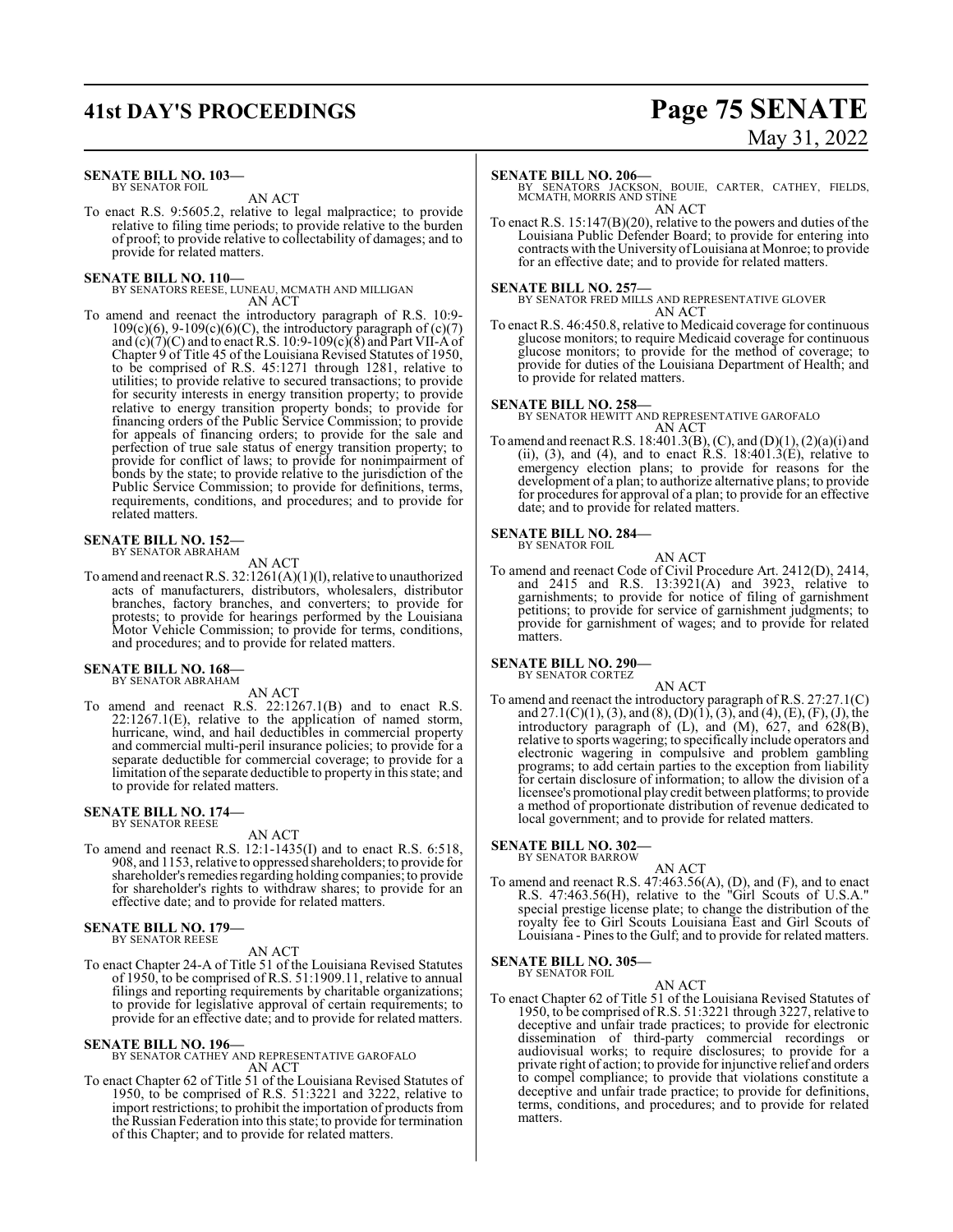**SENATE BILL NO. 103—**
BY SENATOR FOIL

AN ACT

To enact R.S. 9:5605.2, relative to legal malpractice; to provide relative to filing time periods; to provide relative to the burden of proof; to provide relative to collectability of damages; and to provide for related matters.

**SENATE BILL NO. 110—**
BY SENATORS REESE, LUNEAU, MCMATH AND MILLIGAN

AN ACT

To amend and reenact the introductory paragraph of R.S. 10:9-109(c)(6), 9-109(c)(6)(C), the introductory paragraph of (c)(7) and (c)(7)(C) and to enact R.S. 10:9-109(c)(8) and Part VII-A of Chapter 9 of Title 45 of the Louisiana Revised Statutes of 1950, to be comprised of R.S. 45:1271 through 1281, relative to utilities; to provide relative to secured transactions; to provide for security interests in energy transition property; to provide relative to energy transition property bonds; to provide for financing orders of the Public Service Commission; to provide for appeals of financing orders; to provide for the sale and perfection of true sale status of energy transition property; to provide for conflict of laws; to provide for nonimpairment of bonds by the state; to provide relative to the jurisdiction of the Public Service Commission; to provide for definitions, terms, requirements, conditions, and procedures; and to provide for related matters.

**SENATE BILL NO. 152—**
BY SENATOR ABRAHAM

AN ACT

To amend and reenact R.S. 32:1261(A)(1)(l), relative to unauthorized acts of manufacturers, distributors, wholesalers, distributor branches, factory branches, and converters; to provide for protests; to provide for hearings performed by the Louisiana Motor Vehicle Commission; to provide for terms, conditions, and procedures; and to provide for related matters.

**SENATE BILL NO. 168—**
BY SENATOR ABRAHAM

AN ACT

To amend and reenact R.S. 22:1267.1(B) and to enact R.S. 22:1267.1(E), relative to the application of named storm, hurricane, wind, and hail deductibles in commercial property and commercial multi-peril insurance policies; to provide for a separate deductible for commercial coverage; to provide for a limitation of the separate deductible to property in this state; and to provide for related matters.

**SENATE BILL NO. 174—**
BY SENATOR REESE

AN ACT

To amend and reenact R.S. 12:1-1435(I) and to enact R.S. 6:518, 908, and 1153, relative to oppressed shareholders; to provide for shareholder's remedies regarding holding companies; to provide for shareholder's rights to withdraw shares; to provide for an effective date; and to provide for related matters.

**SENATE BILL NO. 179—**
BY SENATOR REESE

AN ACT

To enact Chapter 24-A of Title 51 of the Louisiana Revised Statutes of 1950, to be comprised of R.S. 51:1909.11, relative to annual filings and reporting requirements by charitable organizations; to provide for legislative approval of certain requirements; to provide for an effective date; and to provide for related matters.

**SENATE BILL NO. 196—**
BY SENATOR CATHEY AND REPRESENTATIVE GAROFALO

AN ACT

To enact Chapter 62 of Title 51 of the Louisiana Revised Statutes of 1950, to be comprised of R.S. 51:3221 and 3222, relative to import restrictions; to prohibit the importation of products from the Russian Federation into this state; to provide for termination of this Chapter; and to provide for related matters.

**SENATE BILL NO. 206—**
BY SENATORS JACKSON, BOUIE, CARTER, CATHEY, FIELDS, MCMATH, MORRIS AND STINE

AN ACT

To enact R.S. 15:147(B)(20), relative to the powers and duties of the Louisiana Public Defender Board; to provide for entering into contracts with the University of Louisiana at Monroe; to provide for an effective date; and to provide for related matters.

**SENATE BILL NO. 257—**
BY SENATOR FRED MILLS AND REPRESENTATIVE GLOVER

AN ACT

To enact R.S. 46:450.8, relative to Medicaid coverage for continuous glucose monitors; to require Medicaid coverage for continuous glucose monitors; to provide for the method of coverage; to provide for duties of the Louisiana Department of Health; and to provide for related matters.

**SENATE BILL NO. 258—**
BY SENATOR HEWITT AND REPRESENTATIVE GAROFALO

AN ACT

To amend and reenact R.S. 18:401.3(B), (C), and (D)(1), (2)(a)(i) and (ii), (3), and (4), and to enact R.S. 18:401.3(E), relative to emergency election plans; to provide for reasons for the development of a plan; to authorize alternative plans; to provide for procedures for approval of a plan; to provide for an effective date; and to provide for related matters.

**SENATE BILL NO. 284—**
BY SENATOR FOIL

AN ACT

To amend and reenact Code of Civil Procedure Art. 2412(D), 2414, and 2415 and R.S. 13:3921(A) and 3923, relative to garnishments; to provide for notice of filing of garnishment petitions; to provide for service of garnishment judgments; to provide for garnishment of wages; and to provide for related matters.

**SENATE BILL NO. 290—**
BY SENATOR CORTEZ

AN ACT

To amend and reenact the introductory paragraph of R.S. 27:27.1(C) and 27.1(C)(1), (3), and (8), (D)(1), (3), and (4), (E), (F), (J), the introductory paragraph of (L), and (M), 627, and 628(B), relative to sports wagering; to specifically include operators and electronic wagering in compulsive and problem gambling programs; to add certain parties to the exception from liability for certain disclosure of information; to allow the division of a licensee's promotional play credit between platforms; to provide a method of proportionate distribution of revenue dedicated to local government; and to provide for related matters.

**SENATE BILL NO. 302—**
BY SENATOR BARROW

AN ACT

To amend and reenact R.S. 47:463.56(A), (D), and (F), and to enact R.S. 47:463.56(H), relative to the "Girl Scouts of U.S.A." special prestige license plate; to change the distribution of the royalty fee to Girl Scouts Louisiana East and Girl Scouts of Louisiana - Pines to the Gulf; and to provide for related matters.

**SENATE BILL NO. 305—**
BY SENATOR FOIL

AN ACT

To enact Chapter 62 of Title 51 of the Louisiana Revised Statutes of 1950, to be comprised of R.S. 51:3221 through 3227, relative to deceptive and unfair trade practices; to provide for electronic dissemination of third-party commercial recordings or audiovisual works; to require disclosures; to provide for a private right of action; to provide for injunctive relief and orders to compel compliance; to provide that violations constitute a deceptive and unfair trade practice; to provide for definitions, terms, conditions, and procedures; and to provide for related matters.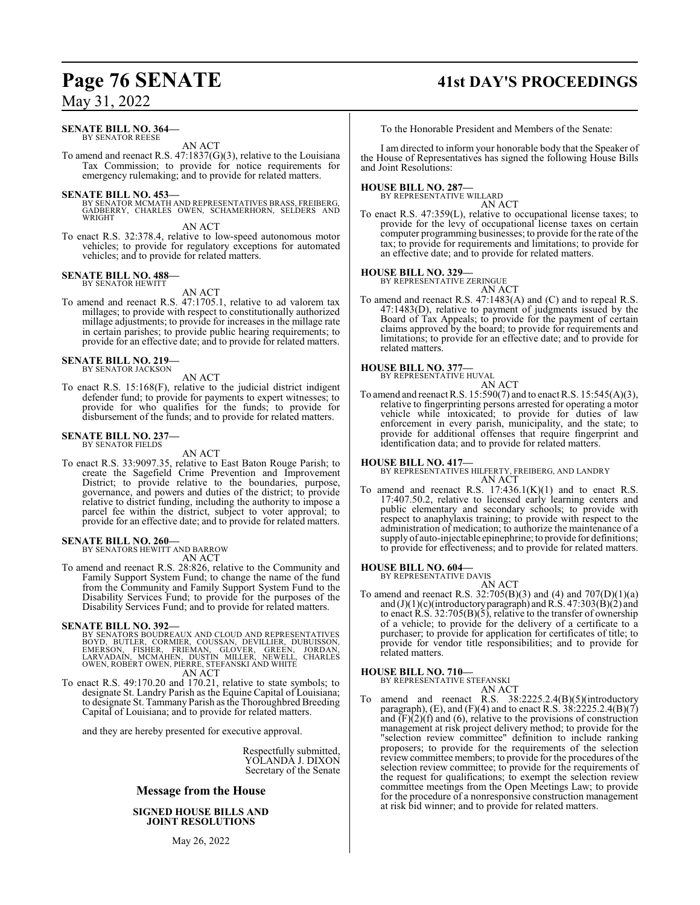**SENATE BILL NO. 364—**
BY SENATOR REESE

AN ACT

To amend and reenact R.S. 47:1837(G)(3), relative to the Louisiana Tax Commission; to provide for notice requirements for emergency rulemaking; and to provide for related matters.

**SENATE BILL NO. 453—**
BY SENATOR MCMATH AND REPRESENTATIVES BRASS, FREIBERG, GADBERRY, CHARLES OWEN, SCHAMERHORN, SELDERS AND WRIGHT

AN ACT

To enact R.S. 32:378.4, relative to low-speed autonomous motor vehicles; to provide for regulatory exceptions for automated vehicles; and to provide for related matters.

**SENATE BILL NO. 488—**
BY SENATOR HEWITT

AN ACT

To amend and reenact R.S. 47:1705.1, relative to ad valorem tax millages; to provide with respect to constitutionally authorized millage adjustments; to provide for increases in the millage rate in certain parishes; to provide public hearing requirements; to provide for an effective date; and to provide for related matters.

**SENATE BILL NO. 219—**
BY SENATOR JACKSON

AN ACT

To enact R.S. 15:168(F), relative to the judicial district indigent defender fund; to provide for payments to expert witnesses; to provide for who qualifies for the funds; to provide for disbursement of the funds; and to provide for related matters.

**SENATE BILL NO. 237—**
BY SENATOR FIELDS

AN ACT

To enact R.S. 33:9097.35, relative to East Baton Rouge Parish; to create the Sagefield Crime Prevention and Improvement District; to provide relative to the boundaries, purpose, governance, and powers and duties of the district; to provide relative to district funding, including the authority to impose a parcel fee within the district, subject to voter approval; to provide for an effective date; and to provide for related matters.

**SENATE BILL NO. 260—**
BY SENATORS HEWITT AND BARROW

AN ACT

To amend and reenact R.S. 28:826, relative to the Community and Family Support System Fund; to change the name of the fund from the Community and Family Support System Fund to the Disability Services Fund; to provide for the purposes of the Disability Services Fund; and to provide for related matters.

**SENATE BILL NO. 392—**
BY SENATORS BOUDREAUX AND CLOUD AND REPRESENTATIVES BOYD, BUTLER, CORMIER, COUSSAN, DEVILLIER, DUBUISSON, EMERSON, FISHER, FRIEMAN, GLOVER, GREEN, JORDAN, LARVADAIN, MCMAHEN, DUSTIN MILLER, NEWELL, CHARLES OWEN, ROBERT OWEN, PIERRE, STEFANSKI AND WHITE

AN ACT

To enact R.S. 49:170.20 and 170.21, relative to state symbols; to designate St. Landry Parish as the Equine Capital of Louisiana; to designate St. Tammany Parish as the Thoroughbred Breeding Capital of Louisiana; and to provide for related matters.

and they are hereby presented for executive approval.

Respectfully submitted,
YOLANDA J. DIXON
Secretary of the Senate

## Message from the House

### SIGNED HOUSE BILLS AND JOINT RESOLUTIONS

May 26, 2022

To the Honorable President and Members of the Senate:

I am directed to inform your honorable body that the Speaker of the House of Representatives has signed the following House Bills and Joint Resolutions:

**HOUSE BILL NO. 287—**
BY REPRESENTATIVE WILLARD

AN ACT

To enact R.S. 47:359(L), relative to occupational license taxes; to provide for the levy of occupational license taxes on certain computer programming businesses; to provide for the rate of the tax; to provide for requirements and limitations; to provide for an effective date; and to provide for related matters.

**HOUSE BILL NO. 329—**
BY REPRESENTATIVE ZERINGUE

AN ACT

To amend and reenact R.S. 47:1483(A) and (C) and to repeal R.S. 47:1483(D), relative to payment of judgments issued by the Board of Tax Appeals; to provide for the payment of certain claims approved by the board; to provide for requirements and limitations; to provide for an effective date; and to provide for related matters.

**HOUSE BILL NO. 377—**
BY REPRESENTATIVE HUVAL

AN ACT

To amend and reenact R.S. 15:590(7) and to enact R.S. 15:545(A)(3), relative to fingerprinting persons arrested for operating a motor vehicle while intoxicated; to provide for duties of law enforcement in every parish, municipality, and the state; to provide for additional offenses that require fingerprint and identification data; and to provide for related matters.

**HOUSE BILL NO. 417—**
BY REPRESENTATIVES HILFERTY, FREIBERG, AND LANDRY

AN ACT

To amend and reenact R.S. 17:436.1(K)(1) and to enact R.S. 17:407.50.2, relative to licensed early learning centers and public elementary and secondary schools; to provide with respect to anaphylaxis training; to provide with respect to the administration of medication; to authorize the maintenance of a supply of auto-injectable epinephrine; to provide for definitions; to provide for effectiveness; and to provide for related matters.

**HOUSE BILL NO. 604—**
BY REPRESENTATIVE DAVIS

AN ACT

To amend and reenact R.S. 32:705(B)(3) and (4) and 707(D)(1)(a) and (J)(1)(c)(introductory paragraph) and R.S. 47:303(B)(2) and to enact R.S. 32:705(B)(5), relative to the transfer of ownership of a vehicle; to provide for the delivery of a certificate to a purchaser; to provide for application for certificates of title; to provide for vendor title responsibilities; and to provide for related matters.

**HOUSE BILL NO. 710—**
BY REPRESENTATIVE STEFANSKI

AN ACT

To amend and reenact R.S. 38:2225.2.4(B)(5)(introductory paragraph), (E), and (F)(4) and to enact R.S. 38:2225.2.4(B)(7) and (F)(2)(f) and (6), relative to the provisions of construction management at risk project delivery method; to provide for the "selection review committee" definition to include ranking proposers; to provide for the requirements of the selection review committee members; to provide for the procedures of the selection review committee; to provide for the requirements of the request for qualifications; to exempt the selection review committee meetings from the Open Meetings Law; to provide for the procedure of a nonresponsive construction management at risk bid winner; and to provide for related matters.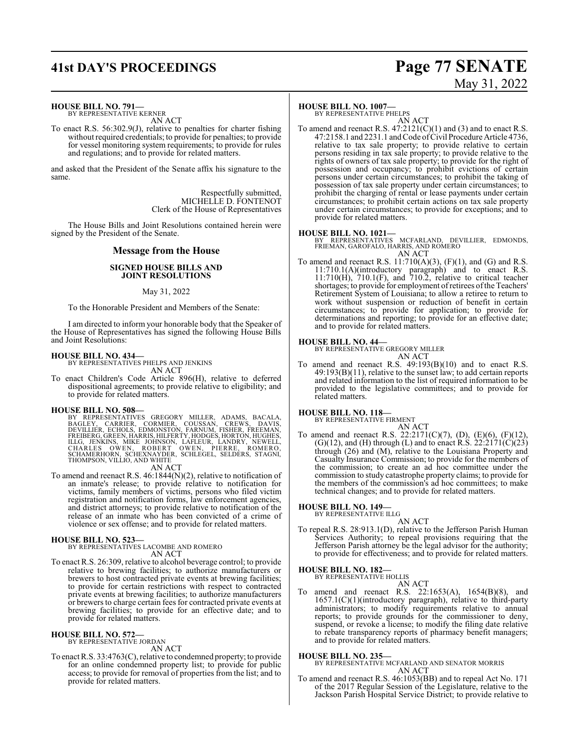**HOUSE BILL NO. 791—**
BY REPRESENTATIVE KERNER

AN ACT

To enact R.S. 56:302.9(J), relative to penalties for charter fishing without required credentials; to provide for penalties; to provide for vessel monitoring system requirements; to provide for rules and regulations; and to provide for related matters.

and asked that the President of the Senate affix his signature to the same.

Respectfully submitted,
MICHELLE D. FONTENOT
Clerk of the House of Representatives

The House Bills and Joint Resolutions contained herein were signed by the President of the Senate.

## Message from the House

### SIGNED HOUSE BILLS AND JOINT RESOLUTIONS

May 31, 2022

To the Honorable President and Members of the Senate:

I am directed to inform your honorable body that the Speaker of the House of Representatives has signed the following House Bills and Joint Resolutions:

**HOUSE BILL NO. 434—**
BY REPRESENTATIVES PHELPS AND JENKINS

AN ACT

To enact Children's Code Article 896(H), relative to deferred dispositional agreements; to provide relative to eligibility; and to provide for related matters.

**HOUSE BILL NO. 508—**
BY REPRESENTATIVES GREGORY MILLER, ADAMS, BACALA, BAGLEY, CARRIER, CORMIER, COUSSAN, CREWS, DAVIS, DEVILLIER, ECHOLS, EDMONSTON, FARNUM, FISHER, FREEMAN, FREIBERG, GREEN, HARRIS, HILFERTY, HODGES, HORTON, HUGHES, ILLG, JENKINS, MIKE JOHNSON, LAFLEUR, LANDRY, NEWELL, CHARLES OWEN, ROBERT OWEN, PIERRE, ROMERO, SCHAMERHORN, SCHEXNAYDER, SCHLEGEL, SELDERS, STAGNI, THOMPSON, VILLIO, AND WHITE

AN ACT

To amend and reenact R.S. 46:1844(N)(2), relative to notification of an inmate's release; to provide relative to notification for victims, family members of victims, persons who filed victim registration and notification forms, law enforcement agencies, and district attorneys; to provide relative to notification of the release of an inmate who has been convicted of a crime of violence or sex offense; and to provide for related matters.

**HOUSE BILL NO. 523—**
BY REPRESENTATIVES LACOMBE AND ROMERO

AN ACT

To enact R.S. 26:309, relative to alcohol beverage control; to provide relative to brewing facilities; to authorize manufacturers or brewers to host contracted private events at brewing facilities; to provide for certain restrictions with respect to contracted private events at brewing facilities; to authorize manufacturers or brewers to charge certain fees for contracted private events at brewing facilities; to provide for an effective date; and to provide for related matters.

**HOUSE BILL NO. 572—**
BY REPRESENTATIVE JORDAN

AN ACT

To enact R.S. 33:4763(C), relative to condemned property; to provide for an online condemned property list; to provide for public access; to provide for removal of properties from the list; and to provide for related matters.

**HOUSE BILL NO. 1007—**
BY REPRESENTATIVE PHELPS

AN ACT

To amend and reenact R.S. 47:2121(C)(1) and (3) and to enact R.S. 47:2158.1 and 2231.1 and Code of Civil Procedure Article 4736, relative to tax sale property; to provide relative to certain persons residing in tax sale property; to provide relative to the rights of owners of tax sale property; to provide for the right of possession and occupancy; to prohibit evictions of certain persons under certain circumstances; to prohibit the taking of possession of tax sale property under certain circumstances; to prohibit the charging of rental or lease payments under certain circumstances; to prohibit certain actions on tax sale property under certain circumstances; to provide for exceptions; and to provide for related matters.

**HOUSE BILL NO. 1021—**
BY REPRESENTATIVES MCFARLAND, DEVILLIER, EDMONDS, FRIEMAN, GAROFALO, HARRIS, AND ROMERO

AN ACT

To amend and reenact R.S. 11:710(A)(3), (F)(1), and (G) and R.S. 11:710.1(A)(introductory paragraph) and to enact R.S. 11:710(H), 710.1(F), and 710.2, relative to critical teacher shortages; to provide for employment of retirees of the Teachers' Retirement System of Louisiana; to allow a retiree to return to work without suspension or reduction of benefit in certain circumstances; to provide for application; to provide for determinations and reporting; to provide for an effective date; and to provide for related matters.

**HOUSE BILL NO. 44—**
BY REPRESENTATIVE GREGORY MILLER

AN ACT

To amend and reenact R.S. 49:193(B)(10) and to enact R.S. 49:193(B)(11), relative to the sunset law; to add certain reports and related information to the list of required information to be provided to the legislative committees; and to provide for related matters.

**HOUSE BILL NO. 118—**
BY REPRESENTATIVE FIRMENT

AN ACT

To amend and reenact R.S. 22:2171(C)(7), (D), (E)(6), (F)(12), (G)(12), and (H) through (L) and to enact R.S. 22:2171(C)(23) through (26) and (M), relative to the Louisiana Property and Casualty Insurance Commission; to provide for the members of the commission; to create an ad hoc committee under the commission to study catastrophe property claims; to provide for the members of the commission's ad hoc committees; to make technical changes; and to provide for related matters.

**HOUSE BILL NO. 149—**
BY REPRESENTATIVE ILLG

AN ACT

To repeal R.S. 28:913.1(D), relative to the Jefferson Parish Human Services Authority; to repeal provisions requiring that the Jefferson Parish attorney be the legal advisor for the authority; to provide for effectiveness; and to provide for related matters.

**HOUSE BILL NO. 182—**
BY REPRESENTATIVE HOLLIS

AN ACT

To amend and reenact R.S. 22:1653(A), 1654(B)(8), and 1657.1(C)(1)(introductory paragraph), relative to third-party administrators; to modify requirements relative to annual reports; to provide grounds for the commissioner to deny, suspend, or revoke a license; to modify the filing date relative to rebate transparency reports of pharmacy benefit managers; and to provide for related matters.

**HOUSE BILL NO. 235—**
BY REPRESENTATIVE MCFARLAND AND SENATOR MORRIS

AN ACT

To amend and reenact R.S. 46:1053(BB) and to repeal Act No. 171 of the 2017 Regular Session of the Legislature, relative to the Jackson Parish Hospital Service District; to provide relative to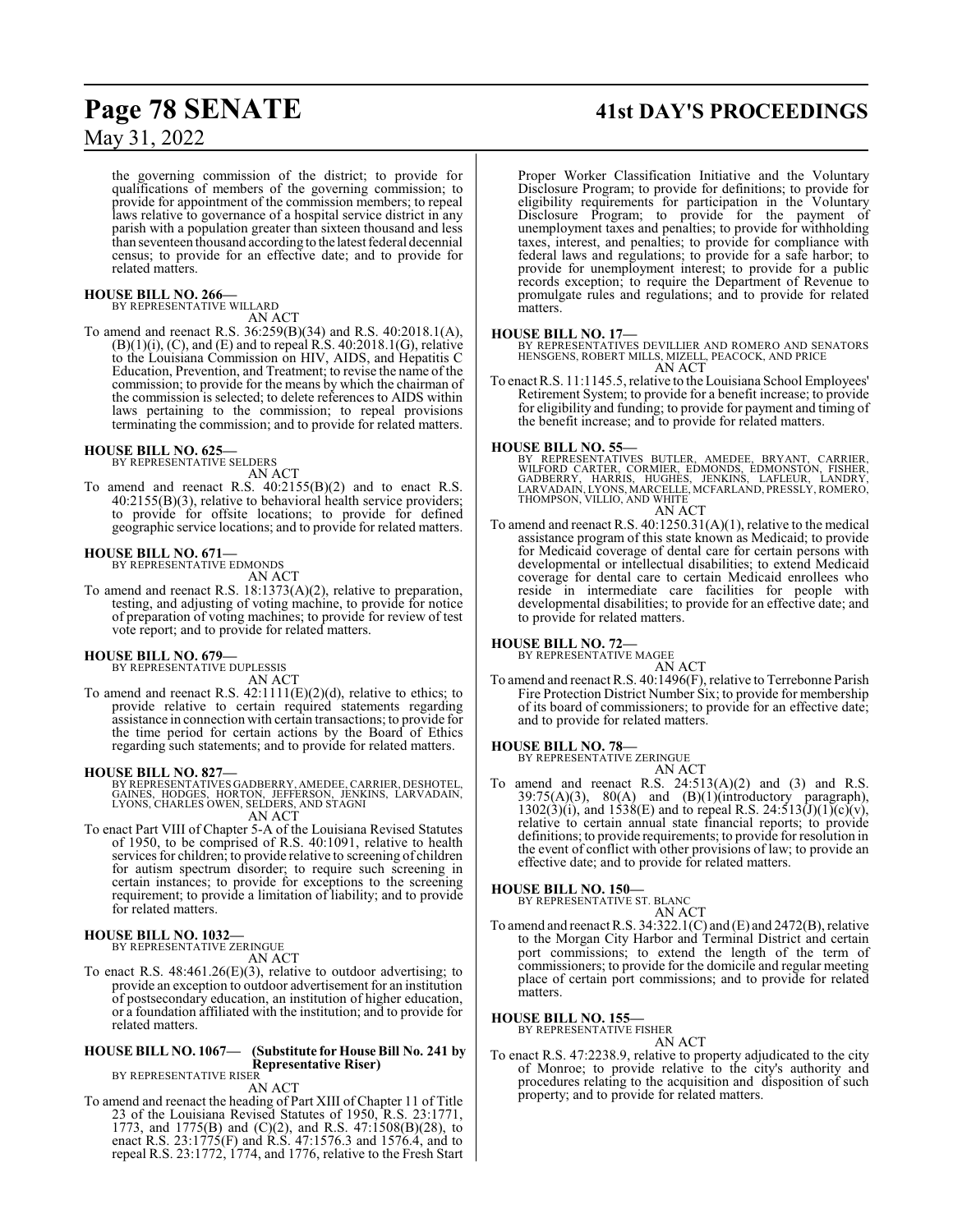the governing commission of the district; to provide for qualifications of members of the governing commission; to provide for appointment of the commission members; to repeal laws relative to governance of a hospital service district in any parish with a population greater than sixteen thousand and less than seventeen thousand according to the latest federal decennial census; to provide for an effective date; and to provide for related matters.

**HOUSE BILL NO. 266—**
BY REPRESENTATIVE WILLARD
AN ACT

To amend and reenact R.S. 36:259(B)(34) and R.S. 40:2018.1(A), (B)(1)(i), (C), and (E) and to repeal R.S. 40:2018.1(G), relative to the Louisiana Commission on HIV, AIDS, and Hepatitis C Education, Prevention, and Treatment; to revise the name of the commission; to provide for the means by which the chairman of the commission is selected; to delete references to AIDS within laws pertaining to the commission; to repeal provisions terminating the commission; and to provide for related matters.

**HOUSE BILL NO. 625—**
BY REPRESENTATIVE SELDERS
AN ACT

To amend and reenact R.S. 40:2155(B)(2) and to enact R.S. 40:2155(B)(3), relative to behavioral health service providers; to provide for offsite locations; to provide for defined geographic service locations; and to provide for related matters.

**HOUSE BILL NO. 671—**
BY REPRESENTATIVE EDMONDS
AN ACT

To amend and reenact R.S. 18:1373(A)(2), relative to preparation, testing, and adjusting of voting machine, to provide for notice of preparation of voting machines; to provide for review of test vote report; and to provide for related matters.

**HOUSE BILL NO. 679—**
BY REPRESENTATIVE DUPLESSIS
AN ACT

To amend and reenact R.S. 42:1111(E)(2)(d), relative to ethics; to provide relative to certain required statements regarding assistance in connection with certain transactions; to provide for the time period for certain actions by the Board of Ethics regarding such statements; and to provide for related matters.

**HOUSE BILL NO. 827—**
BY REPRESENTATIVES GADBERRY, AMEDEE, CARRIER, DESHOTEL, GAINES, HODGES, HORTON, JEFFERSON, JENKINS, LARVADAIN, LYONS, CHARLES OWEN, SELDERS, AND STAGNI
AN ACT

To enact Part VIII of Chapter 5-A of the Louisiana Revised Statutes of 1950, to be comprised of R.S. 40:1091, relative to health services for children; to provide relative to screening of children for autism spectrum disorder; to require such screening in certain instances; to provide for exceptions to the screening requirement; to provide a limitation of liability; and to provide for related matters.

**HOUSE BILL NO. 1032—**
BY REPRESENTATIVE ZERINGUE
AN ACT

To enact R.S. 48:461.26(E)(3), relative to outdoor advertising; to provide an exception to outdoor advertisement for an institution of postsecondary education, an institution of higher education, or a foundation affiliated with the institution; and to provide for related matters.

**HOUSE BILL NO. 1067— (Substitute for House Bill No. 241 by Representative Riser)**
BY REPRESENTATIVE RISER
AN ACT

To amend and reenact the heading of Part XIII of Chapter 11 of Title 23 of the Louisiana Revised Statutes of 1950, R.S. 23:1771, 1773, and 1775(B) and (C)(2), and R.S. 47:1508(B)(28), to enact R.S. 23:1775(F) and R.S. 47:1576.3 and 1576.4, and to repeal R.S. 23:1772, 1774, and 1776, relative to the Fresh Start Proper Worker Classification Initiative and the Voluntary Disclosure Program; to provide for definitions; to provide for eligibility requirements for participation in the Voluntary Disclosure Program; to provide for the payment of unemployment taxes and penalties; to provide for withholding taxes, interest, and penalties; to provide for compliance with federal laws and regulations; to provide for a safe harbor; to provide for unemployment interest; to provide for a public records exception; to require the Department of Revenue to promulgate rules and regulations; and to provide for related matters.

**HOUSE BILL NO. 17—**
BY REPRESENTATIVES DEVILLIER AND ROMERO AND SENATORS HENSGENS, ROBERT MILLS, MIZELL, PEACOCK, AND PRICE
AN ACT

To enact R.S. 11:1145.5, relative to the Louisiana School Employees' Retirement System; to provide for a benefit increase; to provide for eligibility and funding; to provide for payment and timing of the benefit increase; and to provide for related matters.

**HOUSE BILL NO. 55—**
BY REPRESENTATIVES BUTLER, AMEDEE, BRYANT, CARRIER, WILFORD CARTER, CORMIER, EDMONDS, EDMONSTON, FISHER, GADBERRY, HARRIS, HUGHES, JENKINS, LAFLEUR, LANDRY, LARVADAIN, LYONS, MARCELLE, MCFARLAND, PRESSLY, ROMERO, THOMPSON, VILLIO, AND WHITE
AN ACT

To amend and reenact R.S. 40:1250.31(A)(1), relative to the medical assistance program of this state known as Medicaid; to provide for Medicaid coverage of dental care for certain persons with developmental or intellectual disabilities; to extend Medicaid coverage for dental care to certain Medicaid enrollees who reside in intermediate care facilities for people with developmental disabilities; to provide for an effective date; and to provide for related matters.

**HOUSE BILL NO. 72—**
BY REPRESENTATIVE MAGEE
AN ACT

To amend and reenact R.S. 40:1496(F), relative to Terrebonne Parish Fire Protection District Number Six; to provide for membership of its board of commissioners; to provide for an effective date; and to provide for related matters.

**HOUSE BILL NO. 78—**
BY REPRESENTATIVE ZERINGUE
AN ACT

To amend and reenact R.S. 24:513(A)(2) and (3) and R.S. 39:75(A)(3), 80(A) and (B)(1)(introductory paragraph), 1302(3)(i), and 1538(E) and to repeal R.S. 24:513(J)(1)(c)(v), relative to certain annual state financial reports; to provide definitions; to provide requirements; to provide for resolution in the event of conflict with other provisions of law; to provide an effective date; and to provide for related matters.

**HOUSE BILL NO. 150—**
BY REPRESENTATIVE ST. BLANC
AN ACT

To amend and reenact R.S. 34:322.1(C) and (E) and 2472(B), relative to the Morgan City Harbor and Terminal District and certain port commissions; to extend the length of the term of commissioners; to provide for the domicile and regular meeting place of certain port commissions; and to provide for related matters.

**HOUSE BILL NO. 155—**
BY REPRESENTATIVE FISHER
AN ACT

To enact R.S. 47:2238.9, relative to property adjudicated to the city of Monroe; to provide relative to the city's authority and procedures relating to the acquisition and disposition of such property; and to provide for related matters.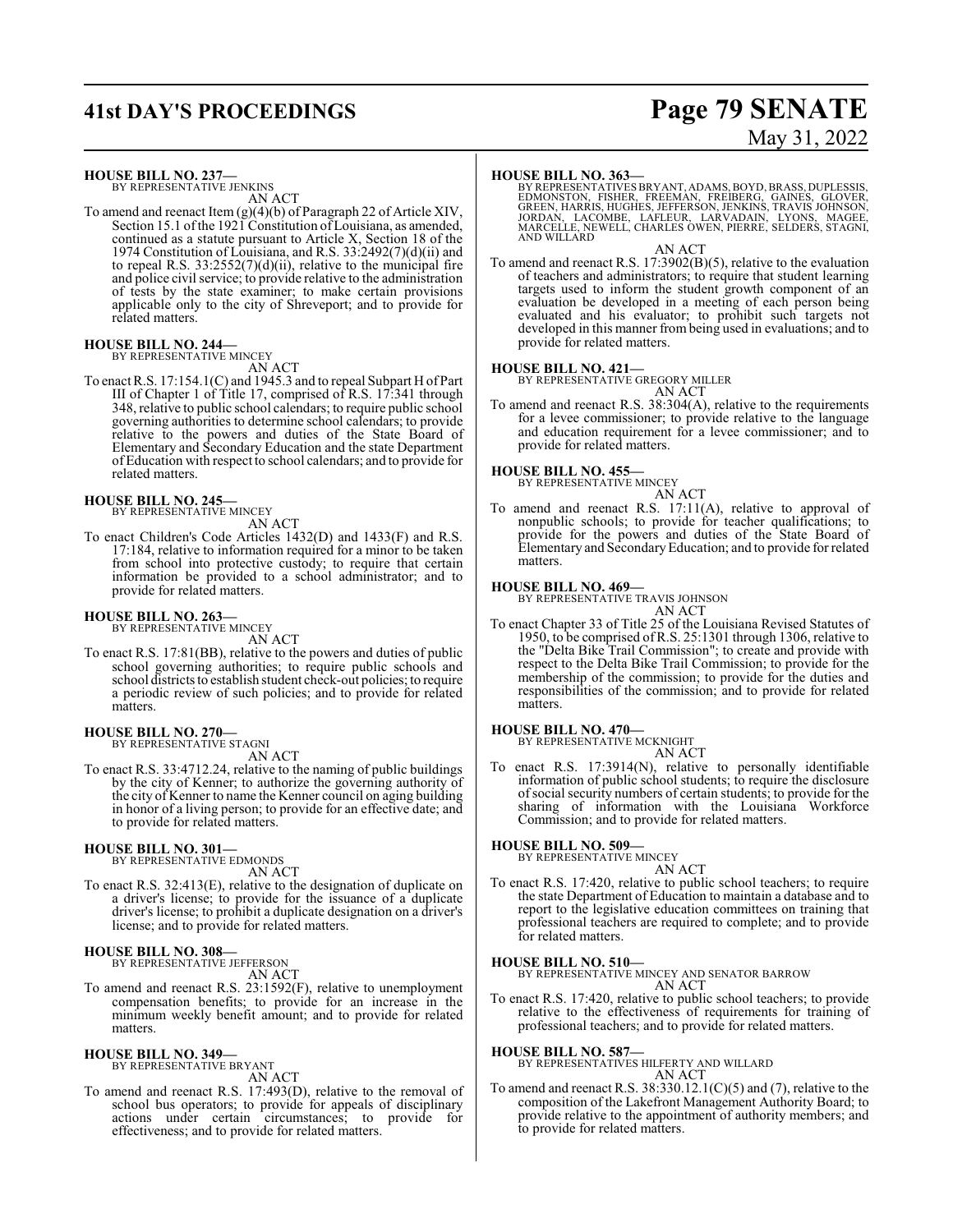**HOUSE BILL NO. 237—**
BY REPRESENTATIVE JENKINS

AN ACT

To amend and reenact Item (g)(4)(b) of Paragraph 22 of Article XIV, Section 15.1 of the 1921 Constitution of Louisiana, as amended, continued as a statute pursuant to Article X, Section 18 of the 1974 Constitution of Louisiana, and R.S. 33:2492(7)(d)(ii) and to repeal R.S. 33:2552(7)(d)(ii), relative to the municipal fire and police civil service; to provide relative to the administration of tests by the state examiner; to make certain provisions applicable only to the city of Shreveport; and to provide for related matters.

**HOUSE BILL NO. 244—**
BY REPRESENTATIVE MINCEY

AN ACT

To enact R.S. 17:154.1(C) and 1945.3 and to repeal Subpart H of Part III of Chapter 1 of Title 17, comprised of R.S. 17:341 through 348, relative to public school calendars; to require public school governing authorities to determine school calendars; to provide relative to the powers and duties of the State Board of Elementary and Secondary Education and the state Department of Education with respect to school calendars; and to provide for related matters.

**HOUSE BILL NO. 245—**
BY REPRESENTATIVE MINCEY

AN ACT

To enact Children's Code Articles 1432(D) and 1433(F) and R.S. 17:184, relative to information required for a minor to be taken from school into protective custody; to require that certain information be provided to a school administrator; and to provide for related matters.

**HOUSE BILL NO. 263—**
BY REPRESENTATIVE MINCEY

AN ACT

To enact R.S. 17:81(BB), relative to the powers and duties of public school governing authorities; to require public schools and school districts to establish student check-out policies; to require a periodic review of such policies; and to provide for related matters.

**HOUSE BILL NO. 270—**
BY REPRESENTATIVE STAGNI

AN ACT

To enact R.S. 33:4712.24, relative to the naming of public buildings by the city of Kenner; to authorize the governing authority of the city of Kenner to name the Kenner council on aging building in honor of a living person; to provide for an effective date; and to provide for related matters.

**HOUSE BILL NO. 301—**
BY REPRESENTATIVE EDMONDS

AN ACT

To enact R.S. 32:413(E), relative to the designation of duplicate on a driver's license; to provide for the issuance of a duplicate driver's license; to prohibit a duplicate designation on a driver's license; and to provide for related matters.

**HOUSE BILL NO. 308—**
BY REPRESENTATIVE JEFFERSON

AN ACT

To amend and reenact R.S. 23:1592(F), relative to unemployment compensation benefits; to provide for an increase in the minimum weekly benefit amount; and to provide for related matters.

**HOUSE BILL NO. 349—**
BY REPRESENTATIVE BRYANT

AN ACT

To amend and reenact R.S. 17:493(D), relative to the removal of school bus operators; to provide for appeals of disciplinary actions under certain circumstances; to provide for effectiveness; and to provide for related matters.

**HOUSE BILL NO. 363—**
BY REPRESENTATIVES BRYANT, ADAMS, BOYD, BRASS, DUPLESSIS, EDMONSTON, FISHER, FREEMAN, FREIBERG, GAINES, GLOVER, GREEN, HARRIS, HUGHES, JEFFERSON, JENKINS, TRAVIS JOHNSON, JORDAN, LACOMBE, LAFLEUR, LARVADAIN, LYONS, MAGEE, MARCELLE, NEWELL, CHARLES OWEN, PIERRE, SELDERS, STAGNI, AND WILLARD

AN ACT

To amend and reenact R.S. 17:3902(B)(5), relative to the evaluation of teachers and administrators; to require that student learning targets used to inform the student growth component of an evaluation be developed in a meeting of each person being evaluated and his evaluator; to prohibit such targets not developed in this manner from being used in evaluations; and to provide for related matters.

**HOUSE BILL NO. 421—**
BY REPRESENTATIVE GREGORY MILLER

AN ACT

To amend and reenact R.S. 38:304(A), relative to the requirements for a levee commissioner; to provide relative to the language and education requirement for a levee commissioner; and to provide for related matters.

**HOUSE BILL NO. 455—**
BY REPRESENTATIVE MINCEY

AN ACT

To amend and reenact R.S. 17:11(A), relative to approval of nonpublic schools; to provide for teacher qualifications; to provide for the powers and duties of the State Board of Elementary and Secondary Education; and to provide for related matters.

**HOUSE BILL NO. 469—**
BY REPRESENTATIVE TRAVIS JOHNSON

AN ACT

To enact Chapter 33 of Title 25 of the Louisiana Revised Statutes of 1950, to be comprised of R.S. 25:1301 through 1306, relative to the "Delta Bike Trail Commission"; to create and provide with respect to the Delta Bike Trail Commission; to provide for the membership of the commission; to provide for the duties and responsibilities of the commission; and to provide for related matters.

**HOUSE BILL NO. 470—**
BY REPRESENTATIVE MCKNIGHT

AN ACT

To enact R.S. 17:3914(N), relative to personally identifiable information of public school students; to require the disclosure of social security numbers of certain students; to provide for the sharing of information with the Louisiana Workforce Commission; and to provide for related matters.

**HOUSE BILL NO. 509—**
BY REPRESENTATIVE MINCEY

AN ACT

To enact R.S. 17:420, relative to public school teachers; to require the state Department of Education to maintain a database and to report to the legislative education committees on training that professional teachers are required to complete; and to provide for related matters.

**HOUSE BILL NO. 510—**
BY REPRESENTATIVE MINCEY AND SENATOR BARROW

AN ACT

To enact R.S. 17:420, relative to public school teachers; to provide relative to the effectiveness of requirements for training of professional teachers; and to provide for related matters.

**HOUSE BILL NO. 587—**
BY REPRESENTATIVES HILFERTY AND WILLARD

AN ACT

To amend and reenact R.S. 38:330.12.1(C)(5) and (7), relative to the composition of the Lakefront Management Authority Board; to provide relative to the appointment of authority members; and to provide for related matters.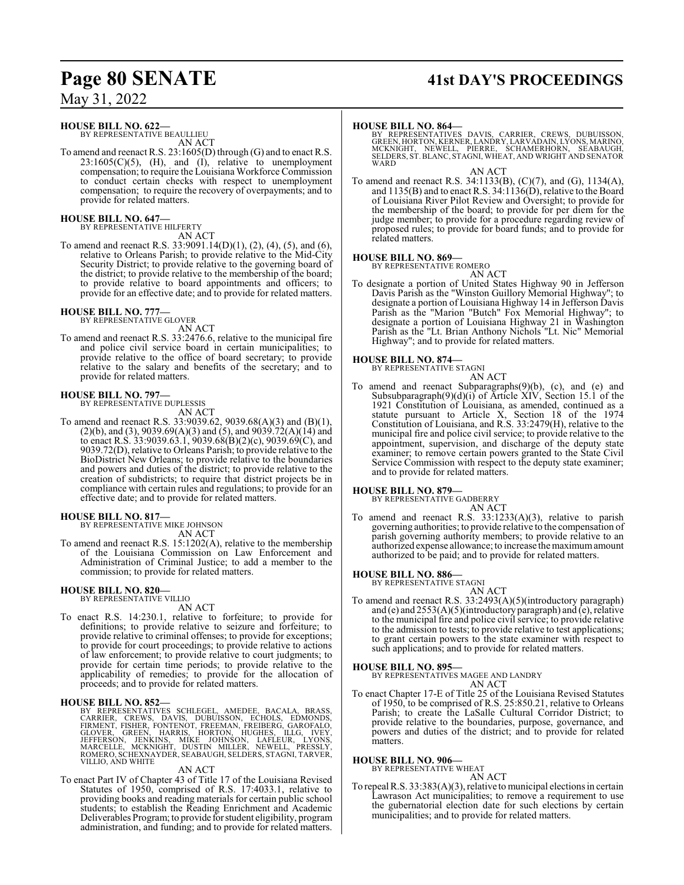**HOUSE BILL NO. 622—**
BY REPRESENTATIVE BEAULLIEU

AN ACT

To amend and reenact R.S. 23:1605(D) through (G) and to enact R.S. 23:1605(C)(5), (H), and (I), relative to unemployment compensation; to require the Louisiana Workforce Commission to conduct certain checks with respect to unemployment compensation; to require the recovery of overpayments; and to provide for related matters.

**HOUSE BILL NO. 647—**
BY REPRESENTATIVE HILFERTY

AN ACT

To amend and reenact R.S. 33:9091.14(D)(1), (2), (4), (5), and (6), relative to Orleans Parish; to provide relative to the Mid-City Security District; to provide relative to the governing board of the district; to provide relative to the membership of the board; to provide relative to board appointments and officers; to provide for an effective date; and to provide for related matters.

**HOUSE BILL NO. 777—**
BY REPRESENTATIVE GLOVER

AN ACT

To amend and reenact R.S. 33:2476.6, relative to the municipal fire and police civil service board in certain municipalities; to provide relative to the office of board secretary; to provide relative to the salary and benefits of the secretary; and to provide for related matters.

**HOUSE BILL NO. 797—**
BY REPRESENTATIVE DUPLESSIS

AN ACT

To amend and reenact R.S. 33:9039.62, 9039.68(A)(3) and (B)(1), (2)(b), and (3), 9039.69(A)(3) and (5), and 9039.72(A)(14) and to enact R.S. 33:9039.63.1, 9039.68(B)(2)(c), 9039.69(C), and 9039.72(D), relative to Orleans Parish; to provide relative to the BioDistrict New Orleans; to provide relative to the boundaries and powers and duties of the district; to provide relative to the creation of subdistricts; to require that district projects be in compliance with certain rules and regulations; to provide for an effective date; and to provide for related matters.

**HOUSE BILL NO. 817—**
BY REPRESENTATIVE MIKE JOHNSON

AN ACT

To amend and reenact R.S. 15:1202(A), relative to the membership of the Louisiana Commission on Law Enforcement and Administration of Criminal Justice; to add a member to the commission; to provide for related matters.

**HOUSE BILL NO. 820—**
BY REPRESENTATIVE VILLIO

AN ACT

To enact R.S. 14:230.1, relative to forfeiture; to provide for definitions; to provide relative to seizure and forfeiture; to provide relative to criminal offenses; to provide for exceptions; to provide for court proceedings; to provide relative to actions of law enforcement; to provide relative to court judgments; to provide for certain time periods; to provide relative to the applicability of remedies; to provide for the allocation of proceeds; and to provide for related matters.

**HOUSE BILL NO. 852—**
BY REPRESENTATIVES SCHLEGEL, AMEDEE, BACALA, BRASS, CARRIER, CREWS, DAVIS, DUBUISSON, ECHOLS, EDMONDS, FIRMENT, FISHER, FONTENOT, FREEMAN, FREIBERG, GAROFALO, GLOVER, GREEN, HARRIS, HORTON, HUGHES, ILLG, IVEY, JEFFERSON, JENKINS, MIKE JOHNSON, LAFLEUR, LYONS, MARCELLE, MCKNIGHT, DUSTIN MILLER, NEWELL, PRESSLY, ROMERO, SCHEXNAYDER, SEABAUGH, SELDERS, STAGNI, TARVER, VILLIO, AND WHITE

AN ACT

To enact Part IV of Chapter 43 of Title 17 of the Louisiana Revised Statutes of 1950, comprised of R.S. 17:4033.1, relative to providing books and reading materials for certain public school students; to establish the Reading Enrichment and Academic Deliverables Program; to provide for student eligibility, program administration, and funding; and to provide for related matters.

**HOUSE BILL NO. 864—**
BY REPRESENTATIVES DAVIS, CARRIER, CREWS, DUBUISSON, GREEN, HORTON, KERNER, LANDRY, LARVADAIN, LYONS, MARINO, MCKNIGHT, NEWELL, PIERRE, SCHAMERHORN, SEABAUGH, SELDERS, ST. BLANC, STAGNI, WHEAT, AND WRIGHT AND SENATOR WARD

AN ACT

To amend and reenact R.S. 34:1133(B), (C)(7), and (G), 1134(A), and 1135(B) and to enact R.S. 34:1136(D), relative to the Board of Louisiana River Pilot Review and Oversight; to provide for the membership of the board; to provide for per diem for the judge member; to provide for a procedure regarding review of proposed rules; to provide for board funds; and to provide for related matters.

**HOUSE BILL NO. 869—**
BY REPRESENTATIVE ROMERO

AN ACT

To designate a portion of United States Highway 90 in Jefferson Davis Parish as the "Winston Guillory Memorial Highway"; to designate a portion of Louisiana Highway 14 in Jefferson Davis Parish as the "Marion "Butch" Fox Memorial Highway"; to designate a portion of Louisiana Highway 21 in Washington Parish as the "Lt. Brian Anthony Nichols "Lt. Nic" Memorial Highway"; and to provide for related matters.

**HOUSE BILL NO. 874—**
BY REPRESENTATIVE STAGNI

AN ACT

To amend and reenact Subparagraphs(9)(b), (c), and (e) and Subsubparagraph(9)(d)(i) of Article XIV, Section 15.1 of the 1921 Constitution of Louisiana, as amended, continued as a statute pursuant to Article X, Section 18 of the 1974 Constitution of Louisiana, and R.S. 33:2479(H), relative to the municipal fire and police civil service; to provide relative to the appointment, supervision, and discharge of the deputy state examiner; to remove certain powers granted to the State Civil Service Commission with respect to the deputy state examiner; and to provide for related matters.

**HOUSE BILL NO. 879—**
BY REPRESENTATIVE GADBERRY

AN ACT

To amend and reenact R.S. 33:1233(A)(3), relative to parish governing authorities; to provide relative to the compensation of parish governing authority members; to provide relative to an authorized expense allowance; to increase the maximum amount authorized to be paid; and to provide for related matters.

**HOUSE BILL NO. 886—**
BY REPRESENTATIVE STAGNI

AN ACT

To amend and reenact R.S. 33:2493(A)(5)(introductory paragraph) and (e) and 2553(A)(5)(introductory paragraph) and (e), relative to the municipal fire and police civil service; to provide relative to the admission to tests; to provide relative to test applications; to grant certain powers to the state examiner with respect to such applications; and to provide for related matters.

**HOUSE BILL NO. 895—**
BY REPRESENTATIVES MAGEE AND LANDRY

AN ACT

To enact Chapter 17-E of Title 25 of the Louisiana Revised Statutes of 1950, to be comprised of R.S. 25:850.21, relative to Orleans Parish; to create the LaSalle Cultural Corridor District; to provide relative to the boundaries, purpose, governance, and powers and duties of the district; and to provide for related matters.

**HOUSE BILL NO. 906—**
BY REPRESENTATIVE WHEAT

AN ACT

To repeal R.S. 33:383(A)(3), relative to municipal elections in certain Lawrason Act municipalities; to remove a requirement to use the gubernatorial election date for such elections by certain municipalities; and to provide for related matters.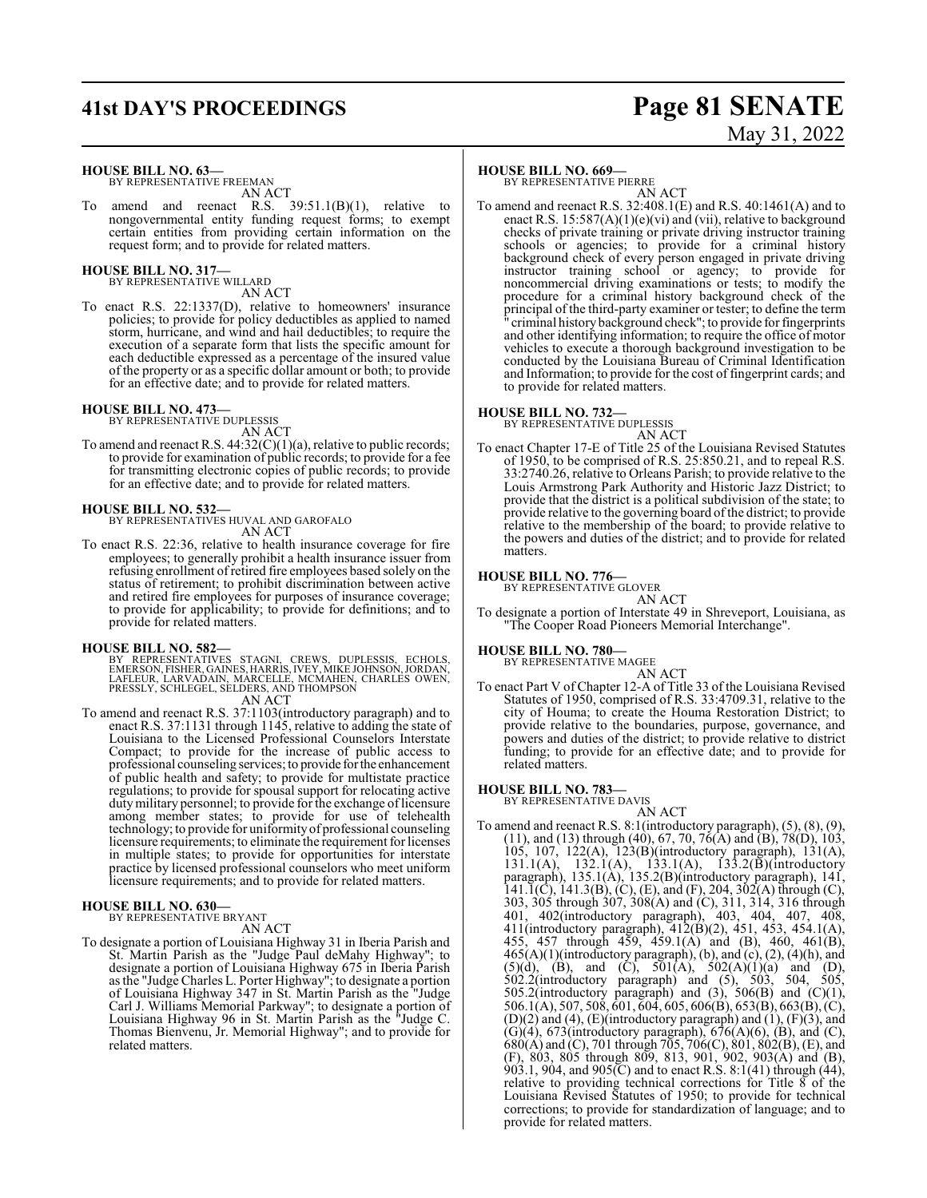**HOUSE BILL NO. 63—**
BY REPRESENTATIVE FREEMAN
AN ACT

To amend and reenact R.S. 39:51.1(B)(1), relative to nongovernmental entity funding request forms; to exempt certain entities from providing certain information on the request form; and to provide for related matters.

**HOUSE BILL NO. 317—**
BY REPRESENTATIVE WILLARD
AN ACT

To enact R.S. 22:1337(D), relative to homeowners' insurance policies; to provide for policy deductibles as applied to named storm, hurricane, and wind and hail deductibles; to require the execution of a separate form that lists the specific amount for each deductible expressed as a percentage of the insured value of the property or as a specific dollar amount or both; to provide for an effective date; and to provide for related matters.

**HOUSE BILL NO. 473—**
BY REPRESENTATIVE DUPLESSIS
AN ACT

To amend and reenact R.S. 44:32(C)(1)(a), relative to public records; to provide for examination of public records; to provide for a fee for transmitting electronic copies of public records; to provide for an effective date; and to provide for related matters.

**HOUSE BILL NO. 532—**
BY REPRESENTATIVES HUVAL AND GAROFALO
AN ACT

To enact R.S. 22:36, relative to health insurance coverage for fire employees; to generally prohibit a health insurance issuer from refusing enrollment of retired fire employees based solely on the status of retirement; to prohibit discrimination between active and retired fire employees for purposes of insurance coverage; to provide for applicability; to provide for definitions; and to provide for related matters.

**HOUSE BILL NO. 582—**
BY REPRESENTATIVES STAGNI, CREWS, DUPLESSIS, ECHOLS, EMERSON, FISHER, GAINES, HARRIS, IVEY, MIKE JOHNSON, JORDAN, LAFLEUR, LARVADAIN, MARCELLE, MCMAHEN, CHARLES OWEN, PRESSLY, SCHLEGEL, SELDERS, AND THOMPSON
AN ACT

To amend and reenact R.S. 37:1103(introductory paragraph) and to enact R.S. 37:1131 through 1145, relative to adding the state of Louisiana to the Licensed Professional Counselors Interstate Compact; to provide for the increase of public access to professional counseling services; to provide for the enhancement of public health and safety; to provide for multistate practice regulations; to provide for spousal support for relocating active duty military personnel; to provide for the exchange of licensure among member states; to provide for use of telehealth technology; to provide for uniformity of professional counseling licensure requirements; to eliminate the requirement for licenses in multiple states; to provide for opportunities for interstate practice by licensed professional counselors who meet uniform licensure requirements; and to provide for related matters.

**HOUSE BILL NO. 630—**
BY REPRESENTATIVE BRYANT
AN ACT

To designate a portion of Louisiana Highway 31 in Iberia Parish and St. Martin Parish as the "Judge Paul deMahy Highway"; to designate a portion of Louisiana Highway 675 in Iberia Parish as the "Judge Charles L. Porter Highway"; to designate a portion of Louisiana Highway 347 in St. Martin Parish as the "Judge Carl J. Williams Memorial Parkway"; to designate a portion of Louisiana Highway 96 in St. Martin Parish as the "Judge C. Thomas Bienvenu, Jr. Memorial Highway"; and to provide for related matters.

**HOUSE BILL NO. 669—**
BY REPRESENTATIVE PIERRE
AN ACT

To amend and reenact R.S. 32:408.1(E) and R.S. 40:1461(A) and to enact R.S. 15:587(A)(1)(e)(vi) and (vii), relative to background checks of private training or private driving instructor training schools or agencies; to provide for a criminal history background check of every person engaged in private driving instructor training school or agency; to provide for noncommercial driving examinations or tests; to modify the procedure for a criminal history background check of the principal of the third-party examiner or tester; to define the term " criminal history background check"; to provide for fingerprints and other identifying information; to require the office of motor vehicles to execute a thorough background investigation to be conducted by the Louisiana Bureau of Criminal Identification and Information; to provide for the cost of fingerprint cards; and to provide for related matters.

**HOUSE BILL NO. 732—**
BY REPRESENTATIVE DUPLESSIS
AN ACT

To enact Chapter 17-E of Title 25 of the Louisiana Revised Statutes of 1950, to be comprised of R.S. 25:850.21, and to repeal R.S. 33:2740.26, relative to Orleans Parish; to provide relative to the Louis Armstrong Park Authority and Historic Jazz District; to provide that the district is a political subdivision of the state; to provide relative to the governing board of the district; to provide relative to the membership of the board; to provide relative to the powers and duties of the district; and to provide for related matters.

**HOUSE BILL NO. 776—**
BY REPRESENTATIVE GLOVER
AN ACT

To designate a portion of Interstate 49 in Shreveport, Louisiana, as "The Cooper Road Pioneers Memorial Interchange".

**HOUSE BILL NO. 780—**
BY REPRESENTATIVE MAGEE
AN ACT

To enact Part V of Chapter 12-A of Title 33 of the Louisiana Revised Statutes of 1950, comprised of R.S. 33:4709.31, relative to the city of Houma; to create the Houma Restoration District; to provide relative to the boundaries, purpose, governance, and powers and duties of the district; to provide relative to district funding; to provide for an effective date; and to provide for related matters.

**HOUSE BILL NO. 783—**
BY REPRESENTATIVE DAVIS
AN ACT

To amend and reenact R.S. 8:1(introductory paragraph), (5), (8), (9), (11), and (13) through (40), 67, 70, 76(A) and (B), 78(D), 103, 105, 107, 122(A), 123(B)(introductory paragraph), 131(A), 131.1(A), 132.1(A), 133.1(A), 133.2(B)(introductory paragraph), 135.1(A), 135.2(B)(introductory paragraph), 141, 141.1(C), 141.3(B), (C), (E), and (F), 204, 302(A) through (C), 303, 305 through 307, 308(A) and (C), 311, 314, 316 through 401, 402(introductory paragraph), 403, 404, 407, 408, 411(introductory paragraph), 412(B)(2), 451, 453, 454.1(A), 455, 457 through 459, 459.1(A) and (B), 460, 461(B), 465(A)(1)(introductory paragraph), (b), and (c), (2), (4)(h), and (5)(d), (B), and (C), 501(A), 502(A)(1)(a) and (D), 502.2(introductory paragraph) and (5), 503, 504, 505, 505.2(introductory paragraph) and (3), 506(B) and (C)(1), 506.1(A), 507, 508, 601, 604, 605, 606(B), 653(B), 663(B), (C), (D)(2) and (4), (E)(introductory paragraph) and (1), (F)(3), and (G)(4), 673(introductory paragraph), 676(A)(6), (B), and (C), 680(A) and (C), 701 through 705, 706(C), 801, 802(B), (E), and (F), 803, 805 through 809, 813, 901, 902, 903(A) and (B), 903.1, 904, and 905(C) and to enact R.S. 8:1(41) through (44), relative to providing technical corrections for Title 8 of the Louisiana Revised Statutes of 1950; to provide for technical corrections; to provide for standardization of language; and to provide for related matters.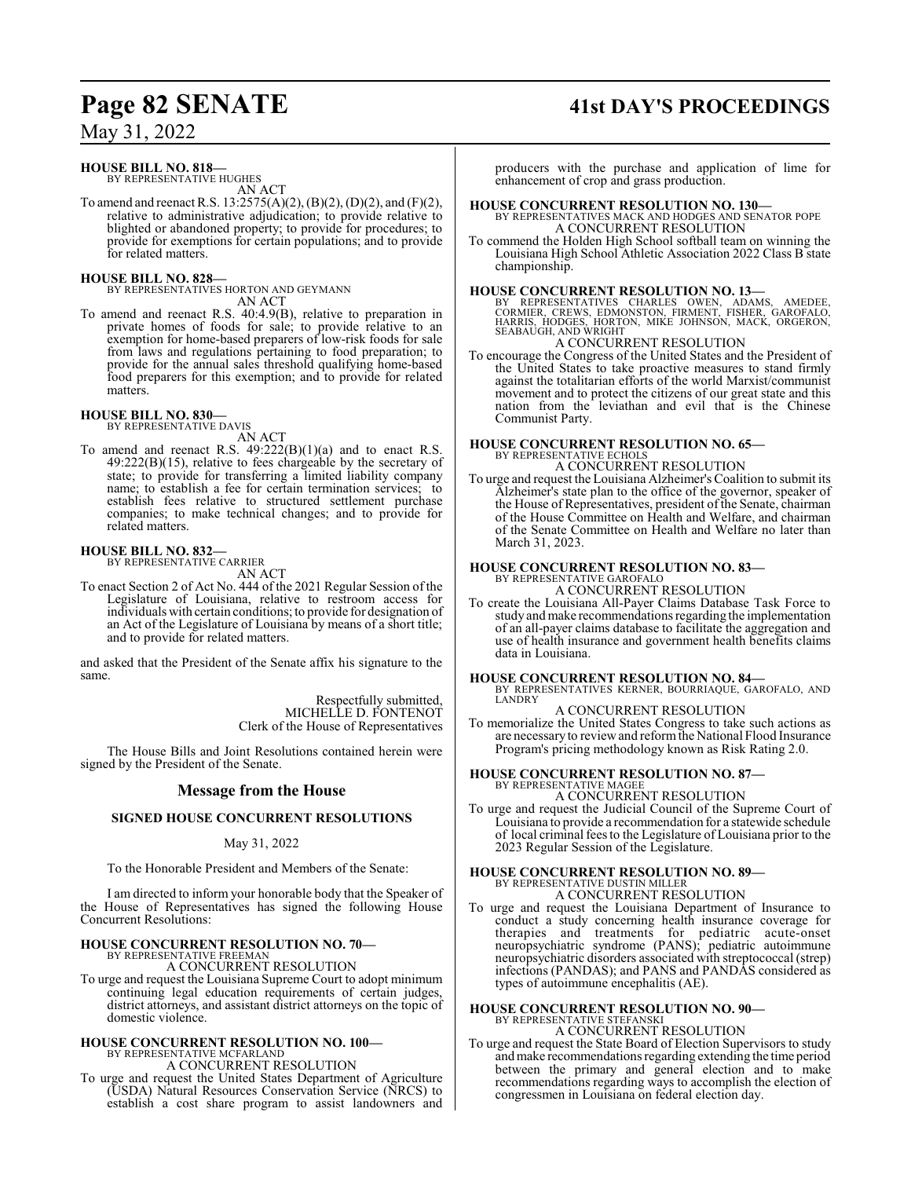**HOUSE BILL NO. 818—**
BY REPRESENTATIVE HUGHES
AN ACT

To amend and reenact R.S. 13:2575(A)(2), (B)(2), (D)(2), and (F)(2), relative to administrative adjudication; to provide relative to blighted or abandoned property; to provide for procedures; to provide for exemptions for certain populations; and to provide for related matters.

**HOUSE BILL NO. 828—**
BY REPRESENTATIVES HORTON AND GEYMANN
AN ACT

To amend and reenact R.S. 40:4.9(B), relative to preparation in private homes of foods for sale; to provide relative to an exemption for home-based preparers of low-risk foods for sale from laws and regulations pertaining to food preparation; to provide for the annual sales threshold qualifying home-based food preparers for this exemption; and to provide for related matters.

**HOUSE BILL NO. 830—**
BY REPRESENTATIVE DAVIS
AN ACT

To amend and reenact R.S. 49:222(B)(1)(a) and to enact R.S. 49:222(B)(15), relative to fees chargeable by the secretary of state; to provide for transferring a limited liability company name; to establish a fee for certain termination services; to establish fees relative to structured settlement purchase companies; to make technical changes; and to provide for related matters.

**HOUSE BILL NO. 832—**
BY REPRESENTATIVE CARRIER
AN ACT

To enact Section 2 of Act No. 444 of the 2021 Regular Session of the Legislature of Louisiana, relative to restroom access for individuals with certain conditions; to provide for designation of an Act of the Legislature of Louisiana by means of a short title; and to provide for related matters.

and asked that the President of the Senate affix his signature to the same.

Respectfully submitted,
MICHELLE D. FONTENOT
Clerk of the House of Representatives

The House Bills and Joint Resolutions contained herein were signed by the President of the Senate.

## Message from the House

### SIGNED HOUSE CONCURRENT RESOLUTIONS

May 31, 2022

To the Honorable President and Members of the Senate:

I am directed to inform your honorable body that the Speaker of the House of Representatives has signed the following House Concurrent Resolutions:

**HOUSE CONCURRENT RESOLUTION NO. 70—**
BY REPRESENTATIVE FREEMAN
A CONCURRENT RESOLUTION

To urge and request the Louisiana Supreme Court to adopt minimum continuing legal education requirements of certain judges, district attorneys, and assistant district attorneys on the topic of domestic violence.

**HOUSE CONCURRENT RESOLUTION NO. 100—**
BY REPRESENTATIVE MCFARLAND
A CONCURRENT RESOLUTION

To urge and request the United States Department of Agriculture (USDA) Natural Resources Conservation Service (NRCS) to establish a cost share program to assist landowners and producers with the purchase and application of lime for enhancement of crop and grass production.

**HOUSE CONCURRENT RESOLUTION NO. 130—**
BY REPRESENTATIVES MACK AND HODGES AND SENATOR POPE
A CONCURRENT RESOLUTION

To commend the Holden High School softball team on winning the Louisiana High School Athletic Association 2022 Class B state championship.

**HOUSE CONCURRENT RESOLUTION NO. 13—**
BY REPRESENTATIVES CHARLES OWEN, ADAMS, AMEDEE, CORMIER, CREWS, EDMONSTON, FIRMENT, FISHER, GAROFALO, HARRIS, HODGES, HORTON, MIKE JOHNSON, MACK, ORGERON, SEABAUGH, AND WRIGHT
A CONCURRENT RESOLUTION

To encourage the Congress of the United States and the President of the United States to take proactive measures to stand firmly against the totalitarian efforts of the world Marxist/communist movement and to protect the citizens of our great state and this nation from the leviathan and evil that is the Chinese Communist Party.

**HOUSE CONCURRENT RESOLUTION NO. 65—**
BY REPRESENTATIVE ECHOLS
A CONCURRENT RESOLUTION

To urge and request the Louisiana Alzheimer's Coalition to submit its Alzheimer's state plan to the office of the governor, speaker of the House of Representatives, president of the Senate, chairman of the House Committee on Health and Welfare, and chairman of the Senate Committee on Health and Welfare no later than March 31, 2023.

**HOUSE CONCURRENT RESOLUTION NO. 83—**
BY REPRESENTATIVE GAROFALO
A CONCURRENT RESOLUTION

To create the Louisiana All-Payer Claims Database Task Force to study and make recommendations regarding the implementation of an all-payer claims database to facilitate the aggregation and use of health insurance and government health benefits claims data in Louisiana.

**HOUSE CONCURRENT RESOLUTION NO. 84—**
BY REPRESENTATIVES KERNER, BOURRIAQUE, GAROFALO, AND LANDRY
A CONCURRENT RESOLUTION

To memorialize the United States Congress to take such actions as are necessary to review and reform the National Flood Insurance Program's pricing methodology known as Risk Rating 2.0.

**HOUSE CONCURRENT RESOLUTION NO. 87—**
BY REPRESENTATIVE MAGEE
A CONCURRENT RESOLUTION

To urge and request the Judicial Council of the Supreme Court of Louisiana to provide a recommendation for a statewide schedule of local criminal fees to the Legislature of Louisiana prior to the 2023 Regular Session of the Legislature.

**HOUSE CONCURRENT RESOLUTION NO. 89—**
BY REPRESENTATIVE DUSTIN MILLER
A CONCURRENT RESOLUTION

To urge and request the Louisiana Department of Insurance to conduct a study concerning health insurance coverage for therapies and treatments for pediatric acute-onset neuropsychiatric syndrome (PANS); pediatric autoimmune neuropsychiatric disorders associated with streptococcal (strep) infections (PANDAS); and PANS and PANDAS considered as types of autoimmune encephalitis (AE).

**HOUSE CONCURRENT RESOLUTION NO. 90—**
BY REPRESENTATIVE STEFANSKI
A CONCURRENT RESOLUTION

To urge and request the State Board of Election Supervisors to study and make recommendations regarding extending the time period between the primary and general election and to make recommendations regarding ways to accomplish the election of congressmen in Louisiana on federal election day.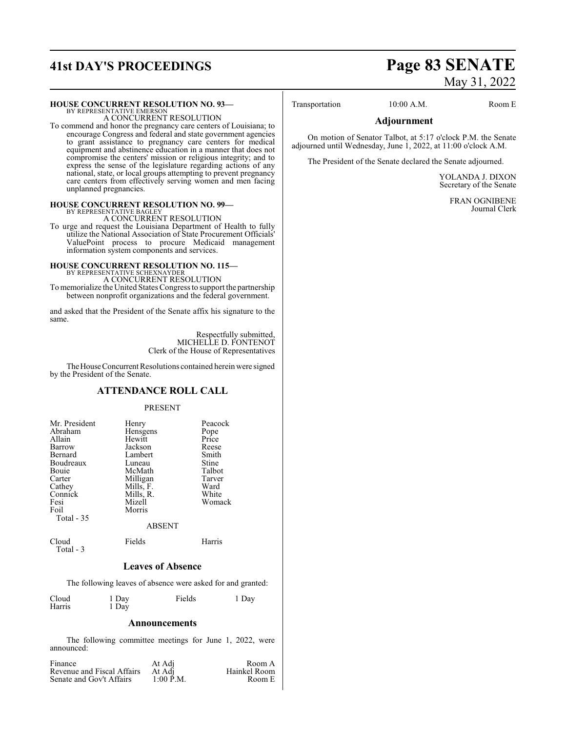**HOUSE CONCURRENT RESOLUTION NO. 93—**
BY REPRESENTATIVE EMERSON
A CONCURRENT RESOLUTION

To commend and honor the pregnancy care centers of Louisiana; to encourage Congress and federal and state government agencies to grant assistance to pregnancy care centers for medical equipment and abstinence education in a manner that does not compromise the centers' mission or religious integrity; and to express the sense of the legislature regarding actions of any national, state, or local groups attempting to prevent pregnancy care centers from effectively serving women and men facing unplanned pregnancies.

**HOUSE CONCURRENT RESOLUTION NO. 99—**
BY REPRESENTATIVE BAGLEY
A CONCURRENT RESOLUTION

To urge and request the Louisiana Department of Health to fully utilize the National Association of State Procurement Officials' ValuePoint process to procure Medicaid management information system components and services.

**HOUSE CONCURRENT RESOLUTION NO. 115—**
BY REPRESENTATIVE SCHEXNAYDER
A CONCURRENT RESOLUTION

To memorialize the United States Congress to support the partnership between nonprofit organizations and the federal government.

and asked that the President of the Senate affix his signature to the same.

Respectfully submitted,
MICHELLE D. FONTENOT
Clerk of the House of Representatives

The House Concurrent Resolutions contained herein were signed by the President of the Senate.

## ATTENDANCE ROLL CALL

PRESENT

| | | |
|---|---|---|
| Mr. President | Henry | Peacock |
| Abraham | Hensgens | Pope |
| Allain | Hewitt | Price |
| Barrow | Jackson | Reese |
| Bernard | Lambert | Smith |
| Boudreaux | Luneau | Stine |
| Bouie | McMath | Talbot |
| Carter | Milligan | Tarver |
| Cathey | Mills, F. | Ward |
| Connick | Mills, R. | White |
| Fesi | Mizell | Womack |
| Foil | Morris | |

Total - 35

ABSENT

| | | |
|---|---|---|
| Cloud | Fields | Harris |

Total - 3

## Leaves of Absence

The following leaves of absence were asked for and granted:

| | | | |
|---|---|---|---|
| Cloud | 1 Day | Fields | 1 Day |
| Harris | 1 Day | | |

## Announcements

The following committee meetings for June 1, 2022, were announced:

| | | |
|---|---|---|
| Finance | At Adj | Room A |
| Revenue and Fiscal Affairs | At Adj | Hainkel Room |
| Senate and Gov't Affairs | 1:00 P.M. | Room E |
| Transportation | 10:00 A.M. | Room E |

## Adjournment

On motion of Senator Talbot, at 5:17 o'clock P.M. the Senate adjourned until Wednesday, June 1, 2022, at 11:00 o'clock A.M.

The President of the Senate declared the Senate adjourned.

YOLANDA J. DIXON
Secretary of the Senate

FRAN OGNIBENE
Journal Clerk